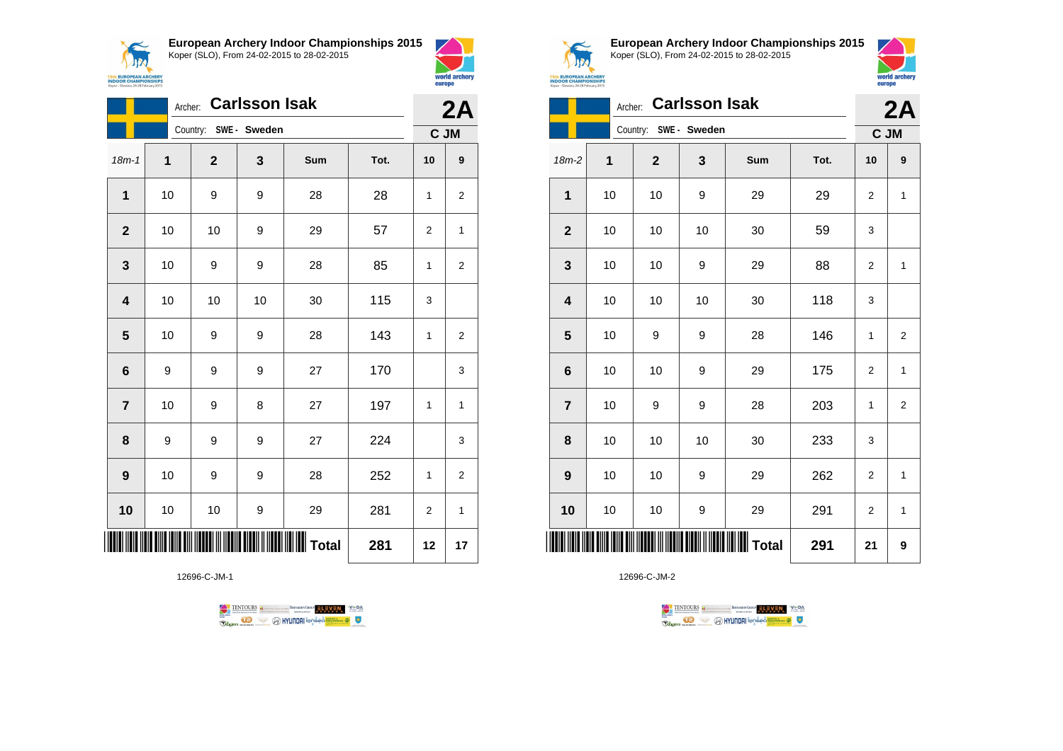## European Archery Indoor Championships 2015

Koper (SLO), From 24-02-2015 to 28-02-2015

Archer: **Carlsson Isak**

Country: **SWE - Sweden**

**2A**

**C JM**

| 18m-1 | 1 | 2 | 3 | Sum | Tot. | 10 | 9 |
|---|---|---|---|---|---|---|---|
| 1 | 10 | 9 | 9 | 28 | 28 | 1 | 2 |
| 2 | 10 | 10 | 9 | 29 | 57 | 2 | 1 |
| 3 | 10 | 9 | 9 | 28 | 85 | 1 | 2 |
| 4 | 10 | 10 | 10 | 30 | 115 | 3 | |
| 5 | 10 | 9 | 9 | 28 | 143 | 1 | 2 |
| 6 | 9 | 9 | 9 | 27 | 170 | | 3 |
| 7 | 10 | 9 | 8 | 27 | 197 | 1 | 1 |
| 8 | 9 | 9 | 9 | 27 | 224 | | 3 |
| 9 | 10 | 9 | 9 | 28 | 252 | 1 | 2 |
| 10 | 10 | 10 | 9 | 29 | 281 | 2 | 1 |
| | | | | **Total** | **281** | **12** | **17** |

12696-C-JM-1

## European Archery Indoor Championships 2015

Koper (SLO), From 24-02-2015 to 28-02-2015

Archer: **Carlsson Isak**

Country: **SWE - Sweden**

**2A**

**C JM**

| 18m-2 | 1 | 2 | 3 | Sum | Tot. | 10 | 9 |
|---|---|---|---|---|---|---|---|
| 1 | 10 | 10 | 9 | 29 | 29 | 2 | 1 |
| 2 | 10 | 10 | 10 | 30 | 59 | 3 | |
| 3 | 10 | 10 | 9 | 29 | 88 | 2 | 1 |
| 4 | 10 | 10 | 10 | 30 | 118 | 3 | |
| 5 | 10 | 9 | 9 | 28 | 146 | 1 | 2 |
| 6 | 10 | 10 | 9 | 29 | 175 | 2 | 1 |
| 7 | 10 | 9 | 9 | 28 | 203 | 1 | 2 |
| 8 | 10 | 10 | 10 | 30 | 233 | 3 | |
| 9 | 10 | 10 | 9 | 29 | 262 | 2 | 1 |
| 10 | 10 | 10 | 9 | 29 | 291 | 2 | 1 |
| | | | | **Total** | **291** | **21** | **9** |

12696-C-JM-2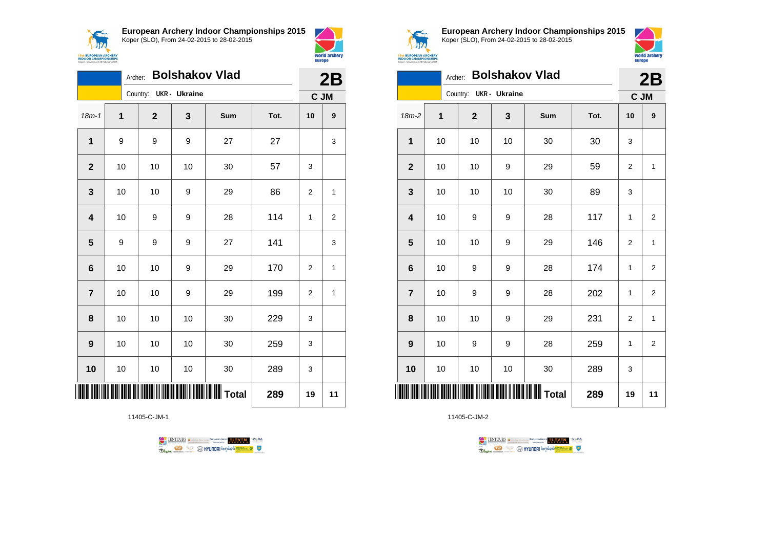## European Archery Indoor Championships 2015

Koper (SLO), From 24-02-2015 to 28-02-2015

Archer: **Bolshakov Vlad**

Country: UKR - Ukraine

**2B**

**C JM**

| 18m-1 | 1 | 2 | 3 | Sum | Tot. | 10 | 9 |
|---|---|---|---|---|---|---|---|
| 1 | 9 | 9 | 9 | 27 | 27 | | 3 |
| 2 | 10 | 10 | 10 | 30 | 57 | 3 | |
| 3 | 10 | 10 | 9 | 29 | 86 | 2 | 1 |
| 4 | 10 | 9 | 9 | 28 | 114 | 1 | 2 |
| 5 | 9 | 9 | 9 | 27 | 141 | | 3 |
| 6 | 10 | 10 | 9 | 29 | 170 | 2 | 1 |
| 7 | 10 | 10 | 9 | 29 | 199 | 2 | 1 |
| 8 | 10 | 10 | 10 | 30 | 229 | 3 | |
| 9 | 10 | 10 | 10 | 30 | 259 | 3 | |
| 10 | 10 | 10 | 10 | 30 | 289 | 3 | |
| | | | | **Total** | **289** | **19** | **11** |

11405-C-JM-1

## European Archery Indoor Championships 2015

Koper (SLO), From 24-02-2015 to 28-02-2015

Archer: **Bolshakov Vlad**

Country: UKR - Ukraine

**2B**

**C JM**

| 18m-2 | 1 | 2 | 3 | Sum | Tot. | 10 | 9 |
|---|---|---|---|---|---|---|---|
| 1 | 10 | 10 | 10 | 30 | 30 | 3 | |
| 2 | 10 | 10 | 9 | 29 | 59 | 2 | 1 |
| 3 | 10 | 10 | 10 | 30 | 89 | 3 | |
| 4 | 10 | 9 | 9 | 28 | 117 | 1 | 2 |
| 5 | 10 | 10 | 9 | 29 | 146 | 2 | 1 |
| 6 | 10 | 9 | 9 | 28 | 174 | 1 | 2 |
| 7 | 10 | 9 | 9 | 28 | 202 | 1 | 2 |
| 8 | 10 | 10 | 9 | 29 | 231 | 2 | 1 |
| 9 | 10 | 9 | 9 | 28 | 259 | 1 | 2 |
| 10 | 10 | 10 | 10 | 30 | 289 | 3 | |
| | | | | **Total** | **289** | **19** | **11** |

11405-C-JM-2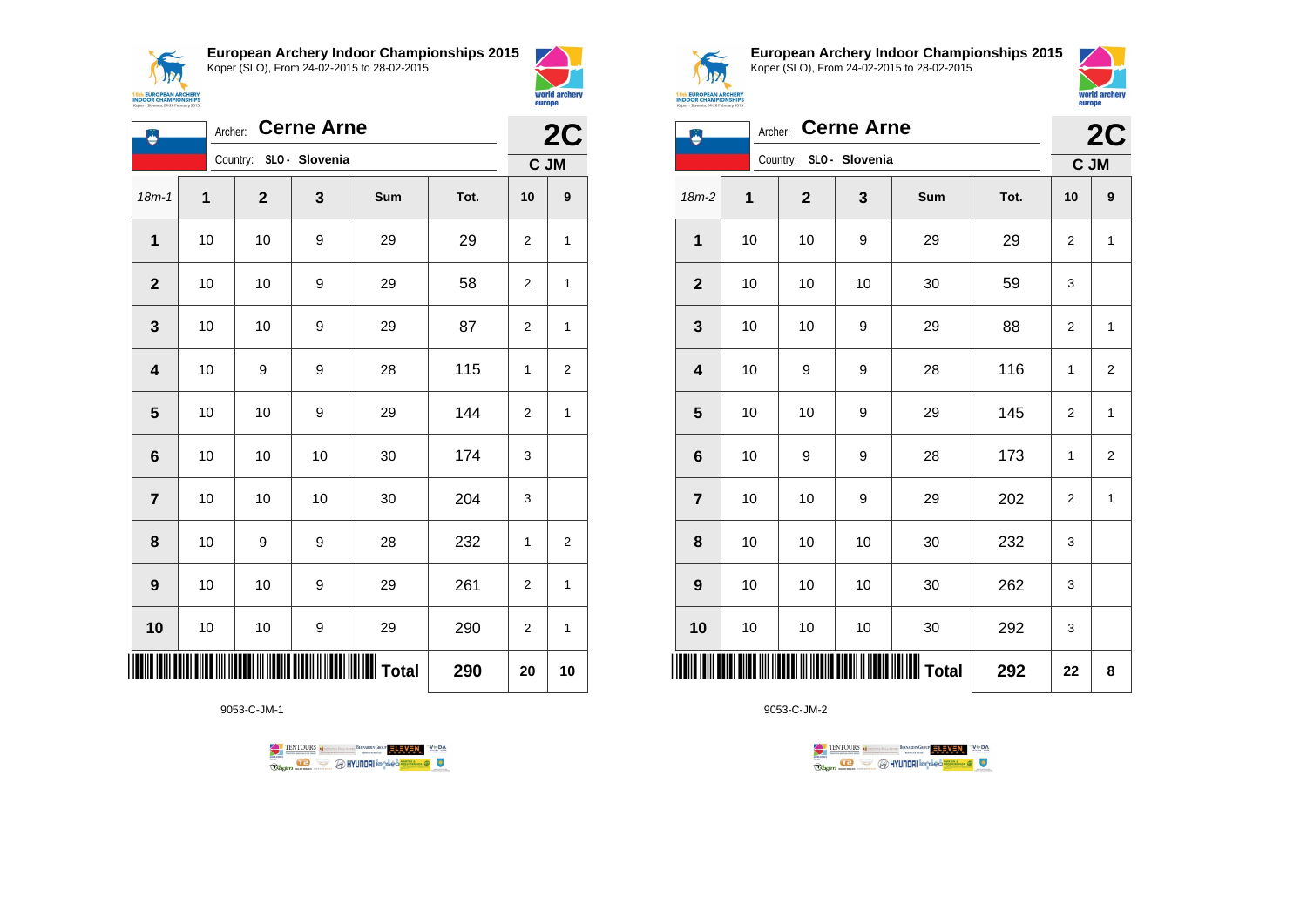**European Archery Indoor Championships 2015**
Koper (SLO), From 24-02-2015 to 28-02-2015

Archer: **Cerne Arne**
Country: **SLO - Slovenia**

**2C**
**C JM**

| 18m-1 | 1 | 2 | 3 | Sum | Tot. | 10 | 9 |
|---|---|---|---|---|---|---|---|
| **1** | 10 | 10 | 9 | 29 | 29 | 2 | 1 |
| **2** | 10 | 10 | 9 | 29 | 58 | 2 | 1 |
| **3** | 10 | 10 | 9 | 29 | 87 | 2 | 1 |
| **4** | 10 | 9 | 9 | 28 | 115 | 1 | 2 |
| **5** | 10 | 10 | 9 | 29 | 144 | 2 | 1 |
| **6** | 10 | 10 | 10 | 30 | 174 | 3 | |
| **7** | 10 | 10 | 10 | 30 | 204 | 3 | |
| **8** | 10 | 9 | 9 | 28 | 232 | 1 | 2 |
| **9** | 10 | 10 | 9 | 29 | 261 | 2 | 1 |
| **10** | 10 | 10 | 9 | 29 | 290 | 2 | 1 |
| | | | | **Total** | **290** | **20** | **10** |

9053-C-JM-1

**European Archery Indoor Championships 2015**
Koper (SLO), From 24-02-2015 to 28-02-2015

Archer: **Cerne Arne**
Country: **SLO - Slovenia**

**2C**
**C JM**

| 18m-2 | 1 | 2 | 3 | Sum | Tot. | 10 | 9 |
|---|---|---|---|---|---|---|---|
| **1** | 10 | 10 | 9 | 29 | 29 | 2 | 1 |
| **2** | 10 | 10 | 10 | 30 | 59 | 3 | |
| **3** | 10 | 10 | 9 | 29 | 88 | 2 | 1 |
| **4** | 10 | 9 | 9 | 28 | 116 | 1 | 2 |
| **5** | 10 | 10 | 9 | 29 | 145 | 2 | 1 |
| **6** | 10 | 9 | 9 | 28 | 173 | 1 | 2 |
| **7** | 10 | 10 | 9 | 29 | 202 | 2 | 1 |
| **8** | 10 | 10 | 10 | 30 | 232 | 3 | |
| **9** | 10 | 10 | 10 | 30 | 262 | 3 | |
| **10** | 10 | 10 | 10 | 30 | 292 | 3 | |
| | | | | **Total** | **292** | **22** | **8** |

9053-C-JM-2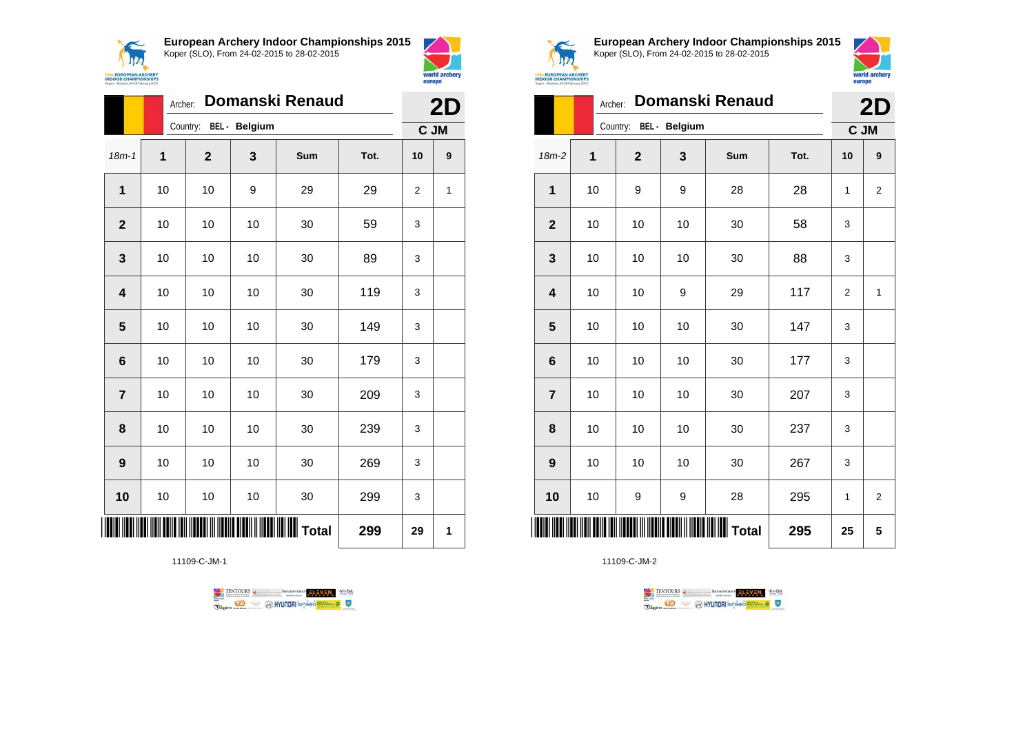# European Archery Indoor Championships 2015

Koper (SLO), From 24-02-2015 to 28-02-2015

Archer: **Domanski Renaud**
Country: BEL - Belgium

**2D**
**C JM**

| 18m-1 | 1 | 2 | 3 | Sum | Tot. | 10 | 9 |
|---|---|---|---|---|---|---|---|
| 1 | 10 | 10 | 9 | 29 | 29 | 2 | 1 |
| 2 | 10 | 10 | 10 | 30 | 59 | 3 | |
| 3 | 10 | 10 | 10 | 30 | 89 | 3 | |
| 4 | 10 | 10 | 10 | 30 | 119 | 3 | |
| 5 | 10 | 10 | 10 | 30 | 149 | 3 | |
| 6 | 10 | 10 | 10 | 30 | 179 | 3 | |
| 7 | 10 | 10 | 10 | 30 | 209 | 3 | |
| 8 | 10 | 10 | 10 | 30 | 239 | 3 | |
| 9 | 10 | 10 | 10 | 30 | 269 | 3 | |
| 10 | 10 | 10 | 10 | 30 | 299 | 3 | |
| | | | | **Total** | **299** | **29** | **1** |

11109-C-JM-1

# European Archery Indoor Championships 2015

Koper (SLO), From 24-02-2015 to 28-02-2015

Archer: **Domanski Renaud**
Country: BEL - Belgium

**2D**
**C JM**

| 18m-2 | 1 | 2 | 3 | Sum | Tot. | 10 | 9 |
|---|---|---|---|---|---|---|---|
| 1 | 10 | 9 | 9 | 28 | 28 | 1 | 2 |
| 2 | 10 | 10 | 10 | 30 | 58 | 3 | |
| 3 | 10 | 10 | 10 | 30 | 88 | 3 | |
| 4 | 10 | 10 | 9 | 29 | 117 | 2 | 1 |
| 5 | 10 | 10 | 10 | 30 | 147 | 3 | |
| 6 | 10 | 10 | 10 | 30 | 177 | 3 | |
| 7 | 10 | 10 | 10 | 30 | 207 | 3 | |
| 8 | 10 | 10 | 10 | 30 | 237 | 3 | |
| 9 | 10 | 10 | 10 | 30 | 267 | 3 | |
| 10 | 10 | 9 | 9 | 28 | 295 | 1 | 2 |
| | | | | **Total** | **295** | **25** | **5** |

11109-C-JM-2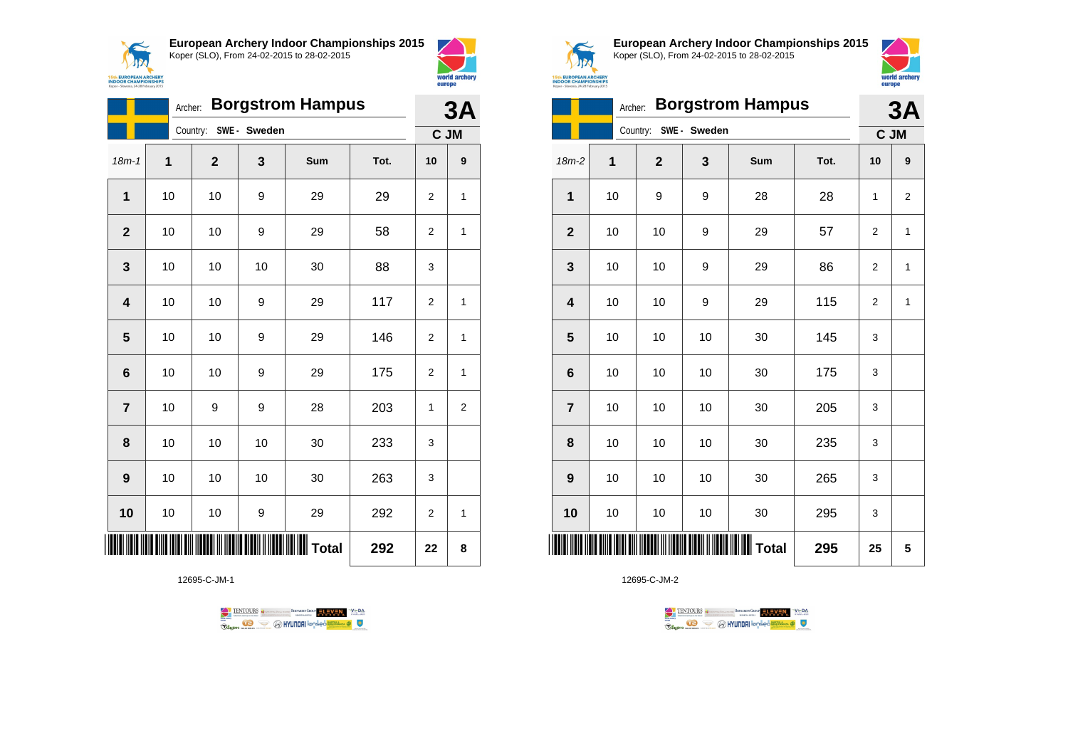## European Archery Indoor Championships 2015

Koper (SLO), From 24-02-2015 to 28-02-2015

Archer: **Borgstrom Hampus** — **3A**

Country: SWE - Sweden — C JM

| 18m-1 | 1 | 2 | 3 | Sum | Tot. | 10 | 9 |
|---|---|---|---|---|---|---|---|
| 1 | 10 | 10 | 9 | 29 | 29 | 2 | 1 |
| 2 | 10 | 10 | 9 | 29 | 58 | 2 | 1 |
| 3 | 10 | 10 | 10 | 30 | 88 | 3 | |
| 4 | 10 | 10 | 9 | 29 | 117 | 2 | 1 |
| 5 | 10 | 10 | 9 | 29 | 146 | 2 | 1 |
| 6 | 10 | 10 | 9 | 29 | 175 | 2 | 1 |
| 7 | 10 | 9 | 9 | 28 | 203 | 1 | 2 |
| 8 | 10 | 10 | 10 | 30 | 233 | 3 | |
| 9 | 10 | 10 | 10 | 30 | 263 | 3 | |
| 10 | 10 | 10 | 9 | 29 | 292 | 2 | 1 |
| | | | | **Total** | **292** | **22** | **8** |

12695-C-JM-1

## European Archery Indoor Championships 2015

Koper (SLO), From 24-02-2015 to 28-02-2015

Archer: **Borgstrom Hampus** — **3A**

Country: SWE - Sweden — C JM

| 18m-2 | 1 | 2 | 3 | Sum | Tot. | 10 | 9 |
|---|---|---|---|---|---|---|---|
| 1 | 10 | 9 | 9 | 28 | 28 | 1 | 2 |
| 2 | 10 | 10 | 9 | 29 | 57 | 2 | 1 |
| 3 | 10 | 10 | 9 | 29 | 86 | 2 | 1 |
| 4 | 10 | 10 | 9 | 29 | 115 | 2 | 1 |
| 5 | 10 | 10 | 10 | 30 | 145 | 3 | |
| 6 | 10 | 10 | 10 | 30 | 175 | 3 | |
| 7 | 10 | 10 | 10 | 30 | 205 | 3 | |
| 8 | 10 | 10 | 10 | 30 | 235 | 3 | |
| 9 | 10 | 10 | 10 | 30 | 265 | 3 | |
| 10 | 10 | 10 | 10 | 30 | 295 | 3 | |
| | | | | **Total** | **295** | **25** | **5** |

12695-C-JM-2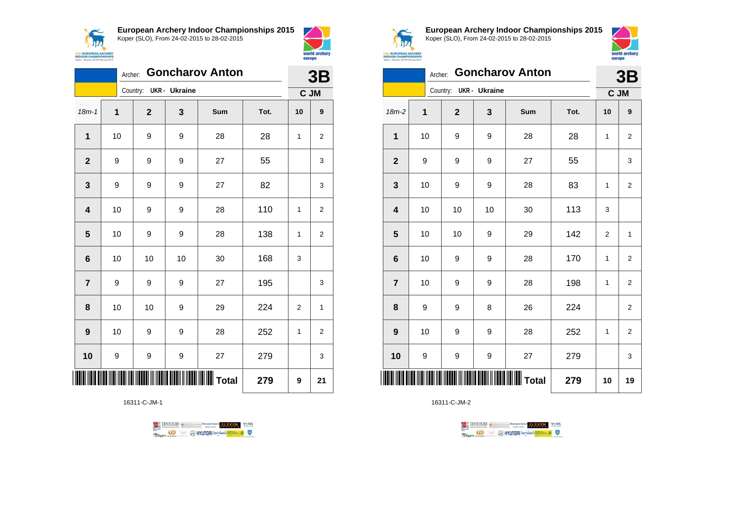## European Archery Indoor Championships 2015

Koper (SLO), From 24-02-2015 to 28-02-2015

Archer: **Goncharov Anton**

Country: UKR - Ukraine

**3B**

**C JM**

| 18m-1 | 1 | 2 | 3 | Sum | Tot. | 10 | 9 |
|---|---|---|---|---|---|---|---|
| 1 | 10 | 9 | 9 | 28 | 28 | 1 | 2 |
| 2 | 9 | 9 | 9 | 27 | 55 | | 3 |
| 3 | 9 | 9 | 9 | 27 | 82 | | 3 |
| 4 | 10 | 9 | 9 | 28 | 110 | 1 | 2 |
| 5 | 10 | 9 | 9 | 28 | 138 | 1 | 2 |
| 6 | 10 | 10 | 10 | 30 | 168 | 3 | |
| 7 | 9 | 9 | 9 | 27 | 195 | | 3 |
| 8 | 10 | 10 | 9 | 29 | 224 | 2 | 1 |
| 9 | 10 | 9 | 9 | 28 | 252 | 1 | 2 |
| 10 | 9 | 9 | 9 | 27 | 279 | | 3 |
| | | | | **Total** | **279** | **9** | **21** |

16311-C-JM-1

## European Archery Indoor Championships 2015

Koper (SLO), From 24-02-2015 to 28-02-2015

Archer: **Goncharov Anton**

Country: UKR - Ukraine

**3B**

**C JM**

| 18m-2 | 1 | 2 | 3 | Sum | Tot. | 10 | 9 |
|---|---|---|---|---|---|---|---|
| 1 | 10 | 9 | 9 | 28 | 28 | 1 | 2 |
| 2 | 9 | 9 | 9 | 27 | 55 | | 3 |
| 3 | 10 | 9 | 9 | 28 | 83 | 1 | 2 |
| 4 | 10 | 10 | 10 | 30 | 113 | 3 | |
| 5 | 10 | 10 | 9 | 29 | 142 | 2 | 1 |
| 6 | 10 | 9 | 9 | 28 | 170 | 1 | 2 |
| 7 | 10 | 9 | 9 | 28 | 198 | 1 | 2 |
| 8 | 9 | 9 | 8 | 26 | 224 | | 2 |
| 9 | 10 | 9 | 9 | 28 | 252 | 1 | 2 |
| 10 | 9 | 9 | 9 | 27 | 279 | | 3 |
| | | | | **Total** | **279** | **10** | **19** |

16311-C-JM-2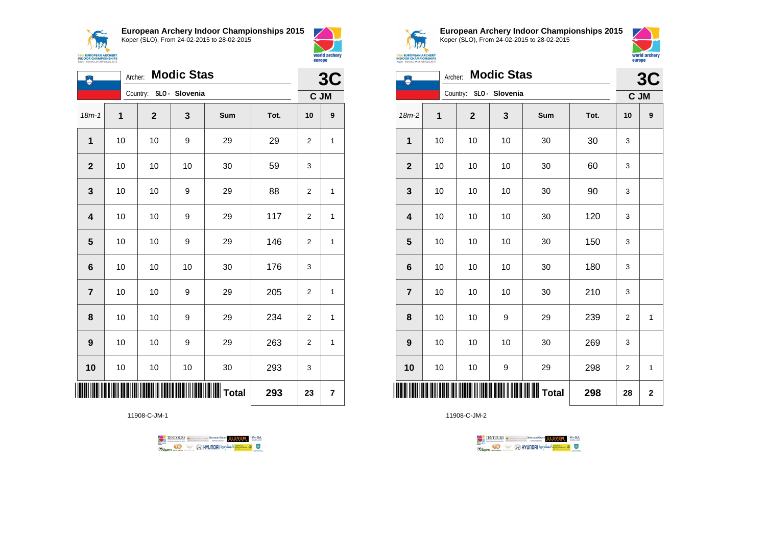**European Archery Indoor Championships 2015**
Koper (SLO), From 24-02-2015 to 28-02-2015

Archer: **Modic Stas**
Country: **SLO - Slovenia**

**3C**
**C JM**

| 18m-1 | 1 | 2 | 3 | Sum | Tot. | 10 | 9 |
|---|---|---|---|---|---|---|---|
| 1 | 10 | 10 | 9 | 29 | 29 | 2 | 1 |
| 2 | 10 | 10 | 10 | 30 | 59 | 3 | |
| 3 | 10 | 10 | 9 | 29 | 88 | 2 | 1 |
| 4 | 10 | 10 | 9 | 29 | 117 | 2 | 1 |
| 5 | 10 | 10 | 9 | 29 | 146 | 2 | 1 |
| 6 | 10 | 10 | 10 | 30 | 176 | 3 | |
| 7 | 10 | 10 | 9 | 29 | 205 | 2 | 1 |
| 8 | 10 | 10 | 9 | 29 | 234 | 2 | 1 |
| 9 | 10 | 10 | 9 | 29 | 263 | 2 | 1 |
| 10 | 10 | 10 | 10 | 30 | 293 | 3 | |
| | | | | **Total** | **293** | **23** | **7** |

11908-C-JM-1

**European Archery Indoor Championships 2015**
Koper (SLO), From 24-02-2015 to 28-02-2015

Archer: **Modic Stas**
Country: **SLO - Slovenia**

**3C**
**C JM**

| 18m-2 | 1 | 2 | 3 | Sum | Tot. | 10 | 9 |
|---|---|---|---|---|---|---|---|
| 1 | 10 | 10 | 10 | 30 | 30 | 3 | |
| 2 | 10 | 10 | 10 | 30 | 60 | 3 | |
| 3 | 10 | 10 | 10 | 30 | 90 | 3 | |
| 4 | 10 | 10 | 10 | 30 | 120 | 3 | |
| 5 | 10 | 10 | 10 | 30 | 150 | 3 | |
| 6 | 10 | 10 | 10 | 30 | 180 | 3 | |
| 7 | 10 | 10 | 10 | 30 | 210 | 3 | |
| 8 | 10 | 10 | 9 | 29 | 239 | 2 | 1 |
| 9 | 10 | 10 | 10 | 30 | 269 | 3 | |
| 10 | 10 | 10 | 9 | 29 | 298 | 2 | 1 |
| | | | | **Total** | **298** | **28** | **2** |

11908-C-JM-2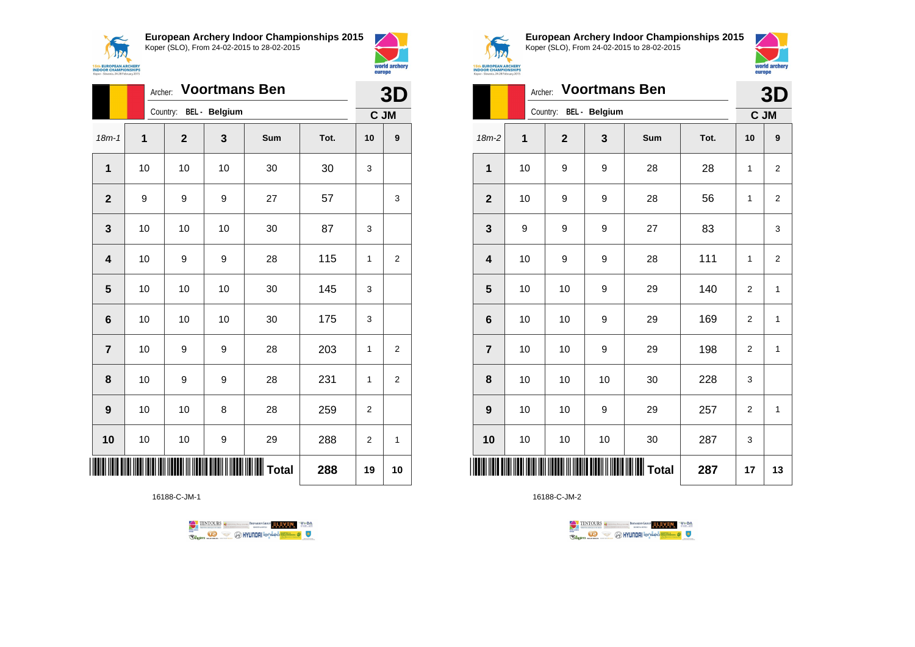**European Archery Indoor Championships 2015**
Koper (SLO), From 24-02-2015 to 28-02-2015

Archer: **Voortmans Ben**
Country: BEL - Belgium

**3D**
**C JM**

| 18m-1 | 1 | 2 | 3 | Sum | Tot. | 10 | 9 |
|---|---|---|---|---|---|---|---|
| **1** | 10 | 10 | 10 | 30 | 30 | 3 | |
| **2** | 9 | 9 | 9 | 27 | 57 | | 3 |
| **3** | 10 | 10 | 10 | 30 | 87 | 3 | |
| **4** | 10 | 9 | 9 | 28 | 115 | 1 | 2 |
| **5** | 10 | 10 | 10 | 30 | 145 | 3 | |
| **6** | 10 | 10 | 10 | 30 | 175 | 3 | |
| **7** | 10 | 9 | 9 | 28 | 203 | 1 | 2 |
| **8** | 10 | 9 | 9 | 28 | 231 | 1 | 2 |
| **9** | 10 | 10 | 8 | 28 | 259 | 2 | |
| **10** | 10 | 10 | 9 | 29 | 288 | 2 | 1 |
| | | | | **Total** | **288** | **19** | **10** |

16188-C-JM-1

**European Archery Indoor Championships 2015**
Koper (SLO), From 24-02-2015 to 28-02-2015

Archer: **Voortmans Ben**
Country: BEL - Belgium

**3D**
**C JM**

| 18m-2 | 1 | 2 | 3 | Sum | Tot. | 10 | 9 |
|---|---|---|---|---|---|---|---|
| **1** | 10 | 9 | 9 | 28 | 28 | 1 | 2 |
| **2** | 10 | 9 | 9 | 28 | 56 | 1 | 2 |
| **3** | 9 | 9 | 9 | 27 | 83 | | 3 |
| **4** | 10 | 9 | 9 | 28 | 111 | 1 | 2 |
| **5** | 10 | 10 | 9 | 29 | 140 | 2 | 1 |
| **6** | 10 | 10 | 9 | 29 | 169 | 2 | 1 |
| **7** | 10 | 10 | 9 | 29 | 198 | 2 | 1 |
| **8** | 10 | 10 | 10 | 30 | 228 | 3 | |
| **9** | 10 | 10 | 9 | 29 | 257 | 2 | 1 |
| **10** | 10 | 10 | 10 | 30 | 287 | 3 | |
| | | | | **Total** | **287** | **17** | **13** |

16188-C-JM-2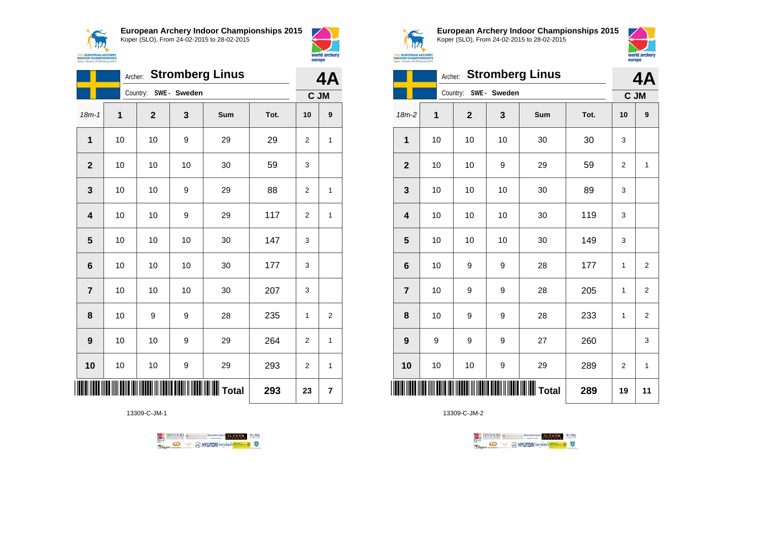**European Archery Indoor Championships 2015**
Koper (SLO), From 24-02-2015 to 28-02-2015

Archer: **Stromberg Linus**
Country: SWE - Sweden

**4A**
**C JM**

| 18m-1 | 1 | 2 | 3 | Sum | Tot. | 10 | 9 |
|---|---|---|---|---|---|---|---|
| 1 | 10 | 10 | 9 | 29 | 29 | 2 | 1 |
| 2 | 10 | 10 | 10 | 30 | 59 | 3 | |
| 3 | 10 | 10 | 9 | 29 | 88 | 2 | 1 |
| 4 | 10 | 10 | 9 | 29 | 117 | 2 | 1 |
| 5 | 10 | 10 | 10 | 30 | 147 | 3 | |
| 6 | 10 | 10 | 10 | 30 | 177 | 3 | |
| 7 | 10 | 10 | 10 | 30 | 207 | 3 | |
| 8 | 10 | 9 | 9 | 28 | 235 | 1 | 2 |
| 9 | 10 | 10 | 9 | 29 | 264 | 2 | 1 |
| 10 | 10 | 10 | 9 | 29 | 293 | 2 | 1 |
| | | | | Total | 293 | 23 | 7 |

13309-C-JM-1

**European Archery Indoor Championships 2015**
Koper (SLO), From 24-02-2015 to 28-02-2015

Archer: **Stromberg Linus**
Country: SWE - Sweden

**4A**
**C JM**

| 18m-2 | 1 | 2 | 3 | Sum | Tot. | 10 | 9 |
|---|---|---|---|---|---|---|---|
| 1 | 10 | 10 | 10 | 30 | 30 | 3 | |
| 2 | 10 | 10 | 9 | 29 | 59 | 2 | 1 |
| 3 | 10 | 10 | 10 | 30 | 89 | 3 | |
| 4 | 10 | 10 | 10 | 30 | 119 | 3 | |
| 5 | 10 | 10 | 10 | 30 | 149 | 3 | |
| 6 | 10 | 9 | 9 | 28 | 177 | 1 | 2 |
| 7 | 10 | 9 | 9 | 28 | 205 | 1 | 2 |
| 8 | 10 | 9 | 9 | 28 | 233 | 1 | 2 |
| 9 | 9 | 9 | 9 | 27 | 260 | | 3 |
| 10 | 10 | 10 | 9 | 29 | 289 | 2 | 1 |
| | | | | Total | 289 | 19 | 11 |

13309-C-JM-2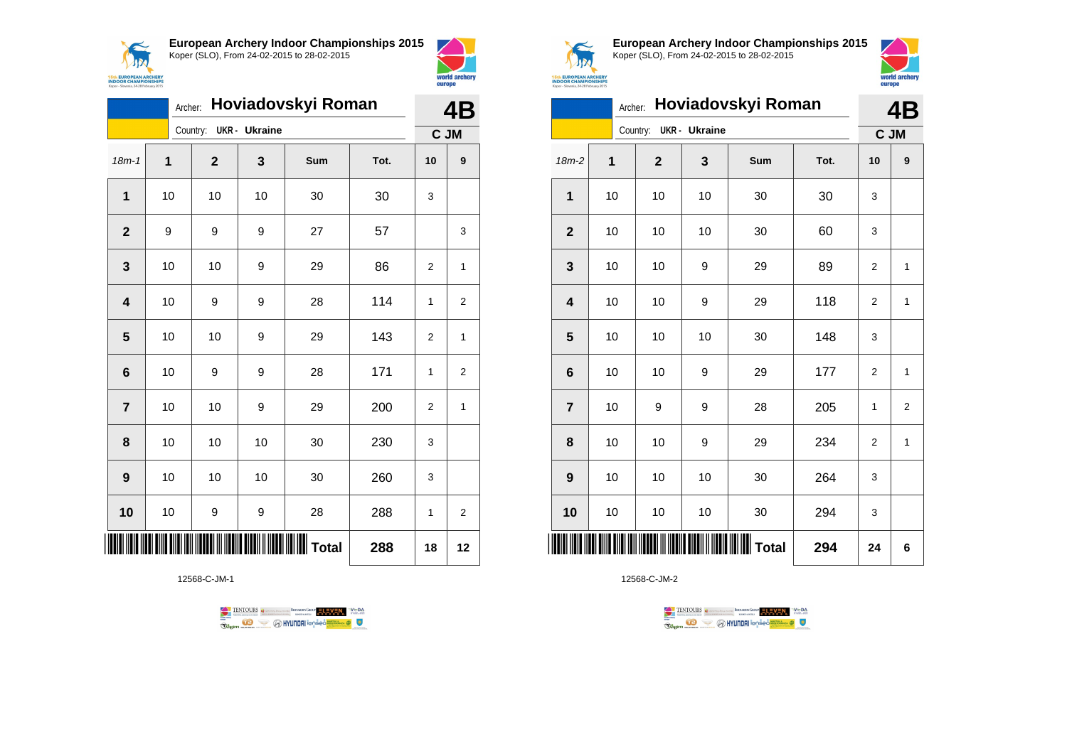## European Archery Indoor Championships 2015

Koper (SLO), From 24-02-2015 to 28-02-2015

Archer: **Hoviadovskyi Roman** — **4B**

Country: UKR - Ukraine — **C JM**

| 18m-1 | 1 | 2 | 3 | Sum | Tot. | 10 | 9 |
|---|---|---|---|---|---|---|---|
| **1** | 10 | 10 | 10 | 30 | 30 | 3 | |
| **2** | 9 | 9 | 9 | 27 | 57 | | 3 |
| **3** | 10 | 10 | 9 | 29 | 86 | 2 | 1 |
| **4** | 10 | 9 | 9 | 28 | 114 | 1 | 2 |
| **5** | 10 | 10 | 9 | 29 | 143 | 2 | 1 |
| **6** | 10 | 9 | 9 | 28 | 171 | 1 | 2 |
| **7** | 10 | 10 | 9 | 29 | 200 | 2 | 1 |
| **8** | 10 | 10 | 10 | 30 | 230 | 3 | |
| **9** | 10 | 10 | 10 | 30 | 260 | 3 | |
| **10** | 10 | 9 | 9 | 28 | 288 | 1 | 2 |
| | | | | **Total** | **288** | **18** | **12** |

12568-C-JM-1

## European Archery Indoor Championships 2015

Koper (SLO), From 24-02-2015 to 28-02-2015

Archer: **Hoviadovskyi Roman** — **4B**

Country: UKR - Ukraine — **C JM**

| 18m-2 | 1 | 2 | 3 | Sum | Tot. | 10 | 9 |
|---|---|---|---|---|---|---|---|
| **1** | 10 | 10 | 10 | 30 | 30 | 3 | |
| **2** | 10 | 10 | 10 | 30 | 60 | 3 | |
| **3** | 10 | 10 | 9 | 29 | 89 | 2 | 1 |
| **4** | 10 | 10 | 9 | 29 | 118 | 2 | 1 |
| **5** | 10 | 10 | 10 | 30 | 148 | 3 | |
| **6** | 10 | 10 | 9 | 29 | 177 | 2 | 1 |
| **7** | 10 | 9 | 9 | 28 | 205 | 1 | 2 |
| **8** | 10 | 10 | 9 | 29 | 234 | 2 | 1 |
| **9** | 10 | 10 | 10 | 30 | 264 | 3 | |
| **10** | 10 | 10 | 10 | 30 | 294 | 3 | |
| | | | | **Total** | **294** | **24** | **6** |

12568-C-JM-2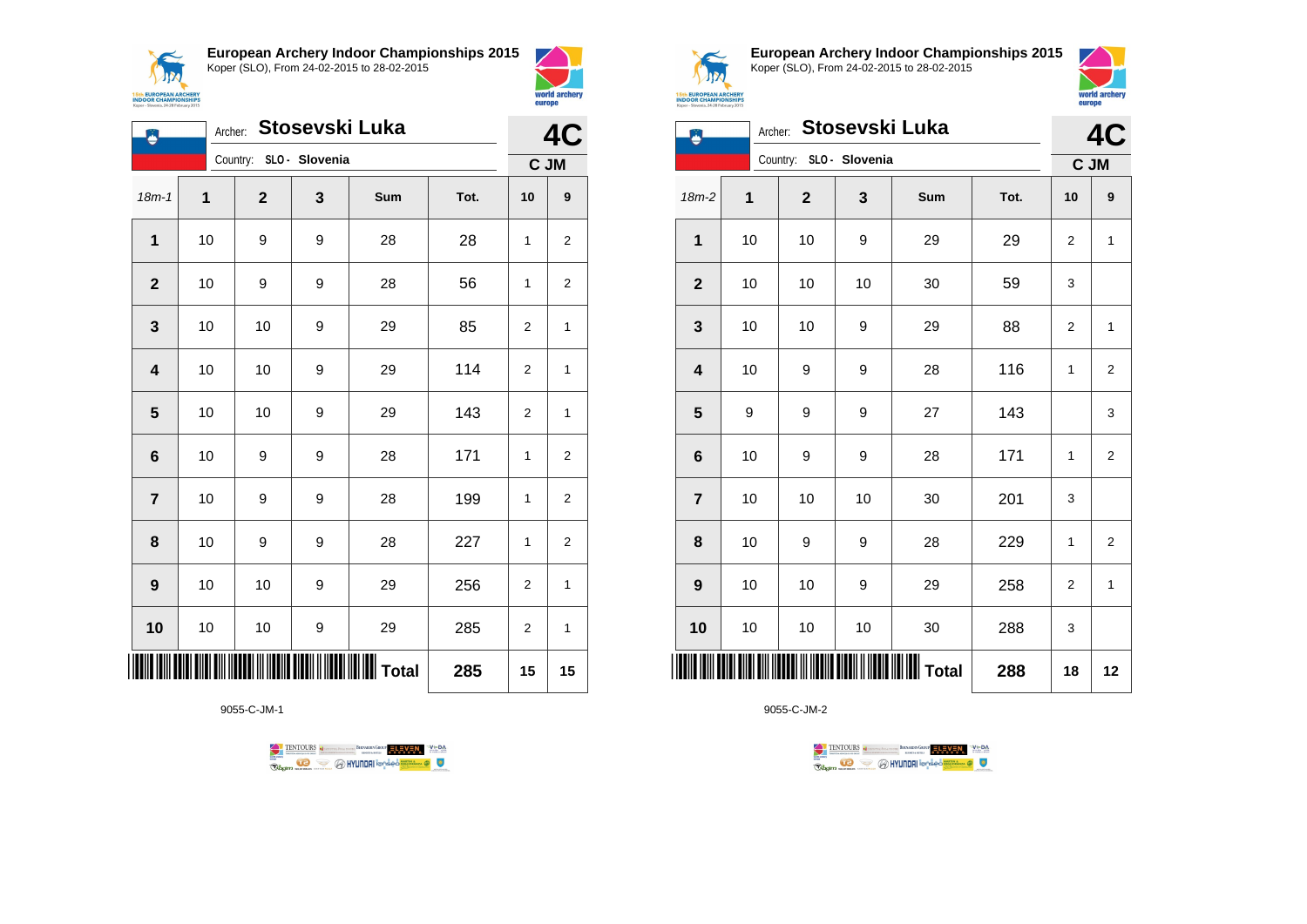## European Archery Indoor Championships 2015
Koper (SLO), From 24-02-2015 to 28-02-2015

Archer: **Stosevski Luka**
Country: SLO - Slovenia

**4C**
**C JM**

| 18m-1 | 1 | 2 | 3 | Sum | Tot. | 10 | 9 |
|---|---|---|---|---|---|---|---|
| 1 | 10 | 9 | 9 | 28 | 28 | 1 | 2 |
| 2 | 10 | 9 | 9 | 28 | 56 | 1 | 2 |
| 3 | 10 | 10 | 9 | 29 | 85 | 2 | 1 |
| 4 | 10 | 10 | 9 | 29 | 114 | 2 | 1 |
| 5 | 10 | 10 | 9 | 29 | 143 | 2 | 1 |
| 6 | 10 | 9 | 9 | 28 | 171 | 1 | 2 |
| 7 | 10 | 9 | 9 | 28 | 199 | 1 | 2 |
| 8 | 10 | 9 | 9 | 28 | 227 | 1 | 2 |
| 9 | 10 | 10 | 9 | 29 | 256 | 2 | 1 |
| 10 | 10 | 10 | 9 | 29 | 285 | 2 | 1 |
| | | | | Total | 285 | 15 | 15 |

9055-C-JM-1

## European Archery Indoor Championships 2015
Koper (SLO), From 24-02-2015 to 28-02-2015

Archer: **Stosevski Luka**
Country: SLO - Slovenia

**4C**
**C JM**

| 18m-2 | 1 | 2 | 3 | Sum | Tot. | 10 | 9 |
|---|---|---|---|---|---|---|---|
| 1 | 10 | 10 | 9 | 29 | 29 | 2 | 1 |
| 2 | 10 | 10 | 10 | 30 | 59 | 3 | |
| 3 | 10 | 10 | 9 | 29 | 88 | 2 | 1 |
| 4 | 10 | 9 | 9 | 28 | 116 | 1 | 2 |
| 5 | 9 | 9 | 9 | 27 | 143 | | 3 |
| 6 | 10 | 9 | 9 | 28 | 171 | 1 | 2 |
| 7 | 10 | 10 | 10 | 30 | 201 | 3 | |
| 8 | 10 | 9 | 9 | 28 | 229 | 1 | 2 |
| 9 | 10 | 10 | 9 | 29 | 258 | 2 | 1 |
| 10 | 10 | 10 | 10 | 30 | 288 | 3 | |
| | | | | Total | 288 | 18 | 12 |

9055-C-JM-2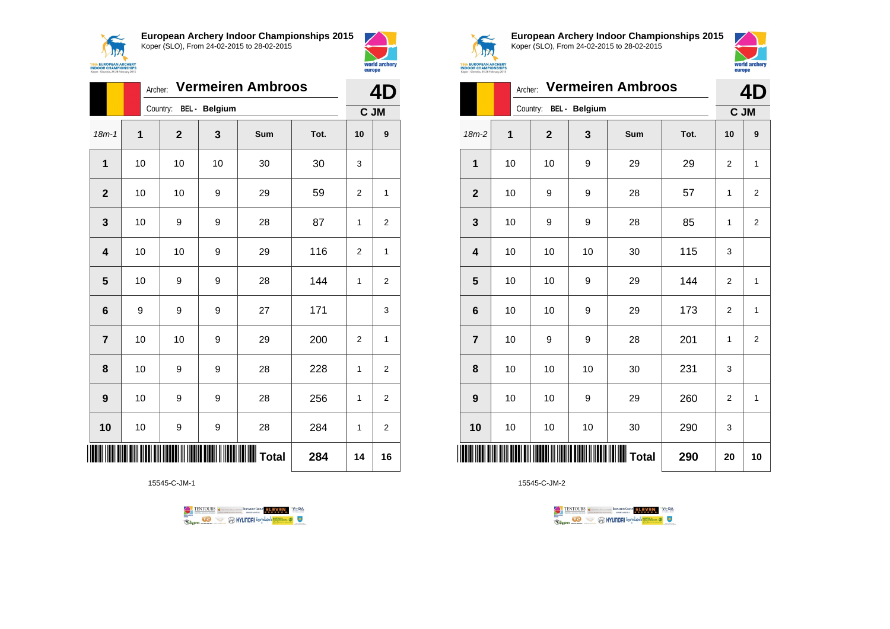## European Archery Indoor Championships 2015

Koper (SLO), From 24-02-2015 to 28-02-2015

Archer: **Vermeiren Ambroos**

Country: **BEL - Belgium**

**4D**

**C JM**

| 18m-1 | 1 | 2 | 3 | Sum | Tot. | 10 | 9 |
|---|---|---|---|---|---|---|---|
| **1** | 10 | 10 | 10 | 30 | 30 | 3 | |
| **2** | 10 | 10 | 9 | 29 | 59 | 2 | 1 |
| **3** | 10 | 9 | 9 | 28 | 87 | 1 | 2 |
| **4** | 10 | 10 | 9 | 29 | 116 | 2 | 1 |
| **5** | 10 | 9 | 9 | 28 | 144 | 1 | 2 |
| **6** | 9 | 9 | 9 | 27 | 171 | | 3 |
| **7** | 10 | 10 | 9 | 29 | 200 | 2 | 1 |
| **8** | 10 | 9 | 9 | 28 | 228 | 1 | 2 |
| **9** | 10 | 9 | 9 | 28 | 256 | 1 | 2 |
| **10** | 10 | 9 | 9 | 28 | 284 | 1 | 2 |
| | | | | **Total** | **284** | **14** | **16** |

15545-C-JM-1

## European Archery Indoor Championships 2015

Koper (SLO), From 24-02-2015 to 28-02-2015

Archer: **Vermeiren Ambroos**

Country: **BEL - Belgium**

**4D**

**C JM**

| 18m-2 | 1 | 2 | 3 | Sum | Tot. | 10 | 9 |
|---|---|---|---|---|---|---|---|
| **1** | 10 | 10 | 9 | 29 | 29 | 2 | 1 |
| **2** | 10 | 9 | 9 | 28 | 57 | 1 | 2 |
| **3** | 10 | 9 | 9 | 28 | 85 | 1 | 2 |
| **4** | 10 | 10 | 10 | 30 | 115 | 3 | |
| **5** | 10 | 10 | 9 | 29 | 144 | 2 | 1 |
| **6** | 10 | 10 | 9 | 29 | 173 | 2 | 1 |
| **7** | 10 | 9 | 9 | 28 | 201 | 1 | 2 |
| **8** | 10 | 10 | 10 | 30 | 231 | 3 | |
| **9** | 10 | 10 | 9 | 29 | 260 | 2 | 1 |
| **10** | 10 | 10 | 10 | 30 | 290 | 3 | |
| | | | | **Total** | **290** | **20** | **10** |

15545-C-JM-2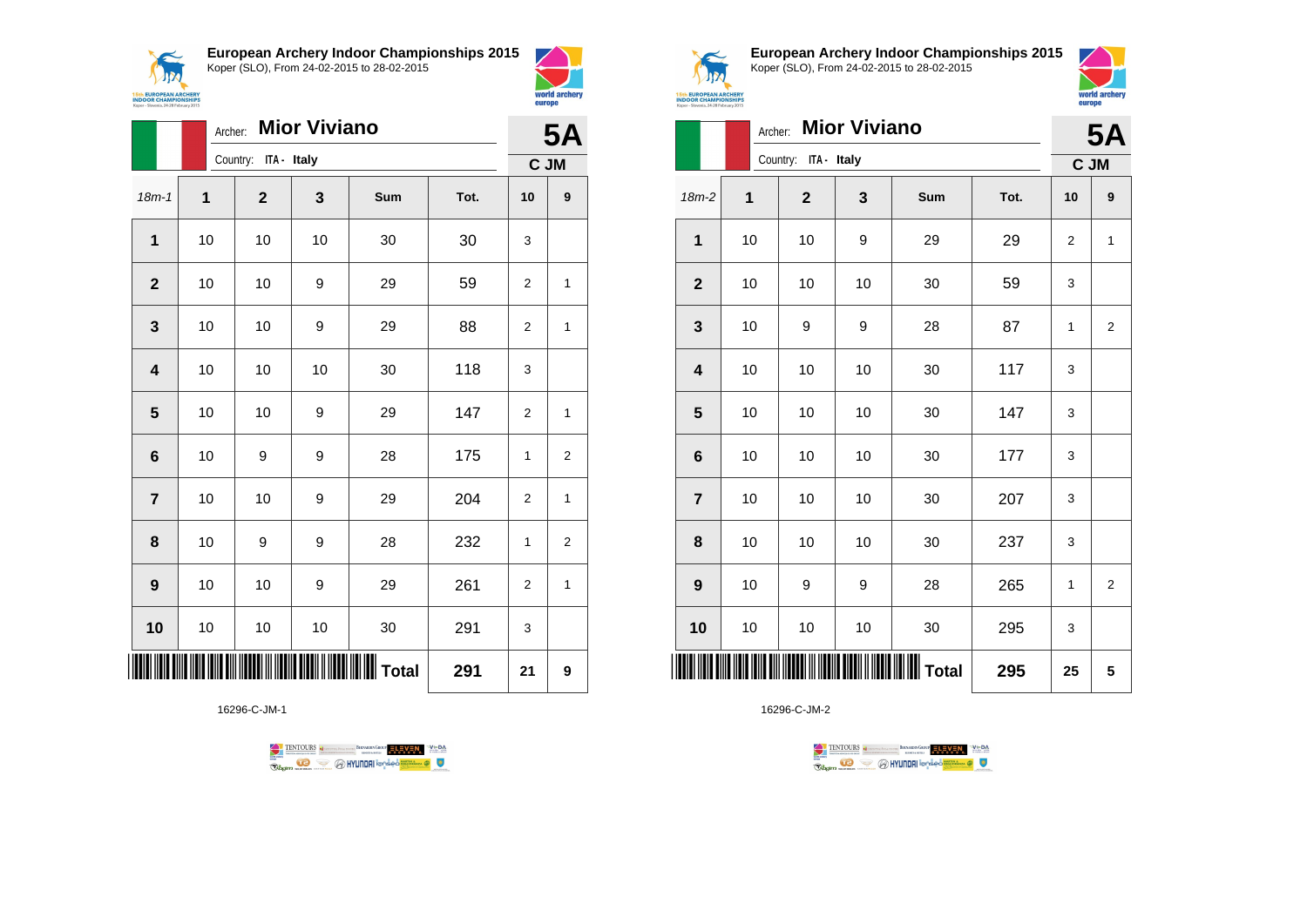**European Archery Indoor Championships 2015**
Koper (SLO), From 24-02-2015 to 28-02-2015

Archer: **Mior Viviano**
Country: ITA - Italy

**5A**
**C JM**

| 18m-1 | 1 | 2 | 3 | Sum | Tot. | 10 | 9 |
|---|---|---|---|---|---|---|---|
| **1** | 10 | 10 | 10 | 30 | 30 | 3 | |
| **2** | 10 | 10 | 9 | 29 | 59 | 2 | 1 |
| **3** | 10 | 10 | 9 | 29 | 88 | 2 | 1 |
| **4** | 10 | 10 | 10 | 30 | 118 | 3 | |
| **5** | 10 | 10 | 9 | 29 | 147 | 2 | 1 |
| **6** | 10 | 9 | 9 | 28 | 175 | 1 | 2 |
| **7** | 10 | 10 | 9 | 29 | 204 | 2 | 1 |
| **8** | 10 | 9 | 9 | 28 | 232 | 1 | 2 |
| **9** | 10 | 10 | 9 | 29 | 261 | 2 | 1 |
| **10** | 10 | 10 | 10 | 30 | 291 | 3 | |
| | | | | **Total** | **291** | **21** | **9** |

16296-C-JM-1

**European Archery Indoor Championships 2015**
Koper (SLO), From 24-02-2015 to 28-02-2015

Archer: **Mior Viviano**
Country: ITA - Italy

**5A**
**C JM**

| 18m-2 | 1 | 2 | 3 | Sum | Tot. | 10 | 9 |
|---|---|---|---|---|---|---|---|
| **1** | 10 | 10 | 9 | 29 | 29 | 2 | 1 |
| **2** | 10 | 10 | 10 | 30 | 59 | 3 | |
| **3** | 10 | 9 | 9 | 28 | 87 | 1 | 2 |
| **4** | 10 | 10 | 10 | 30 | 117 | 3 | |
| **5** | 10 | 10 | 10 | 30 | 147 | 3 | |
| **6** | 10 | 10 | 10 | 30 | 177 | 3 | |
| **7** | 10 | 10 | 10 | 30 | 207 | 3 | |
| **8** | 10 | 10 | 10 | 30 | 237 | 3 | |
| **9** | 10 | 9 | 9 | 28 | 265 | 1 | 2 |
| **10** | 10 | 10 | 10 | 30 | 295 | 3 | |
| | | | | **Total** | **295** | **25** | **5** |

16296-C-JM-2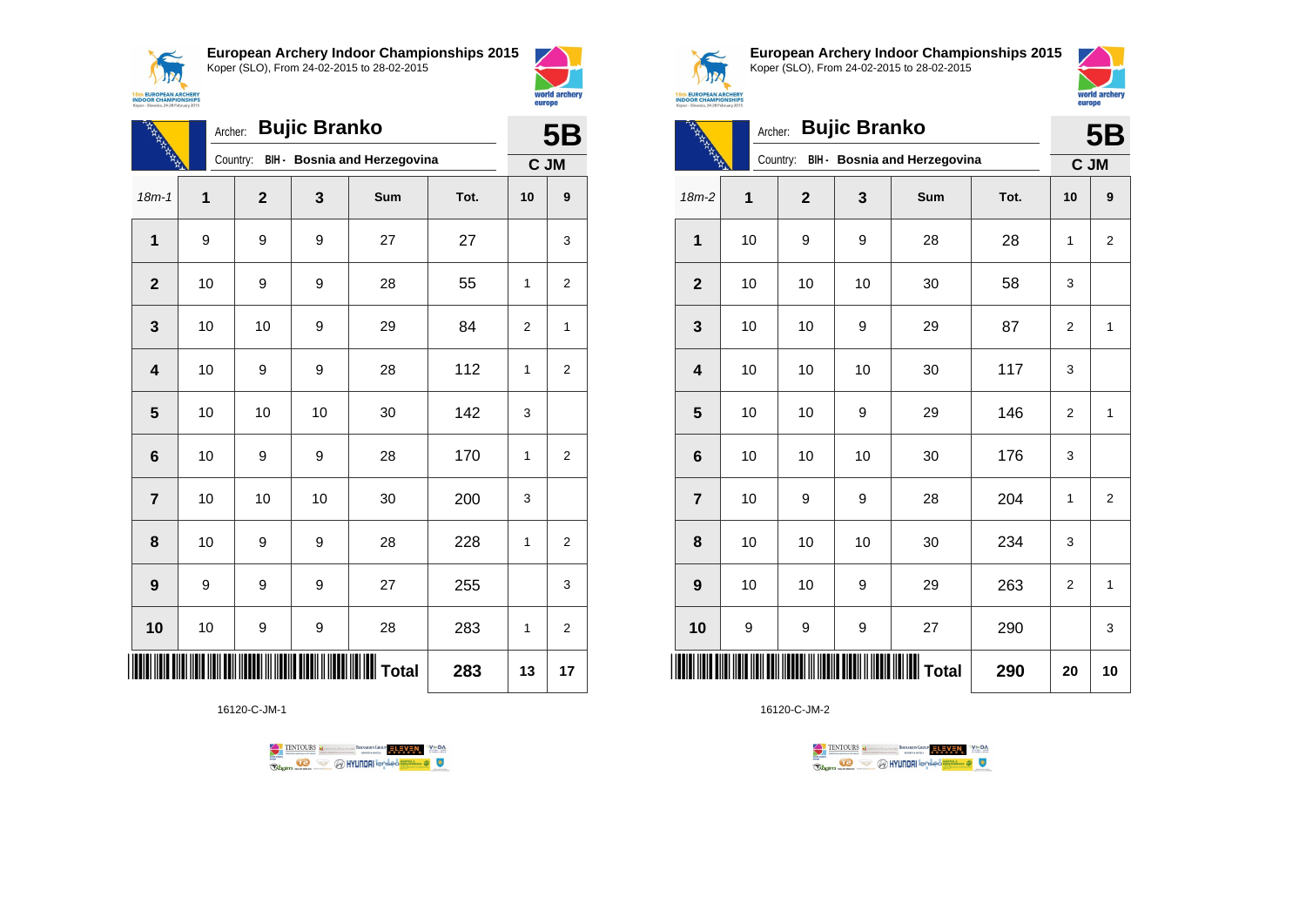**European Archery Indoor Championships 2015**
Koper (SLO), From 24-02-2015 to 28-02-2015

Archer: **Bujic Branko**
Country: BIH - Bosnia and Herzegovina

**5B**
**C JM**

| 18m-1 | 1 | 2 | 3 | Sum | Tot. | 10 | 9 |
|---|---|---|---|---|---|---|---|
| **1** | 9 | 9 | 9 | 27 | 27 | | 3 |
| **2** | 10 | 9 | 9 | 28 | 55 | 1 | 2 |
| **3** | 10 | 10 | 9 | 29 | 84 | 2 | 1 |
| **4** | 10 | 9 | 9 | 28 | 112 | 1 | 2 |
| **5** | 10 | 10 | 10 | 30 | 142 | 3 | |
| **6** | 10 | 9 | 9 | 28 | 170 | 1 | 2 |
| **7** | 10 | 10 | 10 | 30 | 200 | 3 | |
| **8** | 10 | 9 | 9 | 28 | 228 | 1 | 2 |
| **9** | 9 | 9 | 9 | 27 | 255 | | 3 |
| **10** | 10 | 9 | 9 | 28 | 283 | 1 | 2 |
| | | | | **Total** | **283** | **13** | **17** |

16120-C-JM-1

**European Archery Indoor Championships 2015**
Koper (SLO), From 24-02-2015 to 28-02-2015

Archer: **Bujic Branko**
Country: BIH - Bosnia and Herzegovina

**5B**
**C JM**

| 18m-2 | 1 | 2 | 3 | Sum | Tot. | 10 | 9 |
|---|---|---|---|---|---|---|---|
| **1** | 10 | 9 | 9 | 28 | 28 | 1 | 2 |
| **2** | 10 | 10 | 10 | 30 | 58 | 3 | |
| **3** | 10 | 10 | 9 | 29 | 87 | 2 | 1 |
| **4** | 10 | 10 | 10 | 30 | 117 | 3 | |
| **5** | 10 | 10 | 9 | 29 | 146 | 2 | 1 |
| **6** | 10 | 10 | 10 | 30 | 176 | 3 | |
| **7** | 10 | 9 | 9 | 28 | 204 | 1 | 2 |
| **8** | 10 | 10 | 10 | 30 | 234 | 3 | |
| **9** | 10 | 10 | 9 | 29 | 263 | 2 | 1 |
| **10** | 9 | 9 | 9 | 27 | 290 | | 3 |
| | | | | **Total** | **290** | **20** | **10** |

16120-C-JM-2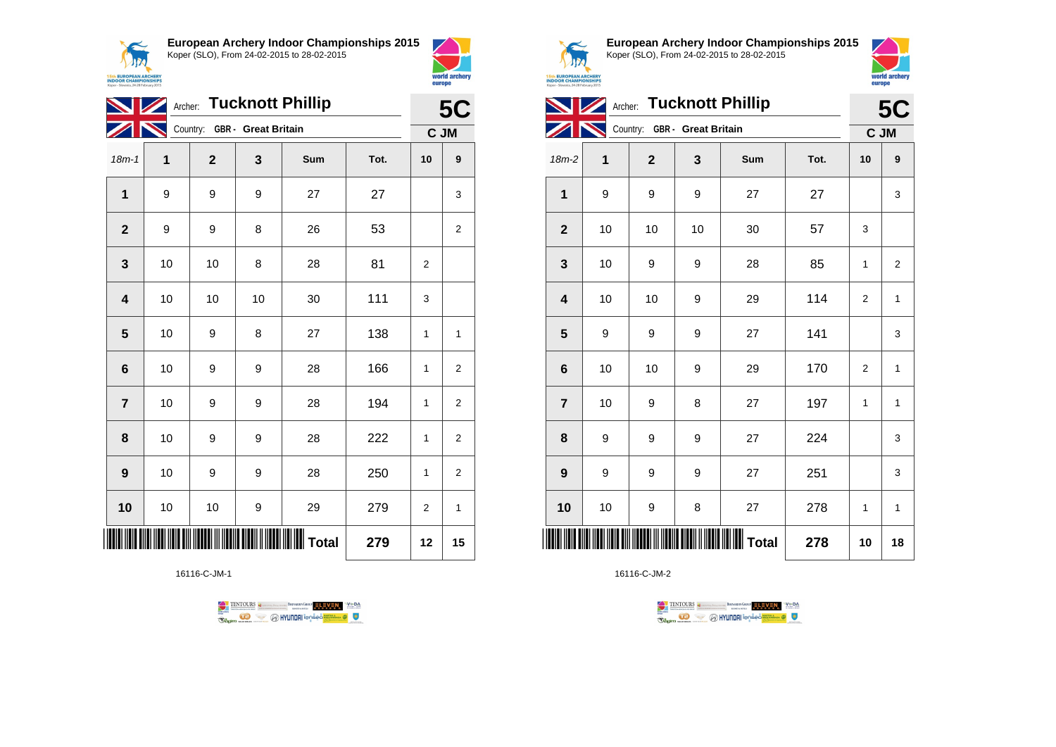**European Archery Indoor Championships 2015**
Koper (SLO), From 24-02-2015 to 28-02-2015

Archer: **Tucknott Phillip** — **5C**
Country: **GBR - Great Britain** — **C JM**

| 18m-1 | 1 | 2 | 3 | Sum | Tot. | 10 | 9 |
|---|---|---|---|---|---|---|---|
| **1** | 9 | 9 | 9 | 27 | 27 | | 3 |
| **2** | 9 | 9 | 8 | 26 | 53 | | 2 |
| **3** | 10 | 10 | 8 | 28 | 81 | 2 | |
| **4** | 10 | 10 | 10 | 30 | 111 | 3 | |
| **5** | 10 | 9 | 8 | 27 | 138 | 1 | 1 |
| **6** | 10 | 9 | 9 | 28 | 166 | 1 | 2 |
| **7** | 10 | 9 | 9 | 28 | 194 | 1 | 2 |
| **8** | 10 | 9 | 9 | 28 | 222 | 1 | 2 |
| **9** | 10 | 9 | 9 | 28 | 250 | 1 | 2 |
| **10** | 10 | 10 | 9 | 29 | 279 | 2 | 1 |
| | | | | **Total** | **279** | **12** | **15** |

16116-C-JM-1

**European Archery Indoor Championships 2015**
Koper (SLO), From 24-02-2015 to 28-02-2015

Archer: **Tucknott Phillip** — **5C**
Country: **GBR - Great Britain** — **C JM**

| 18m-2 | 1 | 2 | 3 | Sum | Tot. | 10 | 9 |
|---|---|---|---|---|---|---|---|
| **1** | 9 | 9 | 9 | 27 | 27 | | 3 |
| **2** | 10 | 10 | 10 | 30 | 57 | 3 | |
| **3** | 10 | 9 | 9 | 28 | 85 | 1 | 2 |
| **4** | 10 | 10 | 9 | 29 | 114 | 2 | 1 |
| **5** | 9 | 9 | 9 | 27 | 141 | | 3 |
| **6** | 10 | 10 | 9 | 29 | 170 | 2 | 1 |
| **7** | 10 | 9 | 8 | 27 | 197 | 1 | 1 |
| **8** | 9 | 9 | 9 | 27 | 224 | | 3 |
| **9** | 9 | 9 | 9 | 27 | 251 | | 3 |
| **10** | 10 | 9 | 8 | 27 | 278 | 1 | 1 |
| | | | | **Total** | **278** | **10** | **18** |

16116-C-JM-2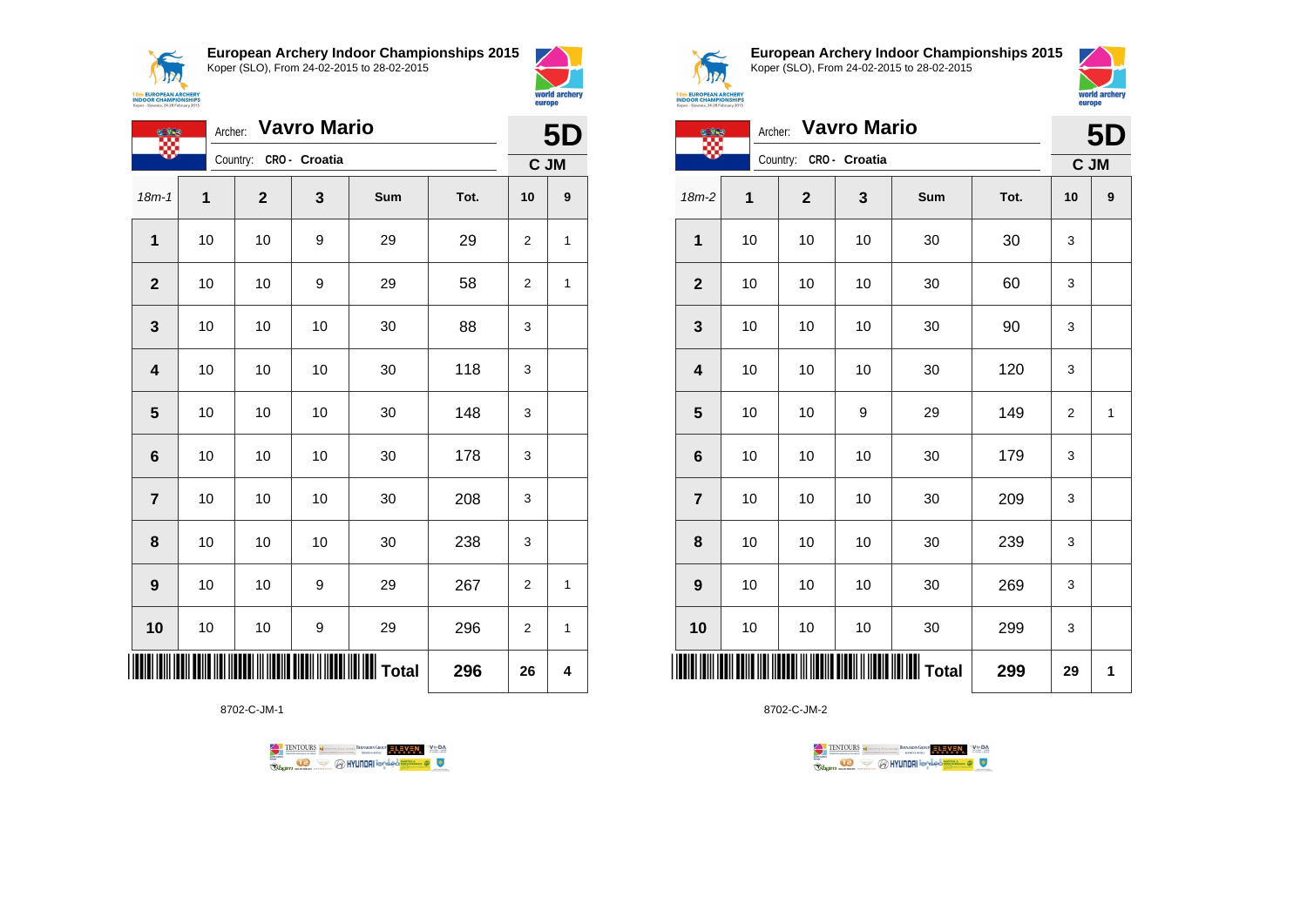**European Archery Indoor Championships 2015**
Koper (SLO), From 24-02-2015 to 28-02-2015

Archer: **Vavro Mario**
Country: **CRO - Croatia**

**5D**
**C JM**

| 18m-1 | 1 | 2 | 3 | Sum | Tot. | 10 | 9 |
|---|---|---|---|---|---|---|---|
| 1 | 10 | 10 | 9 | 29 | 29 | 2 | 1 |
| 2 | 10 | 10 | 9 | 29 | 58 | 2 | 1 |
| 3 | 10 | 10 | 10 | 30 | 88 | 3 | |
| 4 | 10 | 10 | 10 | 30 | 118 | 3 | |
| 5 | 10 | 10 | 10 | 30 | 148 | 3 | |
| 6 | 10 | 10 | 10 | 30 | 178 | 3 | |
| 7 | 10 | 10 | 10 | 30 | 208 | 3 | |
| 8 | 10 | 10 | 10 | 30 | 238 | 3 | |
| 9 | 10 | 10 | 9 | 29 | 267 | 2 | 1 |
| 10 | 10 | 10 | 9 | 29 | 296 | 2 | 1 |
| | | | | **Total** | **296** | **26** | **4** |

8702-C-JM-1

**European Archery Indoor Championships 2015**
Koper (SLO), From 24-02-2015 to 28-02-2015

Archer: **Vavro Mario**
Country: **CRO - Croatia**

**5D**
**C JM**

| 18m-2 | 1 | 2 | 3 | Sum | Tot. | 10 | 9 |
|---|---|---|---|---|---|---|---|
| 1 | 10 | 10 | 10 | 30 | 30 | 3 | |
| 2 | 10 | 10 | 10 | 30 | 60 | 3 | |
| 3 | 10 | 10 | 10 | 30 | 90 | 3 | |
| 4 | 10 | 10 | 10 | 30 | 120 | 3 | |
| 5 | 10 | 10 | 9 | 29 | 149 | 2 | 1 |
| 6 | 10 | 10 | 10 | 30 | 179 | 3 | |
| 7 | 10 | 10 | 10 | 30 | 209 | 3 | |
| 8 | 10 | 10 | 10 | 30 | 239 | 3 | |
| 9 | 10 | 10 | 10 | 30 | 269 | 3 | |
| 10 | 10 | 10 | 10 | 30 | 299 | 3 | |
| | | | | **Total** | **299** | **29** | **1** |

8702-C-JM-2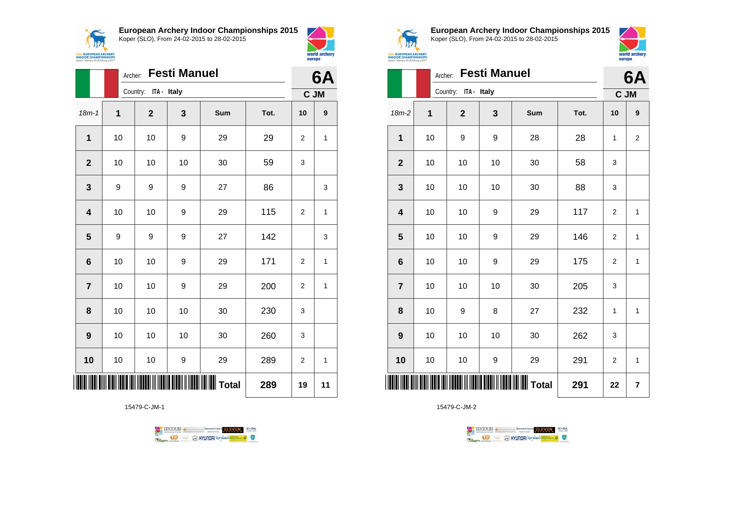## European Archery Indoor Championships 2015

Koper (SLO), From 24-02-2015 to 28-02-2015

Archer: **Festi Manuel**

Country: ITA - Italy

**6A**

**C JM**

| 18m-1 | 1 | 2 | 3 | Sum | Tot. | 10 | 9 |
|---|---|---|---|---|---|---|---|
| 1 | 10 | 10 | 9 | 29 | 29 | 2 | 1 |
| 2 | 10 | 10 | 10 | 30 | 59 | 3 | |
| 3 | 9 | 9 | 9 | 27 | 86 | | 3 |
| 4 | 10 | 10 | 9 | 29 | 115 | 2 | 1 |
| 5 | 9 | 9 | 9 | 27 | 142 | | 3 |
| 6 | 10 | 10 | 9 | 29 | 171 | 2 | 1 |
| 7 | 10 | 10 | 9 | 29 | 200 | 2 | 1 |
| 8 | 10 | 10 | 10 | 30 | 230 | 3 | |
| 9 | 10 | 10 | 10 | 30 | 260 | 3 | |
| 10 | 10 | 10 | 9 | 29 | 289 | 2 | 1 |
| | | | | **Total** | **289** | **19** | **11** |

15479-C-JM-1

## European Archery Indoor Championships 2015

Koper (SLO), From 24-02-2015 to 28-02-2015

Archer: **Festi Manuel**

Country: ITA - Italy

**6A**

**C JM**

| 18m-2 | 1 | 2 | 3 | Sum | Tot. | 10 | 9 |
|---|---|---|---|---|---|---|---|
| 1 | 10 | 9 | 9 | 28 | 28 | 1 | 2 |
| 2 | 10 | 10 | 10 | 30 | 58 | 3 | |
| 3 | 10 | 10 | 10 | 30 | 88 | 3 | |
| 4 | 10 | 10 | 9 | 29 | 117 | 2 | 1 |
| 5 | 10 | 10 | 9 | 29 | 146 | 2 | 1 |
| 6 | 10 | 10 | 9 | 29 | 175 | 2 | 1 |
| 7 | 10 | 10 | 10 | 30 | 205 | 3 | |
| 8 | 10 | 9 | 8 | 27 | 232 | 1 | 1 |
| 9 | 10 | 10 | 10 | 30 | 262 | 3 | |
| 10 | 10 | 10 | 9 | 29 | 291 | 2 | 1 |
| | | | | **Total** | **291** | **22** | **7** |

15479-C-JM-2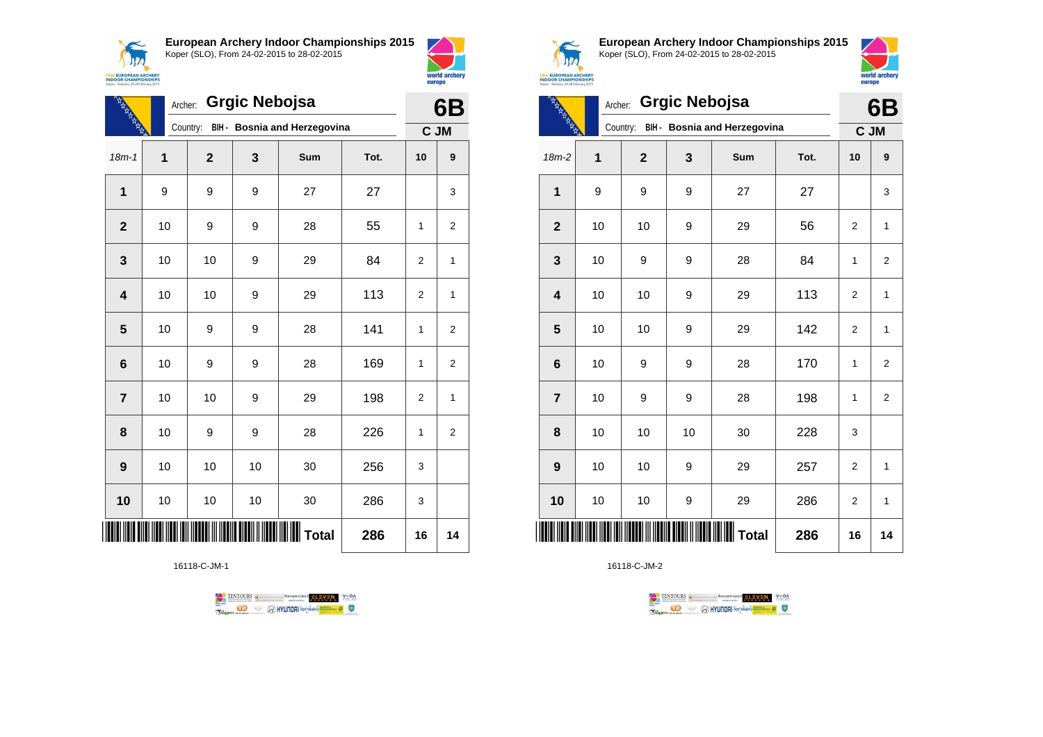**European Archery Indoor Championships 2015**
Koper (SLO), From 24-02-2015 to 28-02-2015

Archer: **Grgic Nebojsa**
Country: BIH - Bosnia and Herzegovina

**6B**
**C JM**

| 18m-1 | 1 | 2 | 3 | Sum | Tot. | 10 | 9 |
|---|---|---|---|---|---|---|---|
| **1** | 9 | 9 | 9 | 27 | 27 | | 3 |
| **2** | 10 | 9 | 9 | 28 | 55 | 1 | 2 |
| **3** | 10 | 10 | 9 | 29 | 84 | 2 | 1 |
| **4** | 10 | 10 | 9 | 29 | 113 | 2 | 1 |
| **5** | 10 | 9 | 9 | 28 | 141 | 1 | 2 |
| **6** | 10 | 9 | 9 | 28 | 169 | 1 | 2 |
| **7** | 10 | 10 | 9 | 29 | 198 | 2 | 1 |
| **8** | 10 | 9 | 9 | 28 | 226 | 1 | 2 |
| **9** | 10 | 10 | 10 | 30 | 256 | 3 | |
| **10** | 10 | 10 | 10 | 30 | 286 | 3 | |
| | | | | **Total** | **286** | **16** | **14** |

16118-C-JM-1

**European Archery Indoor Championships 2015**
Koper (SLO), From 24-02-2015 to 28-02-2015

Archer: **Grgic Nebojsa**
Country: BIH - Bosnia and Herzegovina

**6B**
**C JM**

| 18m-2 | 1 | 2 | 3 | Sum | Tot. | 10 | 9 |
|---|---|---|---|---|---|---|---|
| **1** | 9 | 9 | 9 | 27 | 27 | | 3 |
| **2** | 10 | 10 | 9 | 29 | 56 | 2 | 1 |
| **3** | 10 | 9 | 9 | 28 | 84 | 1 | 2 |
| **4** | 10 | 10 | 9 | 29 | 113 | 2 | 1 |
| **5** | 10 | 10 | 9 | 29 | 142 | 2 | 1 |
| **6** | 10 | 9 | 9 | 28 | 170 | 1 | 2 |
| **7** | 10 | 9 | 9 | 28 | 198 | 1 | 2 |
| **8** | 10 | 10 | 10 | 30 | 228 | 3 | |
| **9** | 10 | 10 | 9 | 29 | 257 | 2 | 1 |
| **10** | 10 | 10 | 9 | 29 | 286 | 2 | 1 |
| | | | | **Total** | **286** | **16** | **14** |

16118-C-JM-2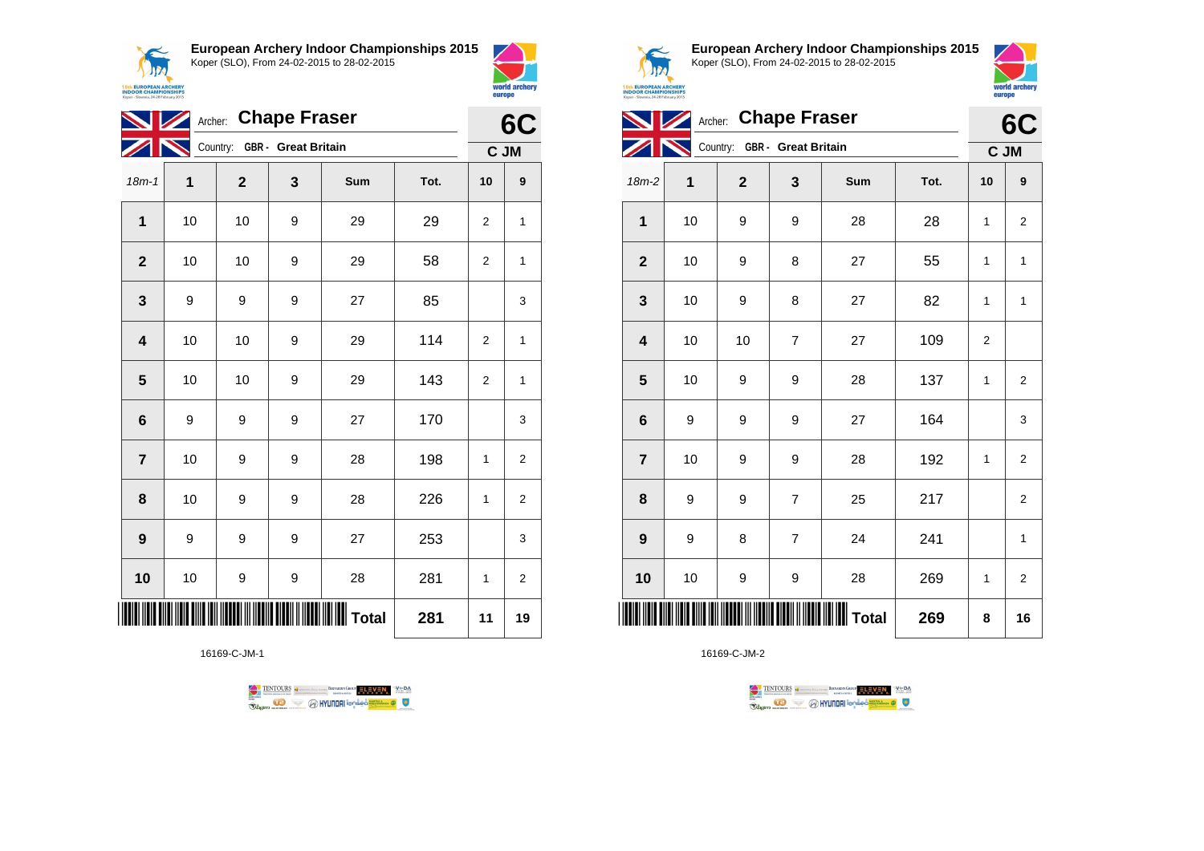## European Archery Indoor Championships 2015
Koper (SLO), From 24-02-2015 to 28-02-2015

Archer: **Chape Fraser**
Country: **GBR - Great Britain**

**6C**
**C JM**

| 18m-1 | 1 | 2 | 3 | Sum | Tot. | 10 | 9 |
|---|---|---|---|---|---|---|---|
| **1** | 10 | 10 | 9 | 29 | 29 | 2 | 1 |
| **2** | 10 | 10 | 9 | 29 | 58 | 2 | 1 |
| **3** | 9 | 9 | 9 | 27 | 85 | | 3 |
| **4** | 10 | 10 | 9 | 29 | 114 | 2 | 1 |
| **5** | 10 | 10 | 9 | 29 | 143 | 2 | 1 |
| **6** | 9 | 9 | 9 | 27 | 170 | | 3 |
| **7** | 10 | 9 | 9 | 28 | 198 | 1 | 2 |
| **8** | 10 | 9 | 9 | 28 | 226 | 1 | 2 |
| **9** | 9 | 9 | 9 | 27 | 253 | | 3 |
| **10** | 10 | 9 | 9 | 28 | 281 | 1 | 2 |
| | | | | **Total** | **281** | **11** | **19** |

16169-C-JM-1

## European Archery Indoor Championships 2015
Koper (SLO), From 24-02-2015 to 28-02-2015

Archer: **Chape Fraser**
Country: **GBR - Great Britain**

**6C**
**C JM**

| 18m-2 | 1 | 2 | 3 | Sum | Tot. | 10 | 9 |
|---|---|---|---|---|---|---|---|
| **1** | 10 | 9 | 9 | 28 | 28 | 1 | 2 |
| **2** | 10 | 9 | 8 | 27 | 55 | 1 | 1 |
| **3** | 10 | 9 | 8 | 27 | 82 | 1 | 1 |
| **4** | 10 | 10 | 7 | 27 | 109 | 2 | |
| **5** | 10 | 9 | 9 | 28 | 137 | 1 | 2 |
| **6** | 9 | 9 | 9 | 27 | 164 | | 3 |
| **7** | 10 | 9 | 9 | 28 | 192 | 1 | 2 |
| **8** | 9 | 9 | 7 | 25 | 217 | | 2 |
| **9** | 9 | 8 | 7 | 24 | 241 | | 1 |
| **10** | 10 | 9 | 9 | 28 | 269 | 1 | 2 |
| | | | | **Total** | **269** | **8** | **16** |

16169-C-JM-2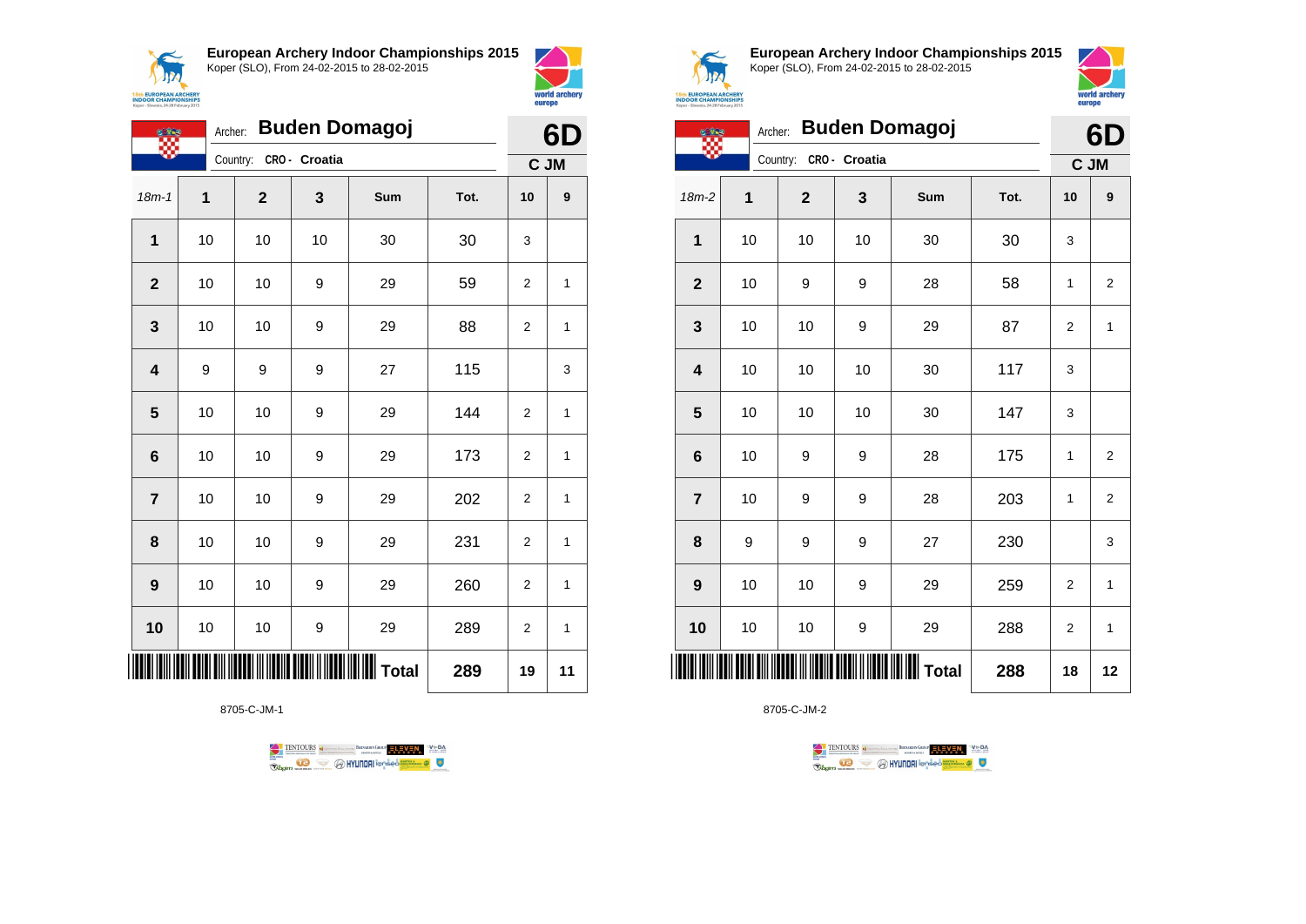## European Archery Indoor Championships 2015

Koper (SLO), From 24-02-2015 to 28-02-2015

Archer: **Buden Domagoj**

Country: CRO - Croatia

**6D** C JM

| 18m-1 | 1 | 2 | 3 | Sum | Tot. | 10 | 9 |
|---|---|---|---|---|---|---|---|
| 1 | 10 | 10 | 10 | 30 | 30 | 3 | |
| 2 | 10 | 10 | 9 | 29 | 59 | 2 | 1 |
| 3 | 10 | 10 | 9 | 29 | 88 | 2 | 1 |
| 4 | 9 | 9 | 9 | 27 | 115 | | 3 |
| 5 | 10 | 10 | 9 | 29 | 144 | 2 | 1 |
| 6 | 10 | 10 | 9 | 29 | 173 | 2 | 1 |
| 7 | 10 | 10 | 9 | 29 | 202 | 2 | 1 |
| 8 | 10 | 10 | 9 | 29 | 231 | 2 | 1 |
| 9 | 10 | 10 | 9 | 29 | 260 | 2 | 1 |
| 10 | 10 | 10 | 9 | 29 | 289 | 2 | 1 |
| | | | | **Total** | **289** | **19** | **11** |

8705-C-JM-1

## European Archery Indoor Championships 2015

Koper (SLO), From 24-02-2015 to 28-02-2015

Archer: **Buden Domagoj**

Country: CRO - Croatia

**6D** C JM

| 18m-2 | 1 | 2 | 3 | Sum | Tot. | 10 | 9 |
|---|---|---|---|---|---|---|---|
| 1 | 10 | 10 | 10 | 30 | 30 | 3 | |
| 2 | 10 | 9 | 9 | 28 | 58 | 1 | 2 |
| 3 | 10 | 10 | 9 | 29 | 87 | 2 | 1 |
| 4 | 10 | 10 | 10 | 30 | 117 | 3 | |
| 5 | 10 | 10 | 10 | 30 | 147 | 3 | |
| 6 | 10 | 9 | 9 | 28 | 175 | 1 | 2 |
| 7 | 10 | 9 | 9 | 28 | 203 | 1 | 2 |
| 8 | 9 | 9 | 9 | 27 | 230 | | 3 |
| 9 | 10 | 10 | 9 | 29 | 259 | 2 | 1 |
| 10 | 10 | 10 | 9 | 29 | 288 | 2 | 1 |
| | | | | **Total** | **288** | **18** | **12** |

8705-C-JM-2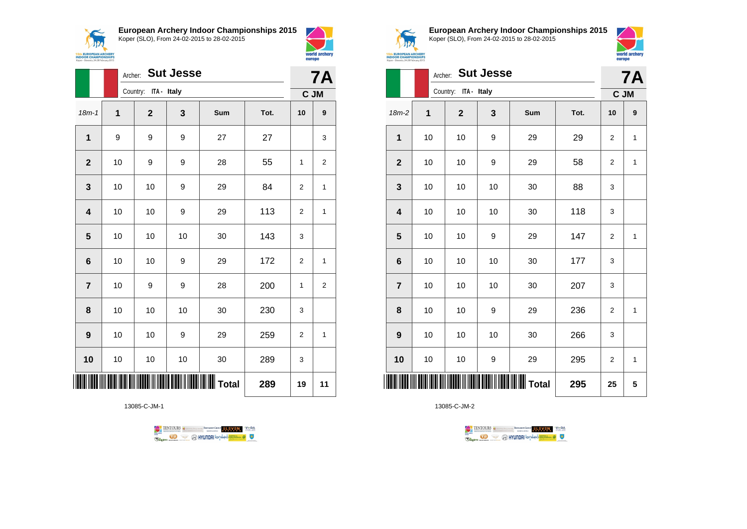## European Archery Indoor Championships 2015

Koper (SLO), From 24-02-2015 to 28-02-2015

Archer: **Sut Jesse**

Country: ITA - Italy

**7A**

**C JM**

| 18m-1 | 1 | 2 | 3 | Sum | Tot. | 10 | 9 |
|---|---|---|---|---|---|---|---|
| **1** | 9 | 9 | 9 | 27 | 27 | | 3 |
| **2** | 10 | 9 | 9 | 28 | 55 | 1 | 2 |
| **3** | 10 | 10 | 9 | 29 | 84 | 2 | 1 |
| **4** | 10 | 10 | 9 | 29 | 113 | 2 | 1 |
| **5** | 10 | 10 | 10 | 30 | 143 | 3 | |
| **6** | 10 | 10 | 9 | 29 | 172 | 2 | 1 |
| **7** | 10 | 9 | 9 | 28 | 200 | 1 | 2 |
| **8** | 10 | 10 | 10 | 30 | 230 | 3 | |
| **9** | 10 | 10 | 9 | 29 | 259 | 2 | 1 |
| **10** | 10 | 10 | 10 | 30 | 289 | 3 | |
| | | | | **Total** | **289** | **19** | **11** |

13085-C-JM-1

## European Archery Indoor Championships 2015

Koper (SLO), From 24-02-2015 to 28-02-2015

Archer: **Sut Jesse**

Country: ITA - Italy

**7A**

**C JM**

| 18m-2 | 1 | 2 | 3 | Sum | Tot. | 10 | 9 |
|---|---|---|---|---|---|---|---|
| **1** | 10 | 10 | 9 | 29 | 29 | 2 | 1 |
| **2** | 10 | 10 | 9 | 29 | 58 | 2 | 1 |
| **3** | 10 | 10 | 10 | 30 | 88 | 3 | |
| **4** | 10 | 10 | 10 | 30 | 118 | 3 | |
| **5** | 10 | 10 | 9 | 29 | 147 | 2 | 1 |
| **6** | 10 | 10 | 10 | 30 | 177 | 3 | |
| **7** | 10 | 10 | 10 | 30 | 207 | 3 | |
| **8** | 10 | 10 | 9 | 29 | 236 | 2 | 1 |
| **9** | 10 | 10 | 10 | 30 | 266 | 3 | |
| **10** | 10 | 10 | 9 | 29 | 295 | 2 | 1 |
| | | | | **Total** | **295** | **25** | **5** |

13085-C-JM-2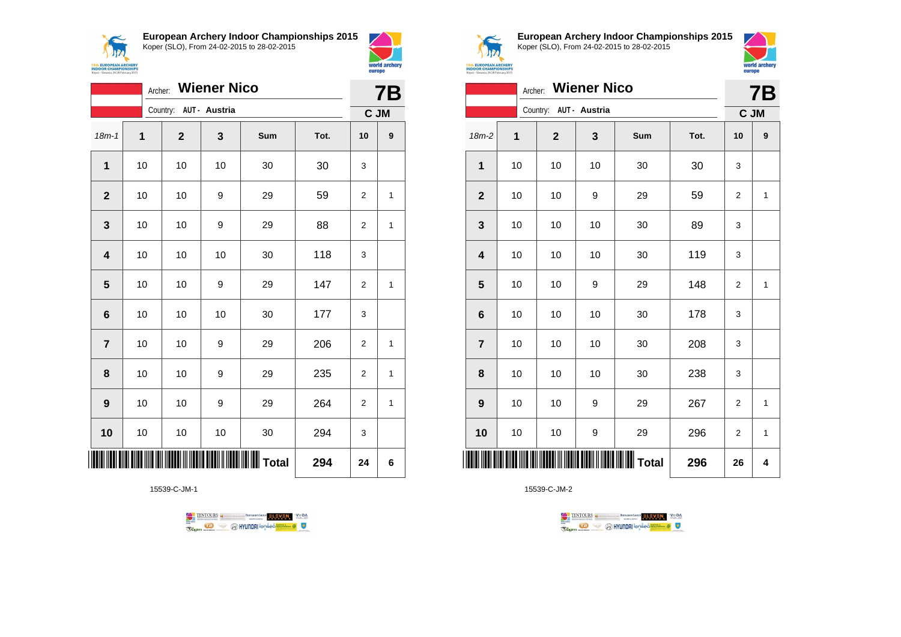## European Archery Indoor Championships 2015

Koper (SLO), From 24-02-2015 to 28-02-2015

Archer: **Wiener Nico**

Country: **AUT - Austria**

**7B**

**C JM**

| 18m-1 | 1 | 2 | 3 | Sum | Tot. | 10 | 9 |
|---|---|---|---|---|---|---|---|
| **1** | 10 | 10 | 10 | 30 | 30 | 3 | |
| **2** | 10 | 10 | 9 | 29 | 59 | 2 | 1 |
| **3** | 10 | 10 | 9 | 29 | 88 | 2 | 1 |
| **4** | 10 | 10 | 10 | 30 | 118 | 3 | |
| **5** | 10 | 10 | 9 | 29 | 147 | 2 | 1 |
| **6** | 10 | 10 | 10 | 30 | 177 | 3 | |
| **7** | 10 | 10 | 9 | 29 | 206 | 2 | 1 |
| **8** | 10 | 10 | 9 | 29 | 235 | 2 | 1 |
| **9** | 10 | 10 | 9 | 29 | 264 | 2 | 1 |
| **10** | 10 | 10 | 10 | 30 | 294 | 3 | |
| | | | | **Total** | **294** | **24** | **6** |

15539-C-JM-1

## European Archery Indoor Championships 2015

Koper (SLO), From 24-02-2015 to 28-02-2015

Archer: **Wiener Nico**

Country: **AUT - Austria**

**7B**

**C JM**

| 18m-2 | 1 | 2 | 3 | Sum | Tot. | 10 | 9 |
|---|---|---|---|---|---|---|---|
| **1** | 10 | 10 | 10 | 30 | 30 | 3 | |
| **2** | 10 | 10 | 9 | 29 | 59 | 2 | 1 |
| **3** | 10 | 10 | 10 | 30 | 89 | 3 | |
| **4** | 10 | 10 | 10 | 30 | 119 | 3 | |
| **5** | 10 | 10 | 9 | 29 | 148 | 2 | 1 |
| **6** | 10 | 10 | 10 | 30 | 178 | 3 | |
| **7** | 10 | 10 | 10 | 30 | 208 | 3 | |
| **8** | 10 | 10 | 10 | 30 | 238 | 3 | |
| **9** | 10 | 10 | 9 | 29 | 267 | 2 | 1 |
| **10** | 10 | 10 | 9 | 29 | 296 | 2 | 1 |
| | | | | **Total** | **296** | **26** | **4** |

15539-C-JM-2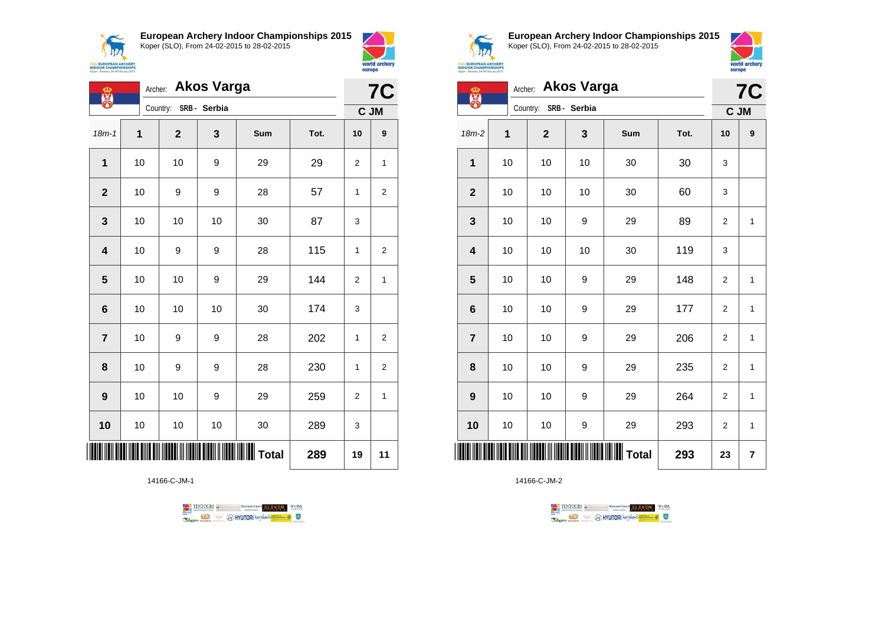## European Archery Indoor Championships 2015

Koper (SLO), From 24-02-2015 to 28-02-2015

Archer: **Akos Varga**

Country: **SRB - Serbia**

**7C**

**C JM**

| 18m-1 | 1 | 2 | 3 | Sum | Tot. | 10 | 9 |
|---|---|---|---|---|---|---|---|
| **1** | 10 | 10 | 9 | 29 | 29 | 2 | 1 |
| **2** | 10 | 9 | 9 | 28 | 57 | 1 | 2 |
| **3** | 10 | 10 | 10 | 30 | 87 | 3 | |
| **4** | 10 | 9 | 9 | 28 | 115 | 1 | 2 |
| **5** | 10 | 10 | 9 | 29 | 144 | 2 | 1 |
| **6** | 10 | 10 | 10 | 30 | 174 | 3 | |
| **7** | 10 | 9 | 9 | 28 | 202 | 1 | 2 |
| **8** | 10 | 9 | 9 | 28 | 230 | 1 | 2 |
| **9** | 10 | 10 | 9 | 29 | 259 | 2 | 1 |
| **10** | 10 | 10 | 10 | 30 | 289 | 3 | |
| | | | | **Total** | **289** | **19** | **11** |

14166-C-JM-1

## European Archery Indoor Championships 2015

Koper (SLO), From 24-02-2015 to 28-02-2015

Archer: **Akos Varga**

Country: **SRB - Serbia**

**7C**

**C JM**

| 18m-2 | 1 | 2 | 3 | Sum | Tot. | 10 | 9 |
|---|---|---|---|---|---|---|---|
| **1** | 10 | 10 | 10 | 30 | 30 | 3 | |
| **2** | 10 | 10 | 10 | 30 | 60 | 3 | |
| **3** | 10 | 10 | 9 | 29 | 89 | 2 | 1 |
| **4** | 10 | 10 | 10 | 30 | 119 | 3 | |
| **5** | 10 | 10 | 9 | 29 | 148 | 2 | 1 |
| **6** | 10 | 10 | 9 | 29 | 177 | 2 | 1 |
| **7** | 10 | 10 | 9 | 29 | 206 | 2 | 1 |
| **8** | 10 | 10 | 9 | 29 | 235 | 2 | 1 |
| **9** | 10 | 10 | 9 | 29 | 264 | 2 | 1 |
| **10** | 10 | 10 | 9 | 29 | 293 | 2 | 1 |
| | | | | **Total** | **293** | **23** | **7** |

14166-C-JM-2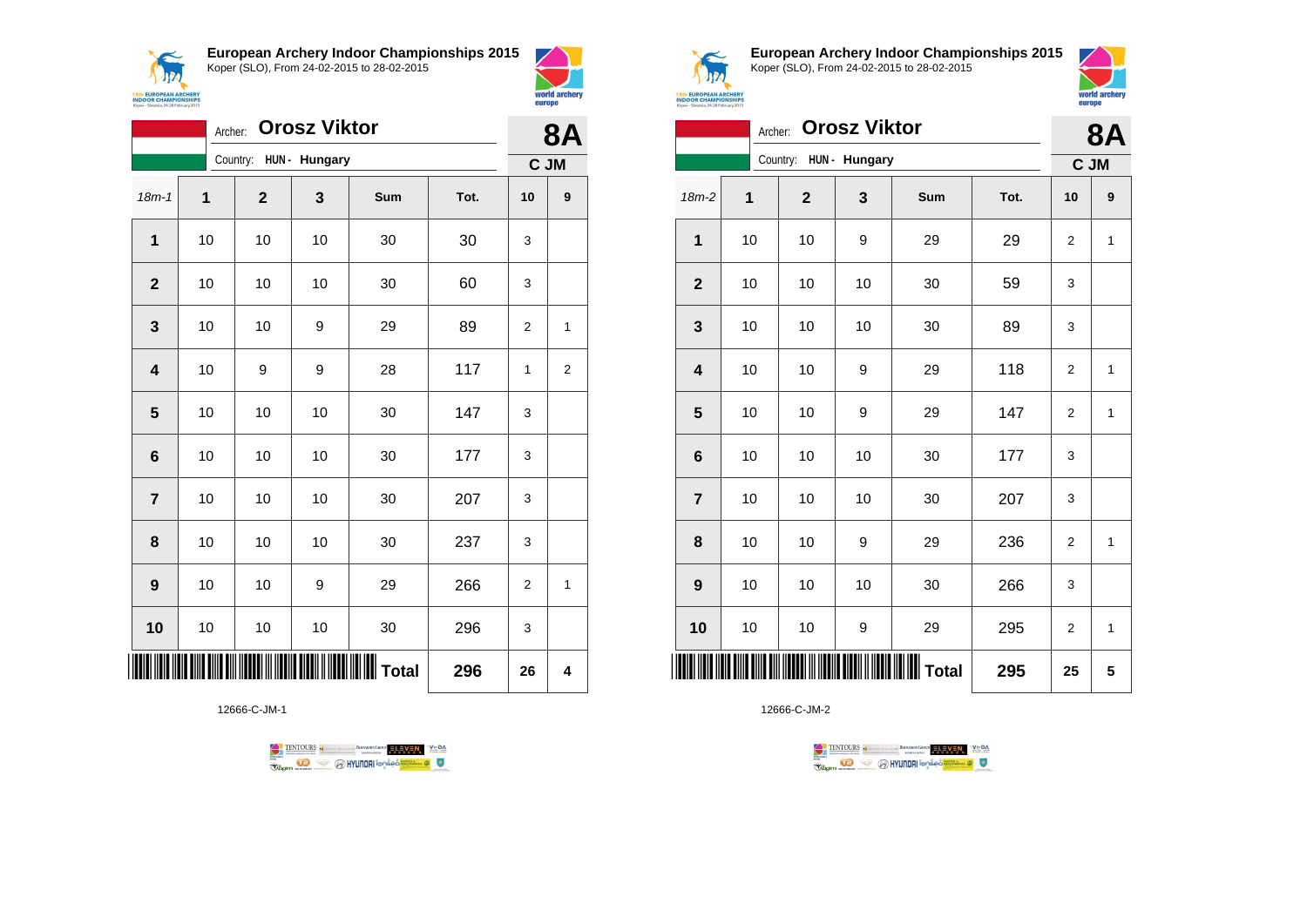## European Archery Indoor Championships 2015

Koper (SLO), From 24-02-2015 to 28-02-2015

Archer: **Orosz Viktor**

Country: HUN - Hungary

**8A**

**C JM**

| 18m-1 | 1 | 2 | 3 | Sum | Tot. | 10 | 9 |
|---|---|---|---|---|---|---|---|
| 1 | 10 | 10 | 10 | 30 | 30 | 3 | |
| 2 | 10 | 10 | 10 | 30 | 60 | 3 | |
| 3 | 10 | 10 | 9 | 29 | 89 | 2 | 1 |
| 4 | 10 | 9 | 9 | 28 | 117 | 1 | 2 |
| 5 | 10 | 10 | 10 | 30 | 147 | 3 | |
| 6 | 10 | 10 | 10 | 30 | 177 | 3 | |
| 7 | 10 | 10 | 10 | 30 | 207 | 3 | |
| 8 | 10 | 10 | 10 | 30 | 237 | 3 | |
| 9 | 10 | 10 | 9 | 29 | 266 | 2 | 1 |
| 10 | 10 | 10 | 10 | 30 | 296 | 3 | |
| | | | | **Total** | **296** | **26** | **4** |

12666-C-JM-1

## European Archery Indoor Championships 2015

Koper (SLO), From 24-02-2015 to 28-02-2015

Archer: **Orosz Viktor**

Country: HUN - Hungary

**8A**

**C JM**

| 18m-2 | 1 | 2 | 3 | Sum | Tot. | 10 | 9 |
|---|---|---|---|---|---|---|---|
| 1 | 10 | 10 | 9 | 29 | 29 | 2 | 1 |
| 2 | 10 | 10 | 10 | 30 | 59 | 3 | |
| 3 | 10 | 10 | 10 | 30 | 89 | 3 | |
| 4 | 10 | 10 | 9 | 29 | 118 | 2 | 1 |
| 5 | 10 | 10 | 9 | 29 | 147 | 2 | 1 |
| 6 | 10 | 10 | 10 | 30 | 177 | 3 | |
| 7 | 10 | 10 | 10 | 30 | 207 | 3 | |
| 8 | 10 | 10 | 9 | 29 | 236 | 2 | 1 |
| 9 | 10 | 10 | 10 | 30 | 266 | 3 | |
| 10 | 10 | 10 | 9 | 29 | 295 | 2 | 1 |
| | | | | **Total** | **295** | **25** | **5** |

12666-C-JM-2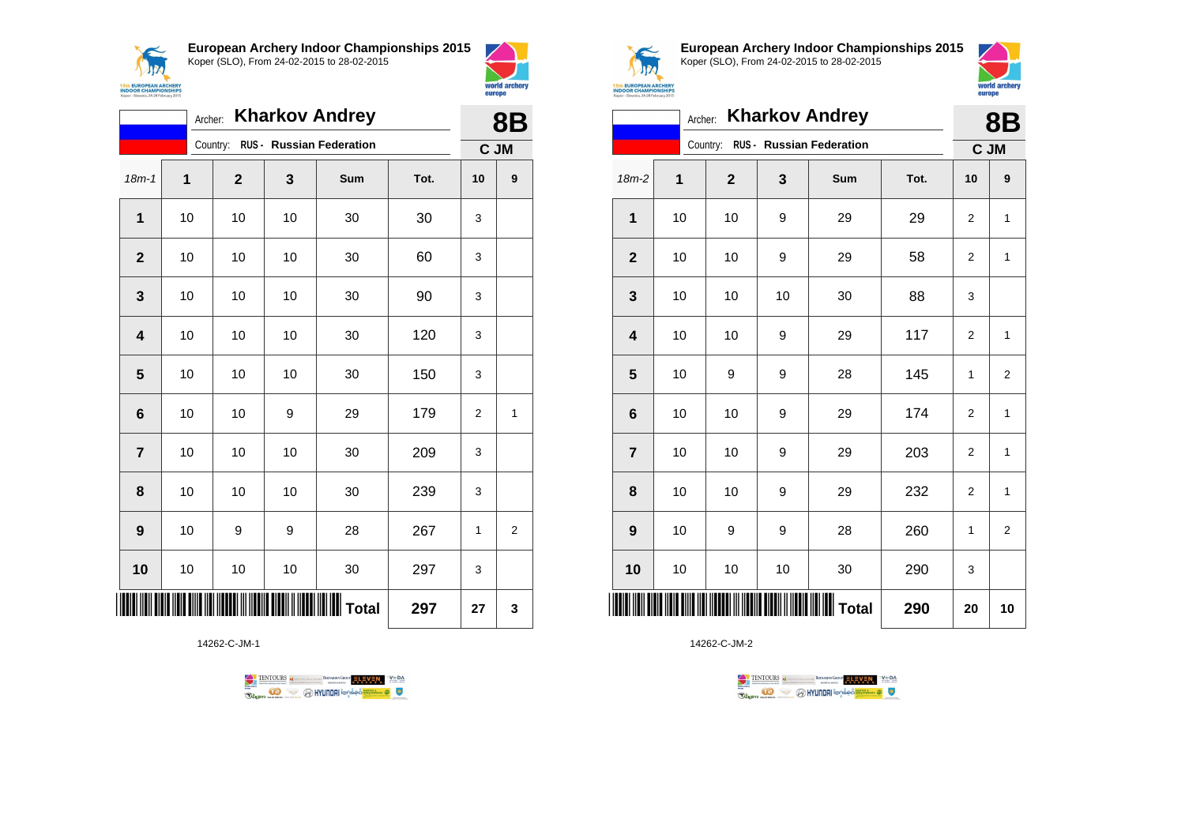**European Archery Indoor Championships 2015**
Koper (SLO), From 24-02-2015 to 28-02-2015

Archer: **Kharkov Andrey**
Country: **RUS - Russian Federation**

**8B**
**C JM**

| 18m-1 | 1 | 2 | 3 | Sum | Tot. | 10 | 9 |
|---|---|---|---|---|---|---|---|
| **1** | 10 | 10 | 10 | 30 | 30 | 3 | |
| **2** | 10 | 10 | 10 | 30 | 60 | 3 | |
| **3** | 10 | 10 | 10 | 30 | 90 | 3 | |
| **4** | 10 | 10 | 10 | 30 | 120 | 3 | |
| **5** | 10 | 10 | 10 | 30 | 150 | 3 | |
| **6** | 10 | 10 | 9 | 29 | 179 | 2 | 1 |
| **7** | 10 | 10 | 10 | 30 | 209 | 3 | |
| **8** | 10 | 10 | 10 | 30 | 239 | 3 | |
| **9** | 10 | 9 | 9 | 28 | 267 | 1 | 2 |
| **10** | 10 | 10 | 10 | 30 | 297 | 3 | |
| | | | | **Total** | **297** | **27** | **3** |

14262-C-JM-1

**European Archery Indoor Championships 2015**
Koper (SLO), From 24-02-2015 to 28-02-2015

Archer: **Kharkov Andrey**
Country: **RUS - Russian Federation**

**8B**
**C JM**

| 18m-2 | 1 | 2 | 3 | Sum | Tot. | 10 | 9 |
|---|---|---|---|---|---|---|---|
| **1** | 10 | 10 | 9 | 29 | 29 | 2 | 1 |
| **2** | 10 | 10 | 9 | 29 | 58 | 2 | 1 |
| **3** | 10 | 10 | 10 | 30 | 88 | 3 | |
| **4** | 10 | 10 | 9 | 29 | 117 | 2 | 1 |
| **5** | 10 | 9 | 9 | 28 | 145 | 1 | 2 |
| **6** | 10 | 10 | 9 | 29 | 174 | 2 | 1 |
| **7** | 10 | 10 | 9 | 29 | 203 | 2 | 1 |
| **8** | 10 | 10 | 9 | 29 | 232 | 2 | 1 |
| **9** | 10 | 9 | 9 | 28 | 260 | 1 | 2 |
| **10** | 10 | 10 | 10 | 30 | 290 | 3 | |
| | | | | **Total** | **290** | **20** | **10** |

14262-C-JM-2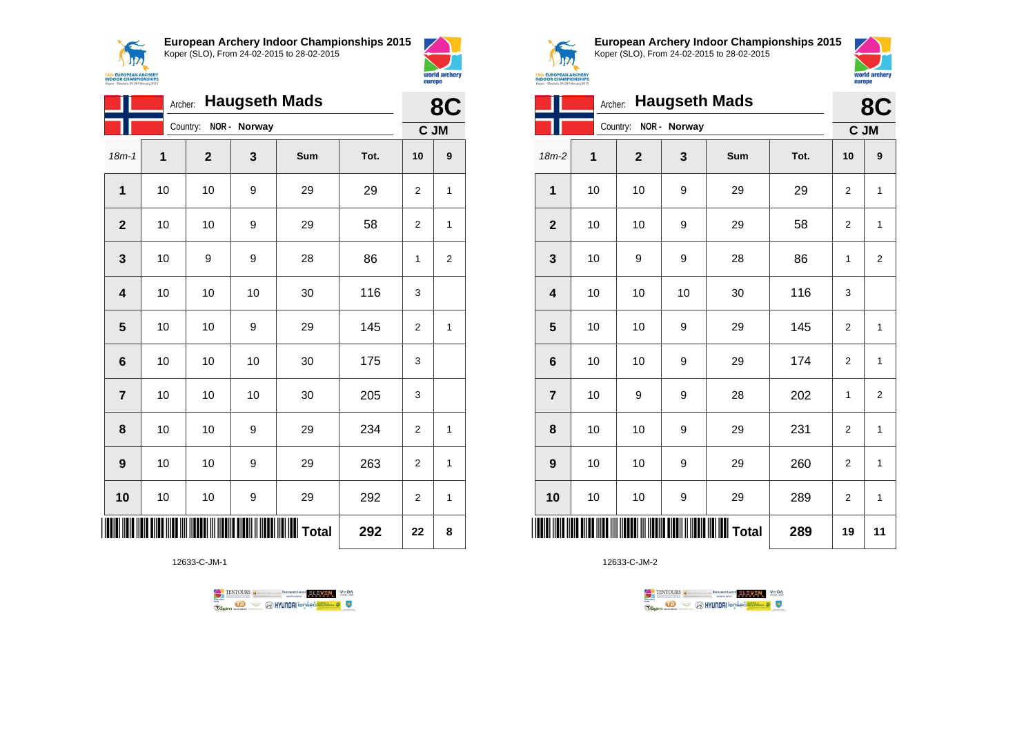**European Archery Indoor Championships 2015**
Koper (SLO), From 24-02-2015 to 28-02-2015

Archer: **Haugseth Mads**
Country: **NOR - Norway**

**8C**
**C JM**

| 18m-1 | 1 | 2 | 3 | Sum | Tot. | 10 | 9 |
|---|---|---|---|---|---|---|---|
| **1** | 10 | 10 | 9 | 29 | 29 | 2 | 1 |
| **2** | 10 | 10 | 9 | 29 | 58 | 2 | 1 |
| **3** | 10 | 9 | 9 | 28 | 86 | 1 | 2 |
| **4** | 10 | 10 | 10 | 30 | 116 | 3 | |
| **5** | 10 | 10 | 9 | 29 | 145 | 2 | 1 |
| **6** | 10 | 10 | 10 | 30 | 175 | 3 | |
| **7** | 10 | 10 | 10 | 30 | 205 | 3 | |
| **8** | 10 | 10 | 9 | 29 | 234 | 2 | 1 |
| **9** | 10 | 10 | 9 | 29 | 263 | 2 | 1 |
| **10** | 10 | 10 | 9 | 29 | 292 | 2 | 1 |
| | | | | **Total** | **292** | **22** | **8** |

12633-C-JM-1

**European Archery Indoor Championships 2015**
Koper (SLO), From 24-02-2015 to 28-02-2015

Archer: **Haugseth Mads**
Country: **NOR - Norway**

**8C**
**C JM**

| 18m-2 | 1 | 2 | 3 | Sum | Tot. | 10 | 9 |
|---|---|---|---|---|---|---|---|
| **1** | 10 | 10 | 9 | 29 | 29 | 2 | 1 |
| **2** | 10 | 10 | 9 | 29 | 58 | 2 | 1 |
| **3** | 10 | 9 | 9 | 28 | 86 | 1 | 2 |
| **4** | 10 | 10 | 10 | 30 | 116 | 3 | |
| **5** | 10 | 10 | 9 | 29 | 145 | 2 | 1 |
| **6** | 10 | 10 | 9 | 29 | 174 | 2 | 1 |
| **7** | 10 | 9 | 9 | 28 | 202 | 1 | 2 |
| **8** | 10 | 10 | 9 | 29 | 231 | 2 | 1 |
| **9** | 10 | 10 | 9 | 29 | 260 | 2 | 1 |
| **10** | 10 | 10 | 9 | 29 | 289 | 2 | 1 |
| | | | | **Total** | **289** | **19** | **11** |

12633-C-JM-2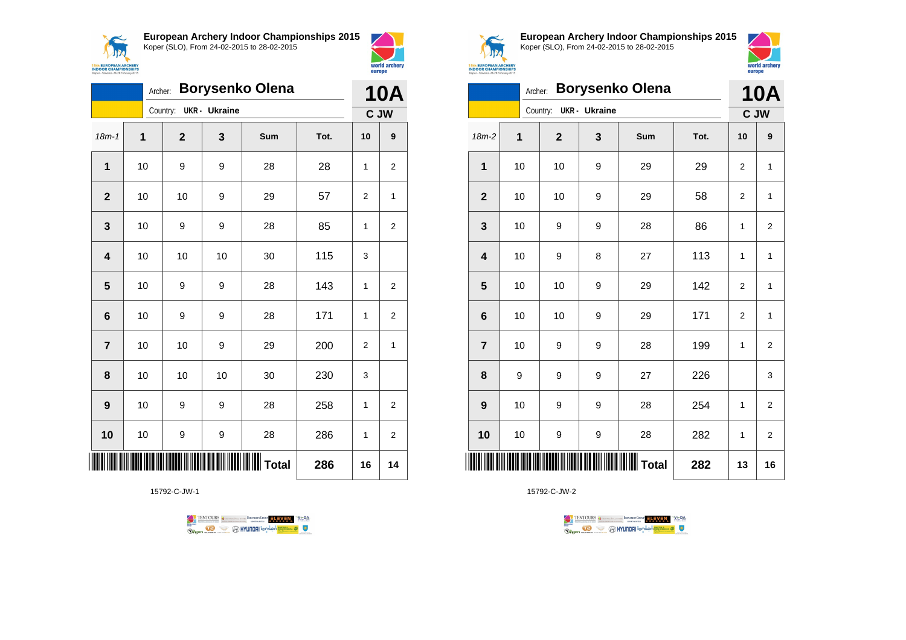**European Archery Indoor Championships 2015**
Koper (SLO), From 24-02-2015 to 28-02-2015

Archer: **Borysenko Olena**
Country: **UKR - Ukraine**

**10A**
**C JW**

| 18m-1 | 1 | 2 | 3 | Sum | Tot. | 10 | 9 |
|---|---|---|---|---|---|---|---|
| **1** | 10 | 9 | 9 | 28 | 28 | 1 | 2 |
| **2** | 10 | 10 | 9 | 29 | 57 | 2 | 1 |
| **3** | 10 | 9 | 9 | 28 | 85 | 1 | 2 |
| **4** | 10 | 10 | 10 | 30 | 115 | 3 | |
| **5** | 10 | 9 | 9 | 28 | 143 | 1 | 2 |
| **6** | 10 | 9 | 9 | 28 | 171 | 1 | 2 |
| **7** | 10 | 10 | 9 | 29 | 200 | 2 | 1 |
| **8** | 10 | 10 | 10 | 30 | 230 | 3 | |
| **9** | 10 | 9 | 9 | 28 | 258 | 1 | 2 |
| **10** | 10 | 9 | 9 | 28 | 286 | 1 | 2 |
| | | | | **Total** | **286** | **16** | **14** |

15792-C-JW-1

**European Archery Indoor Championships 2015**
Koper (SLO), From 24-02-2015 to 28-02-2015

Archer: **Borysenko Olena**
Country: **UKR - Ukraine**

**10A**
**C JW**

| 18m-2 | 1 | 2 | 3 | Sum | Tot. | 10 | 9 |
|---|---|---|---|---|---|---|---|
| **1** | 10 | 10 | 9 | 29 | 29 | 2 | 1 |
| **2** | 10 | 10 | 9 | 29 | 58 | 2 | 1 |
| **3** | 10 | 9 | 9 | 28 | 86 | 1 | 2 |
| **4** | 10 | 9 | 8 | 27 | 113 | 1 | 1 |
| **5** | 10 | 10 | 9 | 29 | 142 | 2 | 1 |
| **6** | 10 | 10 | 9 | 29 | 171 | 2 | 1 |
| **7** | 10 | 9 | 9 | 28 | 199 | 1 | 2 |
| **8** | 9 | 9 | 9 | 27 | 226 | | 3 |
| **9** | 10 | 9 | 9 | 28 | 254 | 1 | 2 |
| **10** | 10 | 9 | 9 | 28 | 282 | 1 | 2 |
| | | | | **Total** | **282** | **13** | **16** |

15792-C-JW-2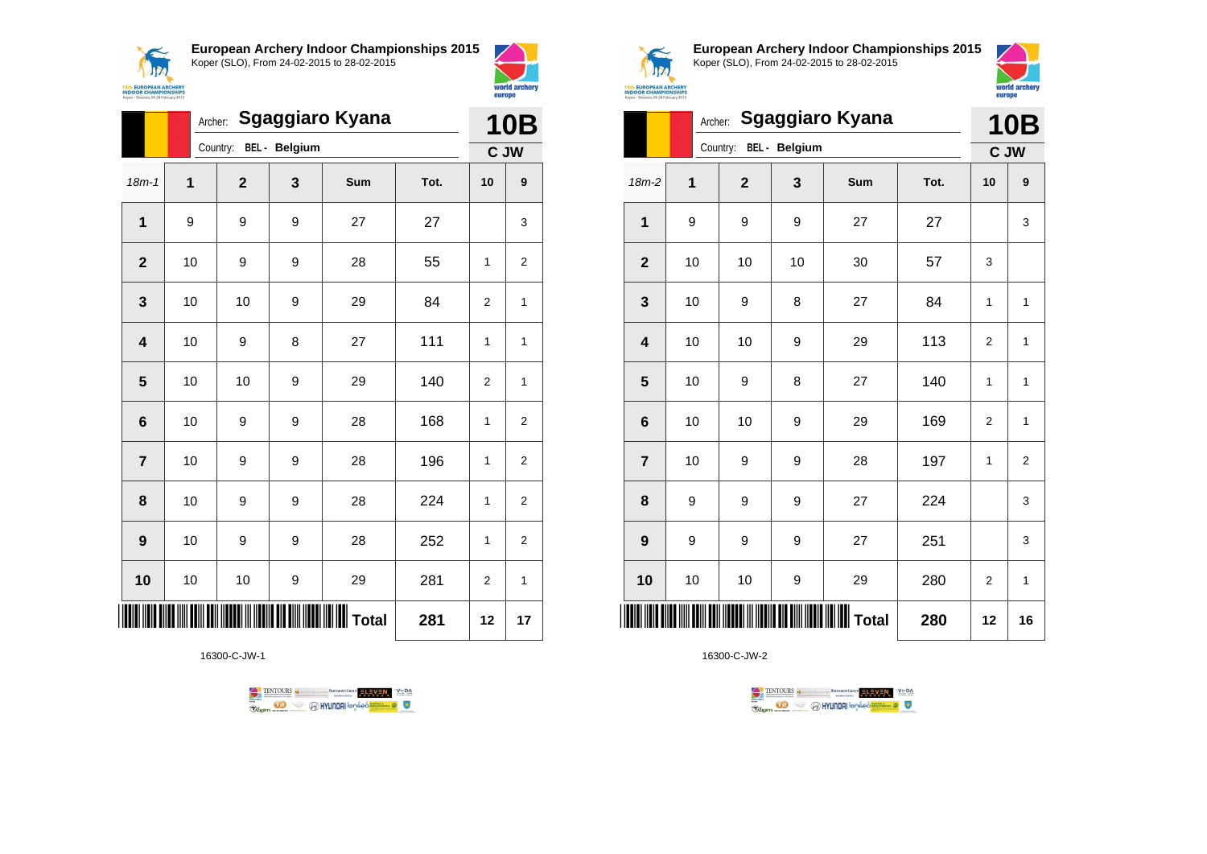## European Archery Indoor Championships 2015
Koper (SLO), From 24-02-2015 to 28-02-2015

Archer: **Sgaggiaro Kyana**
Country: BEL - Belgium

**10B**
**C JW**

| 18m-1 | 1 | 2 | 3 | Sum | Tot. | 10 | 9 |
|---|---|---|---|---|---|---|---|
| 1 | 9 | 9 | 9 | 27 | 27 | | 3 |
| 2 | 10 | 9 | 9 | 28 | 55 | 1 | 2 |
| 3 | 10 | 10 | 9 | 29 | 84 | 2 | 1 |
| 4 | 10 | 9 | 8 | 27 | 111 | 1 | 1 |
| 5 | 10 | 10 | 9 | 29 | 140 | 2 | 1 |
| 6 | 10 | 9 | 9 | 28 | 168 | 1 | 2 |
| 7 | 10 | 9 | 9 | 28 | 196 | 1 | 2 |
| 8 | 10 | 9 | 9 | 28 | 224 | 1 | 2 |
| 9 | 10 | 9 | 9 | 28 | 252 | 1 | 2 |
| 10 | 10 | 10 | 9 | 29 | 281 | 2 | 1 |
| | | | | **Total** | **281** | **12** | **17** |

16300-C-JW-1

## European Archery Indoor Championships 2015
Koper (SLO), From 24-02-2015 to 28-02-2015

Archer: **Sgaggiaro Kyana**
Country: BEL - Belgium

**10B**
**C JW**

| 18m-2 | 1 | 2 | 3 | Sum | Tot. | 10 | 9 |
|---|---|---|---|---|---|---|---|
| 1 | 9 | 9 | 9 | 27 | 27 | | 3 |
| 2 | 10 | 10 | 10 | 30 | 57 | 3 | |
| 3 | 10 | 9 | 8 | 27 | 84 | 1 | 1 |
| 4 | 10 | 10 | 9 | 29 | 113 | 2 | 1 |
| 5 | 10 | 9 | 8 | 27 | 140 | 1 | 1 |
| 6 | 10 | 10 | 9 | 29 | 169 | 2 | 1 |
| 7 | 10 | 9 | 9 | 28 | 197 | 1 | 2 |
| 8 | 9 | 9 | 9 | 27 | 224 | | 3 |
| 9 | 9 | 9 | 9 | 27 | 251 | | 3 |
| 10 | 10 | 10 | 9 | 29 | 280 | 2 | 1 |
| | | | | **Total** | **280** | **12** | **16** |

16300-C-JW-2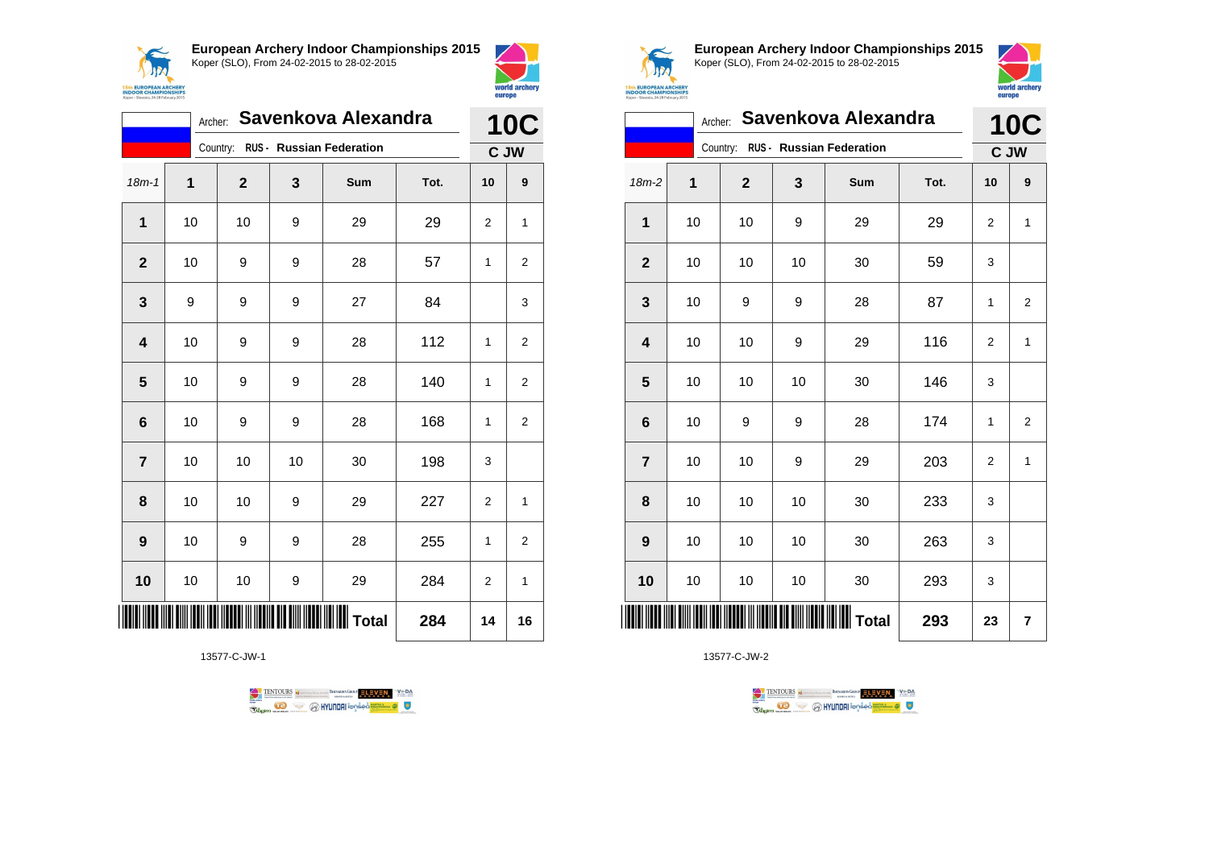## European Archery Indoor Championships 2015
Koper (SLO), From 24-02-2015 to 28-02-2015

Archer: **Savenkova Alexandra**
Country: **RUS - Russian Federation**

**10C**
**C JW**

| 18m-1 | 1 | 2 | 3 | Sum | Tot. | 10 | 9 |
|---|---|---|---|---|---|---|---|
| 1 | 10 | 10 | 9 | 29 | 29 | 2 | 1 |
| 2 | 10 | 9 | 9 | 28 | 57 | 1 | 2 |
| 3 | 9 | 9 | 9 | 27 | 84 | | 3 |
| 4 | 10 | 9 | 9 | 28 | 112 | 1 | 2 |
| 5 | 10 | 9 | 9 | 28 | 140 | 1 | 2 |
| 6 | 10 | 9 | 9 | 28 | 168 | 1 | 2 |
| 7 | 10 | 10 | 10 | 30 | 198 | 3 | |
| 8 | 10 | 10 | 9 | 29 | 227 | 2 | 1 |
| 9 | 10 | 9 | 9 | 28 | 255 | 1 | 2 |
| 10 | 10 | 10 | 9 | 29 | 284 | 2 | 1 |
| | | | | Total | 284 | 14 | 16 |

13577-C-JW-1

## European Archery Indoor Championships 2015
Koper (SLO), From 24-02-2015 to 28-02-2015

Archer: **Savenkova Alexandra**
Country: **RUS - Russian Federation**

**10C**
**C JW**

| 18m-2 | 1 | 2 | 3 | Sum | Tot. | 10 | 9 |
|---|---|---|---|---|---|---|---|
| 1 | 10 | 10 | 9 | 29 | 29 | 2 | 1 |
| 2 | 10 | 10 | 10 | 30 | 59 | 3 | |
| 3 | 10 | 9 | 9 | 28 | 87 | 1 | 2 |
| 4 | 10 | 10 | 9 | 29 | 116 | 2 | 1 |
| 5 | 10 | 10 | 10 | 30 | 146 | 3 | |
| 6 | 10 | 9 | 9 | 28 | 174 | 1 | 2 |
| 7 | 10 | 10 | 9 | 29 | 203 | 2 | 1 |
| 8 | 10 | 10 | 10 | 30 | 233 | 3 | |
| 9 | 10 | 10 | 10 | 30 | 263 | 3 | |
| 10 | 10 | 10 | 10 | 30 | 293 | 3 | |
| | | | | Total | 293 | 23 | 7 |

13577-C-JW-2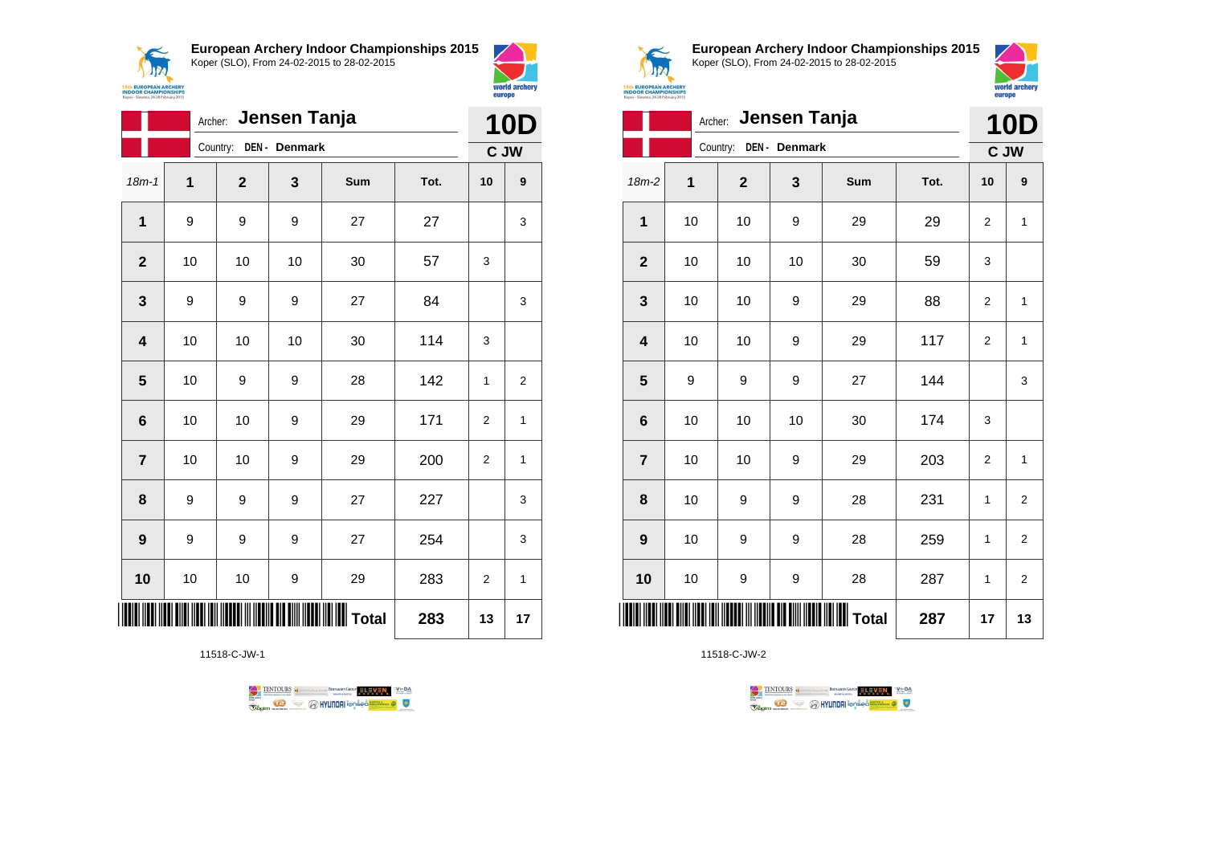## European Archery Indoor Championships 2015
Koper (SLO), From 24-02-2015 to 28-02-2015

Archer: **Jensen Tanja**
Country: **DEN - Denmark**

**10D**
**C JW**

| 18m-1 | 1 | 2 | 3 | Sum | Tot. | 10 | 9 |
|---|---|---|---|---|---|---|---|
| 1 | 9 | 9 | 9 | 27 | 27 | | 3 |
| 2 | 10 | 10 | 10 | 30 | 57 | 3 | |
| 3 | 9 | 9 | 9 | 27 | 84 | | 3 |
| 4 | 10 | 10 | 10 | 30 | 114 | 3 | |
| 5 | 10 | 9 | 9 | 28 | 142 | 1 | 2 |
| 6 | 10 | 10 | 9 | 29 | 171 | 2 | 1 |
| 7 | 10 | 10 | 9 | 29 | 200 | 2 | 1 |
| 8 | 9 | 9 | 9 | 27 | 227 | | 3 |
| 9 | 9 | 9 | 9 | 27 | 254 | | 3 |
| 10 | 10 | 10 | 9 | 29 | 283 | 2 | 1 |
| | | | | **Total** | **283** | **13** | **17** |

11518-C-JW-1

## European Archery Indoor Championships 2015
Koper (SLO), From 24-02-2015 to 28-02-2015

Archer: **Jensen Tanja**
Country: **DEN - Denmark**

**10D**
**C JW**

| 18m-2 | 1 | 2 | 3 | Sum | Tot. | 10 | 9 |
|---|---|---|---|---|---|---|---|
| 1 | 10 | 10 | 9 | 29 | 29 | 2 | 1 |
| 2 | 10 | 10 | 10 | 30 | 59 | 3 | |
| 3 | 10 | 10 | 9 | 29 | 88 | 2 | 1 |
| 4 | 10 | 10 | 9 | 29 | 117 | 2 | 1 |
| 5 | 9 | 9 | 9 | 27 | 144 | | 3 |
| 6 | 10 | 10 | 10 | 30 | 174 | 3 | |
| 7 | 10 | 10 | 9 | 29 | 203 | 2 | 1 |
| 8 | 10 | 9 | 9 | 28 | 231 | 1 | 2 |
| 9 | 10 | 9 | 9 | 28 | 259 | 1 | 2 |
| 10 | 10 | 9 | 9 | 28 | 287 | 1 | 2 |
| | | | | **Total** | **287** | **17** | **13** |

11518-C-JW-2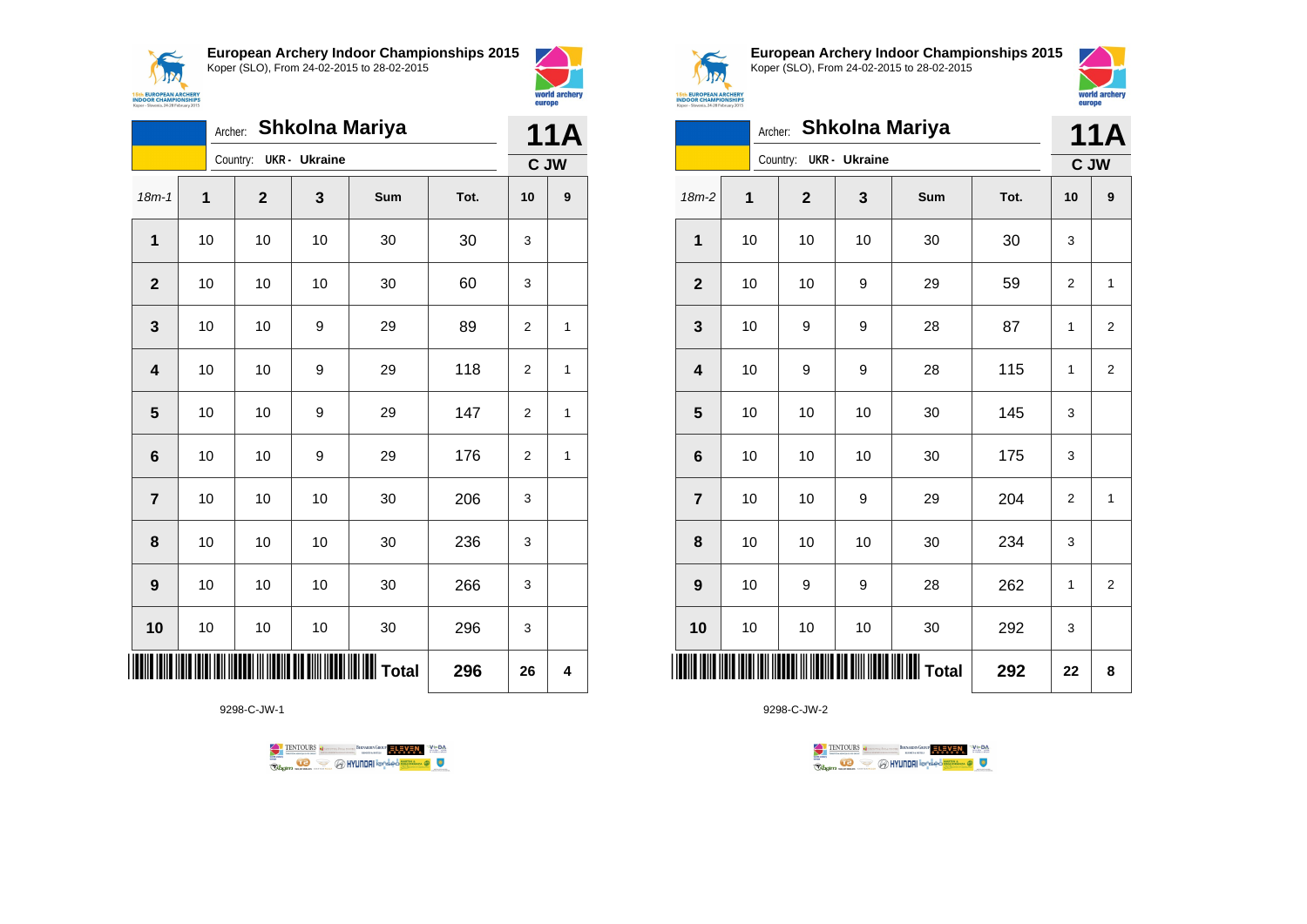**European Archery Indoor Championships 2015**
Koper (SLO), From 24-02-2015 to 28-02-2015

Archer: **Shkolna Mariya**
Country: UKR - Ukraine

**11A**
**C JW**

| 18m-1 | 1 | 2 | 3 | Sum | Tot. | 10 | 9 |
|---|---|---|---|---|---|---|---|
| **1** | 10 | 10 | 10 | 30 | 30 | 3 | |
| **2** | 10 | 10 | 10 | 30 | 60 | 3 | |
| **3** | 10 | 10 | 9 | 29 | 89 | 2 | 1 |
| **4** | 10 | 10 | 9 | 29 | 118 | 2 | 1 |
| **5** | 10 | 10 | 9 | 29 | 147 | 2 | 1 |
| **6** | 10 | 10 | 9 | 29 | 176 | 2 | 1 |
| **7** | 10 | 10 | 10 | 30 | 206 | 3 | |
| **8** | 10 | 10 | 10 | 30 | 236 | 3 | |
| **9** | 10 | 10 | 10 | 30 | 266 | 3 | |
| **10** | 10 | 10 | 10 | 30 | 296 | 3 | |
| | | | | **Total** | **296** | **26** | **4** |

9298-C-JW-1

**European Archery Indoor Championships 2015**
Koper (SLO), From 24-02-2015 to 28-02-2015

Archer: **Shkolna Mariya**
Country: UKR - Ukraine

**11A**
**C JW**

| 18m-2 | 1 | 2 | 3 | Sum | Tot. | 10 | 9 |
|---|---|---|---|---|---|---|---|
| **1** | 10 | 10 | 10 | 30 | 30 | 3 | |
| **2** | 10 | 10 | 9 | 29 | 59 | 2 | 1 |
| **3** | 10 | 9 | 9 | 28 | 87 | 1 | 2 |
| **4** | 10 | 9 | 9 | 28 | 115 | 1 | 2 |
| **5** | 10 | 10 | 10 | 30 | 145 | 3 | |
| **6** | 10 | 10 | 10 | 30 | 175 | 3 | |
| **7** | 10 | 10 | 9 | 29 | 204 | 2 | 1 |
| **8** | 10 | 10 | 10 | 30 | 234 | 3 | |
| **9** | 10 | 9 | 9 | 28 | 262 | 1 | 2 |
| **10** | 10 | 10 | 10 | 30 | 292 | 3 | |
| | | | | **Total** | **292** | **22** | **8** |

9298-C-JW-2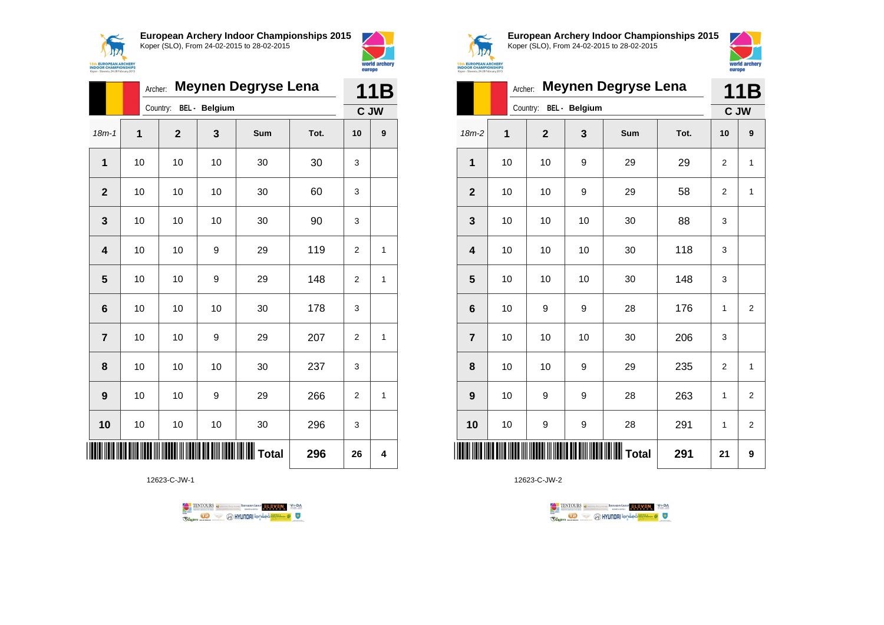## European Archery Indoor Championships 2015

Koper (SLO), From 24-02-2015 to 28-02-2015

Archer: **Meynen Degryse Lena**

Country: BEL - Belgium

**11B**

**C JW**

| 18m-1 | 1 | 2 | 3 | Sum | Tot. | 10 | 9 |
|---|---|---|---|---|---|---|---|
| 1 | 10 | 10 | 10 | 30 | 30 | 3 | |
| 2 | 10 | 10 | 10 | 30 | 60 | 3 | |
| 3 | 10 | 10 | 10 | 30 | 90 | 3 | |
| 4 | 10 | 10 | 9 | 29 | 119 | 2 | 1 |
| 5 | 10 | 10 | 9 | 29 | 148 | 2 | 1 |
| 6 | 10 | 10 | 10 | 30 | 178 | 3 | |
| 7 | 10 | 10 | 9 | 29 | 207 | 2 | 1 |
| 8 | 10 | 10 | 10 | 30 | 237 | 3 | |
| 9 | 10 | 10 | 9 | 29 | 266 | 2 | 1 |
| 10 | 10 | 10 | 10 | 30 | 296 | 3 | |
| | | | | **Total** | **296** | **26** | **4** |

12623-C-JW-1

## European Archery Indoor Championships 2015

Koper (SLO), From 24-02-2015 to 28-02-2015

Archer: **Meynen Degryse Lena**

Country: BEL - Belgium

**11B**

**C JW**

| 18m-2 | 1 | 2 | 3 | Sum | Tot. | 10 | 9 |
|---|---|---|---|---|---|---|---|
| 1 | 10 | 10 | 9 | 29 | 29 | 2 | 1 |
| 2 | 10 | 10 | 9 | 29 | 58 | 2 | 1 |
| 3 | 10 | 10 | 10 | 30 | 88 | 3 | |
| 4 | 10 | 10 | 10 | 30 | 118 | 3 | |
| 5 | 10 | 10 | 10 | 30 | 148 | 3 | |
| 6 | 10 | 9 | 9 | 28 | 176 | 1 | 2 |
| 7 | 10 | 10 | 10 | 30 | 206 | 3 | |
| 8 | 10 | 10 | 9 | 29 | 235 | 2 | 1 |
| 9 | 10 | 9 | 9 | 28 | 263 | 1 | 2 |
| 10 | 10 | 9 | 9 | 28 | 291 | 1 | 2 |
| | | | | **Total** | **291** | **21** | **9** |

12623-C-JW-2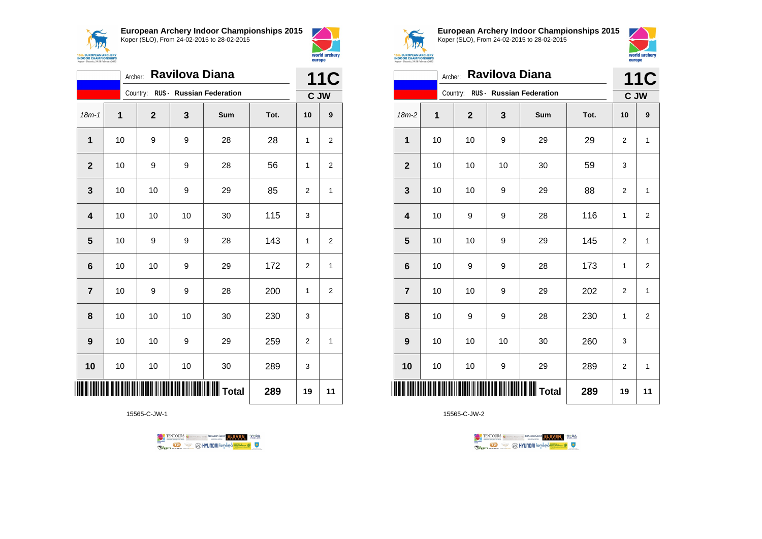## European Archery Indoor Championships 2015

Koper (SLO), From 24-02-2015 to 28-02-2015

Archer: **Ravilova Diana**

Country: **RUS - Russian Federation**

**11C**

**C JW**

| 18m-1 | 1 | 2 | 3 | Sum | Tot. | 10 | 9 |
|---|---|---|---|---|---|---|---|
| **1** | 10 | 9 | 9 | 28 | 28 | 1 | 2 |
| **2** | 10 | 9 | 9 | 28 | 56 | 1 | 2 |
| **3** | 10 | 10 | 9 | 29 | 85 | 2 | 1 |
| **4** | 10 | 10 | 10 | 30 | 115 | 3 | |
| **5** | 10 | 9 | 9 | 28 | 143 | 1 | 2 |
| **6** | 10 | 10 | 9 | 29 | 172 | 2 | 1 |
| **7** | 10 | 9 | 9 | 28 | 200 | 1 | 2 |
| **8** | 10 | 10 | 10 | 30 | 230 | 3 | |
| **9** | 10 | 10 | 9 | 29 | 259 | 2 | 1 |
| **10** | 10 | 10 | 10 | 30 | 289 | 3 | |
| | | | | **Total** | **289** | **19** | **11** |

15565-C-JW-1

## European Archery Indoor Championships 2015

Koper (SLO), From 24-02-2015 to 28-02-2015

Archer: **Ravilova Diana**

Country: **RUS - Russian Federation**

**11C**

**C JW**

| 18m-2 | 1 | 2 | 3 | Sum | Tot. | 10 | 9 |
|---|---|---|---|---|---|---|---|
| **1** | 10 | 10 | 9 | 29 | 29 | 2 | 1 |
| **2** | 10 | 10 | 10 | 30 | 59 | 3 | |
| **3** | 10 | 10 | 9 | 29 | 88 | 2 | 1 |
| **4** | 10 | 9 | 9 | 28 | 116 | 1 | 2 |
| **5** | 10 | 10 | 9 | 29 | 145 | 2 | 1 |
| **6** | 10 | 9 | 9 | 28 | 173 | 1 | 2 |
| **7** | 10 | 10 | 9 | 29 | 202 | 2 | 1 |
| **8** | 10 | 9 | 9 | 28 | 230 | 1 | 2 |
| **9** | 10 | 10 | 10 | 30 | 260 | 3 | |
| **10** | 10 | 10 | 9 | 29 | 289 | 2 | 1 |
| | | | | **Total** | **289** | **19** | **11** |

15565-C-JW-2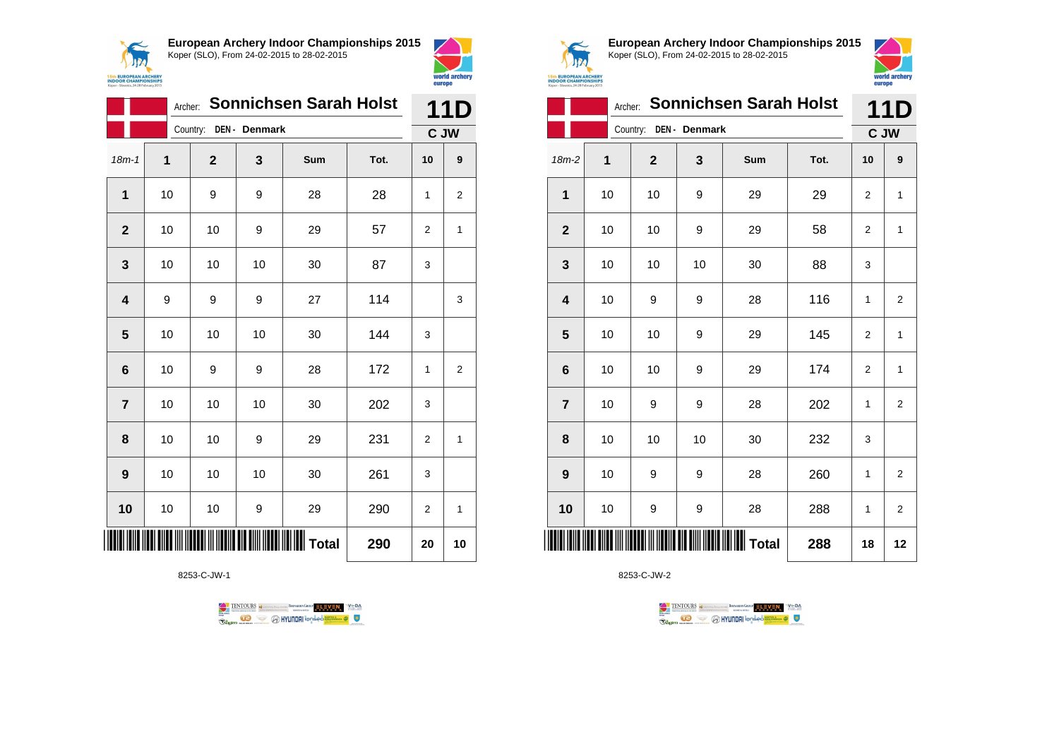## European Archery Indoor Championships 2015

Koper (SLO), From 24-02-2015 to 28-02-2015

Archer: **Sonnichsen Sarah Holst**

Country: DEN - Denmark

**11D**

**C JW**

| 18m-1 | 1 | 2 | 3 | Sum | Tot. | 10 | 9 |
|---|---|---|---|---|---|---|---|
| 1 | 10 | 9 | 9 | 28 | 28 | 1 | 2 |
| 2 | 10 | 10 | 9 | 29 | 57 | 2 | 1 |
| 3 | 10 | 10 | 10 | 30 | 87 | 3 | |
| 4 | 9 | 9 | 9 | 27 | 114 | | 3 |
| 5 | 10 | 10 | 10 | 30 | 144 | 3 | |
| 6 | 10 | 9 | 9 | 28 | 172 | 1 | 2 |
| 7 | 10 | 10 | 10 | 30 | 202 | 3 | |
| 8 | 10 | 10 | 9 | 29 | 231 | 2 | 1 |
| 9 | 10 | 10 | 10 | 30 | 261 | 3 | |
| 10 | 10 | 10 | 9 | 29 | 290 | 2 | 1 |
| | | | | **Total** | **290** | **20** | **10** |

8253-C-JW-1

## European Archery Indoor Championships 2015

Koper (SLO), From 24-02-2015 to 28-02-2015

Archer: **Sonnichsen Sarah Holst**

Country: DEN - Denmark

**11D**

**C JW**

| 18m-2 | 1 | 2 | 3 | Sum | Tot. | 10 | 9 |
|---|---|---|---|---|---|---|---|
| 1 | 10 | 10 | 9 | 29 | 29 | 2 | 1 |
| 2 | 10 | 10 | 9 | 29 | 58 | 2 | 1 |
| 3 | 10 | 10 | 10 | 30 | 88 | 3 | |
| 4 | 10 | 9 | 9 | 28 | 116 | 1 | 2 |
| 5 | 10 | 10 | 9 | 29 | 145 | 2 | 1 |
| 6 | 10 | 10 | 9 | 29 | 174 | 2 | 1 |
| 7 | 10 | 9 | 9 | 28 | 202 | 1 | 2 |
| 8 | 10 | 10 | 10 | 30 | 232 | 3 | |
| 9 | 10 | 9 | 9 | 28 | 260 | 1 | 2 |
| 10 | 10 | 9 | 9 | 28 | 288 | 1 | 2 |
| | | | | **Total** | **288** | **18** | **12** |

8253-C-JW-2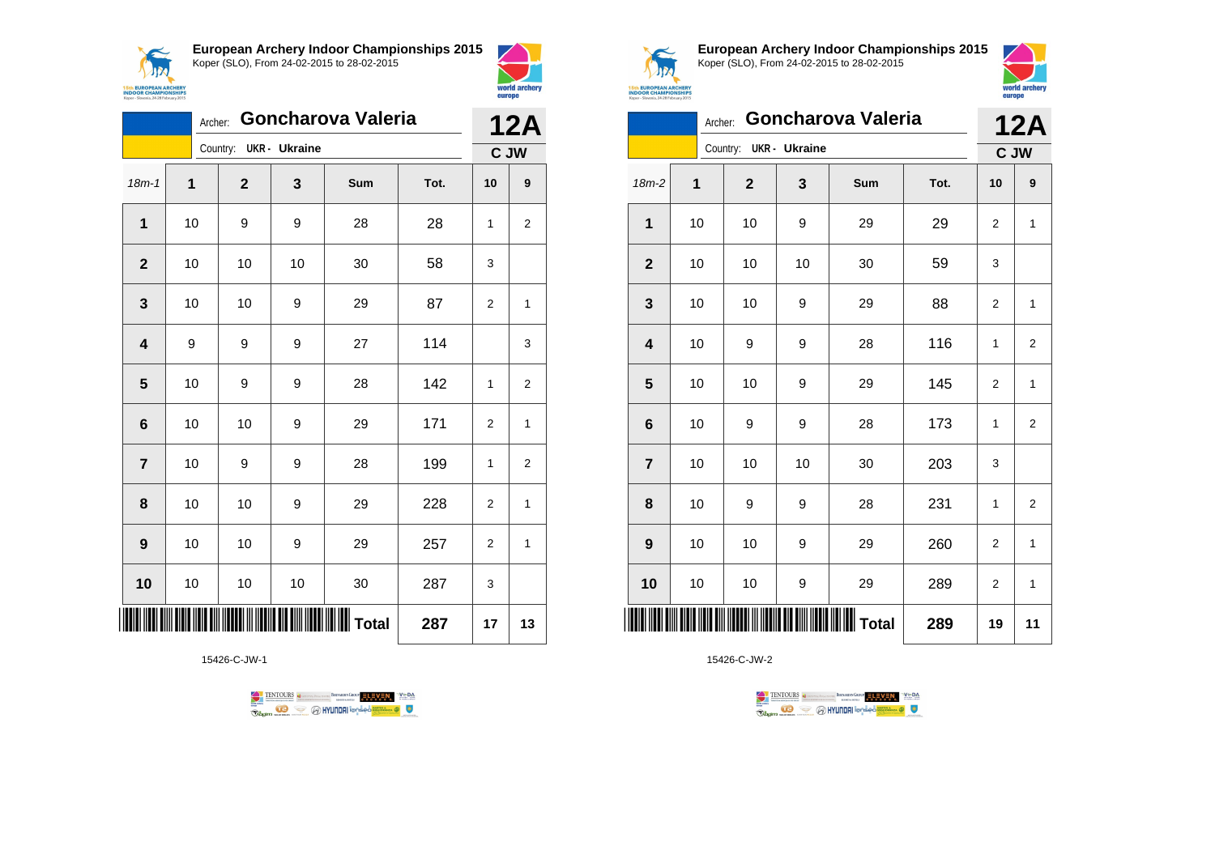## European Archery Indoor Championships 2015

Koper (SLO), From 24-02-2015 to 28-02-2015

Archer: **Goncharova Valeria** — **12A**

Country: UKR - Ukraine — C JW

| 18m-1 | 1 | 2 | 3 | Sum | Tot. | 10 | 9 |
|---|---|---|---|---|---|---|---|
| 1 | 10 | 9 | 9 | 28 | 28 | 1 | 2 |
| 2 | 10 | 10 | 10 | 30 | 58 | 3 | |
| 3 | 10 | 10 | 9 | 29 | 87 | 2 | 1 |
| 4 | 9 | 9 | 9 | 27 | 114 | | 3 |
| 5 | 10 | 9 | 9 | 28 | 142 | 1 | 2 |
| 6 | 10 | 10 | 9 | 29 | 171 | 2 | 1 |
| 7 | 10 | 9 | 9 | 28 | 199 | 1 | 2 |
| 8 | 10 | 10 | 9 | 29 | 228 | 2 | 1 |
| 9 | 10 | 10 | 9 | 29 | 257 | 2 | 1 |
| 10 | 10 | 10 | 10 | 30 | 287 | 3 | |
| | | | | Total | 287 | 17 | 13 |

15426-C-JW-1

## European Archery Indoor Championships 2015

Koper (SLO), From 24-02-2015 to 28-02-2015

Archer: **Goncharova Valeria** — **12A**

Country: UKR - Ukraine — C JW

| 18m-2 | 1 | 2 | 3 | Sum | Tot. | 10 | 9 |
|---|---|---|---|---|---|---|---|
| 1 | 10 | 10 | 9 | 29 | 29 | 2 | 1 |
| 2 | 10 | 10 | 10 | 30 | 59 | 3 | |
| 3 | 10 | 10 | 9 | 29 | 88 | 2 | 1 |
| 4 | 10 | 9 | 9 | 28 | 116 | 1 | 2 |
| 5 | 10 | 10 | 9 | 29 | 145 | 2 | 1 |
| 6 | 10 | 9 | 9 | 28 | 173 | 1 | 2 |
| 7 | 10 | 10 | 10 | 30 | 203 | 3 | |
| 8 | 10 | 9 | 9 | 28 | 231 | 1 | 2 |
| 9 | 10 | 10 | 9 | 29 | 260 | 2 | 1 |
| 10 | 10 | 10 | 9 | 29 | 289 | 2 | 1 |
| | | | | Total | 289 | 19 | 11 |

15426-C-JW-2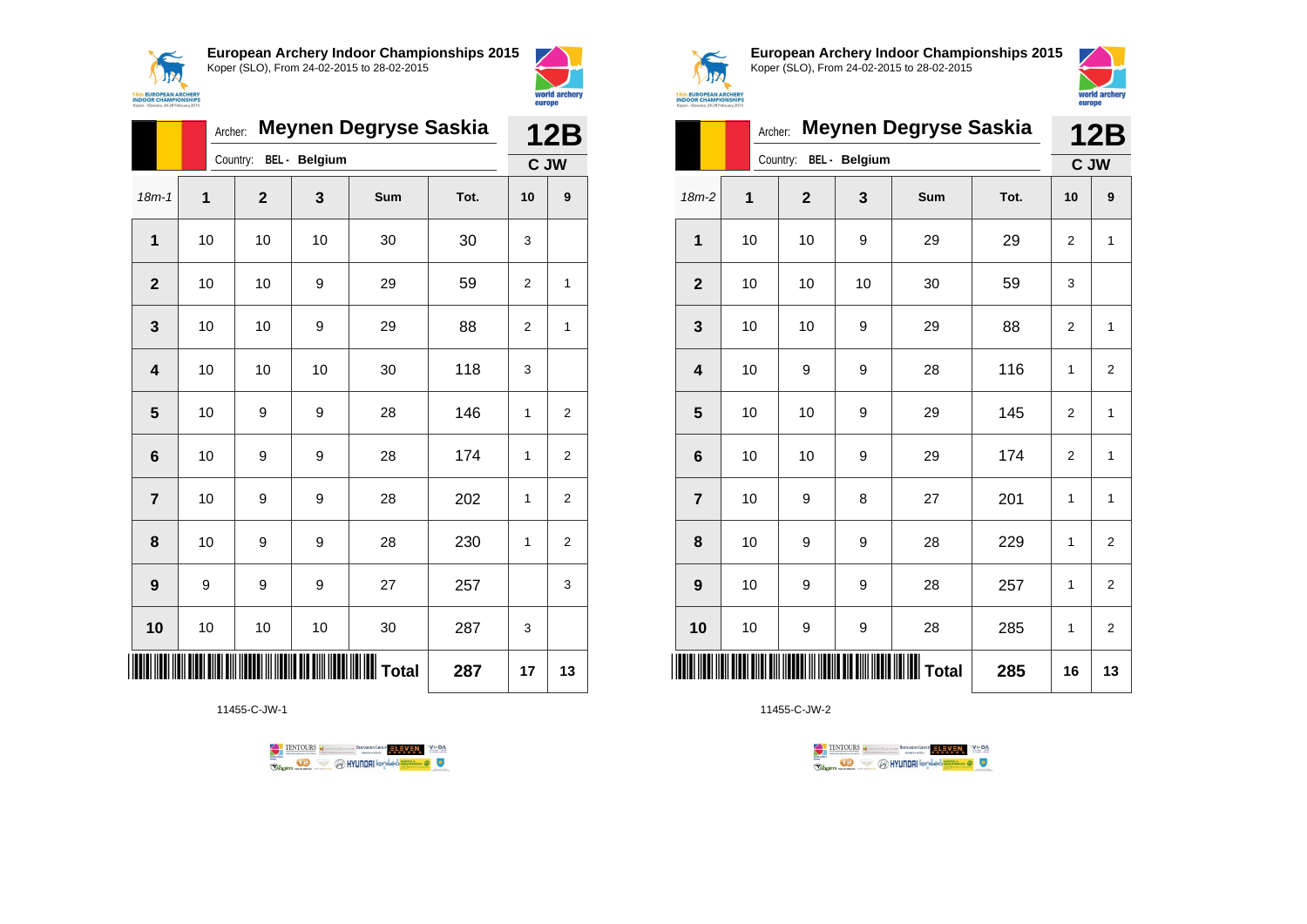**European Archery Indoor Championships 2015**
Koper (SLO), From 24-02-2015 to 28-02-2015

Archer: **Meynen Degryse Saskia** — **12B**
Country: BEL - Belgium — C JW

| 18m-1 | 1 | 2 | 3 | Sum | Tot. | 10 | 9 |
|---|---|---|---|---|---|---|---|
| 1 | 10 | 10 | 10 | 30 | 30 | 3 | |
| 2 | 10 | 10 | 9 | 29 | 59 | 2 | 1 |
| 3 | 10 | 10 | 9 | 29 | 88 | 2 | 1 |
| 4 | 10 | 10 | 10 | 30 | 118 | 3 | |
| 5 | 10 | 9 | 9 | 28 | 146 | 1 | 2 |
| 6 | 10 | 9 | 9 | 28 | 174 | 1 | 2 |
| 7 | 10 | 9 | 9 | 28 | 202 | 1 | 2 |
| 8 | 10 | 9 | 9 | 28 | 230 | 1 | 2 |
| 9 | 9 | 9 | 9 | 27 | 257 | | 3 |
| 10 | 10 | 10 | 10 | 30 | 287 | 3 | |
| | | | | **Total** | **287** | **17** | **13** |

11455-C-JW-1

**European Archery Indoor Championships 2015**
Koper (SLO), From 24-02-2015 to 28-02-2015

Archer: **Meynen Degryse Saskia** — **12B**
Country: BEL - Belgium — C JW

| 18m-2 | 1 | 2 | 3 | Sum | Tot. | 10 | 9 |
|---|---|---|---|---|---|---|---|
| 1 | 10 | 10 | 9 | 29 | 29 | 2 | 1 |
| 2 | 10 | 10 | 10 | 30 | 59 | 3 | |
| 3 | 10 | 10 | 9 | 29 | 88 | 2 | 1 |
| 4 | 10 | 9 | 9 | 28 | 116 | 1 | 2 |
| 5 | 10 | 10 | 9 | 29 | 145 | 2 | 1 |
| 6 | 10 | 10 | 9 | 29 | 174 | 2 | 1 |
| 7 | 10 | 9 | 8 | 27 | 201 | 1 | 1 |
| 8 | 10 | 9 | 9 | 28 | 229 | 1 | 2 |
| 9 | 10 | 9 | 9 | 28 | 257 | 1 | 2 |
| 10 | 10 | 9 | 9 | 28 | 285 | 1 | 2 |
| | | | | **Total** | **285** | **16** | **13** |

11455-C-JW-2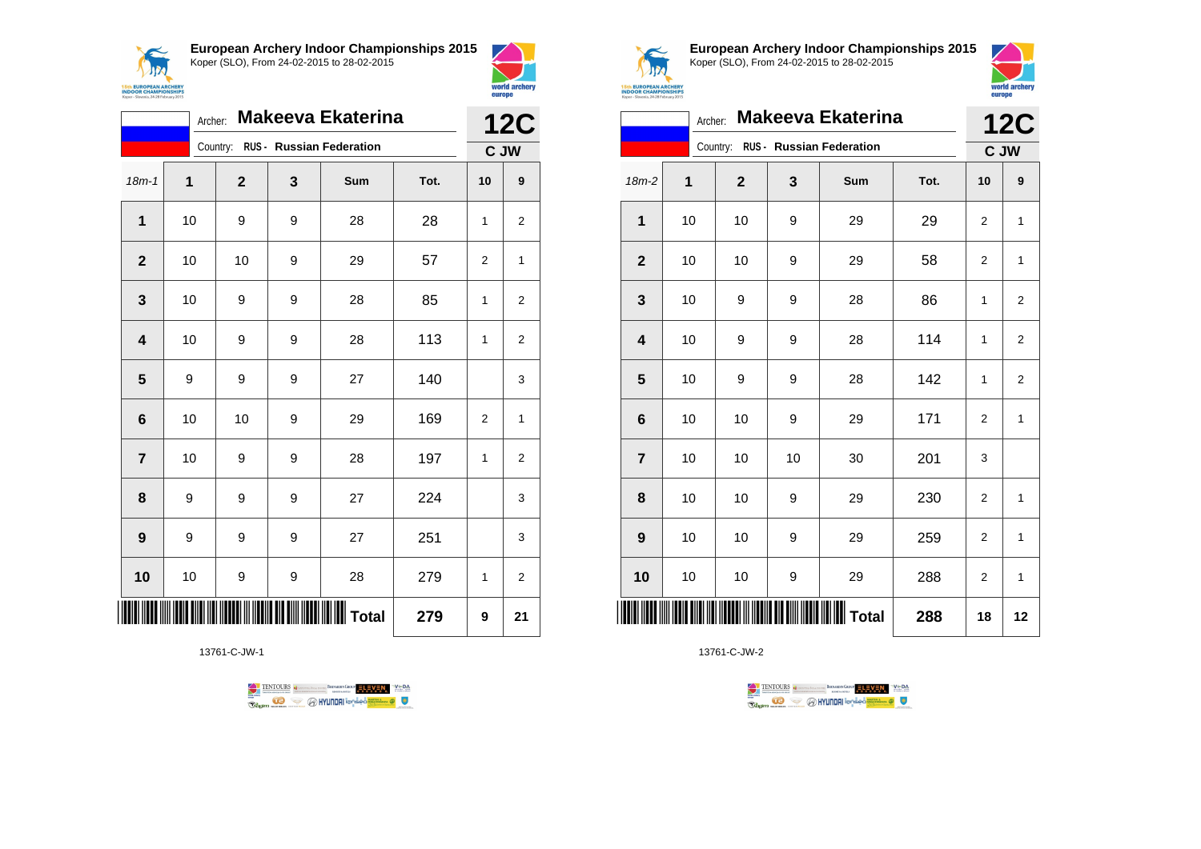## European Archery Indoor Championships 2015
Koper (SLO), From 24-02-2015 to 28-02-2015

Archer: **Makeeva Ekaterina**
Country: **RUS - Russian Federation**

**12C**
**C JW**

| 18m-1 | 1 | 2 | 3 | Sum | Tot. | 10 | 9 |
|---|---|---|---|---|---|---|---|
| 1 | 10 | 9 | 9 | 28 | 28 | 1 | 2 |
| 2 | 10 | 10 | 9 | 29 | 57 | 2 | 1 |
| 3 | 10 | 9 | 9 | 28 | 85 | 1 | 2 |
| 4 | 10 | 9 | 9 | 28 | 113 | 1 | 2 |
| 5 | 9 | 9 | 9 | 27 | 140 | | 3 |
| 6 | 10 | 10 | 9 | 29 | 169 | 2 | 1 |
| 7 | 10 | 9 | 9 | 28 | 197 | 1 | 2 |
| 8 | 9 | 9 | 9 | 27 | 224 | | 3 |
| 9 | 9 | 9 | 9 | 27 | 251 | | 3 |
| 10 | 10 | 9 | 9 | 28 | 279 | 1 | 2 |
| | | | | **Total** | **279** | **9** | **21** |

13761-C-JW-1

## European Archery Indoor Championships 2015
Koper (SLO), From 24-02-2015 to 28-02-2015

Archer: **Makeeva Ekaterina**
Country: **RUS - Russian Federation**

**12C**
**C JW**

| 18m-2 | 1 | 2 | 3 | Sum | Tot. | 10 | 9 |
|---|---|---|---|---|---|---|---|
| 1 | 10 | 10 | 9 | 29 | 29 | 2 | 1 |
| 2 | 10 | 10 | 9 | 29 | 58 | 2 | 1 |
| 3 | 10 | 9 | 9 | 28 | 86 | 1 | 2 |
| 4 | 10 | 9 | 9 | 28 | 114 | 1 | 2 |
| 5 | 10 | 9 | 9 | 28 | 142 | 1 | 2 |
| 6 | 10 | 10 | 9 | 29 | 171 | 2 | 1 |
| 7 | 10 | 10 | 10 | 30 | 201 | 3 | |
| 8 | 10 | 10 | 9 | 29 | 230 | 2 | 1 |
| 9 | 10 | 10 | 9 | 29 | 259 | 2 | 1 |
| 10 | 10 | 10 | 9 | 29 | 288 | 2 | 1 |
| | | | | **Total** | **288** | **18** | **12** |

13761-C-JW-2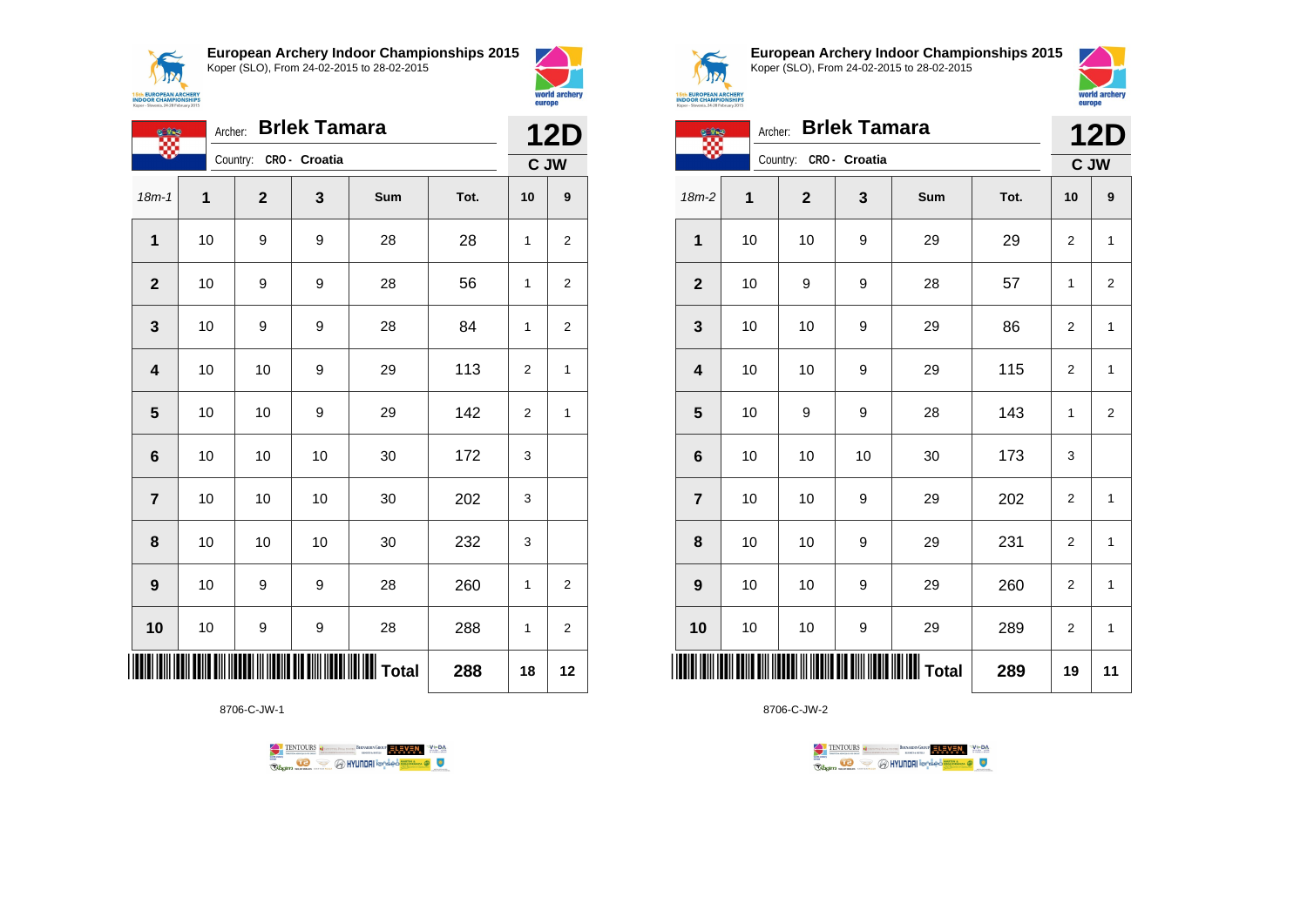**European Archery Indoor Championships 2015**
Koper (SLO), From 24-02-2015 to 28-02-2015

Archer: **Brlek Tamara**
Country: CRO - Croatia

**12D**
**C JW**

| 18m-1 | 1 | 2 | 3 | Sum | Tot. | 10 | 9 |
|---|---|---|---|---|---|---|---|
| 1 | 10 | 9 | 9 | 28 | 28 | 1 | 2 |
| 2 | 10 | 9 | 9 | 28 | 56 | 1 | 2 |
| 3 | 10 | 9 | 9 | 28 | 84 | 1 | 2 |
| 4 | 10 | 10 | 9 | 29 | 113 | 2 | 1 |
| 5 | 10 | 10 | 9 | 29 | 142 | 2 | 1 |
| 6 | 10 | 10 | 10 | 30 | 172 | 3 | |
| 7 | 10 | 10 | 10 | 30 | 202 | 3 | |
| 8 | 10 | 10 | 10 | 30 | 232 | 3 | |
| 9 | 10 | 9 | 9 | 28 | 260 | 1 | 2 |
| 10 | 10 | 9 | 9 | 28 | 288 | 1 | 2 |
| | | | | Total | 288 | 18 | 12 |

8706-C-JW-1

**European Archery Indoor Championships 2015**
Koper (SLO), From 24-02-2015 to 28-02-2015

Archer: **Brlek Tamara**
Country: CRO - Croatia

**12D**
**C JW**

| 18m-2 | 1 | 2 | 3 | Sum | Tot. | 10 | 9 |
|---|---|---|---|---|---|---|---|
| 1 | 10 | 10 | 9 | 29 | 29 | 2 | 1 |
| 2 | 10 | 9 | 9 | 28 | 57 | 1 | 2 |
| 3 | 10 | 10 | 9 | 29 | 86 | 2 | 1 |
| 4 | 10 | 10 | 9 | 29 | 115 | 2 | 1 |
| 5 | 10 | 9 | 9 | 28 | 143 | 1 | 2 |
| 6 | 10 | 10 | 10 | 30 | 173 | 3 | |
| 7 | 10 | 10 | 9 | 29 | 202 | 2 | 1 |
| 8 | 10 | 10 | 9 | 29 | 231 | 2 | 1 |
| 9 | 10 | 10 | 9 | 29 | 260 | 2 | 1 |
| 10 | 10 | 10 | 9 | 29 | 289 | 2 | 1 |
| | | | | Total | 289 | 19 | 11 |

8706-C-JW-2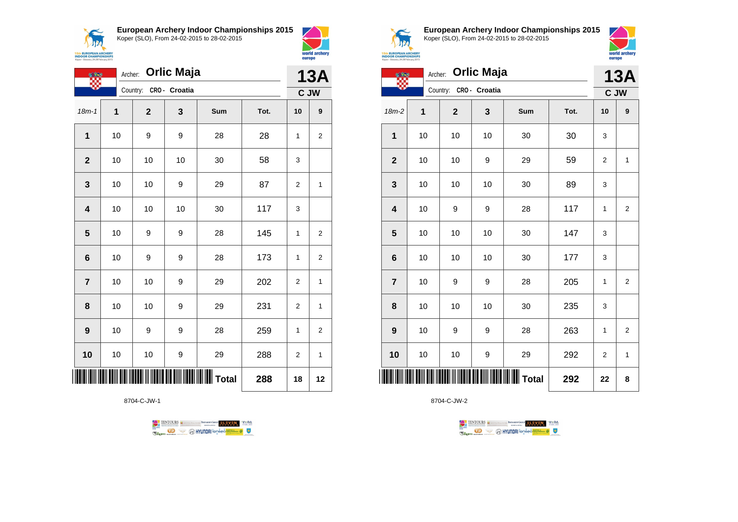**European Archery Indoor Championships 2015**
Koper (SLO), From 24-02-2015 to 28-02-2015

Archer: **Orlic Maja**
Country: **CRO - Croatia**

**13A**
**C JW**

| 18m-1 | 1 | 2 | 3 | Sum | Tot. | 10 | 9 |
|---|---|---|---|---|---|---|---|
| **1** | 10 | 9 | 9 | 28 | 28 | 1 | 2 |
| **2** | 10 | 10 | 10 | 30 | 58 | 3 | |
| **3** | 10 | 10 | 9 | 29 | 87 | 2 | 1 |
| **4** | 10 | 10 | 10 | 30 | 117 | 3 | |
| **5** | 10 | 9 | 9 | 28 | 145 | 1 | 2 |
| **6** | 10 | 9 | 9 | 28 | 173 | 1 | 2 |
| **7** | 10 | 10 | 9 | 29 | 202 | 2 | 1 |
| **8** | 10 | 10 | 9 | 29 | 231 | 2 | 1 |
| **9** | 10 | 9 | 9 | 28 | 259 | 1 | 2 |
| **10** | 10 | 10 | 9 | 29 | 288 | 2 | 1 |
| | | | | **Total** | **288** | **18** | **12** |

8704-C-JW-1

**European Archery Indoor Championships 2015**
Koper (SLO), From 24-02-2015 to 28-02-2015

Archer: **Orlic Maja**
Country: **CRO - Croatia**

**13A**
**C JW**

| 18m-2 | 1 | 2 | 3 | Sum | Tot. | 10 | 9 |
|---|---|---|---|---|---|---|---|
| **1** | 10 | 10 | 10 | 30 | 30 | 3 | |
| **2** | 10 | 10 | 9 | 29 | 59 | 2 | 1 |
| **3** | 10 | 10 | 10 | 30 | 89 | 3 | |
| **4** | 10 | 9 | 9 | 28 | 117 | 1 | 2 |
| **5** | 10 | 10 | 10 | 30 | 147 | 3 | |
| **6** | 10 | 10 | 10 | 30 | 177 | 3 | |
| **7** | 10 | 9 | 9 | 28 | 205 | 1 | 2 |
| **8** | 10 | 10 | 10 | 30 | 235 | 3 | |
| **9** | 10 | 9 | 9 | 28 | 263 | 1 | 2 |
| **10** | 10 | 10 | 9 | 29 | 292 | 2 | 1 |
| | | | | **Total** | **292** | **22** | **8** |

8704-C-JW-2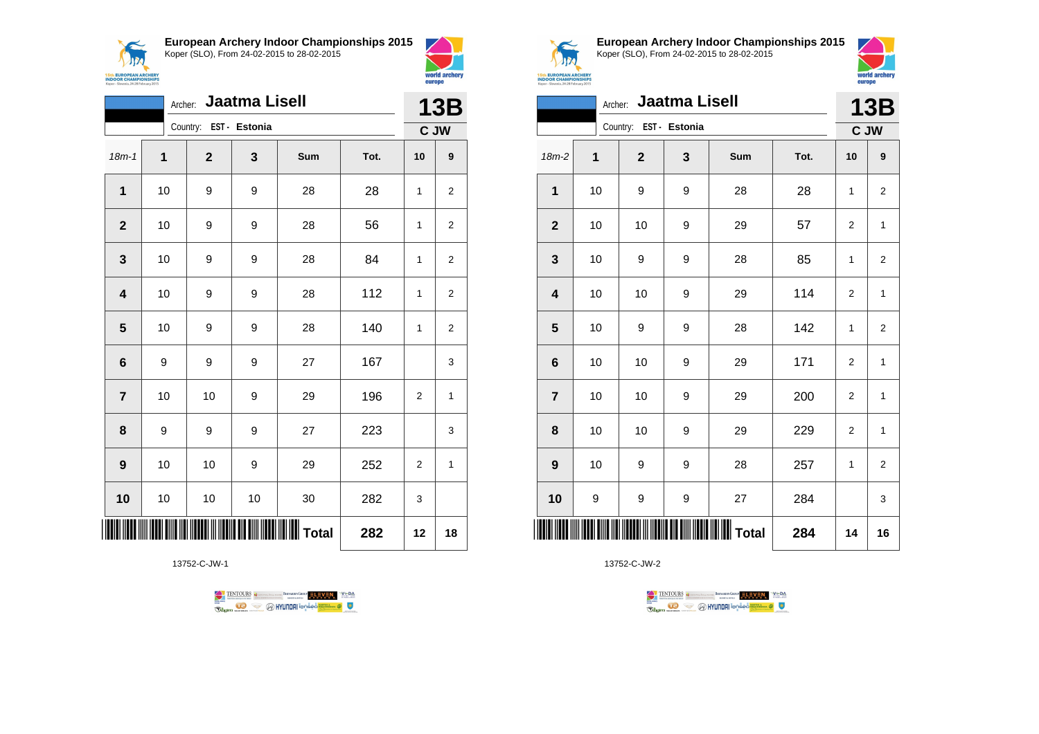**European Archery Indoor Championships 2015**
Koper (SLO), From 24-02-2015 to 28-02-2015

Archer: **Jaatma Lisell**
Country: EST - Estonia

**13B**
**C JW**

| 18m-1 | 1 | 2 | 3 | Sum | Tot. | 10 | 9 |
|---|---|---|---|---|---|---|---|
| 1 | 10 | 9 | 9 | 28 | 28 | 1 | 2 |
| 2 | 10 | 9 | 9 | 28 | 56 | 1 | 2 |
| 3 | 10 | 9 | 9 | 28 | 84 | 1 | 2 |
| 4 | 10 | 9 | 9 | 28 | 112 | 1 | 2 |
| 5 | 10 | 9 | 9 | 28 | 140 | 1 | 2 |
| 6 | 9 | 9 | 9 | 27 | 167 | | 3 |
| 7 | 10 | 10 | 9 | 29 | 196 | 2 | 1 |
| 8 | 9 | 9 | 9 | 27 | 223 | | 3 |
| 9 | 10 | 10 | 9 | 29 | 252 | 2 | 1 |
| 10 | 10 | 10 | 10 | 30 | 282 | 3 | |
| | | | | **Total** | **282** | **12** | **18** |

13752-C-JW-1

**European Archery Indoor Championships 2015**
Koper (SLO), From 24-02-2015 to 28-02-2015

Archer: **Jaatma Lisell**
Country: EST - Estonia

**13B**
**C JW**

| 18m-2 | 1 | 2 | 3 | Sum | Tot. | 10 | 9 |
|---|---|---|---|---|---|---|---|
| 1 | 10 | 9 | 9 | 28 | 28 | 1 | 2 |
| 2 | 10 | 10 | 9 | 29 | 57 | 2 | 1 |
| 3 | 10 | 9 | 9 | 28 | 85 | 1 | 2 |
| 4 | 10 | 10 | 9 | 29 | 114 | 2 | 1 |
| 5 | 10 | 9 | 9 | 28 | 142 | 1 | 2 |
| 6 | 10 | 10 | 9 | 29 | 171 | 2 | 1 |
| 7 | 10 | 10 | 9 | 29 | 200 | 2 | 1 |
| 8 | 10 | 10 | 9 | 29 | 229 | 2 | 1 |
| 9 | 10 | 9 | 9 | 28 | 257 | 1 | 2 |
| 10 | 9 | 9 | 9 | 27 | 284 | | 3 |
| | | | | **Total** | **284** | **14** | **16** |

13752-C-JW-2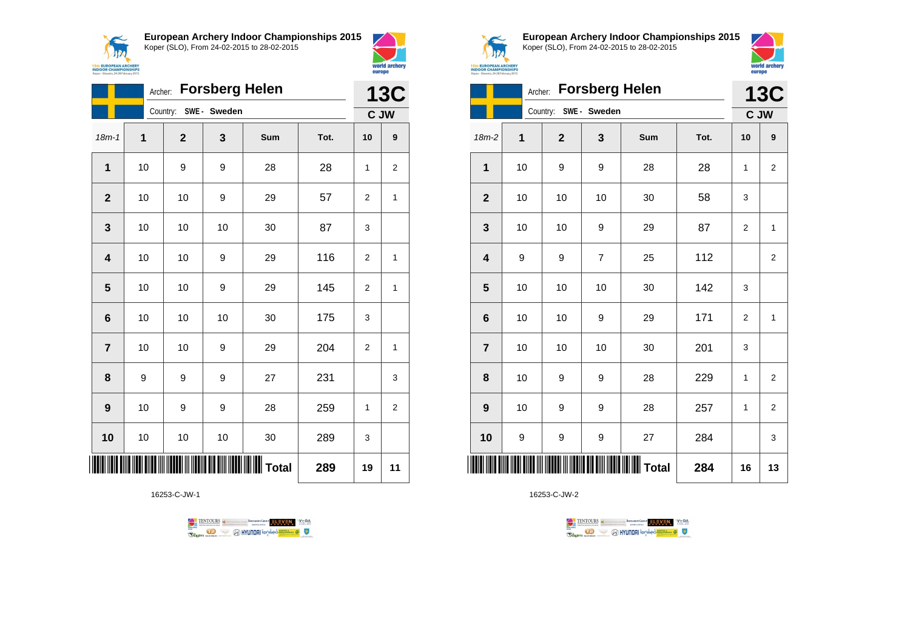## European Archery Indoor Championships 2015

Koper (SLO), From 24-02-2015 to 28-02-2015

Archer: **Forsberg Helen**

Country: SWE - Sweden

**13C**

**C JW**

| 18m-1 | 1 | 2 | 3 | Sum | Tot. | 10 | 9 |
|---|---|---|---|---|---|---|---|
| 1 | 10 | 9 | 9 | 28 | 28 | 1 | 2 |
| 2 | 10 | 10 | 9 | 29 | 57 | 2 | 1 |
| 3 | 10 | 10 | 10 | 30 | 87 | 3 | |
| 4 | 10 | 10 | 9 | 29 | 116 | 2 | 1 |
| 5 | 10 | 10 | 9 | 29 | 145 | 2 | 1 |
| 6 | 10 | 10 | 10 | 30 | 175 | 3 | |
| 7 | 10 | 10 | 9 | 29 | 204 | 2 | 1 |
| 8 | 9 | 9 | 9 | 27 | 231 | | 3 |
| 9 | 10 | 9 | 9 | 28 | 259 | 1 | 2 |
| 10 | 10 | 10 | 10 | 30 | 289 | 3 | |
| | | | | Total | 289 | 19 | 11 |

16253-C-JW-1

## European Archery Indoor Championships 2015

Koper (SLO), From 24-02-2015 to 28-02-2015

Archer: **Forsberg Helen**

Country: SWE - Sweden

**13C**

**C JW**

| 18m-2 | 1 | 2 | 3 | Sum | Tot. | 10 | 9 |
|---|---|---|---|---|---|---|---|
| 1 | 10 | 9 | 9 | 28 | 28 | 1 | 2 |
| 2 | 10 | 10 | 10 | 30 | 58 | 3 | |
| 3 | 10 | 10 | 9 | 29 | 87 | 2 | 1 |
| 4 | 9 | 9 | 7 | 25 | 112 | | 2 |
| 5 | 10 | 10 | 10 | 30 | 142 | 3 | |
| 6 | 10 | 10 | 9 | 29 | 171 | 2 | 1 |
| 7 | 10 | 10 | 10 | 30 | 201 | 3 | |
| 8 | 10 | 9 | 9 | 28 | 229 | 1 | 2 |
| 9 | 10 | 9 | 9 | 28 | 257 | 1 | 2 |
| 10 | 9 | 9 | 9 | 27 | 284 | | 3 |
| | | | | Total | 284 | 16 | 13 |

16253-C-JW-2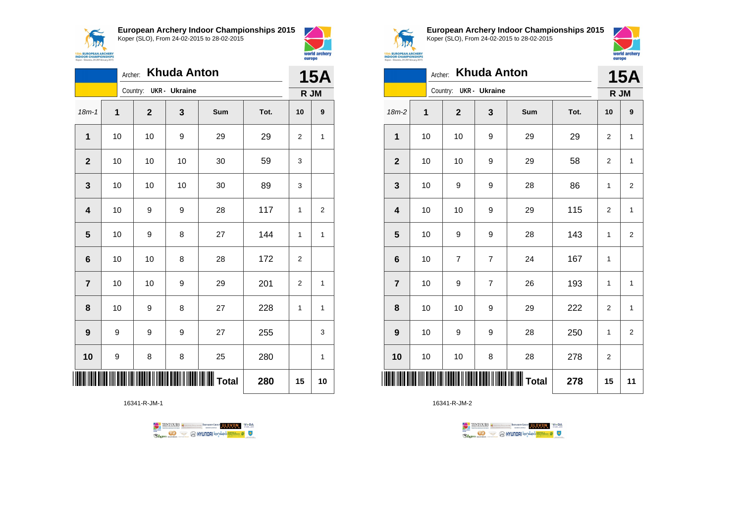## European Archery Indoor Championships 2015

Koper (SLO), From 24-02-2015 to 28-02-2015

Archer: **Khuda Anton**

Country: UKR - Ukraine

**15A**

**R JM**

| 18m-1 | 1 | 2 | 3 | Sum | Tot. | 10 | 9 |
|---|---|---|---|---|---|---|---|
| **1** | 10 | 10 | 9 | 29 | 29 | 2 | 1 |
| **2** | 10 | 10 | 10 | 30 | 59 | 3 | |
| **3** | 10 | 10 | 10 | 30 | 89 | 3 | |
| **4** | 10 | 9 | 9 | 28 | 117 | 1 | 2 |
| **5** | 10 | 9 | 8 | 27 | 144 | 1 | 1 |
| **6** | 10 | 10 | 8 | 28 | 172 | 2 | |
| **7** | 10 | 10 | 9 | 29 | 201 | 2 | 1 |
| **8** | 10 | 9 | 8 | 27 | 228 | 1 | 1 |
| **9** | 9 | 9 | 9 | 27 | 255 | | 3 |
| **10** | 9 | 8 | 8 | 25 | 280 | | 1 |
| | | | | **Total** | **280** | **15** | **10** |

16341-R-JM-1

## European Archery Indoor Championships 2015

Koper (SLO), From 24-02-2015 to 28-02-2015

Archer: **Khuda Anton**

Country: UKR - Ukraine

**15A**

**R JM**

| 18m-2 | 1 | 2 | 3 | Sum | Tot. | 10 | 9 |
|---|---|---|---|---|---|---|---|
| **1** | 10 | 10 | 9 | 29 | 29 | 2 | 1 |
| **2** | 10 | 10 | 9 | 29 | 58 | 2 | 1 |
| **3** | 10 | 9 | 9 | 28 | 86 | 1 | 2 |
| **4** | 10 | 10 | 9 | 29 | 115 | 2 | 1 |
| **5** | 10 | 9 | 9 | 28 | 143 | 1 | 2 |
| **6** | 10 | 7 | 7 | 24 | 167 | 1 | |
| **7** | 10 | 9 | 7 | 26 | 193 | 1 | 1 |
| **8** | 10 | 10 | 9 | 29 | 222 | 2 | 1 |
| **9** | 10 | 9 | 9 | 28 | 250 | 1 | 2 |
| **10** | 10 | 10 | 8 | 28 | 278 | 2 | |
| | | | | **Total** | **278** | **15** | **11** |

16341-R-JM-2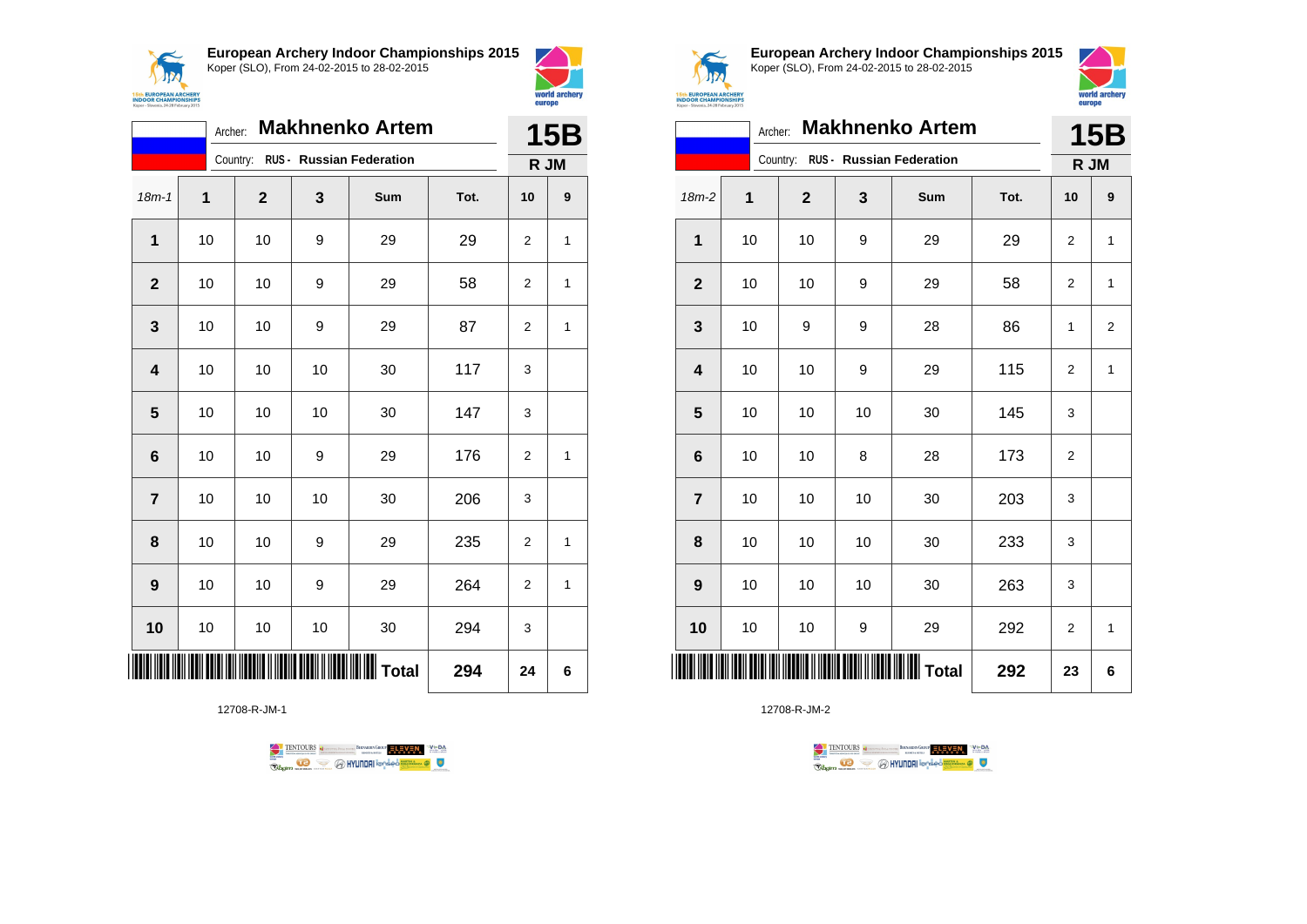**European Archery Indoor Championships 2015**
Koper (SLO), From 24-02-2015 to 28-02-2015

Archer: **Makhnenko Artem**
Country: **RUS - Russian Federation**

**15B**
**R JM**

| 18m-1 | 1 | 2 | 3 | Sum | Tot. | 10 | 9 |
|---|---|---|---|---|---|---|---|
| **1** | 10 | 10 | 9 | 29 | 29 | 2 | 1 |
| **2** | 10 | 10 | 9 | 29 | 58 | 2 | 1 |
| **3** | 10 | 10 | 9 | 29 | 87 | 2 | 1 |
| **4** | 10 | 10 | 10 | 30 | 117 | 3 | |
| **5** | 10 | 10 | 10 | 30 | 147 | 3 | |
| **6** | 10 | 10 | 9 | 29 | 176 | 2 | 1 |
| **7** | 10 | 10 | 10 | 30 | 206 | 3 | |
| **8** | 10 | 10 | 9 | 29 | 235 | 2 | 1 |
| **9** | 10 | 10 | 9 | 29 | 264 | 2 | 1 |
| **10** | 10 | 10 | 10 | 30 | 294 | 3 | |
| | | | | **Total** | **294** | **24** | **6** |

12708-R-JM-1

**European Archery Indoor Championships 2015**
Koper (SLO), From 24-02-2015 to 28-02-2015

Archer: **Makhnenko Artem**
Country: **RUS - Russian Federation**

**15B**
**R JM**

| 18m-2 | 1 | 2 | 3 | Sum | Tot. | 10 | 9 |
|---|---|---|---|---|---|---|---|
| **1** | 10 | 10 | 9 | 29 | 29 | 2 | 1 |
| **2** | 10 | 10 | 9 | 29 | 58 | 2 | 1 |
| **3** | 10 | 9 | 9 | 28 | 86 | 1 | 2 |
| **4** | 10 | 10 | 9 | 29 | 115 | 2 | 1 |
| **5** | 10 | 10 | 10 | 30 | 145 | 3 | |
| **6** | 10 | 10 | 8 | 28 | 173 | 2 | |
| **7** | 10 | 10 | 10 | 30 | 203 | 3 | |
| **8** | 10 | 10 | 10 | 30 | 233 | 3 | |
| **9** | 10 | 10 | 10 | 30 | 263 | 3 | |
| **10** | 10 | 10 | 9 | 29 | 292 | 2 | 1 |
| | | | | **Total** | **292** | **23** | **6** |

12708-R-JM-2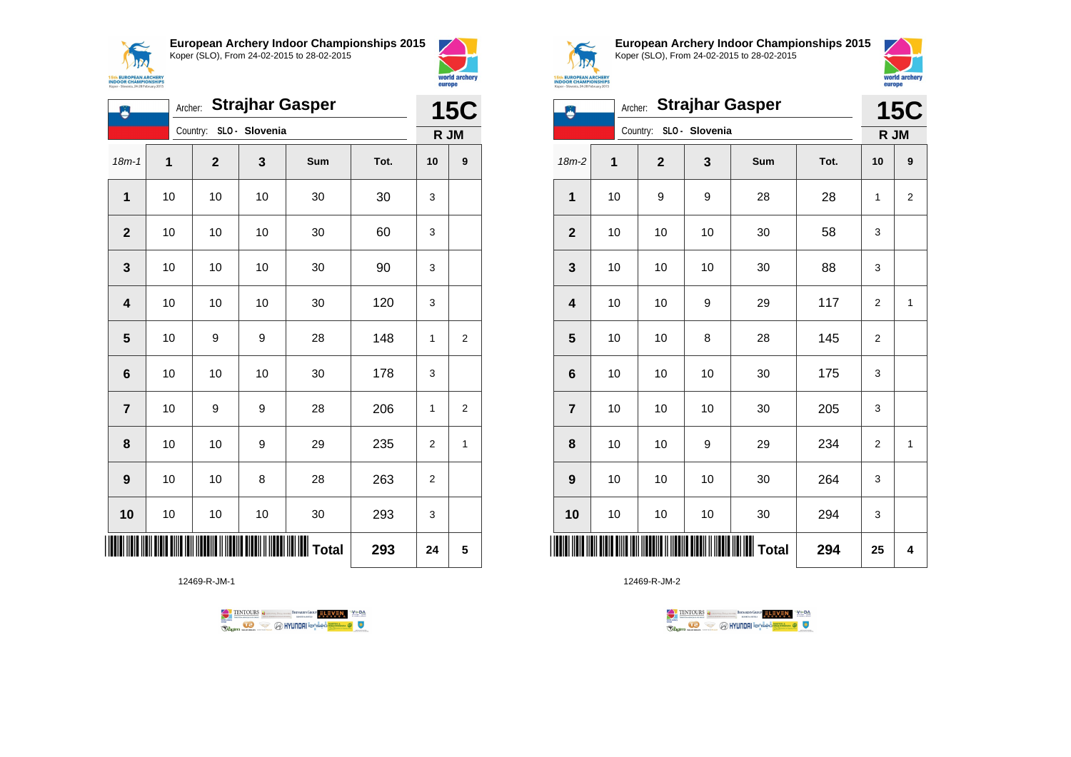## European Archery Indoor Championships 2015

Koper (SLO), From 24-02-2015 to 28-02-2015

Archer: **Strajhar Gasper**

Country: **SLO - Slovenia**

**15C**

**R JM**

| 18m-1 | 1 | 2 | 3 | Sum | Tot. | 10 | 9 |
|---|---|---|---|---|---|---|---|
| **1** | 10 | 10 | 10 | 30 | 30 | 3 | |
| **2** | 10 | 10 | 10 | 30 | 60 | 3 | |
| **3** | 10 | 10 | 10 | 30 | 90 | 3 | |
| **4** | 10 | 10 | 10 | 30 | 120 | 3 | |
| **5** | 10 | 9 | 9 | 28 | 148 | 1 | 2 |
| **6** | 10 | 10 | 10 | 30 | 178 | 3 | |
| **7** | 10 | 9 | 9 | 28 | 206 | 1 | 2 |
| **8** | 10 | 10 | 9 | 29 | 235 | 2 | 1 |
| **9** | 10 | 10 | 8 | 28 | 263 | 2 | |
| **10** | 10 | 10 | 10 | 30 | 293 | 3 | |
| | | | | **Total** | **293** | **24** | **5** |

12469-R-JM-1

## European Archery Indoor Championships 2015

Koper (SLO), From 24-02-2015 to 28-02-2015

Archer: **Strajhar Gasper**

Country: **SLO - Slovenia**

**15C**

**R JM**

| 18m-2 | 1 | 2 | 3 | Sum | Tot. | 10 | 9 |
|---|---|---|---|---|---|---|---|
| **1** | 10 | 9 | 9 | 28 | 28 | 1 | 2 |
| **2** | 10 | 10 | 10 | 30 | 58 | 3 | |
| **3** | 10 | 10 | 10 | 30 | 88 | 3 | |
| **4** | 10 | 10 | 9 | 29 | 117 | 2 | 1 |
| **5** | 10 | 10 | 8 | 28 | 145 | 2 | |
| **6** | 10 | 10 | 10 | 30 | 175 | 3 | |
| **7** | 10 | 10 | 10 | 30 | 205 | 3 | |
| **8** | 10 | 10 | 9 | 29 | 234 | 2 | 1 |
| **9** | 10 | 10 | 10 | 30 | 264 | 3 | |
| **10** | 10 | 10 | 10 | 30 | 294 | 3 | |
| | | | | **Total** | **294** | **25** | **4** |

12469-R-JM-2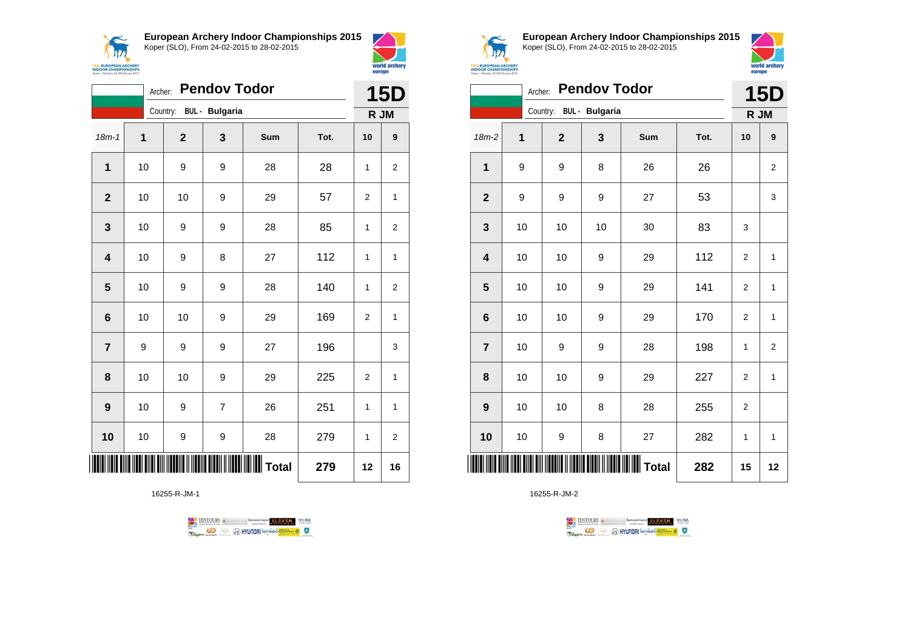## European Archery Indoor Championships 2015

Koper (SLO), From 24-02-2015 to 28-02-2015

Archer: **Pendov Todor**

Country: **BUL - Bulgaria**

**15D** — R JM

| 18m-1 | 1 | 2 | 3 | Sum | Tot. | 10 | 9 |
|---|---|---|---|---|---|---|---|
| 1 | 10 | 9 | 9 | 28 | 28 | 1 | 2 |
| 2 | 10 | 10 | 9 | 29 | 57 | 2 | 1 |
| 3 | 10 | 9 | 9 | 28 | 85 | 1 | 2 |
| 4 | 10 | 9 | 8 | 27 | 112 | 1 | 1 |
| 5 | 10 | 9 | 9 | 28 | 140 | 1 | 2 |
| 6 | 10 | 10 | 9 | 29 | 169 | 2 | 1 |
| 7 | 9 | 9 | 9 | 27 | 196 | | 3 |
| 8 | 10 | 10 | 9 | 29 | 225 | 2 | 1 |
| 9 | 10 | 9 | 7 | 26 | 251 | 1 | 1 |
| 10 | 10 | 9 | 9 | 28 | 279 | 1 | 2 |
| | | | | **Total** | **279** | **12** | **16** |

16255-R-JM-1

## European Archery Indoor Championships 2015

Koper (SLO), From 24-02-2015 to 28-02-2015

Archer: **Pendov Todor**

Country: **BUL - Bulgaria**

**15D** — R JM

| 18m-2 | 1 | 2 | 3 | Sum | Tot. | 10 | 9 |
|---|---|---|---|---|---|---|---|
| 1 | 9 | 9 | 8 | 26 | 26 | | 2 |
| 2 | 9 | 9 | 9 | 27 | 53 | | 3 |
| 3 | 10 | 10 | 10 | 30 | 83 | 3 | |
| 4 | 10 | 10 | 9 | 29 | 112 | 2 | 1 |
| 5 | 10 | 10 | 9 | 29 | 141 | 2 | 1 |
| 6 | 10 | 10 | 9 | 29 | 170 | 2 | 1 |
| 7 | 10 | 9 | 9 | 28 | 198 | 1 | 2 |
| 8 | 10 | 10 | 9 | 29 | 227 | 2 | 1 |
| 9 | 10 | 10 | 8 | 28 | 255 | 2 | |
| 10 | 10 | 9 | 8 | 27 | 282 | 1 | 1 |
| | | | | **Total** | **282** | **15** | **12** |

16255-R-JM-2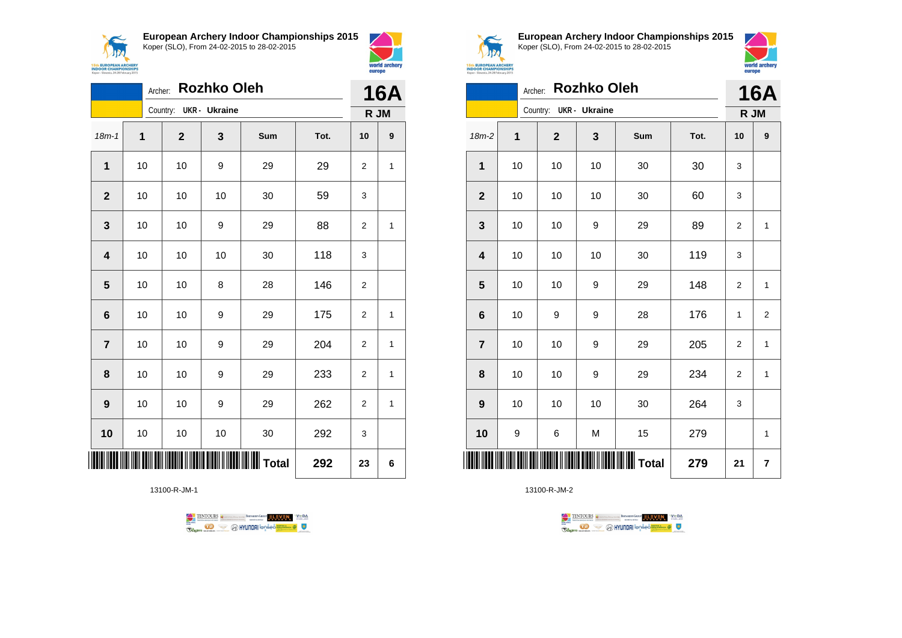**European Archery Indoor Championships 2015**
Koper (SLO), From 24-02-2015 to 28-02-2015

Archer: **Rozhko Oleh**
Country: **UKR - Ukraine**

**16A**
**R JM**

| 18m-1 | 1 | 2 | 3 | Sum | Tot. | 10 | 9 |
|---|---|---|---|---|---|---|---|
| **1** | 10 | 10 | 9 | 29 | 29 | 2 | 1 |
| **2** | 10 | 10 | 10 | 30 | 59 | 3 | |
| **3** | 10 | 10 | 9 | 29 | 88 | 2 | 1 |
| **4** | 10 | 10 | 10 | 30 | 118 | 3 | |
| **5** | 10 | 10 | 8 | 28 | 146 | 2 | |
| **6** | 10 | 10 | 9 | 29 | 175 | 2 | 1 |
| **7** | 10 | 10 | 9 | 29 | 204 | 2 | 1 |
| **8** | 10 | 10 | 9 | 29 | 233 | 2 | 1 |
| **9** | 10 | 10 | 9 | 29 | 262 | 2 | 1 |
| **10** | 10 | 10 | 10 | 30 | 292 | 3 | |
| | | | | **Total** | **292** | **23** | **6** |

13100-R-JM-1

**European Archery Indoor Championships 2015**
Koper (SLO), From 24-02-2015 to 28-02-2015

Archer: **Rozhko Oleh**
Country: **UKR - Ukraine**

**16A**
**R JM**

| 18m-2 | 1 | 2 | 3 | Sum | Tot. | 10 | 9 |
|---|---|---|---|---|---|---|---|
| **1** | 10 | 10 | 10 | 30 | 30 | 3 | |
| **2** | 10 | 10 | 10 | 30 | 60 | 3 | |
| **3** | 10 | 10 | 9 | 29 | 89 | 2 | 1 |
| **4** | 10 | 10 | 10 | 30 | 119 | 3 | |
| **5** | 10 | 10 | 9 | 29 | 148 | 2 | 1 |
| **6** | 10 | 9 | 9 | 28 | 176 | 1 | 2 |
| **7** | 10 | 10 | 9 | 29 | 205 | 2 | 1 |
| **8** | 10 | 10 | 9 | 29 | 234 | 2 | 1 |
| **9** | 10 | 10 | 10 | 30 | 264 | 3 | |
| **10** | 9 | 6 | M | 15 | 279 | | 1 |
| | | | | **Total** | **279** | **21** | **7** |

13100-R-JM-2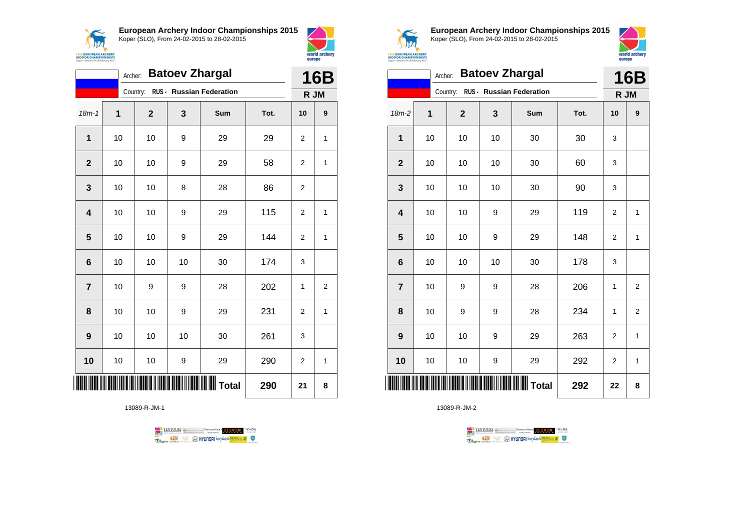## European Archery Indoor Championships 2015

Koper (SLO), From 24-02-2015 to 28-02-2015

Archer: **Batoev Zhargal**

Country: **RUS - Russian Federation**

**16B**

**R JM**

| 18m-1 | 1 | 2 | 3 | Sum | Tot. | 10 | 9 |
|---|---|---|---|---|---|---|---|
| **1** | 10 | 10 | 9 | 29 | 29 | 2 | 1 |
| **2** | 10 | 10 | 9 | 29 | 58 | 2 | 1 |
| **3** | 10 | 10 | 8 | 28 | 86 | 2 | |
| **4** | 10 | 10 | 9 | 29 | 115 | 2 | 1 |
| **5** | 10 | 10 | 9 | 29 | 144 | 2 | 1 |
| **6** | 10 | 10 | 10 | 30 | 174 | 3 | |
| **7** | 10 | 9 | 9 | 28 | 202 | 1 | 2 |
| **8** | 10 | 10 | 9 | 29 | 231 | 2 | 1 |
| **9** | 10 | 10 | 10 | 30 | 261 | 3 | |
| **10** | 10 | 10 | 9 | 29 | 290 | 2 | 1 |
| | | | | **Total** | **290** | **21** | **8** |

13089-R-JM-1

## European Archery Indoor Championships 2015

Koper (SLO), From 24-02-2015 to 28-02-2015

Archer: **Batoev Zhargal**

Country: **RUS - Russian Federation**

**16B**

**R JM**

| 18m-2 | 1 | 2 | 3 | Sum | Tot. | 10 | 9 |
|---|---|---|---|---|---|---|---|
| **1** | 10 | 10 | 10 | 30 | 30 | 3 | |
| **2** | 10 | 10 | 10 | 30 | 60 | 3 | |
| **3** | 10 | 10 | 10 | 30 | 90 | 3 | |
| **4** | 10 | 10 | 9 | 29 | 119 | 2 | 1 |
| **5** | 10 | 10 | 9 | 29 | 148 | 2 | 1 |
| **6** | 10 | 10 | 10 | 30 | 178 | 3 | |
| **7** | 10 | 9 | 9 | 28 | 206 | 1 | 2 |
| **8** | 10 | 9 | 9 | 28 | 234 | 1 | 2 |
| **9** | 10 | 10 | 9 | 29 | 263 | 2 | 1 |
| **10** | 10 | 10 | 9 | 29 | 292 | 2 | 1 |
| | | | | **Total** | **292** | **22** | **8** |

13089-R-JM-2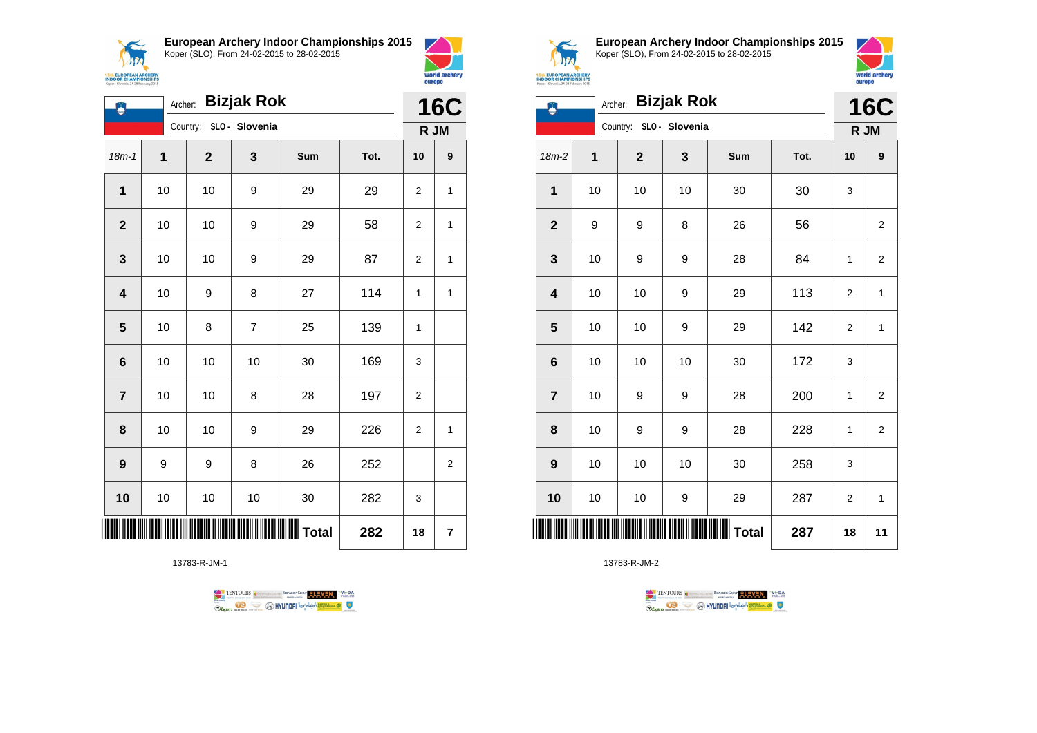## European Archery Indoor Championships 2015
Koper (SLO), From 24-02-2015 to 28-02-2015

Archer: **Bizjak Rok**
Country: **SLO - Slovenia**

**16C**
**R JM**

| 18m-1 | 1 | 2 | 3 | Sum | Tot. | 10 | 9 |
|---|---|---|---|---|---|---|---|
| 1 | 10 | 10 | 9 | 29 | 29 | 2 | 1 |
| 2 | 10 | 10 | 9 | 29 | 58 | 2 | 1 |
| 3 | 10 | 10 | 9 | 29 | 87 | 2 | 1 |
| 4 | 10 | 9 | 8 | 27 | 114 | 1 | 1 |
| 5 | 10 | 8 | 7 | 25 | 139 | 1 | |
| 6 | 10 | 10 | 10 | 30 | 169 | 3 | |
| 7 | 10 | 10 | 8 | 28 | 197 | 2 | |
| 8 | 10 | 10 | 9 | 29 | 226 | 2 | 1 |
| 9 | 9 | 9 | 8 | 26 | 252 | | 2 |
| 10 | 10 | 10 | 10 | 30 | 282 | 3 | |
| | | | | **Total** | **282** | **18** | **7** |

13783-R-JM-1

## European Archery Indoor Championships 2015
Koper (SLO), From 24-02-2015 to 28-02-2015

Archer: **Bizjak Rok**
Country: **SLO - Slovenia**

**16C**
**R JM**

| 18m-2 | 1 | 2 | 3 | Sum | Tot. | 10 | 9 |
|---|---|---|---|---|---|---|---|
| 1 | 10 | 10 | 10 | 30 | 30 | 3 | |
| 2 | 9 | 9 | 8 | 26 | 56 | | 2 |
| 3 | 10 | 9 | 9 | 28 | 84 | 1 | 2 |
| 4 | 10 | 10 | 9 | 29 | 113 | 2 | 1 |
| 5 | 10 | 10 | 9 | 29 | 142 | 2 | 1 |
| 6 | 10 | 10 | 10 | 30 | 172 | 3 | |
| 7 | 10 | 9 | 9 | 28 | 200 | 1 | 2 |
| 8 | 10 | 9 | 9 | 28 | 228 | 1 | 2 |
| 9 | 10 | 10 | 10 | 30 | 258 | 3 | |
| 10 | 10 | 10 | 9 | 29 | 287 | 2 | 1 |
| | | | | **Total** | **287** | **18** | **11** |

13783-R-JM-2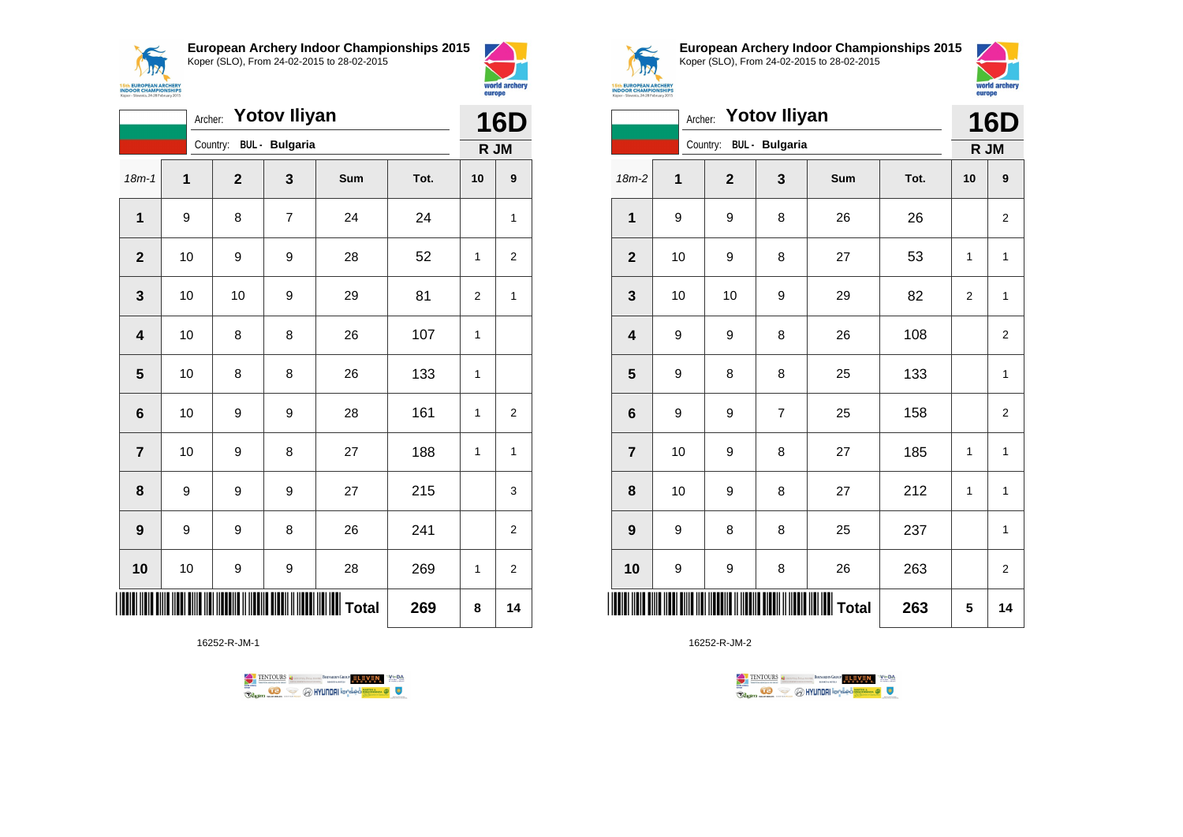## European Archery Indoor Championships 2015

Koper (SLO), From 24-02-2015 to 28-02-2015

Archer: **Yotov Iliyan**

Country: BUL - Bulgaria

**16D** R JM

| 18m-1 | 1 | 2 | 3 | Sum | Tot. | 10 | 9 |
|---|---|---|---|---|---|---|---|
| 1 | 9 | 8 | 7 | 24 | 24 | | 1 |
| 2 | 10 | 9 | 9 | 28 | 52 | 1 | 2 |
| 3 | 10 | 10 | 9 | 29 | 81 | 2 | 1 |
| 4 | 10 | 8 | 8 | 26 | 107 | 1 | |
| 5 | 10 | 8 | 8 | 26 | 133 | 1 | |
| 6 | 10 | 9 | 9 | 28 | 161 | 1 | 2 |
| 7 | 10 | 9 | 8 | 27 | 188 | 1 | 1 |
| 8 | 9 | 9 | 9 | 27 | 215 | | 3 |
| 9 | 9 | 9 | 8 | 26 | 241 | | 2 |
| 10 | 10 | 9 | 9 | 28 | 269 | 1 | 2 |
| | | | | Total | 269 | 8 | 14 |

16252-R-JM-1

## European Archery Indoor Championships 2015

Koper (SLO), From 24-02-2015 to 28-02-2015

Archer: **Yotov Iliyan**

Country: BUL - Bulgaria

**16D** R JM

| 18m-2 | 1 | 2 | 3 | Sum | Tot. | 10 | 9 |
|---|---|---|---|---|---|---|---|
| 1 | 9 | 9 | 8 | 26 | 26 | | 2 |
| 2 | 10 | 9 | 8 | 27 | 53 | 1 | 1 |
| 3 | 10 | 10 | 9 | 29 | 82 | 2 | 1 |
| 4 | 9 | 9 | 8 | 26 | 108 | | 2 |
| 5 | 9 | 8 | 8 | 25 | 133 | | 1 |
| 6 | 9 | 9 | 7 | 25 | 158 | | 2 |
| 7 | 10 | 9 | 8 | 27 | 185 | 1 | 1 |
| 8 | 10 | 9 | 8 | 27 | 212 | 1 | 1 |
| 9 | 9 | 8 | 8 | 25 | 237 | | 1 |
| 10 | 9 | 9 | 8 | 26 | 263 | | 2 |
| | | | | Total | 263 | 5 | 14 |

16252-R-JM-2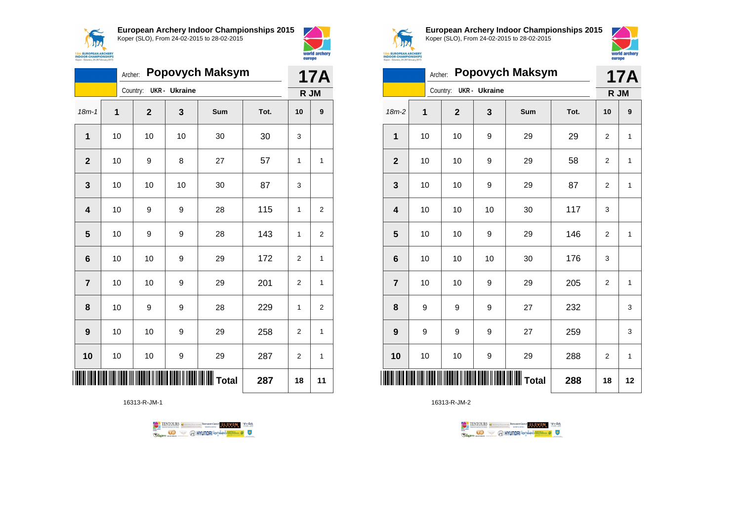## European Archery Indoor Championships 2015

Koper (SLO), From 24-02-2015 to 28-02-2015

Archer: **Popovych Maksym** — **17A**

Country: UKR - Ukraine — R JM

| 18m-1 | 1 | 2 | 3 | Sum | Tot. | 10 | 9 |
|---|---|---|---|---|---|---|---|
| **1** | 10 | 10 | 10 | 30 | 30 | 3 | |
| **2** | 10 | 9 | 8 | 27 | 57 | 1 | 1 |
| **3** | 10 | 10 | 10 | 30 | 87 | 3 | |
| **4** | 10 | 9 | 9 | 28 | 115 | 1 | 2 |
| **5** | 10 | 9 | 9 | 28 | 143 | 1 | 2 |
| **6** | 10 | 10 | 9 | 29 | 172 | 2 | 1 |
| **7** | 10 | 10 | 9 | 29 | 201 | 2 | 1 |
| **8** | 10 | 9 | 9 | 28 | 229 | 1 | 2 |
| **9** | 10 | 10 | 9 | 29 | 258 | 2 | 1 |
| **10** | 10 | 10 | 9 | 29 | 287 | 2 | 1 |
| | | | | **Total** | **287** | **18** | **11** |

16313-R-JM-1

## European Archery Indoor Championships 2015

Koper (SLO), From 24-02-2015 to 28-02-2015

Archer: **Popovych Maksym** — **17A**

Country: UKR - Ukraine — R JM

| 18m-2 | 1 | 2 | 3 | Sum | Tot. | 10 | 9 |
|---|---|---|---|---|---|---|---|
| **1** | 10 | 10 | 9 | 29 | 29 | 2 | 1 |
| **2** | 10 | 10 | 9 | 29 | 58 | 2 | 1 |
| **3** | 10 | 10 | 9 | 29 | 87 | 2 | 1 |
| **4** | 10 | 10 | 10 | 30 | 117 | 3 | |
| **5** | 10 | 10 | 9 | 29 | 146 | 2 | 1 |
| **6** | 10 | 10 | 10 | 30 | 176 | 3 | |
| **7** | 10 | 10 | 9 | 29 | 205 | 2 | 1 |
| **8** | 9 | 9 | 9 | 27 | 232 | | 3 |
| **9** | 9 | 9 | 9 | 27 | 259 | | 3 |
| **10** | 10 | 10 | 9 | 29 | 288 | 2 | 1 |
| | | | | **Total** | **288** | **18** | **12** |

16313-R-JM-2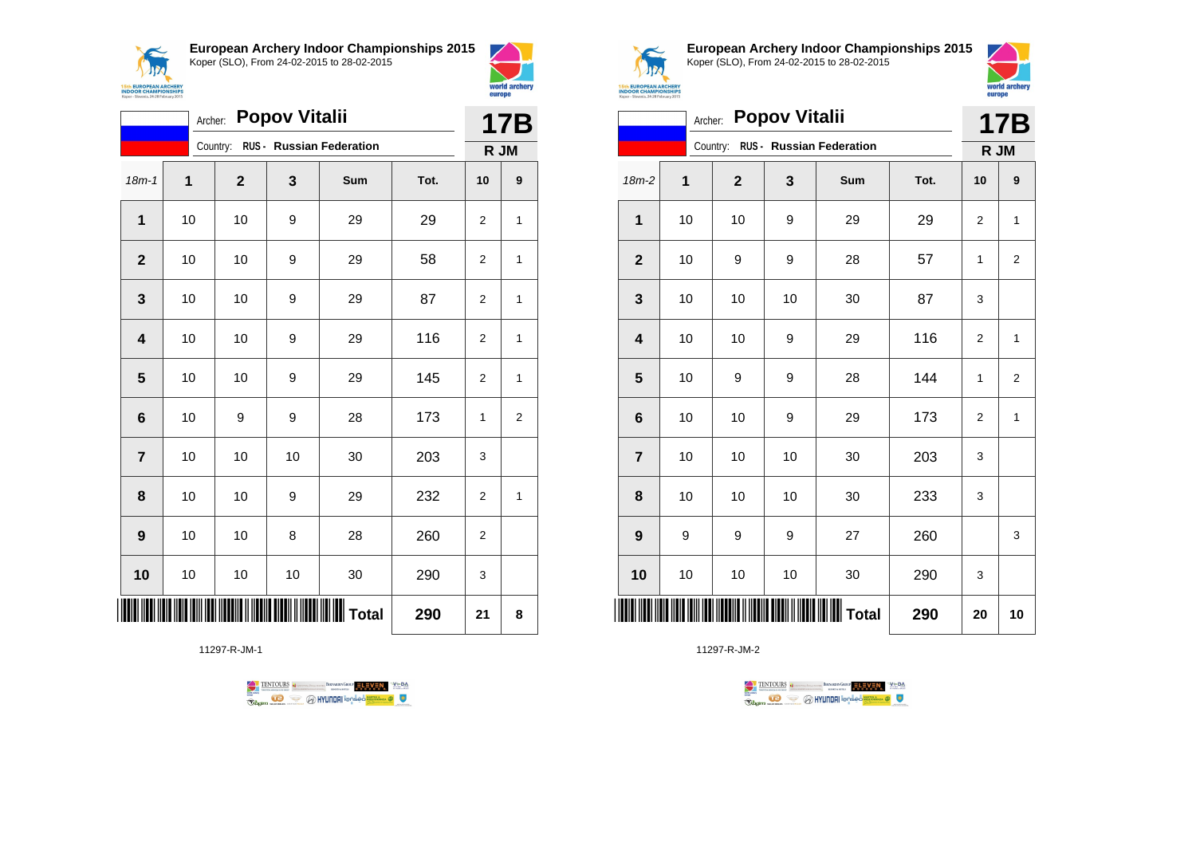**European Archery Indoor Championships 2015**
Koper (SLO), From 24-02-2015 to 28-02-2015

Archer: **Popov Vitalii**
Country: RUS - Russian Federation

**17B**
**R JM**

| 18m-1 | 1 | 2 | 3 | Sum | Tot. | 10 | 9 |
|---|---|---|---|---|---|---|---|
| **1** | 10 | 10 | 9 | 29 | 29 | 2 | 1 |
| **2** | 10 | 10 | 9 | 29 | 58 | 2 | 1 |
| **3** | 10 | 10 | 9 | 29 | 87 | 2 | 1 |
| **4** | 10 | 10 | 9 | 29 | 116 | 2 | 1 |
| **5** | 10 | 10 | 9 | 29 | 145 | 2 | 1 |
| **6** | 10 | 9 | 9 | 28 | 173 | 1 | 2 |
| **7** | 10 | 10 | 10 | 30 | 203 | 3 | |
| **8** | 10 | 10 | 9 | 29 | 232 | 2 | 1 |
| **9** | 10 | 10 | 8 | 28 | 260 | 2 | |
| **10** | 10 | 10 | 10 | 30 | 290 | 3 | |
| | | | | **Total** | **290** | **21** | **8** |

11297-R-JM-1

**European Archery Indoor Championships 2015**
Koper (SLO), From 24-02-2015 to 28-02-2015

Archer: **Popov Vitalii**
Country: RUS - Russian Federation

**17B**
**R JM**

| 18m-2 | 1 | 2 | 3 | Sum | Tot. | 10 | 9 |
|---|---|---|---|---|---|---|---|
| **1** | 10 | 10 | 9 | 29 | 29 | 2 | 1 |
| **2** | 10 | 9 | 9 | 28 | 57 | 1 | 2 |
| **3** | 10 | 10 | 10 | 30 | 87 | 3 | |
| **4** | 10 | 10 | 9 | 29 | 116 | 2 | 1 |
| **5** | 10 | 9 | 9 | 28 | 144 | 1 | 2 |
| **6** | 10 | 10 | 9 | 29 | 173 | 2 | 1 |
| **7** | 10 | 10 | 10 | 30 | 203 | 3 | |
| **8** | 10 | 10 | 10 | 30 | 233 | 3 | |
| **9** | 9 | 9 | 9 | 27 | 260 | | 3 |
| **10** | 10 | 10 | 10 | 30 | 290 | 3 | |
| | | | | **Total** | **290** | **20** | **10** |

11297-R-JM-2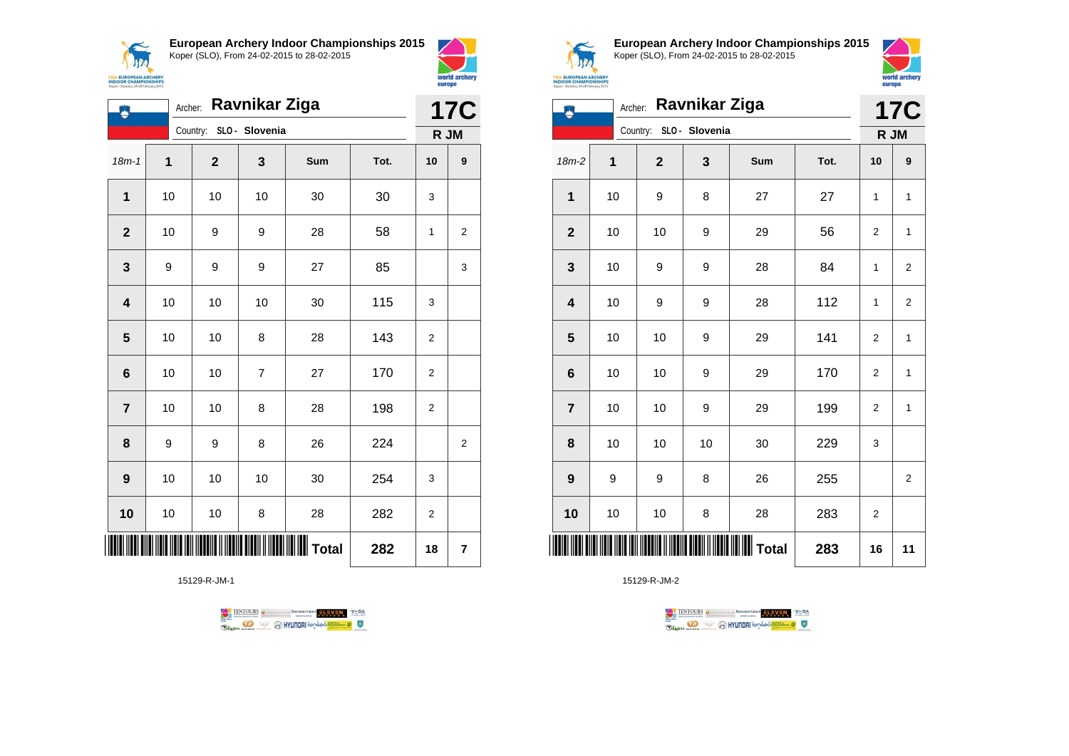## European Archery Indoor Championships 2015

Koper (SLO), From 24-02-2015 to 28-02-2015

Archer: **Ravnikar Ziga**

Country: SLO - Slovenia

**17C**

**R JM**

| 18m-1 | 1 | 2 | 3 | Sum | Tot. | 10 | 9 |
|---|---|---|---|---|---|---|---|
| 1 | 10 | 10 | 10 | 30 | 30 | 3 | |
| 2 | 10 | 9 | 9 | 28 | 58 | 1 | 2 |
| 3 | 9 | 9 | 9 | 27 | 85 | | 3 |
| 4 | 10 | 10 | 10 | 30 | 115 | 3 | |
| 5 | 10 | 10 | 8 | 28 | 143 | 2 | |
| 6 | 10 | 10 | 7 | 27 | 170 | 2 | |
| 7 | 10 | 10 | 8 | 28 | 198 | 2 | |
| 8 | 9 | 9 | 8 | 26 | 224 | | 2 |
| 9 | 10 | 10 | 10 | 30 | 254 | 3 | |
| 10 | 10 | 10 | 8 | 28 | 282 | 2 | |
| | | | | Total | 282 | 18 | 7 |

15129-R-JM-1

## European Archery Indoor Championships 2015

Koper (SLO), From 24-02-2015 to 28-02-2015

Archer: **Ravnikar Ziga**

Country: SLO - Slovenia

**17C**

**R JM**

| 18m-2 | 1 | 2 | 3 | Sum | Tot. | 10 | 9 |
|---|---|---|---|---|---|---|---|
| 1 | 10 | 9 | 8 | 27 | 27 | 1 | 1 |
| 2 | 10 | 10 | 9 | 29 | 56 | 2 | 1 |
| 3 | 10 | 9 | 9 | 28 | 84 | 1 | 2 |
| 4 | 10 | 9 | 9 | 28 | 112 | 1 | 2 |
| 5 | 10 | 10 | 9 | 29 | 141 | 2 | 1 |
| 6 | 10 | 10 | 9 | 29 | 170 | 2 | 1 |
| 7 | 10 | 10 | 9 | 29 | 199 | 2 | 1 |
| 8 | 10 | 10 | 10 | 30 | 229 | 3 | |
| 9 | 9 | 9 | 8 | 26 | 255 | | 2 |
| 10 | 10 | 10 | 8 | 28 | 283 | 2 | |
| | | | | Total | 283 | 16 | 11 |

15129-R-JM-2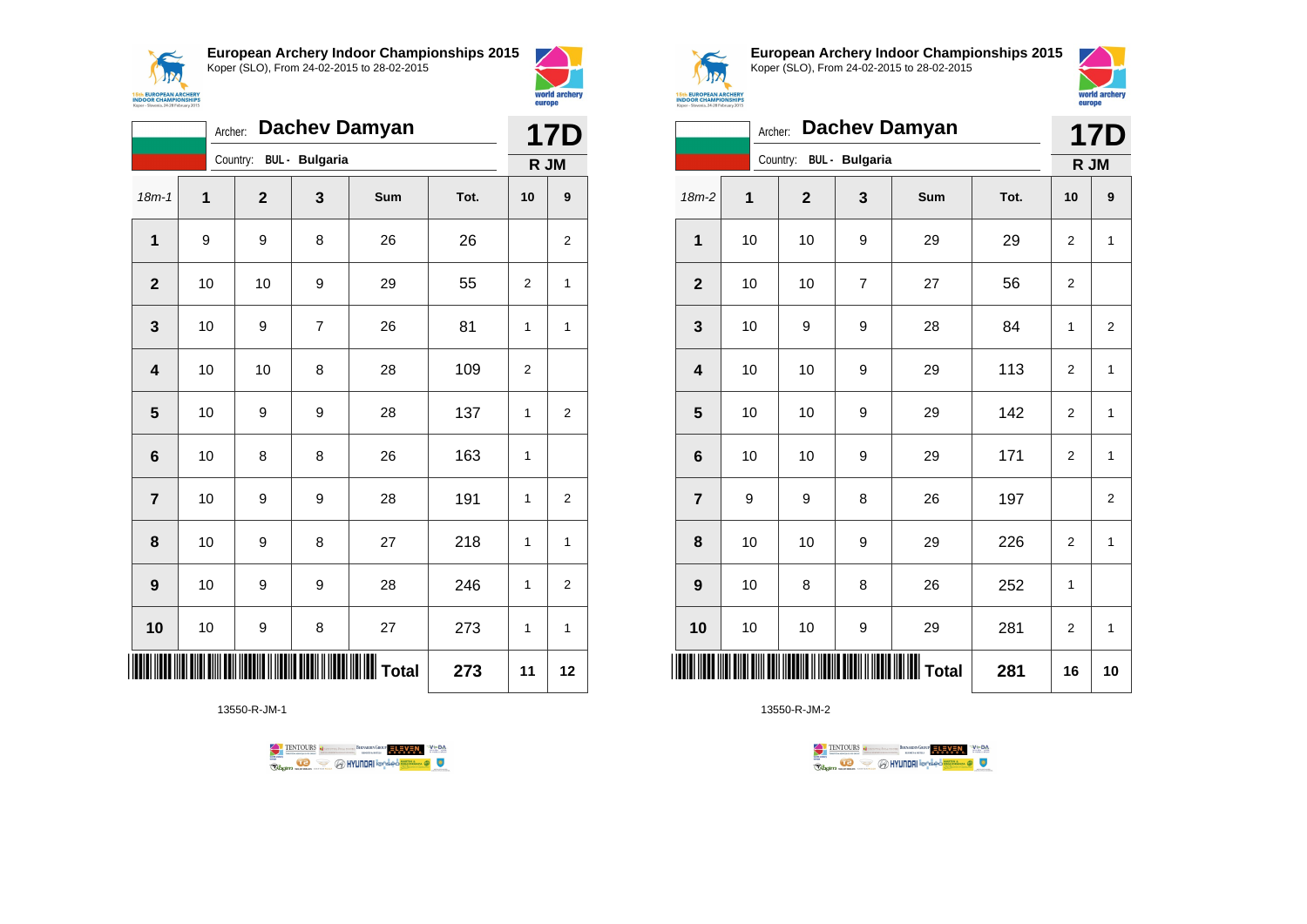**European Archery Indoor Championships 2015**
Koper (SLO), From 24-02-2015 to 28-02-2015

Archer: **Dachev Damyan**
Country: BUL - Bulgaria

**17D**
R JM

| 18m-1 | 1 | 2 | 3 | Sum | Tot. | 10 | 9 |
|---|---|---|---|---|---|---|---|
| 1 | 9 | 9 | 8 | 26 | 26 | | 2 |
| 2 | 10 | 10 | 9 | 29 | 55 | 2 | 1 |
| 3 | 10 | 9 | 7 | 26 | 81 | 1 | 1 |
| 4 | 10 | 10 | 8 | 28 | 109 | 2 | |
| 5 | 10 | 9 | 9 | 28 | 137 | 1 | 2 |
| 6 | 10 | 8 | 8 | 26 | 163 | 1 | |
| 7 | 10 | 9 | 9 | 28 | 191 | 1 | 2 |
| 8 | 10 | 9 | 8 | 27 | 218 | 1 | 1 |
| 9 | 10 | 9 | 9 | 28 | 246 | 1 | 2 |
| 10 | 10 | 9 | 8 | 27 | 273 | 1 | 1 |
| | | | | Total | 273 | 11 | 12 |

13550-R-JM-1

**European Archery Indoor Championships 2015**
Koper (SLO), From 24-02-2015 to 28-02-2015

Archer: **Dachev Damyan**
Country: BUL - Bulgaria

**17D**
R JM

| 18m-2 | 1 | 2 | 3 | Sum | Tot. | 10 | 9 |
|---|---|---|---|---|---|---|---|
| 1 | 10 | 10 | 9 | 29 | 29 | 2 | 1 |
| 2 | 10 | 10 | 7 | 27 | 56 | 2 | |
| 3 | 10 | 9 | 9 | 28 | 84 | 1 | 2 |
| 4 | 10 | 10 | 9 | 29 | 113 | 2 | 1 |
| 5 | 10 | 10 | 9 | 29 | 142 | 2 | 1 |
| 6 | 10 | 10 | 9 | 29 | 171 | 2 | 1 |
| 7 | 9 | 9 | 8 | 26 | 197 | | 2 |
| 8 | 10 | 10 | 9 | 29 | 226 | 2 | 1 |
| 9 | 10 | 8 | 8 | 26 | 252 | 1 | |
| 10 | 10 | 10 | 9 | 29 | 281 | 2 | 1 |
| | | | | Total | 281 | 16 | 10 |

13550-R-JM-2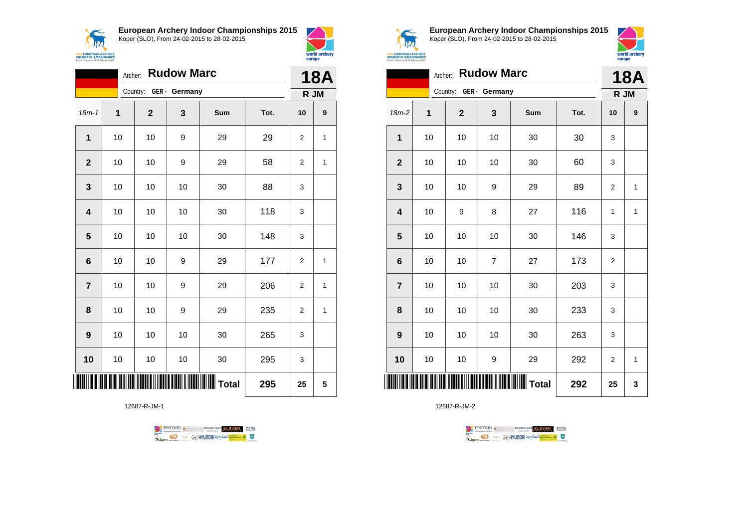## European Archery Indoor Championships 2015
Koper (SLO), From 24-02-2015 to 28-02-2015

Archer: **Rudow Marc**
Country: **GER - Germany**
**18A**
**R JM**

| 18m-1 | 1 | 2 | 3 | Sum | Tot. | 10 | 9 |
|---|---|---|---|---|---|---|---|
| **1** | 10 | 10 | 9 | 29 | 29 | 2 | 1 |
| **2** | 10 | 10 | 9 | 29 | 58 | 2 | 1 |
| **3** | 10 | 10 | 10 | 30 | 88 | 3 | |
| **4** | 10 | 10 | 10 | 30 | 118 | 3 | |
| **5** | 10 | 10 | 10 | 30 | 148 | 3 | |
| **6** | 10 | 10 | 9 | 29 | 177 | 2 | 1 |
| **7** | 10 | 10 | 9 | 29 | 206 | 2 | 1 |
| **8** | 10 | 10 | 9 | 29 | 235 | 2 | 1 |
| **9** | 10 | 10 | 10 | 30 | 265 | 3 | |
| **10** | 10 | 10 | 10 | 30 | 295 | 3 | |
| | | | | **Total** | **295** | **25** | **5** |

12687-R-JM-1

## European Archery Indoor Championships 2015
Koper (SLO), From 24-02-2015 to 28-02-2015

Archer: **Rudow Marc**
Country: **GER - Germany**
**18A**
**R JM**

| 18m-2 | 1 | 2 | 3 | Sum | Tot. | 10 | 9 |
|---|---|---|---|---|---|---|---|
| **1** | 10 | 10 | 10 | 30 | 30 | 3 | |
| **2** | 10 | 10 | 10 | 30 | 60 | 3 | |
| **3** | 10 | 10 | 9 | 29 | 89 | 2 | 1 |
| **4** | 10 | 9 | 8 | 27 | 116 | 1 | 1 |
| **5** | 10 | 10 | 10 | 30 | 146 | 3 | |
| **6** | 10 | 10 | 7 | 27 | 173 | 2 | |
| **7** | 10 | 10 | 10 | 30 | 203 | 3 | |
| **8** | 10 | 10 | 10 | 30 | 233 | 3 | |
| **9** | 10 | 10 | 10 | 30 | 263 | 3 | |
| **10** | 10 | 10 | 9 | 29 | 292 | 2 | 1 |
| | | | | **Total** | **292** | **25** | **3** |

12687-R-JM-2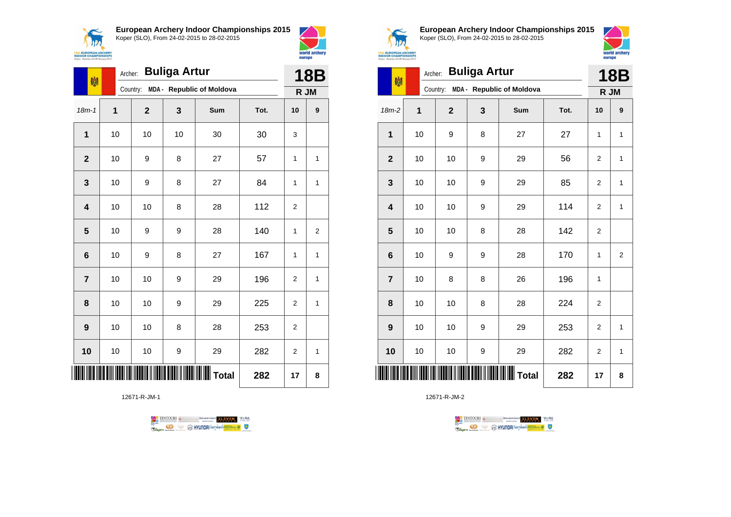## European Archery Indoor Championships 2015

Koper (SLO), From 24-02-2015 to 28-02-2015

Archer: **Buliga Artur**

Country: **MDA - Republic of Moldova**

**18B**

**R JM**

| 18m-1 | 1 | 2 | 3 | Sum | Tot. | 10 | 9 |
|---|---|---|---|---|---|---|---|
| **1** | 10 | 10 | 10 | 30 | 30 | 3 | |
| **2** | 10 | 9 | 8 | 27 | 57 | 1 | 1 |
| **3** | 10 | 9 | 8 | 27 | 84 | 1 | 1 |
| **4** | 10 | 10 | 8 | 28 | 112 | 2 | |
| **5** | 10 | 9 | 9 | 28 | 140 | 1 | 2 |
| **6** | 10 | 9 | 8 | 27 | 167 | 1 | 1 |
| **7** | 10 | 10 | 9 | 29 | 196 | 2 | 1 |
| **8** | 10 | 10 | 9 | 29 | 225 | 2 | 1 |
| **9** | 10 | 10 | 8 | 28 | 253 | 2 | |
| **10** | 10 | 10 | 9 | 29 | 282 | 2 | 1 |
| | | | | **Total** | **282** | **17** | **8** |

12671-R-JM-1

## European Archery Indoor Championships 2015

Koper (SLO), From 24-02-2015 to 28-02-2015

Archer: **Buliga Artur**

Country: **MDA - Republic of Moldova**

**18B**

**R JM**

| 18m-2 | 1 | 2 | 3 | Sum | Tot. | 10 | 9 |
|---|---|---|---|---|---|---|---|
| **1** | 10 | 9 | 8 | 27 | 27 | 1 | 1 |
| **2** | 10 | 10 | 9 | 29 | 56 | 2 | 1 |
| **3** | 10 | 10 | 9 | 29 | 85 | 2 | 1 |
| **4** | 10 | 10 | 9 | 29 | 114 | 2 | 1 |
| **5** | 10 | 10 | 8 | 28 | 142 | 2 | |
| **6** | 10 | 9 | 9 | 28 | 170 | 1 | 2 |
| **7** | 10 | 8 | 8 | 26 | 196 | 1 | |
| **8** | 10 | 10 | 8 | 28 | 224 | 2 | |
| **9** | 10 | 10 | 9 | 29 | 253 | 2 | 1 |
| **10** | 10 | 10 | 9 | 29 | 282 | 2 | 1 |
| | | | | **Total** | **282** | **17** | **8** |

12671-R-JM-2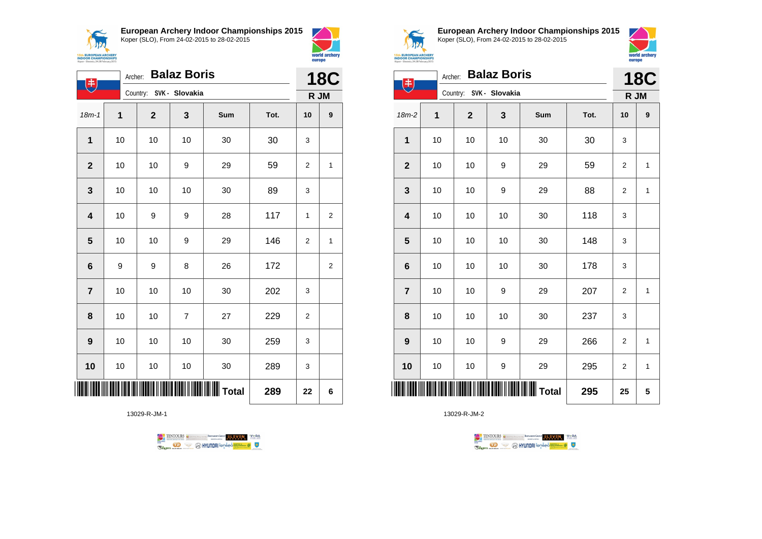## European Archery Indoor Championships 2015

Koper (SLO), From 24-02-2015 to 28-02-2015

Archer: **Balaz Boris**

Country: **SVK - Slovakia**

**18C**

**R JM**

| 18m-1 | 1 | 2 | 3 | Sum | Tot. | 10 | 9 |
|---|---|---|---|---|---|---|---|
| 1 | 10 | 10 | 10 | 30 | 30 | 3 | |
| 2 | 10 | 10 | 9 | 29 | 59 | 2 | 1 |
| 3 | 10 | 10 | 10 | 30 | 89 | 3 | |
| 4 | 10 | 9 | 9 | 28 | 117 | 1 | 2 |
| 5 | 10 | 10 | 9 | 29 | 146 | 2 | 1 |
| 6 | 9 | 9 | 8 | 26 | 172 | | 2 |
| 7 | 10 | 10 | 10 | 30 | 202 | 3 | |
| 8 | 10 | 10 | 7 | 27 | 229 | 2 | |
| 9 | 10 | 10 | 10 | 30 | 259 | 3 | |
| 10 | 10 | 10 | 10 | 30 | 289 | 3 | |
| | | | | Total | 289 | 22 | 6 |

13029-R-JM-1

## European Archery Indoor Championships 2015

Koper (SLO), From 24-02-2015 to 28-02-2015

Archer: **Balaz Boris**

Country: **SVK - Slovakia**

**18C**

**R JM**

| 18m-2 | 1 | 2 | 3 | Sum | Tot. | 10 | 9 |
|---|---|---|---|---|---|---|---|
| 1 | 10 | 10 | 10 | 30 | 30 | 3 | |
| 2 | 10 | 10 | 9 | 29 | 59 | 2 | 1 |
| 3 | 10 | 10 | 9 | 29 | 88 | 2 | 1 |
| 4 | 10 | 10 | 10 | 30 | 118 | 3 | |
| 5 | 10 | 10 | 10 | 30 | 148 | 3 | |
| 6 | 10 | 10 | 10 | 30 | 178 | 3 | |
| 7 | 10 | 10 | 9 | 29 | 207 | 2 | 1 |
| 8 | 10 | 10 | 10 | 30 | 237 | 3 | |
| 9 | 10 | 10 | 9 | 29 | 266 | 2 | 1 |
| 10 | 10 | 10 | 9 | 29 | 295 | 2 | 1 |
| | | | | Total | 295 | 25 | 5 |

13029-R-JM-2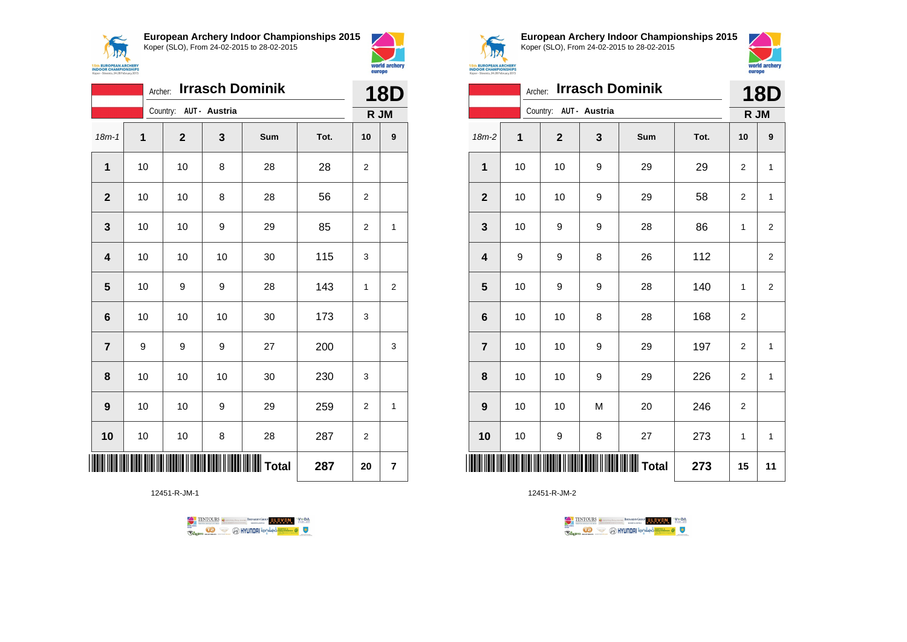**European Archery Indoor Championships 2015**
Koper (SLO), From 24-02-2015 to 28-02-2015

Archer: **Irrasch Dominik**
Country: **AUT - Austria**

**18D**
**R JM**

| 18m-1 | 1 | 2 | 3 | Sum | Tot. | 10 | 9 |
|---|---|---|---|---|---|---|---|
| 1 | 10 | 10 | 8 | 28 | 28 | 2 | |
| 2 | 10 | 10 | 8 | 28 | 56 | 2 | |
| 3 | 10 | 10 | 9 | 29 | 85 | 2 | 1 |
| 4 | 10 | 10 | 10 | 30 | 115 | 3 | |
| 5 | 10 | 9 | 9 | 28 | 143 | 1 | 2 |
| 6 | 10 | 10 | 10 | 30 | 173 | 3 | |
| 7 | 9 | 9 | 9 | 27 | 200 | | 3 |
| 8 | 10 | 10 | 10 | 30 | 230 | 3 | |
| 9 | 10 | 10 | 9 | 29 | 259 | 2 | 1 |
| 10 | 10 | 10 | 8 | 28 | 287 | 2 | |
| | | | | **Total** | **287** | **20** | **7** |

12451-R-JM-1

**European Archery Indoor Championships 2015**
Koper (SLO), From 24-02-2015 to 28-02-2015

Archer: **Irrasch Dominik**
Country: **AUT - Austria**

**18D**
**R JM**

| 18m-2 | 1 | 2 | 3 | Sum | Tot. | 10 | 9 |
|---|---|---|---|---|---|---|---|
| 1 | 10 | 10 | 9 | 29 | 29 | 2 | 1 |
| 2 | 10 | 10 | 9 | 29 | 58 | 2 | 1 |
| 3 | 10 | 9 | 9 | 28 | 86 | 1 | 2 |
| 4 | 9 | 9 | 8 | 26 | 112 | | 2 |
| 5 | 10 | 9 | 9 | 28 | 140 | 1 | 2 |
| 6 | 10 | 10 | 8 | 28 | 168 | 2 | |
| 7 | 10 | 10 | 9 | 29 | 197 | 2 | 1 |
| 8 | 10 | 10 | 9 | 29 | 226 | 2 | 1 |
| 9 | 10 | 10 | M | 20 | 246 | 2 | |
| 10 | 10 | 9 | 8 | 27 | 273 | 1 | 1 |
| | | | | **Total** | **273** | **15** | **11** |

12451-R-JM-2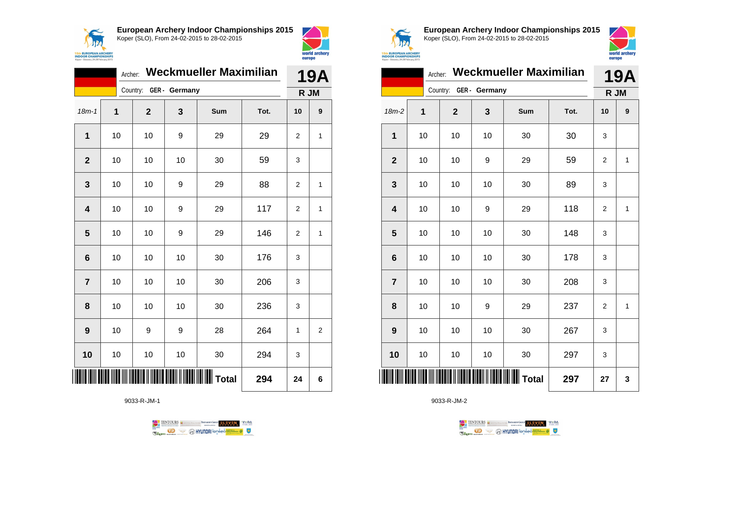## European Archery Indoor Championships 2015
Koper (SLO), From 24-02-2015 to 28-02-2015

Archer: **Weckmueller Maximilian** — **19A**

Country: **GER - Germany** — **R JM**

| 18m-1 | 1 | 2 | 3 | Sum | Tot. | 10 | 9 |
|---|---|---|---|---|---|---|---|
| 1 | 10 | 10 | 9 | 29 | 29 | 2 | 1 |
| 2 | 10 | 10 | 10 | 30 | 59 | 3 | |
| 3 | 10 | 10 | 9 | 29 | 88 | 2 | 1 |
| 4 | 10 | 10 | 9 | 29 | 117 | 2 | 1 |
| 5 | 10 | 10 | 9 | 29 | 146 | 2 | 1 |
| 6 | 10 | 10 | 10 | 30 | 176 | 3 | |
| 7 | 10 | 10 | 10 | 30 | 206 | 3 | |
| 8 | 10 | 10 | 10 | 30 | 236 | 3 | |
| 9 | 10 | 9 | 9 | 28 | 264 | 1 | 2 |
| 10 | 10 | 10 | 10 | 30 | 294 | 3 | |
| | | | | **Total** | **294** | **24** | **6** |

9033-R-JM-1

## European Archery Indoor Championships 2015
Koper (SLO), From 24-02-2015 to 28-02-2015

Archer: **Weckmueller Maximilian** — **19A**

Country: **GER - Germany** — **R JM**

| 18m-2 | 1 | 2 | 3 | Sum | Tot. | 10 | 9 |
|---|---|---|---|---|---|---|---|
| 1 | 10 | 10 | 10 | 30 | 30 | 3 | |
| 2 | 10 | 10 | 9 | 29 | 59 | 2 | 1 |
| 3 | 10 | 10 | 10 | 30 | 89 | 3 | |
| 4 | 10 | 10 | 9 | 29 | 118 | 2 | 1 |
| 5 | 10 | 10 | 10 | 30 | 148 | 3 | |
| 6 | 10 | 10 | 10 | 30 | 178 | 3 | |
| 7 | 10 | 10 | 10 | 30 | 208 | 3 | |
| 8 | 10 | 10 | 9 | 29 | 237 | 2 | 1 |
| 9 | 10 | 10 | 10 | 30 | 267 | 3 | |
| 10 | 10 | 10 | 10 | 30 | 297 | 3 | |
| | | | | **Total** | **297** | **27** | **3** |

9033-R-JM-2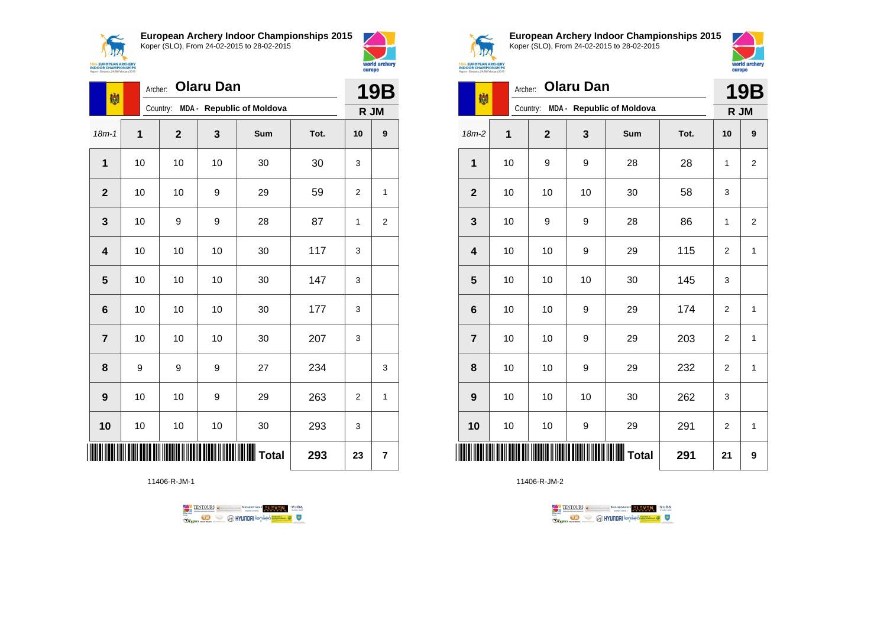**European Archery Indoor Championships 2015**
Koper (SLO), From 24-02-2015 to 28-02-2015

Archer: **Olaru Dan**
Country: **MDA - Republic of Moldova**

**19B**
**R JM**

| 18m-1 | 1 | 2 | 3 | Sum | Tot. | 10 | 9 |
|---|---|---|---|---|---|---|---|
| **1** | 10 | 10 | 10 | 30 | 30 | 3 | |
| **2** | 10 | 10 | 9 | 29 | 59 | 2 | 1 |
| **3** | 10 | 9 | 9 | 28 | 87 | 1 | 2 |
| **4** | 10 | 10 | 10 | 30 | 117 | 3 | |
| **5** | 10 | 10 | 10 | 30 | 147 | 3 | |
| **6** | 10 | 10 | 10 | 30 | 177 | 3 | |
| **7** | 10 | 10 | 10 | 30 | 207 | 3 | |
| **8** | 9 | 9 | 9 | 27 | 234 | | 3 |
| **9** | 10 | 10 | 9 | 29 | 263 | 2 | 1 |
| **10** | 10 | 10 | 10 | 30 | 293 | 3 | |
| | | | | **Total** | **293** | **23** | **7** |

11406-R-JM-1

**European Archery Indoor Championships 2015**
Koper (SLO), From 24-02-2015 to 28-02-2015

Archer: **Olaru Dan**
Country: **MDA - Republic of Moldova**

**19B**
**R JM**

| 18m-2 | 1 | 2 | 3 | Sum | Tot. | 10 | 9 |
|---|---|---|---|---|---|---|---|
| **1** | 10 | 9 | 9 | 28 | 28 | 1 | 2 |
| **2** | 10 | 10 | 10 | 30 | 58 | 3 | |
| **3** | 10 | 9 | 9 | 28 | 86 | 1 | 2 |
| **4** | 10 | 10 | 9 | 29 | 115 | 2 | 1 |
| **5** | 10 | 10 | 10 | 30 | 145 | 3 | |
| **6** | 10 | 10 | 9 | 29 | 174 | 2 | 1 |
| **7** | 10 | 10 | 9 | 29 | 203 | 2 | 1 |
| **8** | 10 | 10 | 9 | 29 | 232 | 2 | 1 |
| **9** | 10 | 10 | 10 | 30 | 262 | 3 | |
| **10** | 10 | 10 | 9 | 29 | 291 | 2 | 1 |
| | | | | **Total** | **291** | **21** | **9** |

11406-R-JM-2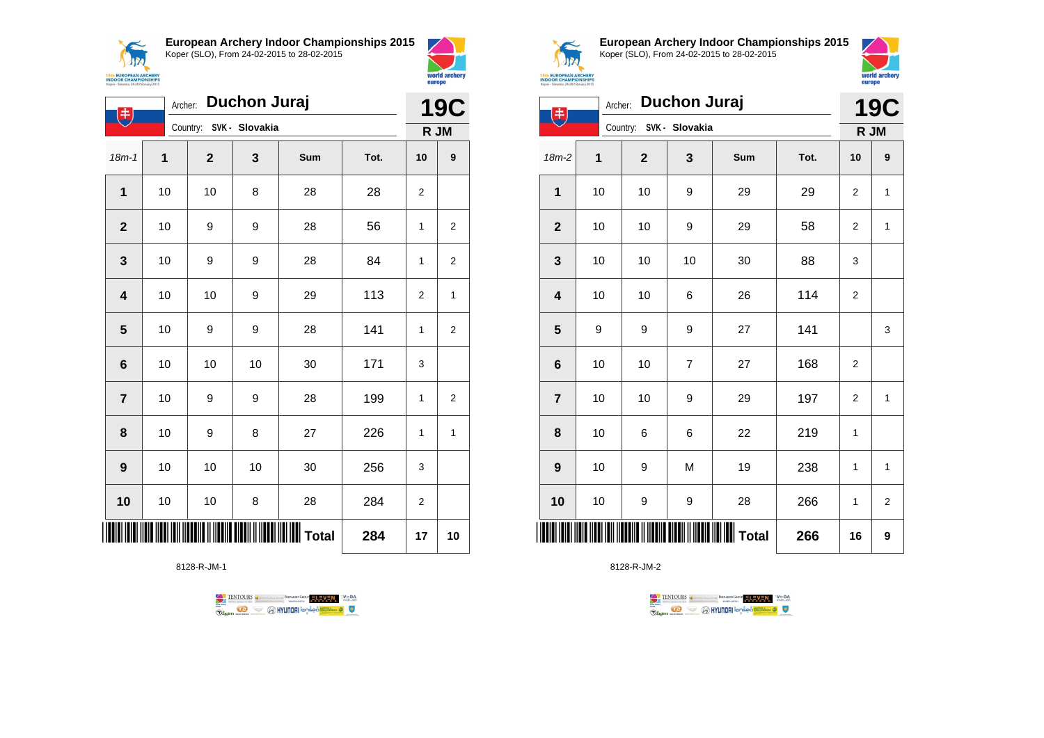## European Archery Indoor Championships 2015
Koper (SLO), From 24-02-2015 to 28-02-2015

Archer: **Duchon Juraj**
Country: SVK - Slovakia

**19C**
**R JM**

| 18m-1 | 1 | 2 | 3 | Sum | Tot. | 10 | 9 |
|---|---|---|---|---|---|---|---|
| 1 | 10 | 10 | 8 | 28 | 28 | 2 | |
| 2 | 10 | 9 | 9 | 28 | 56 | 1 | 2 |
| 3 | 10 | 9 | 9 | 28 | 84 | 1 | 2 |
| 4 | 10 | 10 | 9 | 29 | 113 | 2 | 1 |
| 5 | 10 | 9 | 9 | 28 | 141 | 1 | 2 |
| 6 | 10 | 10 | 10 | 30 | 171 | 3 | |
| 7 | 10 | 9 | 9 | 28 | 199 | 1 | 2 |
| 8 | 10 | 9 | 8 | 27 | 226 | 1 | 1 |
| 9 | 10 | 10 | 10 | 30 | 256 | 3 | |
| 10 | 10 | 10 | 8 | 28 | 284 | 2 | |
| | | | | Total | 284 | 17 | 10 |

8128-R-JM-1

## European Archery Indoor Championships 2015
Koper (SLO), From 24-02-2015 to 28-02-2015

Archer: **Duchon Juraj**
Country: SVK - Slovakia

**19C**
**R JM**

| 18m-2 | 1 | 2 | 3 | Sum | Tot. | 10 | 9 |
|---|---|---|---|---|---|---|---|
| 1 | 10 | 10 | 9 | 29 | 29 | 2 | 1 |
| 2 | 10 | 10 | 9 | 29 | 58 | 2 | 1 |
| 3 | 10 | 10 | 10 | 30 | 88 | 3 | |
| 4 | 10 | 10 | 6 | 26 | 114 | 2 | |
| 5 | 9 | 9 | 9 | 27 | 141 | | 3 |
| 6 | 10 | 10 | 7 | 27 | 168 | 2 | |
| 7 | 10 | 10 | 9 | 29 | 197 | 2 | 1 |
| 8 | 10 | 6 | 6 | 22 | 219 | 1 | |
| 9 | 10 | 9 | M | 19 | 238 | 1 | 1 |
| 10 | 10 | 9 | 9 | 28 | 266 | 1 | 2 |
| | | | | Total | 266 | 16 | 9 |

8128-R-JM-2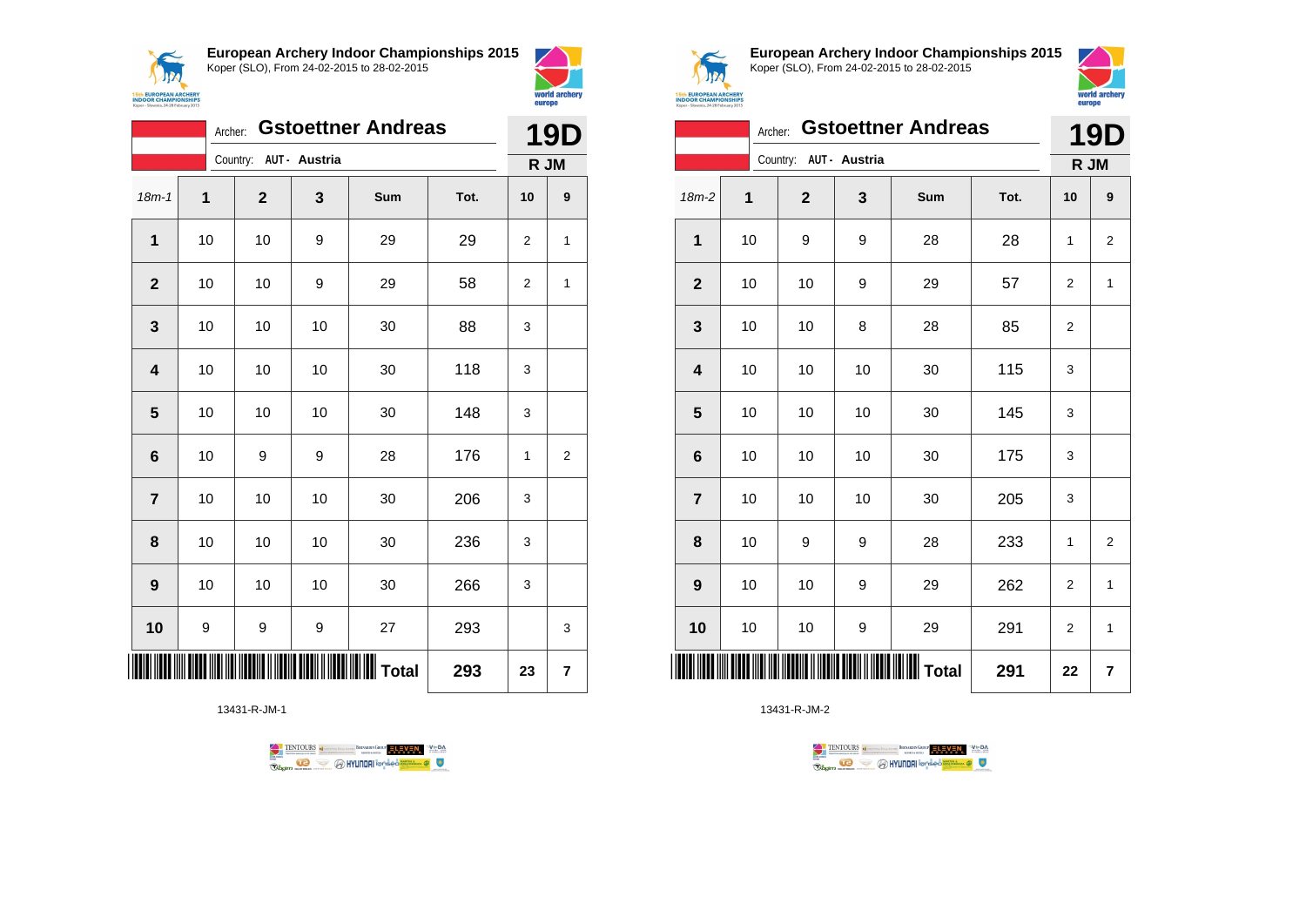## European Archery Indoor Championships 2015

Koper (SLO), From 24-02-2015 to 28-02-2015

Archer: **Gstoettner Andreas** — **19D**

Country: **AUT - Austria** — **R JM**

| 18m-1 | 1 | 2 | 3 | Sum | Tot. | 10 | 9 |
|---|---|---|---|---|---|---|---|
| 1 | 10 | 10 | 9 | 29 | 29 | 2 | 1 |
| 2 | 10 | 10 | 9 | 29 | 58 | 2 | 1 |
| 3 | 10 | 10 | 10 | 30 | 88 | 3 | |
| 4 | 10 | 10 | 10 | 30 | 118 | 3 | |
| 5 | 10 | 10 | 10 | 30 | 148 | 3 | |
| 6 | 10 | 9 | 9 | 28 | 176 | 1 | 2 |
| 7 | 10 | 10 | 10 | 30 | 206 | 3 | |
| 8 | 10 | 10 | 10 | 30 | 236 | 3 | |
| 9 | 10 | 10 | 10 | 30 | 266 | 3 | |
| 10 | 9 | 9 | 9 | 27 | 293 | | 3 |
| | | | | **Total** | **293** | **23** | **7** |

13431-R-JM-1

## European Archery Indoor Championships 2015

Koper (SLO), From 24-02-2015 to 28-02-2015

Archer: **Gstoettner Andreas** — **19D**

Country: **AUT - Austria** — **R JM**

| 18m-2 | 1 | 2 | 3 | Sum | Tot. | 10 | 9 |
|---|---|---|---|---|---|---|---|
| 1 | 10 | 9 | 9 | 28 | 28 | 1 | 2 |
| 2 | 10 | 10 | 9 | 29 | 57 | 2 | 1 |
| 3 | 10 | 10 | 8 | 28 | 85 | 2 | |
| 4 | 10 | 10 | 10 | 30 | 115 | 3 | |
| 5 | 10 | 10 | 10 | 30 | 145 | 3 | |
| 6 | 10 | 10 | 10 | 30 | 175 | 3 | |
| 7 | 10 | 10 | 10 | 30 | 205 | 3 | |
| 8 | 10 | 9 | 9 | 28 | 233 | 1 | 2 |
| 9 | 10 | 10 | 9 | 29 | 262 | 2 | 1 |
| 10 | 10 | 10 | 9 | 29 | 291 | 2 | 1 |
| | | | | **Total** | **291** | **22** | **7** |

13431-R-JM-2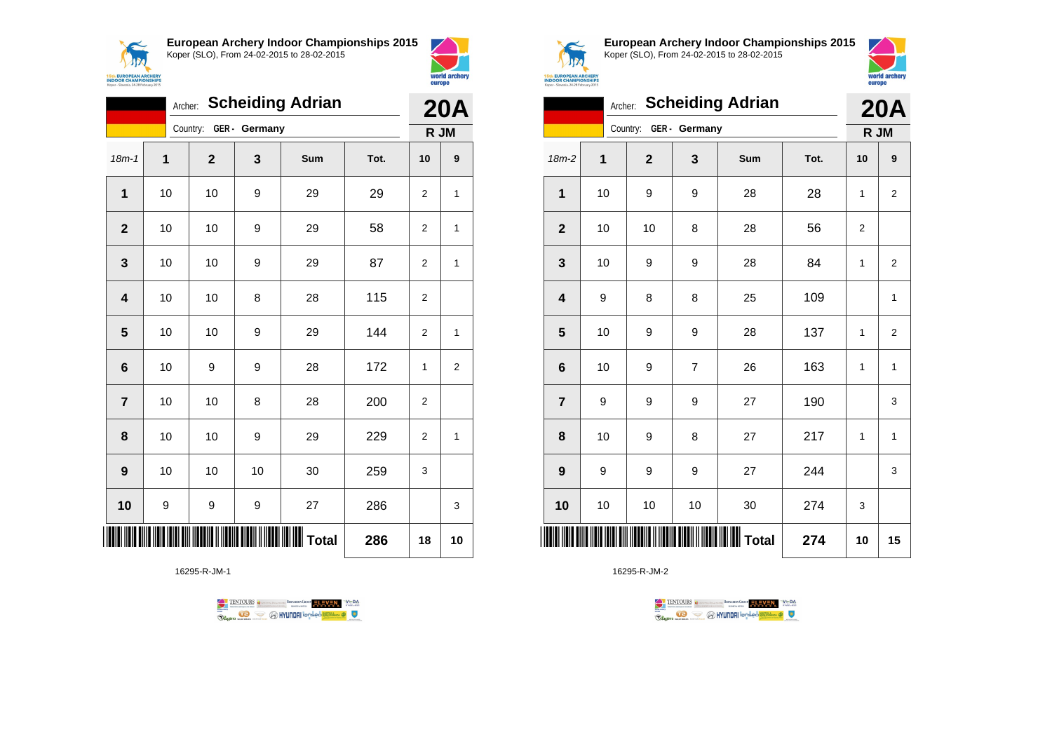## European Archery Indoor Championships 2015
Koper (SLO), From 24-02-2015 to 28-02-2015

Archer: **Scheiding Adrian**
Country: GER - Germany

**20A**
**R JM**

| 18m-1 | 1 | 2 | 3 | Sum | Tot. | 10 | 9 |
|---|---|---|---|---|---|---|---|
| 1 | 10 | 10 | 9 | 29 | 29 | 2 | 1 |
| 2 | 10 | 10 | 9 | 29 | 58 | 2 | 1 |
| 3 | 10 | 10 | 9 | 29 | 87 | 2 | 1 |
| 4 | 10 | 10 | 8 | 28 | 115 | 2 | |
| 5 | 10 | 10 | 9 | 29 | 144 | 2 | 1 |
| 6 | 10 | 9 | 9 | 28 | 172 | 1 | 2 |
| 7 | 10 | 10 | 8 | 28 | 200 | 2 | |
| 8 | 10 | 10 | 9 | 29 | 229 | 2 | 1 |
| 9 | 10 | 10 | 10 | 30 | 259 | 3 | |
| 10 | 9 | 9 | 9 | 27 | 286 | | 3 |
| | | | | **Total** | **286** | **18** | **10** |

16295-R-JM-1

## European Archery Indoor Championships 2015
Koper (SLO), From 24-02-2015 to 28-02-2015

Archer: **Scheiding Adrian**
Country: GER - Germany

**20A**
**R JM**

| 18m-2 | 1 | 2 | 3 | Sum | Tot. | 10 | 9 |
|---|---|---|---|---|---|---|---|
| 1 | 10 | 9 | 9 | 28 | 28 | 1 | 2 |
| 2 | 10 | 10 | 8 | 28 | 56 | 2 | |
| 3 | 10 | 9 | 9 | 28 | 84 | 1 | 2 |
| 4 | 9 | 8 | 8 | 25 | 109 | | 1 |
| 5 | 10 | 9 | 9 | 28 | 137 | 1 | 2 |
| 6 | 10 | 9 | 7 | 26 | 163 | 1 | 1 |
| 7 | 9 | 9 | 9 | 27 | 190 | | 3 |
| 8 | 10 | 9 | 8 | 27 | 217 | 1 | 1 |
| 9 | 9 | 9 | 9 | 27 | 244 | | 3 |
| 10 | 10 | 10 | 10 | 30 | 274 | 3 | |
| | | | | **Total** | **274** | **10** | **15** |

16295-R-JM-2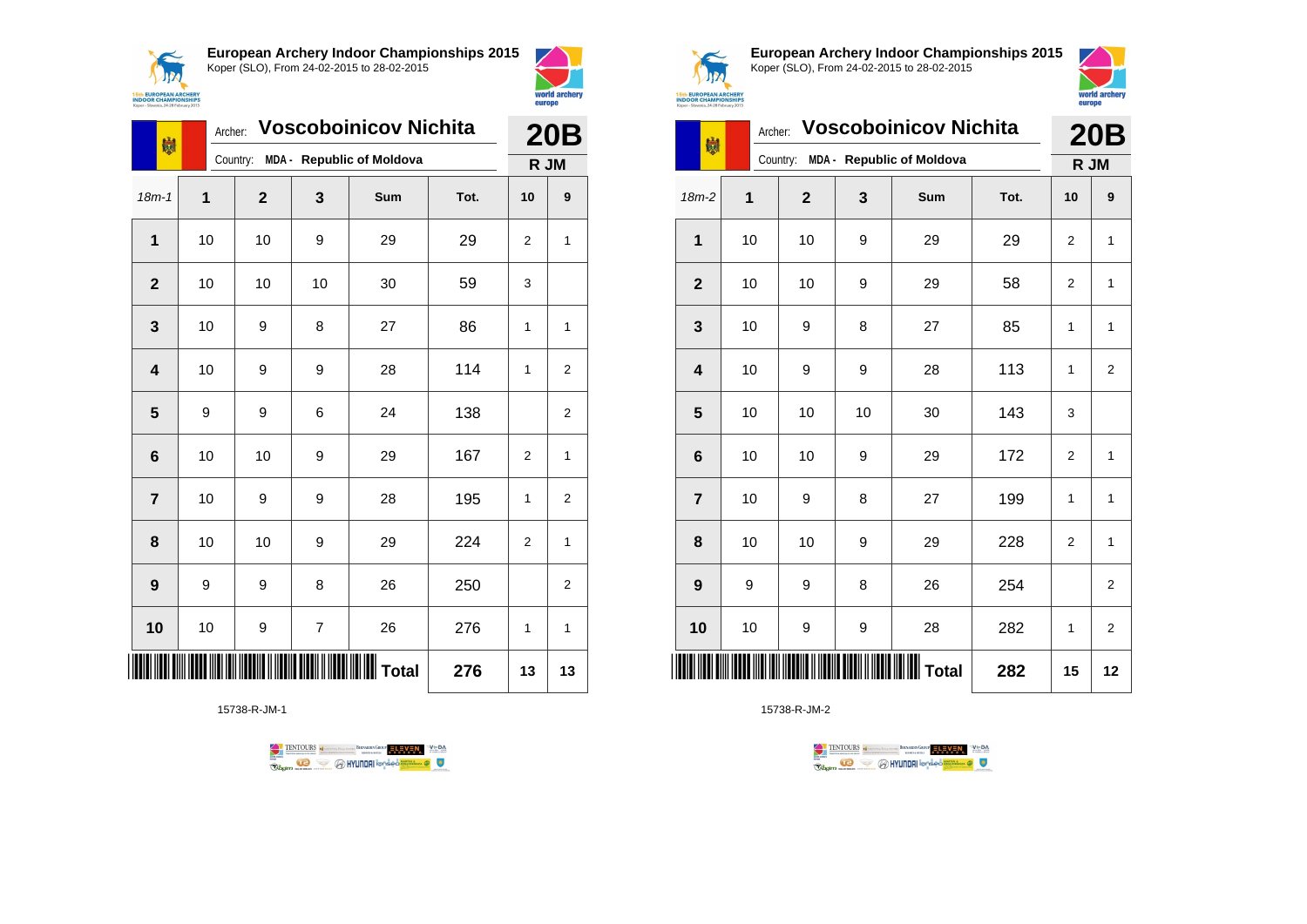**European Archery Indoor Championships 2015**
Koper (SLO), From 24-02-2015 to 28-02-2015

Archer: **Voscoboinicov Nichita**
Country: **MDA - Republic of Moldova**

**20B**
**R JM**

| 18m-1 | 1 | 2 | 3 | Sum | Tot. | 10 | 9 |
|---|---|---|---|---|---|---|---|
| **1** | 10 | 10 | 9 | 29 | 29 | 2 | 1 |
| **2** | 10 | 10 | 10 | 30 | 59 | 3 | |
| **3** | 10 | 9 | 8 | 27 | 86 | 1 | 1 |
| **4** | 10 | 9 | 9 | 28 | 114 | 1 | 2 |
| **5** | 9 | 9 | 6 | 24 | 138 | | 2 |
| **6** | 10 | 10 | 9 | 29 | 167 | 2 | 1 |
| **7** | 10 | 9 | 9 | 28 | 195 | 1 | 2 |
| **8** | 10 | 10 | 9 | 29 | 224 | 2 | 1 |
| **9** | 9 | 9 | 8 | 26 | 250 | | 2 |
| **10** | 10 | 9 | 7 | 26 | 276 | 1 | 1 |
| | | | | **Total** | **276** | **13** | **13** |

15738-R-JM-1

**European Archery Indoor Championships 2015**
Koper (SLO), From 24-02-2015 to 28-02-2015

Archer: **Voscoboinicov Nichita**
Country: **MDA - Republic of Moldova**

**20B**
**R JM**

| 18m-2 | 1 | 2 | 3 | Sum | Tot. | 10 | 9 |
|---|---|---|---|---|---|---|---|
| **1** | 10 | 10 | 9 | 29 | 29 | 2 | 1 |
| **2** | 10 | 10 | 9 | 29 | 58 | 2 | 1 |
| **3** | 10 | 9 | 8 | 27 | 85 | 1 | 1 |
| **4** | 10 | 9 | 9 | 28 | 113 | 1 | 2 |
| **5** | 10 | 10 | 10 | 30 | 143 | 3 | |
| **6** | 10 | 10 | 9 | 29 | 172 | 2 | 1 |
| **7** | 10 | 9 | 8 | 27 | 199 | 1 | 1 |
| **8** | 10 | 10 | 9 | 29 | 228 | 2 | 1 |
| **9** | 9 | 9 | 8 | 26 | 254 | | 2 |
| **10** | 10 | 9 | 9 | 28 | 282 | 1 | 2 |
| | | | | **Total** | **282** | **15** | **12** |

15738-R-JM-2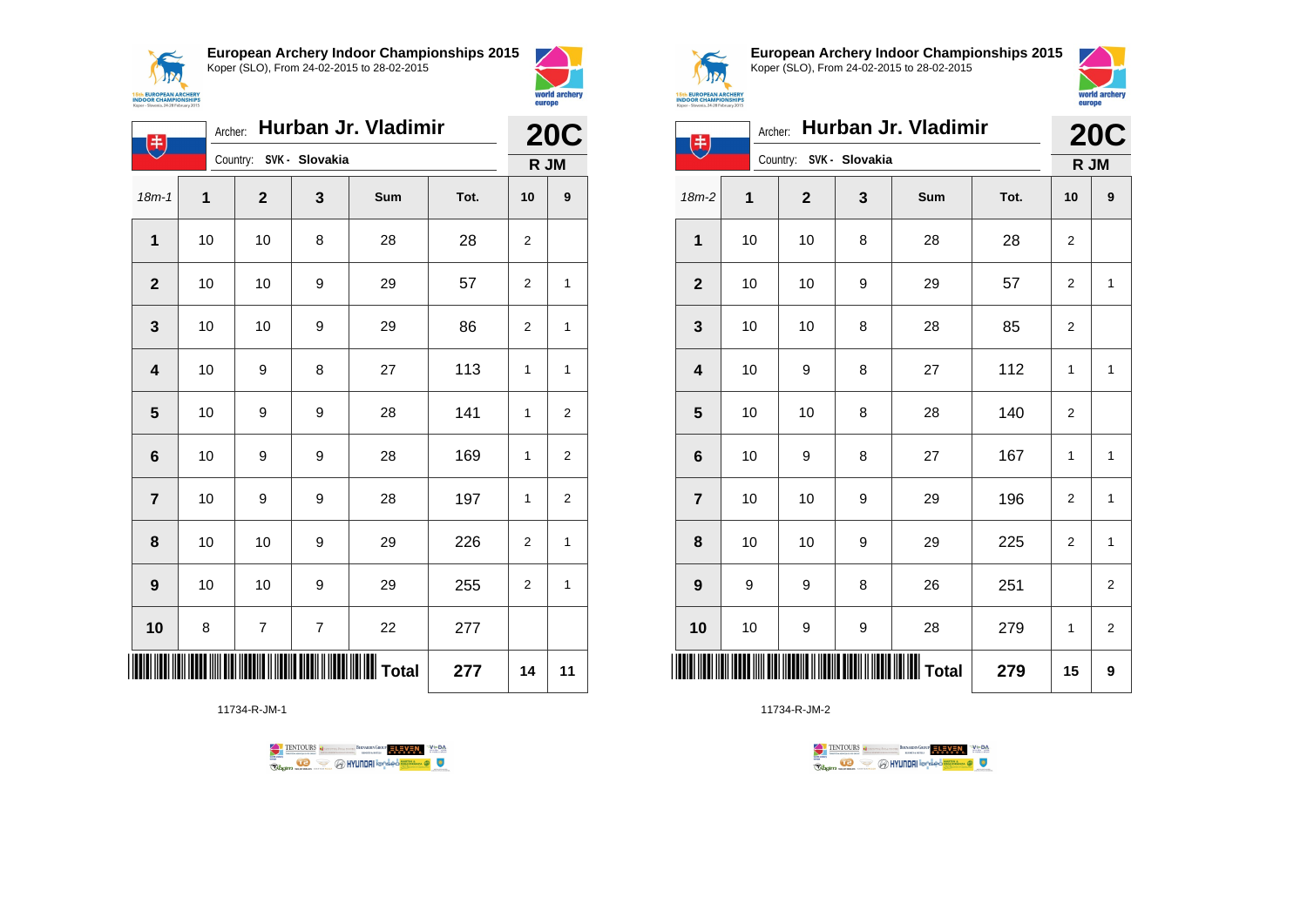## European Archery Indoor Championships 2015
Koper (SLO), From 24-02-2015 to 28-02-2015

Archer: **Hurban Jr. Vladimir**
Country: SVK - Slovakia

**20C** R JM

| 18m-1 | 1 | 2 | 3 | Sum | Tot. | 10 | 9 |
|---|---|---|---|---|---|---|---|
| 1 | 10 | 10 | 8 | 28 | 28 | 2 | |
| 2 | 10 | 10 | 9 | 29 | 57 | 2 | 1 |
| 3 | 10 | 10 | 9 | 29 | 86 | 2 | 1 |
| 4 | 10 | 9 | 8 | 27 | 113 | 1 | 1 |
| 5 | 10 | 9 | 9 | 28 | 141 | 1 | 2 |
| 6 | 10 | 9 | 9 | 28 | 169 | 1 | 2 |
| 7 | 10 | 9 | 9 | 28 | 197 | 1 | 2 |
| 8 | 10 | 10 | 9 | 29 | 226 | 2 | 1 |
| 9 | 10 | 10 | 9 | 29 | 255 | 2 | 1 |
| 10 | 8 | 7 | 7 | 22 | 277 | | |
| | | | | Total | 277 | 14 | 11 |

11734-R-JM-1

## European Archery Indoor Championships 2015
Koper (SLO), From 24-02-2015 to 28-02-2015

Archer: **Hurban Jr. Vladimir**
Country: SVK - Slovakia

**20C** R JM

| 18m-2 | 1 | 2 | 3 | Sum | Tot. | 10 | 9 |
|---|---|---|---|---|---|---|---|
| 1 | 10 | 10 | 8 | 28 | 28 | 2 | |
| 2 | 10 | 10 | 9 | 29 | 57 | 2 | 1 |
| 3 | 10 | 10 | 8 | 28 | 85 | 2 | |
| 4 | 10 | 9 | 8 | 27 | 112 | 1 | 1 |
| 5 | 10 | 10 | 8 | 28 | 140 | 2 | |
| 6 | 10 | 9 | 8 | 27 | 167 | 1 | 1 |
| 7 | 10 | 10 | 9 | 29 | 196 | 2 | 1 |
| 8 | 10 | 10 | 9 | 29 | 225 | 2 | 1 |
| 9 | 9 | 9 | 8 | 26 | 251 | | 2 |
| 10 | 10 | 9 | 9 | 28 | 279 | 1 | 2 |
| | | | | Total | 279 | 15 | 9 |

11734-R-JM-2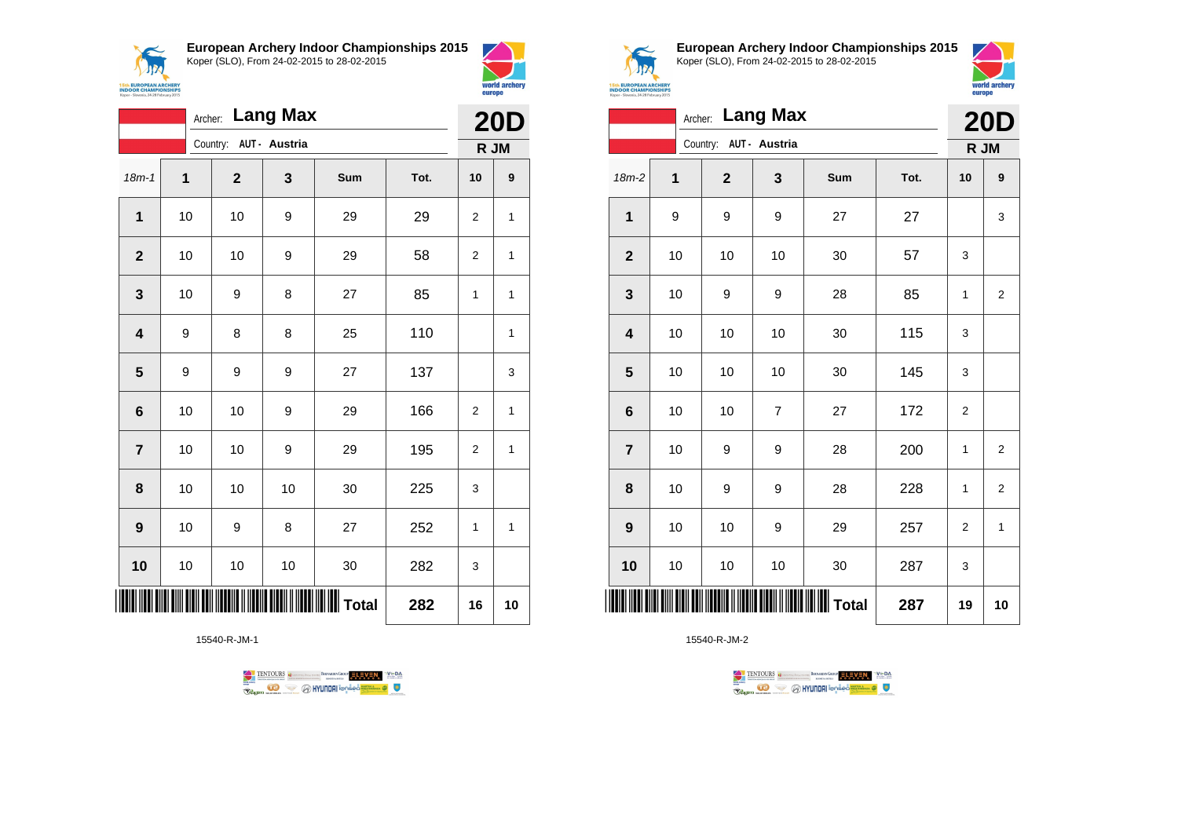**European Archery Indoor Championships 2015**
Koper (SLO), From 24-02-2015 to 28-02-2015

Archer: **Lang Max**
Country: **AUT - Austria**

**20D**
**R JM**

| 18m-1 | 1 | 2 | 3 | Sum | Tot. | 10 | 9 |
|---|---|---|---|---|---|---|---|
| 1 | 10 | 10 | 9 | 29 | 29 | 2 | 1 |
| 2 | 10 | 10 | 9 | 29 | 58 | 2 | 1 |
| 3 | 10 | 9 | 8 | 27 | 85 | 1 | 1 |
| 4 | 9 | 8 | 8 | 25 | 110 | | 1 |
| 5 | 9 | 9 | 9 | 27 | 137 | | 3 |
| 6 | 10 | 10 | 9 | 29 | 166 | 2 | 1 |
| 7 | 10 | 10 | 9 | 29 | 195 | 2 | 1 |
| 8 | 10 | 10 | 10 | 30 | 225 | 3 | |
| 9 | 10 | 9 | 8 | 27 | 252 | 1 | 1 |
| 10 | 10 | 10 | 10 | 30 | 282 | 3 | |
| | | | | Total | 282 | 16 | 10 |

15540-R-JM-1

**European Archery Indoor Championships 2015**
Koper (SLO), From 24-02-2015 to 28-02-2015

Archer: **Lang Max**
Country: **AUT - Austria**

**20D**
**R JM**

| 18m-2 | 1 | 2 | 3 | Sum | Tot. | 10 | 9 |
|---|---|---|---|---|---|---|---|
| 1 | 9 | 9 | 9 | 27 | 27 | | 3 |
| 2 | 10 | 10 | 10 | 30 | 57 | 3 | |
| 3 | 10 | 9 | 9 | 28 | 85 | 1 | 2 |
| 4 | 10 | 10 | 10 | 30 | 115 | 3 | |
| 5 | 10 | 10 | 10 | 30 | 145 | 3 | |
| 6 | 10 | 10 | 7 | 27 | 172 | 2 | |
| 7 | 10 | 9 | 9 | 28 | 200 | 1 | 2 |
| 8 | 10 | 9 | 9 | 28 | 228 | 1 | 2 |
| 9 | 10 | 10 | 9 | 29 | 257 | 2 | 1 |
| 10 | 10 | 10 | 10 | 30 | 287 | 3 | |
| | | | | Total | 287 | 19 | 10 |

15540-R-JM-2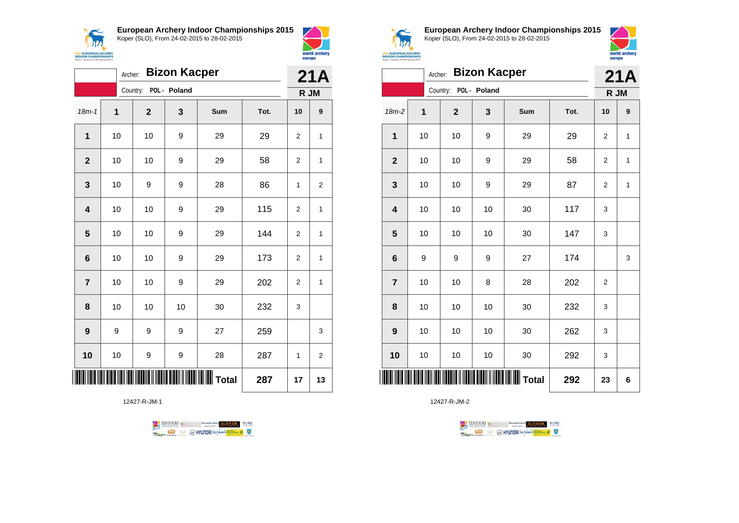## European Archery Indoor Championships 2015

Koper (SLO), From 24-02-2015 to 28-02-2015

Archer: **Bizon Kacper**

Country: **POL - Poland**

**21A**

**R JM**

| 18m-1 | 1 | 2 | 3 | Sum | Tot. | 10 | 9 |
|---|---|---|---|---|---|---|---|
| 1 | 10 | 10 | 9 | 29 | 29 | 2 | 1 |
| 2 | 10 | 10 | 9 | 29 | 58 | 2 | 1 |
| 3 | 10 | 9 | 9 | 28 | 86 | 1 | 2 |
| 4 | 10 | 10 | 9 | 29 | 115 | 2 | 1 |
| 5 | 10 | 10 | 9 | 29 | 144 | 2 | 1 |
| 6 | 10 | 10 | 9 | 29 | 173 | 2 | 1 |
| 7 | 10 | 10 | 9 | 29 | 202 | 2 | 1 |
| 8 | 10 | 10 | 10 | 30 | 232 | 3 | |
| 9 | 9 | 9 | 9 | 27 | 259 | | 3 |
| 10 | 10 | 9 | 9 | 28 | 287 | 1 | 2 |
| | | | | Total | 287 | 17 | 13 |

12427-R-JM-1

## European Archery Indoor Championships 2015

Koper (SLO), From 24-02-2015 to 28-02-2015

Archer: **Bizon Kacper**

Country: **POL - Poland**

**21A**

**R JM**

| 18m-2 | 1 | 2 | 3 | Sum | Tot. | 10 | 9 |
|---|---|---|---|---|---|---|---|
| 1 | 10 | 10 | 9 | 29 | 29 | 2 | 1 |
| 2 | 10 | 10 | 9 | 29 | 58 | 2 | 1 |
| 3 | 10 | 10 | 9 | 29 | 87 | 2 | 1 |
| 4 | 10 | 10 | 10 | 30 | 117 | 3 | |
| 5 | 10 | 10 | 10 | 30 | 147 | 3 | |
| 6 | 9 | 9 | 9 | 27 | 174 | | 3 |
| 7 | 10 | 10 | 8 | 28 | 202 | 2 | |
| 8 | 10 | 10 | 10 | 30 | 232 | 3 | |
| 9 | 10 | 10 | 10 | 30 | 262 | 3 | |
| 10 | 10 | 10 | 10 | 30 | 292 | 3 | |
| | | | | Total | 292 | 23 | 6 |

12427-R-JM-2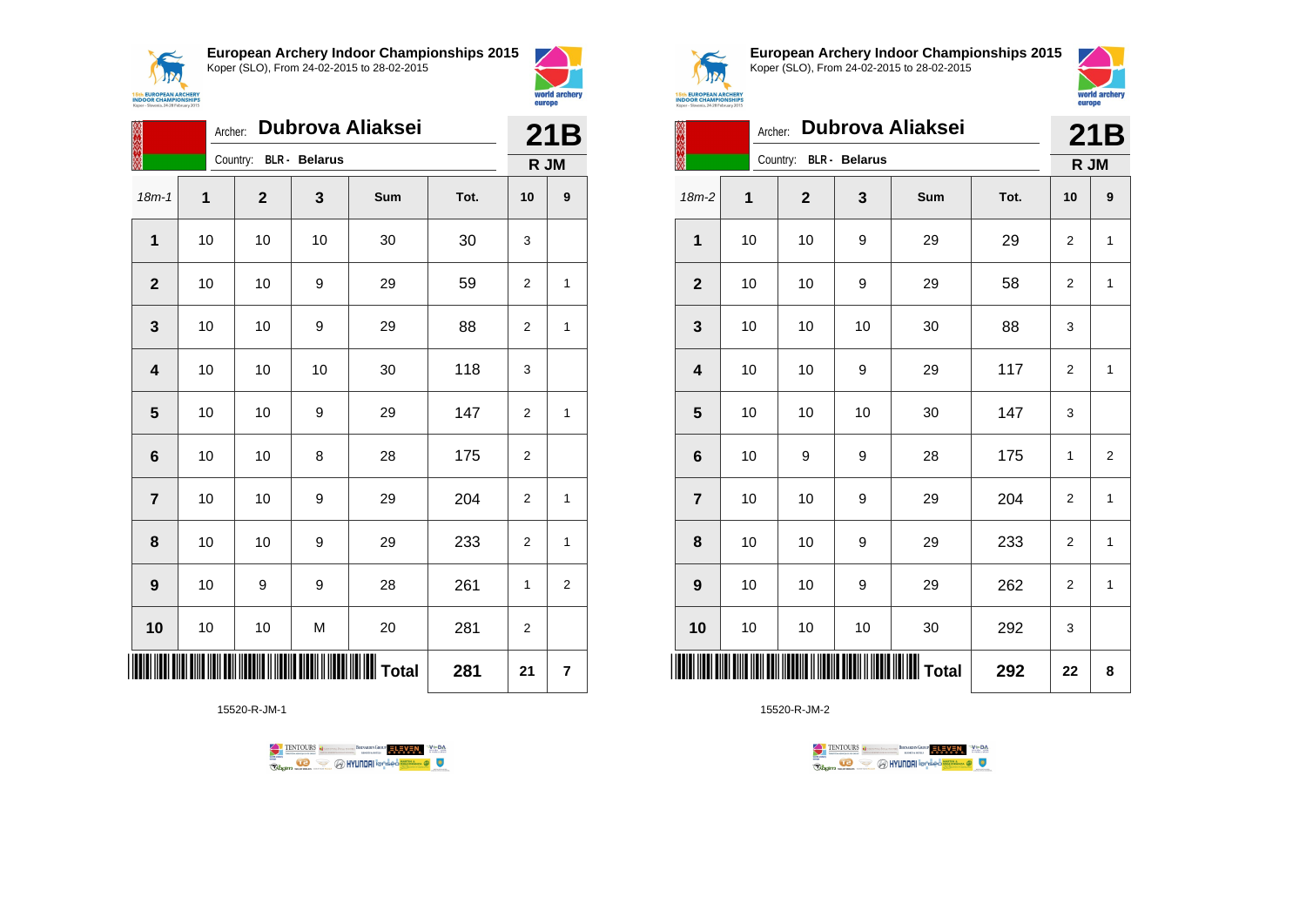## European Archery Indoor Championships 2015
Koper (SLO), From 24-02-2015 to 28-02-2015

Archer: **Dubrova Aliaksei**
Country: **BLR - Belarus**

**21B**
**R JM**

| 18m-1 | 1 | 2 | 3 | Sum | Tot. | 10 | 9 |
|---|---|---|---|---|---|---|---|
| **1** | 10 | 10 | 10 | 30 | 30 | 3 | |
| **2** | 10 | 10 | 9 | 29 | 59 | 2 | 1 |
| **3** | 10 | 10 | 9 | 29 | 88 | 2 | 1 |
| **4** | 10 | 10 | 10 | 30 | 118 | 3 | |
| **5** | 10 | 10 | 9 | 29 | 147 | 2 | 1 |
| **6** | 10 | 10 | 8 | 28 | 175 | 2 | |
| **7** | 10 | 10 | 9 | 29 | 204 | 2 | 1 |
| **8** | 10 | 10 | 9 | 29 | 233 | 2 | 1 |
| **9** | 10 | 9 | 9 | 28 | 261 | 1 | 2 |
| **10** | 10 | 10 | M | 20 | 281 | 2 | |
| | | | | **Total** | **281** | **21** | **7** |

15520-R-JM-1

## European Archery Indoor Championships 2015
Koper (SLO), From 24-02-2015 to 28-02-2015

Archer: **Dubrova Aliaksei**
Country: **BLR - Belarus**

**21B**
**R JM**

| 18m-2 | 1 | 2 | 3 | Sum | Tot. | 10 | 9 |
|---|---|---|---|---|---|---|---|
| **1** | 10 | 10 | 9 | 29 | 29 | 2 | 1 |
| **2** | 10 | 10 | 9 | 29 | 58 | 2 | 1 |
| **3** | 10 | 10 | 10 | 30 | 88 | 3 | |
| **4** | 10 | 10 | 9 | 29 | 117 | 2 | 1 |
| **5** | 10 | 10 | 10 | 30 | 147 | 3 | |
| **6** | 10 | 9 | 9 | 28 | 175 | 1 | 2 |
| **7** | 10 | 10 | 9 | 29 | 204 | 2 | 1 |
| **8** | 10 | 10 | 9 | 29 | 233 | 2 | 1 |
| **9** | 10 | 10 | 9 | 29 | 262 | 2 | 1 |
| **10** | 10 | 10 | 10 | 30 | 292 | 3 | |
| | | | | **Total** | **292** | **22** | **8** |

15520-R-JM-2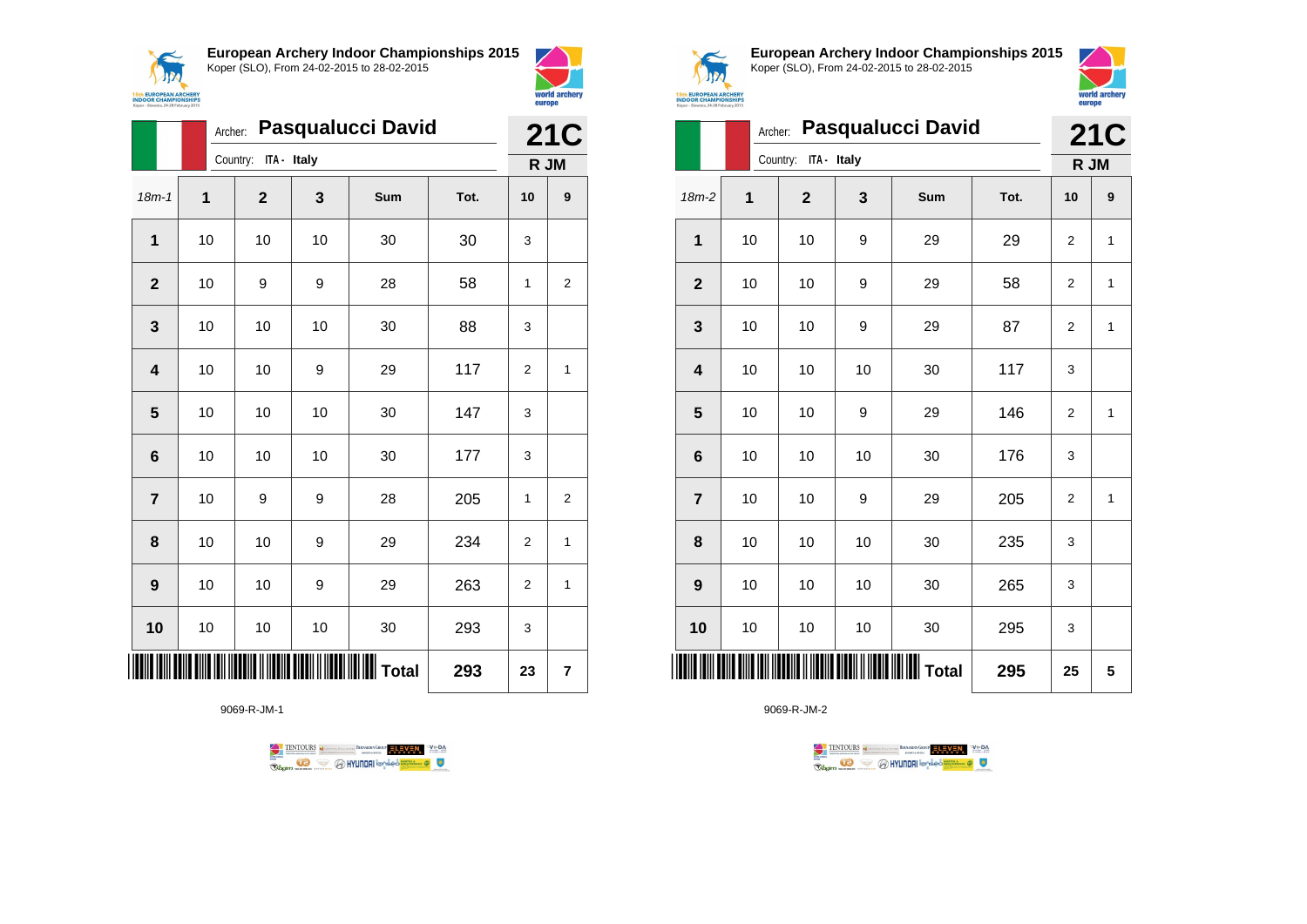# European Archery Indoor Championships 2015

Koper (SLO), From 24-02-2015 to 28-02-2015

Archer: **Pasqualucci David**

Country: ITA - Italy

**21C**

**R JM**

| 18m-1 | 1 | 2 | 3 | Sum | Tot. | 10 | 9 |
|---|---|---|---|---|---|---|---|
| **1** | 10 | 10 | 10 | 30 | 30 | 3 | |
| **2** | 10 | 9 | 9 | 28 | 58 | 1 | 2 |
| **3** | 10 | 10 | 10 | 30 | 88 | 3 | |
| **4** | 10 | 10 | 9 | 29 | 117 | 2 | 1 |
| **5** | 10 | 10 | 10 | 30 | 147 | 3 | |
| **6** | 10 | 10 | 10 | 30 | 177 | 3 | |
| **7** | 10 | 9 | 9 | 28 | 205 | 1 | 2 |
| **8** | 10 | 10 | 9 | 29 | 234 | 2 | 1 |
| **9** | 10 | 10 | 9 | 29 | 263 | 2 | 1 |
| **10** | 10 | 10 | 10 | 30 | 293 | 3 | |
| | | | | **Total** | **293** | **23** | **7** |

9069-R-JM-1

# European Archery Indoor Championships 2015

Koper (SLO), From 24-02-2015 to 28-02-2015

Archer: **Pasqualucci David**

Country: ITA - Italy

**21C**

**R JM**

| 18m-2 | 1 | 2 | 3 | Sum | Tot. | 10 | 9 |
|---|---|---|---|---|---|---|---|
| **1** | 10 | 10 | 9 | 29 | 29 | 2 | 1 |
| **2** | 10 | 10 | 9 | 29 | 58 | 2 | 1 |
| **3** | 10 | 10 | 9 | 29 | 87 | 2 | 1 |
| **4** | 10 | 10 | 10 | 30 | 117 | 3 | |
| **5** | 10 | 10 | 9 | 29 | 146 | 2 | 1 |
| **6** | 10 | 10 | 10 | 30 | 176 | 3 | |
| **7** | 10 | 10 | 9 | 29 | 205 | 2 | 1 |
| **8** | 10 | 10 | 10 | 30 | 235 | 3 | |
| **9** | 10 | 10 | 10 | 30 | 265 | 3 | |
| **10** | 10 | 10 | 10 | 30 | 295 | 3 | |
| | | | | **Total** | **295** | **25** | **5** |

9069-R-JM-2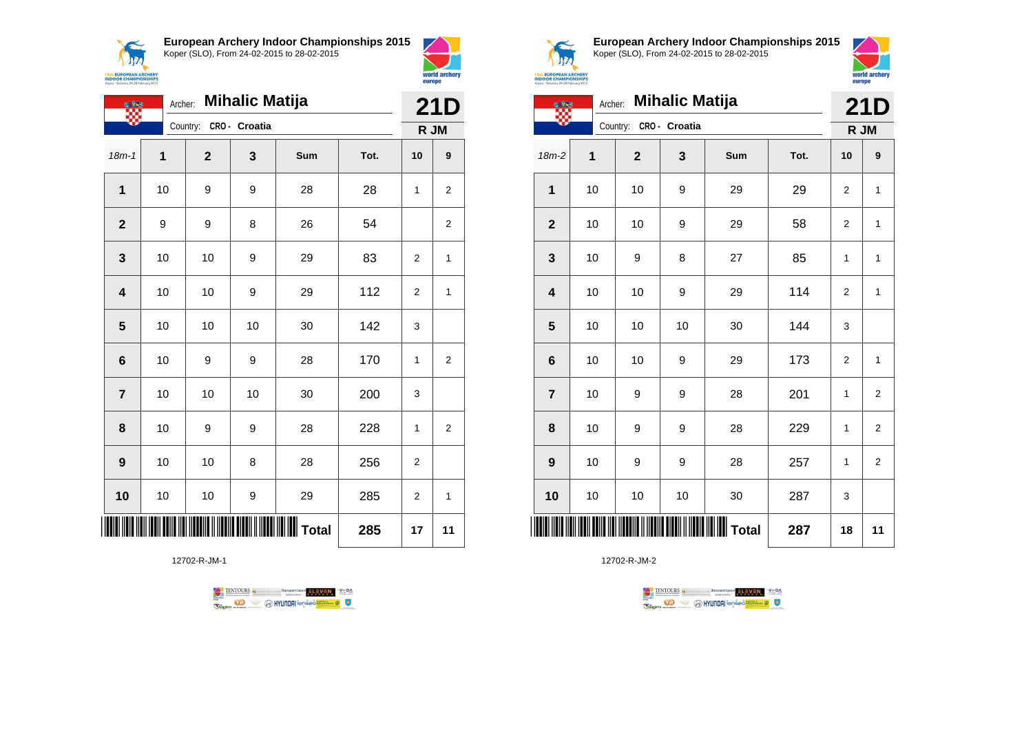## European Archery Indoor Championships 2015

Koper (SLO), From 24-02-2015 to 28-02-2015

Archer: **Mihalic Matija**

Country: **CRO - Croatia**

**21D**

**R JM**

| 18m-1 | 1 | 2 | 3 | Sum | Tot. | 10 | 9 |
|---|---|---|---|---|---|---|---|
| 1 | 10 | 9 | 9 | 28 | 28 | 1 | 2 |
| 2 | 9 | 9 | 8 | 26 | 54 | | 2 |
| 3 | 10 | 10 | 9 | 29 | 83 | 2 | 1 |
| 4 | 10 | 10 | 9 | 29 | 112 | 2 | 1 |
| 5 | 10 | 10 | 10 | 30 | 142 | 3 | |
| 6 | 10 | 9 | 9 | 28 | 170 | 1 | 2 |
| 7 | 10 | 10 | 10 | 30 | 200 | 3 | |
| 8 | 10 | 9 | 9 | 28 | 228 | 1 | 2 |
| 9 | 10 | 10 | 8 | 28 | 256 | 2 | |
| 10 | 10 | 10 | 9 | 29 | 285 | 2 | 1 |
| | | | | **Total** | **285** | **17** | **11** |

12702-R-JM-1

## European Archery Indoor Championships 2015

Koper (SLO), From 24-02-2015 to 28-02-2015

Archer: **Mihalic Matija**

Country: **CRO - Croatia**

**21D**

**R JM**

| 18m-2 | 1 | 2 | 3 | Sum | Tot. | 10 | 9 |
|---|---|---|---|---|---|---|---|
| 1 | 10 | 10 | 9 | 29 | 29 | 2 | 1 |
| 2 | 10 | 10 | 9 | 29 | 58 | 2 | 1 |
| 3 | 10 | 9 | 8 | 27 | 85 | 1 | 1 |
| 4 | 10 | 10 | 9 | 29 | 114 | 2 | 1 |
| 5 | 10 | 10 | 10 | 30 | 144 | 3 | |
| 6 | 10 | 10 | 9 | 29 | 173 | 2 | 1 |
| 7 | 10 | 9 | 9 | 28 | 201 | 1 | 2 |
| 8 | 10 | 9 | 9 | 28 | 229 | 1 | 2 |
| 9 | 10 | 9 | 9 | 28 | 257 | 1 | 2 |
| 10 | 10 | 10 | 10 | 30 | 287 | 3 | |
| | | | | **Total** | **287** | **18** | **11** |

12702-R-JM-2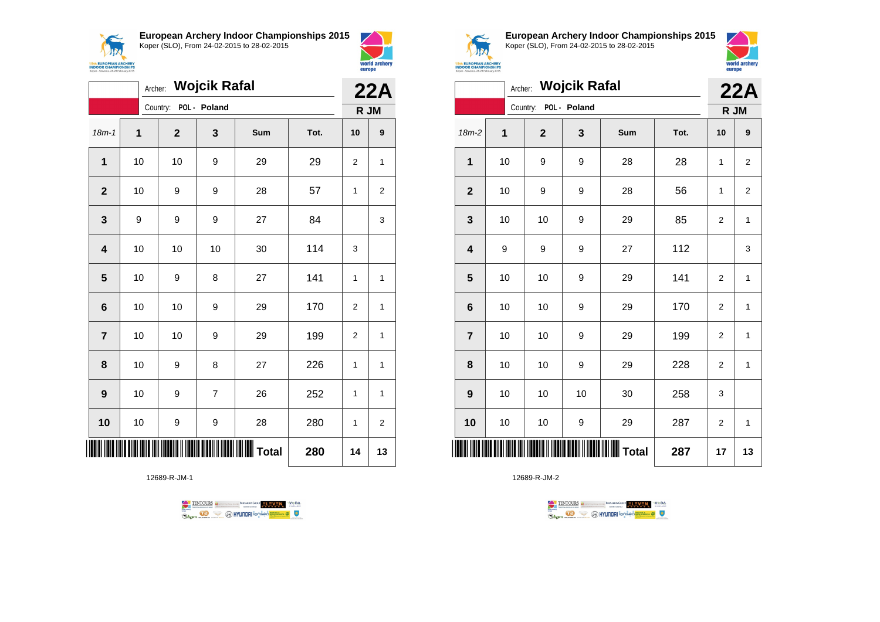**European Archery Indoor Championships 2015**
Koper (SLO), From 24-02-2015 to 28-02-2015

Archer: **Wojcik Rafal**
Country: POL - Poland

**22A**
**R JM**

| 18m-1 | 1 | 2 | 3 | Sum | Tot. | 10 | 9 |
|---|---|---|---|---|---|---|---|
| 1 | 10 | 10 | 9 | 29 | 29 | 2 | 1 |
| 2 | 10 | 9 | 9 | 28 | 57 | 1 | 2 |
| 3 | 9 | 9 | 9 | 27 | 84 | | 3 |
| 4 | 10 | 10 | 10 | 30 | 114 | 3 | |
| 5 | 10 | 9 | 8 | 27 | 141 | 1 | 1 |
| 6 | 10 | 10 | 9 | 29 | 170 | 2 | 1 |
| 7 | 10 | 10 | 9 | 29 | 199 | 2 | 1 |
| 8 | 10 | 9 | 8 | 27 | 226 | 1 | 1 |
| 9 | 10 | 9 | 7 | 26 | 252 | 1 | 1 |
| 10 | 10 | 9 | 9 | 28 | 280 | 1 | 2 |
| | | | | Total | 280 | 14 | 13 |

12689-R-JM-1

**European Archery Indoor Championships 2015**
Koper (SLO), From 24-02-2015 to 28-02-2015

Archer: **Wojcik Rafal**
Country: POL - Poland

**22A**
**R JM**

| 18m-2 | 1 | 2 | 3 | Sum | Tot. | 10 | 9 |
|---|---|---|---|---|---|---|---|
| 1 | 10 | 9 | 9 | 28 | 28 | 1 | 2 |
| 2 | 10 | 9 | 9 | 28 | 56 | 1 | 2 |
| 3 | 10 | 10 | 9 | 29 | 85 | 2 | 1 |
| 4 | 9 | 9 | 9 | 27 | 112 | | 3 |
| 5 | 10 | 10 | 9 | 29 | 141 | 2 | 1 |
| 6 | 10 | 10 | 9 | 29 | 170 | 2 | 1 |
| 7 | 10 | 10 | 9 | 29 | 199 | 2 | 1 |
| 8 | 10 | 10 | 9 | 29 | 228 | 2 | 1 |
| 9 | 10 | 10 | 10 | 30 | 258 | 3 | |
| 10 | 10 | 10 | 9 | 29 | 287 | 2 | 1 |
| | | | | Total | 287 | 17 | 13 |

12689-R-JM-2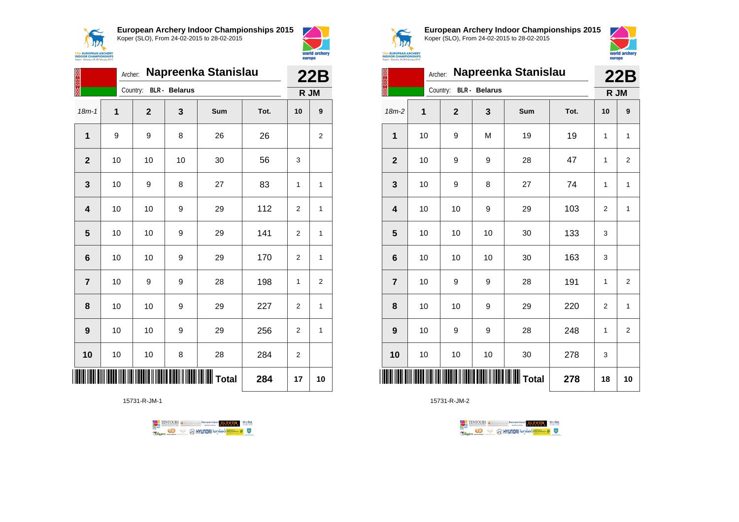## European Archery Indoor Championships 2015

Koper (SLO), From 24-02-2015 to 28-02-2015

Archer: **Napreenka Stanislau**

Country: **BLR - Belarus**

**22B**

**R JM**

| 18m-1 | 1 | 2 | 3 | Sum | Tot. | 10 | 9 |
|---|---|---|---|---|---|---|---|
| 1 | 9 | 9 | 8 | 26 | 26 | | 2 |
| 2 | 10 | 10 | 10 | 30 | 56 | 3 | |
| 3 | 10 | 9 | 8 | 27 | 83 | 1 | 1 |
| 4 | 10 | 10 | 9 | 29 | 112 | 2 | 1 |
| 5 | 10 | 10 | 9 | 29 | 141 | 2 | 1 |
| 6 | 10 | 10 | 9 | 29 | 170 | 2 | 1 |
| 7 | 10 | 9 | 9 | 28 | 198 | 1 | 2 |
| 8 | 10 | 10 | 9 | 29 | 227 | 2 | 1 |
| 9 | 10 | 10 | 9 | 29 | 256 | 2 | 1 |
| 10 | 10 | 10 | 8 | 28 | 284 | 2 | |
| | | | | **Total** | **284** | **17** | **10** |

15731-R-JM-1

## European Archery Indoor Championships 2015

Koper (SLO), From 24-02-2015 to 28-02-2015

Archer: **Napreenka Stanislau**

Country: **BLR - Belarus**

**22B**

**R JM**

| 18m-2 | 1 | 2 | 3 | Sum | Tot. | 10 | 9 |
|---|---|---|---|---|---|---|---|
| 1 | 10 | 9 | M | 19 | 19 | 1 | 1 |
| 2 | 10 | 9 | 9 | 28 | 47 | 1 | 2 |
| 3 | 10 | 9 | 8 | 27 | 74 | 1 | 1 |
| 4 | 10 | 10 | 9 | 29 | 103 | 2 | 1 |
| 5 | 10 | 10 | 10 | 30 | 133 | 3 | |
| 6 | 10 | 10 | 10 | 30 | 163 | 3 | |
| 7 | 10 | 9 | 9 | 28 | 191 | 1 | 2 |
| 8 | 10 | 10 | 9 | 29 | 220 | 2 | 1 |
| 9 | 10 | 9 | 9 | 28 | 248 | 1 | 2 |
| 10 | 10 | 10 | 10 | 30 | 278 | 3 | |
| | | | | **Total** | **278** | **18** | **10** |

15731-R-JM-2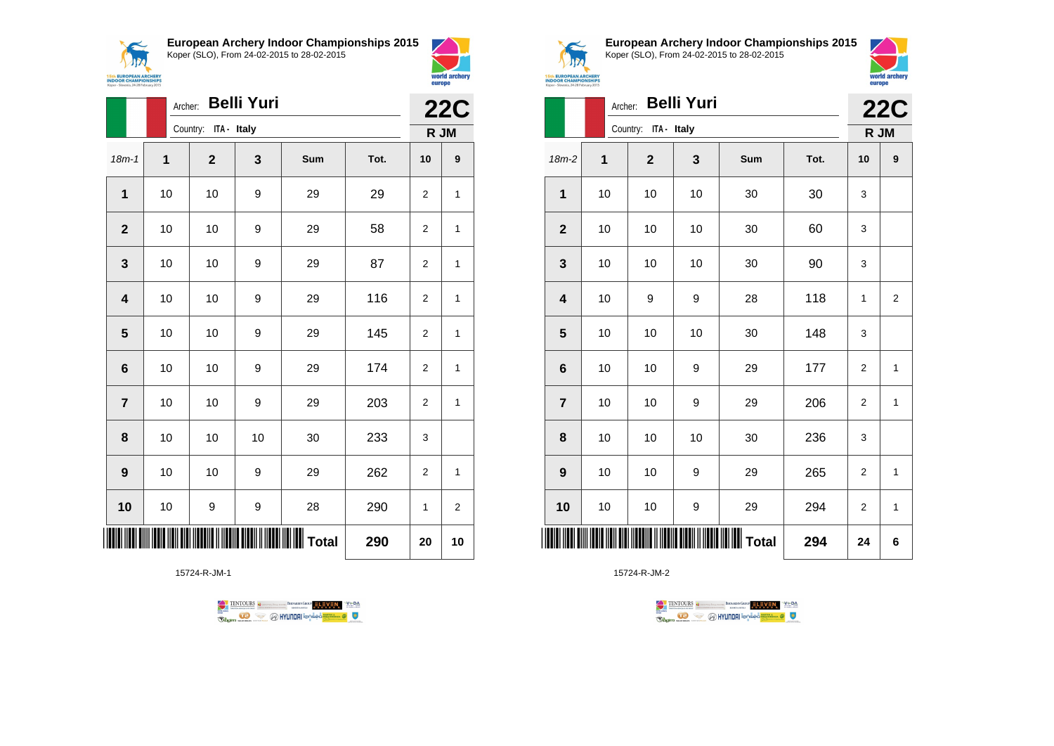## European Archery Indoor Championships 2015
Koper (SLO), From 24-02-2015 to 28-02-2015

Archer: **Belli Yuri**
Country: ITA - Italy

**22C**
**R JM**

| 18m-1 | 1 | 2 | 3 | Sum | Tot. | 10 | 9 |
|---|---|---|---|---|---|---|---|
| 1 | 10 | 10 | 9 | 29 | 29 | 2 | 1 |
| 2 | 10 | 10 | 9 | 29 | 58 | 2 | 1 |
| 3 | 10 | 10 | 9 | 29 | 87 | 2 | 1 |
| 4 | 10 | 10 | 9 | 29 | 116 | 2 | 1 |
| 5 | 10 | 10 | 9 | 29 | 145 | 2 | 1 |
| 6 | 10 | 10 | 9 | 29 | 174 | 2 | 1 |
| 7 | 10 | 10 | 9 | 29 | 203 | 2 | 1 |
| 8 | 10 | 10 | 10 | 30 | 233 | 3 | |
| 9 | 10 | 10 | 9 | 29 | 262 | 2 | 1 |
| 10 | 10 | 9 | 9 | 28 | 290 | 1 | 2 |
| | | | | **Total** | **290** | **20** | **10** |

15724-R-JM-1

## European Archery Indoor Championships 2015
Koper (SLO), From 24-02-2015 to 28-02-2015

Archer: **Belli Yuri**
Country: ITA - Italy

**22C**
**R JM**

| 18m-2 | 1 | 2 | 3 | Sum | Tot. | 10 | 9 |
|---|---|---|---|---|---|---|---|
| 1 | 10 | 10 | 10 | 30 | 30 | 3 | |
| 2 | 10 | 10 | 10 | 30 | 60 | 3 | |
| 3 | 10 | 10 | 10 | 30 | 90 | 3 | |
| 4 | 10 | 9 | 9 | 28 | 118 | 1 | 2 |
| 5 | 10 | 10 | 10 | 30 | 148 | 3 | |
| 6 | 10 | 10 | 9 | 29 | 177 | 2 | 1 |
| 7 | 10 | 10 | 9 | 29 | 206 | 2 | 1 |
| 8 | 10 | 10 | 10 | 30 | 236 | 3 | |
| 9 | 10 | 10 | 9 | 29 | 265 | 2 | 1 |
| 10 | 10 | 10 | 9 | 29 | 294 | 2 | 1 |
| | | | | **Total** | **294** | **24** | **6** |

15724-R-JM-2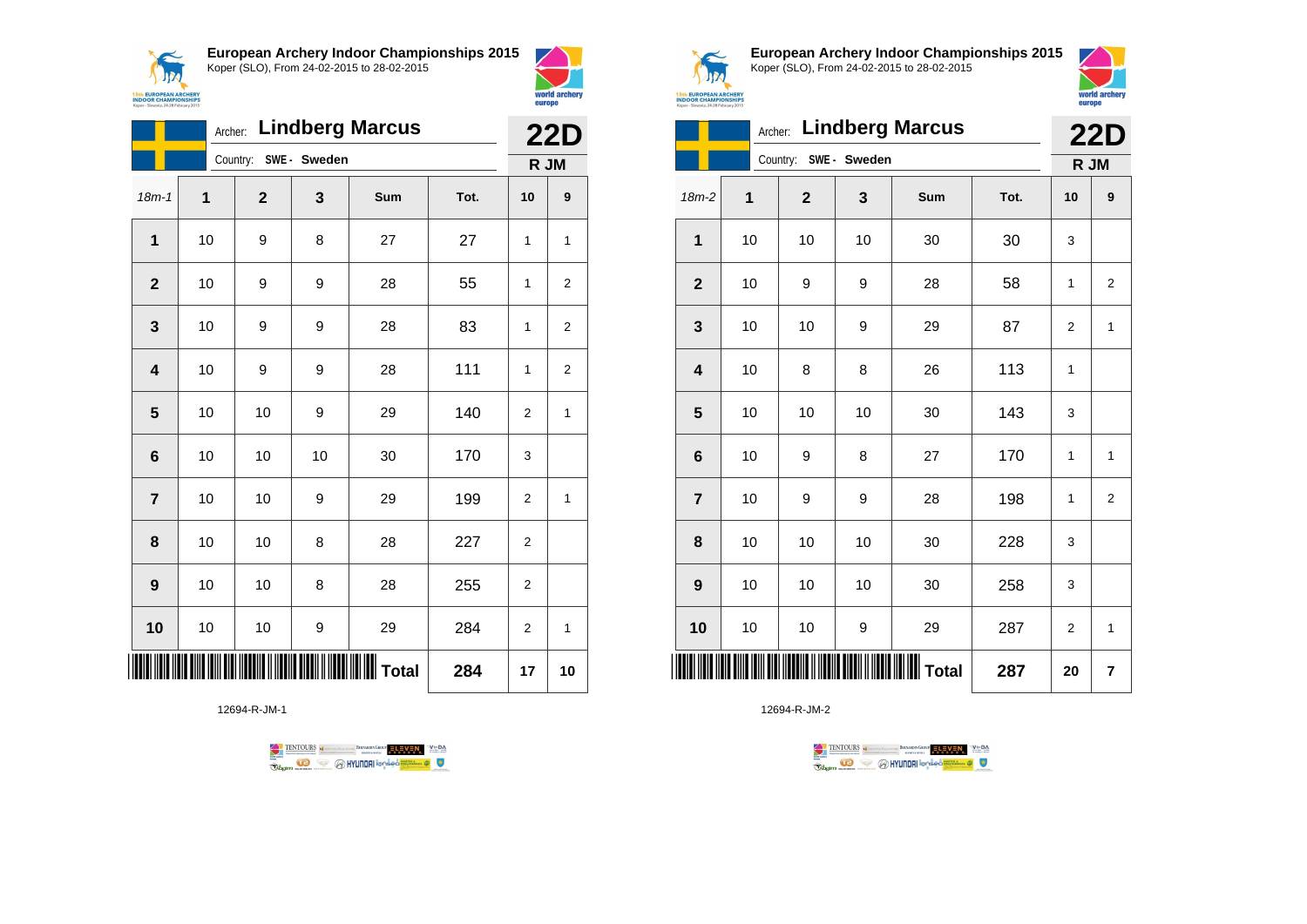## European Archery Indoor Championships 2015

Koper (SLO), From 24-02-2015 to 28-02-2015

Archer: **Lindberg Marcus**

Country: **SWE - Sweden**

**22D**

**R JM**

| 18m-1 | 1 | 2 | 3 | Sum | Tot. | 10 | 9 |
|---|---|---|---|---|---|---|---|
| **1** | 10 | 9 | 8 | 27 | 27 | 1 | 1 |
| **2** | 10 | 9 | 9 | 28 | 55 | 1 | 2 |
| **3** | 10 | 9 | 9 | 28 | 83 | 1 | 2 |
| **4** | 10 | 9 | 9 | 28 | 111 | 1 | 2 |
| **5** | 10 | 10 | 9 | 29 | 140 | 2 | 1 |
| **6** | 10 | 10 | 10 | 30 | 170 | 3 | |
| **7** | 10 | 10 | 9 | 29 | 199 | 2 | 1 |
| **8** | 10 | 10 | 8 | 28 | 227 | 2 | |
| **9** | 10 | 10 | 8 | 28 | 255 | 2 | |
| **10** | 10 | 10 | 9 | 29 | 284 | 2 | 1 |
| | | | | **Total** | **284** | **17** | **10** |

12694-R-JM-1

## European Archery Indoor Championships 2015

Koper (SLO), From 24-02-2015 to 28-02-2015

Archer: **Lindberg Marcus**

Country: **SWE - Sweden**

**22D**

**R JM**

| 18m-2 | 1 | 2 | 3 | Sum | Tot. | 10 | 9 |
|---|---|---|---|---|---|---|---|
| **1** | 10 | 10 | 10 | 30 | 30 | 3 | |
| **2** | 10 | 9 | 9 | 28 | 58 | 1 | 2 |
| **3** | 10 | 10 | 9 | 29 | 87 | 2 | 1 |
| **4** | 10 | 8 | 8 | 26 | 113 | 1 | |
| **5** | 10 | 10 | 10 | 30 | 143 | 3 | |
| **6** | 10 | 9 | 8 | 27 | 170 | 1 | 1 |
| **7** | 10 | 9 | 9 | 28 | 198 | 1 | 2 |
| **8** | 10 | 10 | 10 | 30 | 228 | 3 | |
| **9** | 10 | 10 | 10 | 30 | 258 | 3 | |
| **10** | 10 | 10 | 9 | 29 | 287 | 2 | 1 |
| | | | | **Total** | **287** | **20** | **7** |

12694-R-JM-2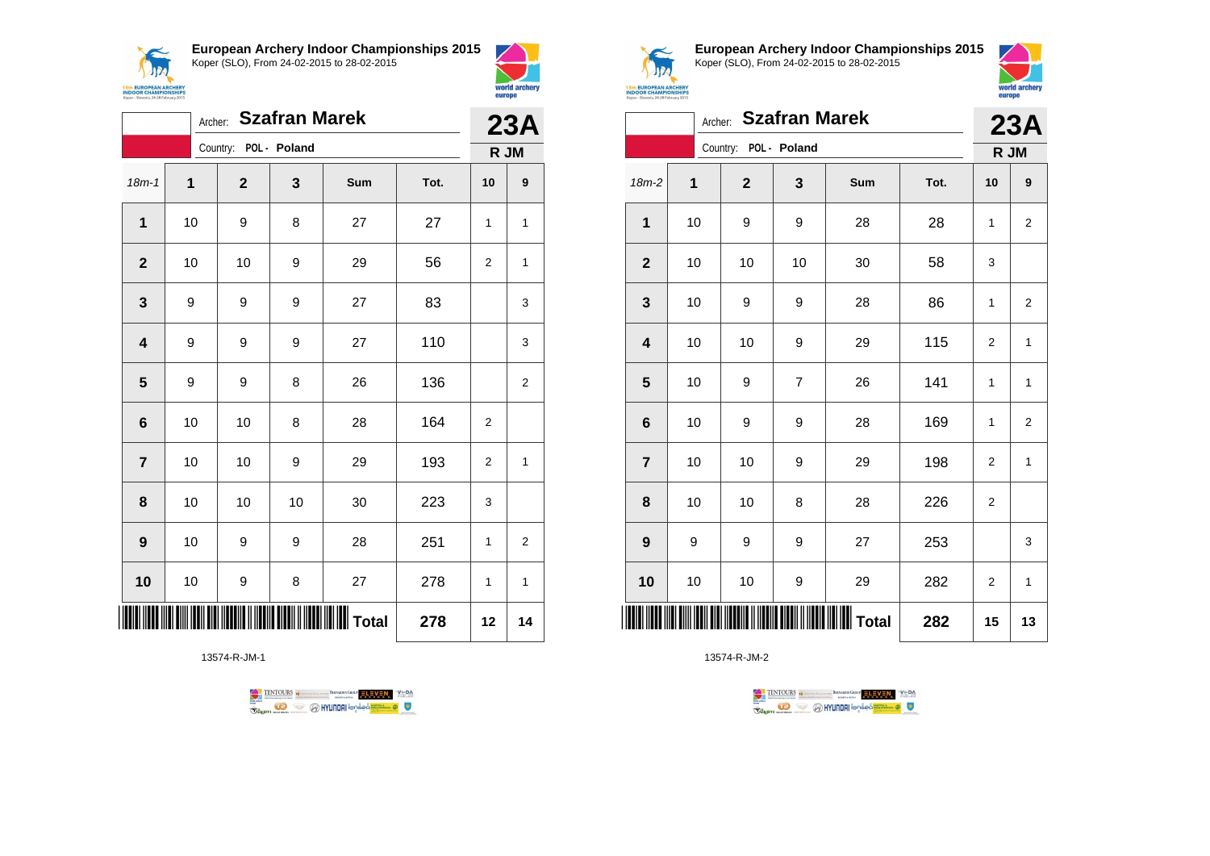**European Archery Indoor Championships 2015**
Koper (SLO), From 24-02-2015 to 28-02-2015

Archer: **Szafran Marek**
Country: **POL - Poland**

**23A**
**R JM**

| 18m-1 | 1 | 2 | 3 | Sum | Tot. | 10 | 9 |
|---|---|---|---|---|---|---|---|
| **1** | 10 | 9 | 8 | 27 | 27 | 1 | 1 |
| **2** | 10 | 10 | 9 | 29 | 56 | 2 | 1 |
| **3** | 9 | 9 | 9 | 27 | 83 | | 3 |
| **4** | 9 | 9 | 9 | 27 | 110 | | 3 |
| **5** | 9 | 9 | 8 | 26 | 136 | | 2 |
| **6** | 10 | 10 | 8 | 28 | 164 | 2 | |
| **7** | 10 | 10 | 9 | 29 | 193 | 2 | 1 |
| **8** | 10 | 10 | 10 | 30 | 223 | 3 | |
| **9** | 10 | 9 | 9 | 28 | 251 | 1 | 2 |
| **10** | 10 | 9 | 8 | 27 | 278 | 1 | 1 |
| | | | | **Total** | **278** | **12** | **14** |

13574-R-JM-1

**European Archery Indoor Championships 2015**
Koper (SLO), From 24-02-2015 to 28-02-2015

Archer: **Szafran Marek**
Country: **POL - Poland**

**23A**
**R JM**

| 18m-2 | 1 | 2 | 3 | Sum | Tot. | 10 | 9 |
|---|---|---|---|---|---|---|---|
| **1** | 10 | 9 | 9 | 28 | 28 | 1 | 2 |
| **2** | 10 | 10 | 10 | 30 | 58 | 3 | |
| **3** | 10 | 9 | 9 | 28 | 86 | 1 | 2 |
| **4** | 10 | 10 | 9 | 29 | 115 | 2 | 1 |
| **5** | 10 | 9 | 7 | 26 | 141 | 1 | 1 |
| **6** | 10 | 9 | 9 | 28 | 169 | 1 | 2 |
| **7** | 10 | 10 | 9 | 29 | 198 | 2 | 1 |
| **8** | 10 | 10 | 8 | 28 | 226 | 2 | |
| **9** | 9 | 9 | 9 | 27 | 253 | | 3 |
| **10** | 10 | 10 | 9 | 29 | 282 | 2 | 1 |
| | | | | **Total** | **282** | **15** | **13** |

13574-R-JM-2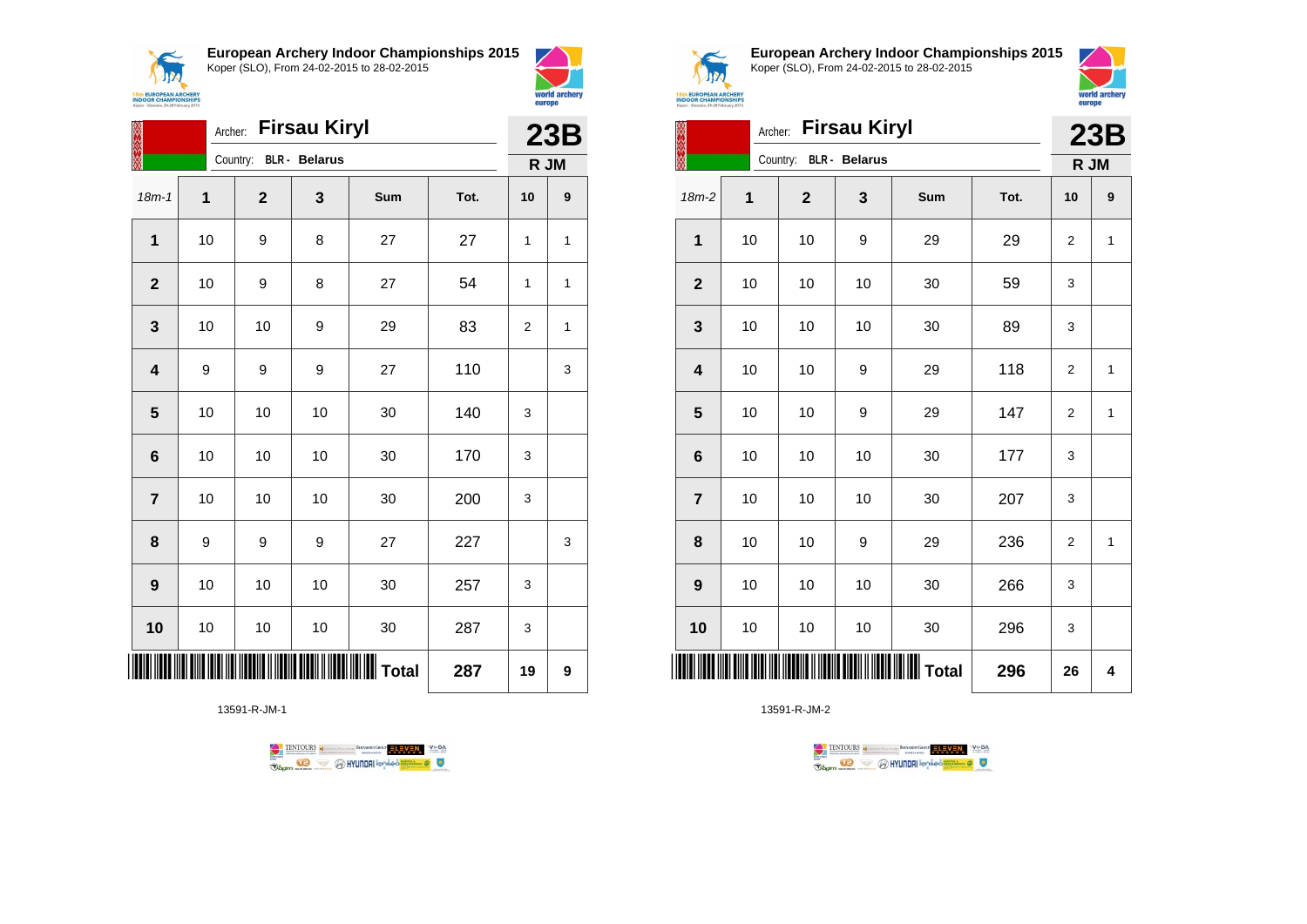## European Archery Indoor Championships 2015

Koper (SLO), From 24-02-2015 to 28-02-2015

Archer: **Firsau Kiryl**
Country: **BLR - Belarus**

**23B**
**R JM**

| 18m-1 | 1 | 2 | 3 | Sum | Tot. | 10 | 9 |
|---|---|---|---|---|---|---|---|
| **1** | 10 | 9 | 8 | 27 | 27 | 1 | 1 |
| **2** | 10 | 9 | 8 | 27 | 54 | 1 | 1 |
| **3** | 10 | 10 | 9 | 29 | 83 | 2 | 1 |
| **4** | 9 | 9 | 9 | 27 | 110 | | 3 |
| **5** | 10 | 10 | 10 | 30 | 140 | 3 | |
| **6** | 10 | 10 | 10 | 30 | 170 | 3 | |
| **7** | 10 | 10 | 10 | 30 | 200 | 3 | |
| **8** | 9 | 9 | 9 | 27 | 227 | | 3 |
| **9** | 10 | 10 | 10 | 30 | 257 | 3 | |
| **10** | 10 | 10 | 10 | 30 | 287 | 3 | |
| | | | | **Total** | **287** | **19** | **9** |

13591-R-JM-1

## European Archery Indoor Championships 2015

Koper (SLO), From 24-02-2015 to 28-02-2015

Archer: **Firsau Kiryl**
Country: **BLR - Belarus**

**23B**
**R JM**

| 18m-2 | 1 | 2 | 3 | Sum | Tot. | 10 | 9 |
|---|---|---|---|---|---|---|---|
| **1** | 10 | 10 | 9 | 29 | 29 | 2 | 1 |
| **2** | 10 | 10 | 10 | 30 | 59 | 3 | |
| **3** | 10 | 10 | 10 | 30 | 89 | 3 | |
| **4** | 10 | 10 | 9 | 29 | 118 | 2 | 1 |
| **5** | 10 | 10 | 9 | 29 | 147 | 2 | 1 |
| **6** | 10 | 10 | 10 | 30 | 177 | 3 | |
| **7** | 10 | 10 | 10 | 30 | 207 | 3 | |
| **8** | 10 | 10 | 9 | 29 | 236 | 2 | 1 |
| **9** | 10 | 10 | 10 | 30 | 266 | 3 | |
| **10** | 10 | 10 | 10 | 30 | 296 | 3 | |
| | | | | **Total** | **296** | **26** | **4** |

13591-R-JM-2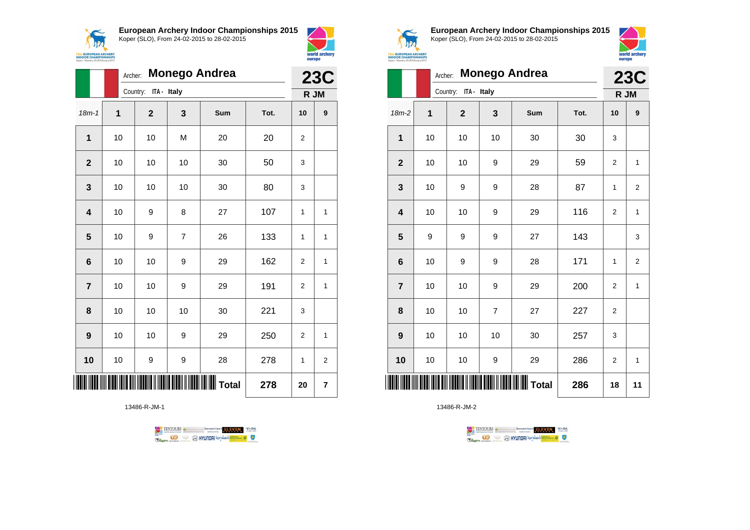## European Archery Indoor Championships 2015

Koper (SLO), From 24-02-2015 to 28-02-2015

Archer: **Monego Andrea**

Country: ITA - Italy

**23C**

**R JM**

| 18m-1 | 1 | 2 | 3 | Sum | Tot. | 10 | 9 |
|---|---|---|---|---|---|---|---|
| 1 | 10 | 10 | M | 20 | 20 | 2 | |
| 2 | 10 | 10 | 10 | 30 | 50 | 3 | |
| 3 | 10 | 10 | 10 | 30 | 80 | 3 | |
| 4 | 10 | 9 | 8 | 27 | 107 | 1 | 1 |
| 5 | 10 | 9 | 7 | 26 | 133 | 1 | 1 |
| 6 | 10 | 10 | 9 | 29 | 162 | 2 | 1 |
| 7 | 10 | 10 | 9 | 29 | 191 | 2 | 1 |
| 8 | 10 | 10 | 10 | 30 | 221 | 3 | |
| 9 | 10 | 10 | 9 | 29 | 250 | 2 | 1 |
| 10 | 10 | 9 | 9 | 28 | 278 | 1 | 2 |
| | | | | Total | 278 | 20 | 7 |

13486-R-JM-1

## European Archery Indoor Championships 2015

Koper (SLO), From 24-02-2015 to 28-02-2015

Archer: **Monego Andrea**

Country: ITA - Italy

**23C**

**R JM**

| 18m-2 | 1 | 2 | 3 | Sum | Tot. | 10 | 9 |
|---|---|---|---|---|---|---|---|
| 1 | 10 | 10 | 10 | 30 | 30 | 3 | |
| 2 | 10 | 10 | 9 | 29 | 59 | 2 | 1 |
| 3 | 10 | 9 | 9 | 28 | 87 | 1 | 2 |
| 4 | 10 | 10 | 9 | 29 | 116 | 2 | 1 |
| 5 | 9 | 9 | 9 | 27 | 143 | | 3 |
| 6 | 10 | 9 | 9 | 28 | 171 | 1 | 2 |
| 7 | 10 | 10 | 9 | 29 | 200 | 2 | 1 |
| 8 | 10 | 10 | 7 | 27 | 227 | 2 | |
| 9 | 10 | 10 | 10 | 30 | 257 | 3 | |
| 10 | 10 | 10 | 9 | 29 | 286 | 2 | 1 |
| | | | | Total | 286 | 18 | 11 |

13486-R-JM-2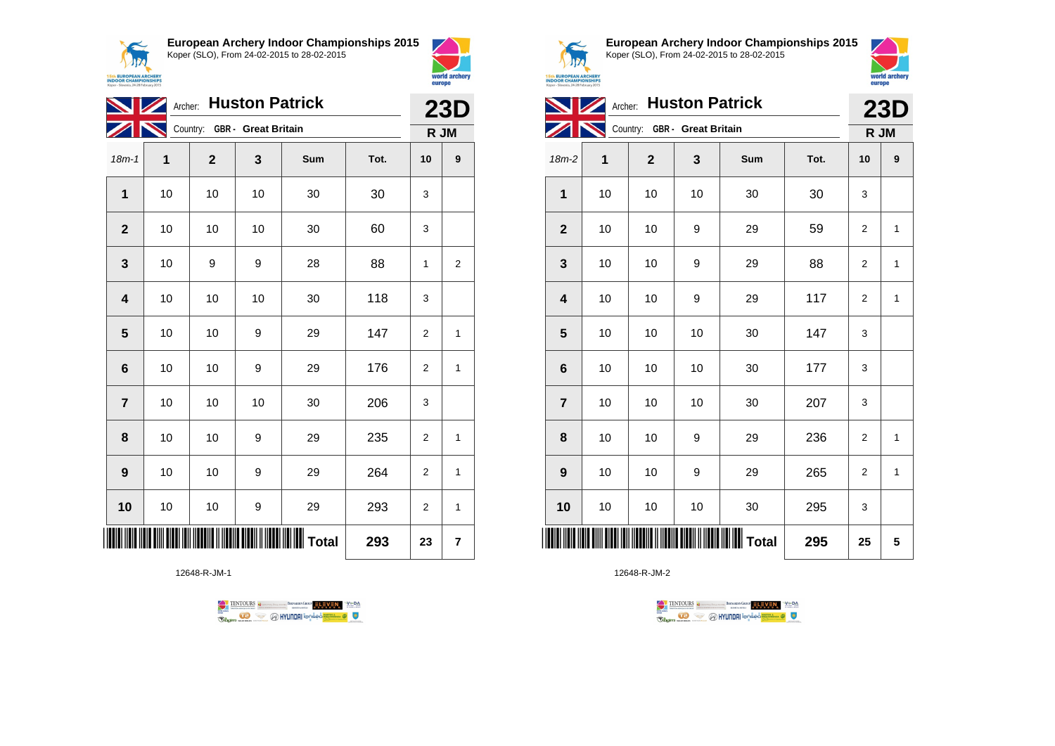**European Archery Indoor Championships 2015**
Koper (SLO), From 24-02-2015 to 28-02-2015

Archer: **Huston Patrick** — **23D**
Country: **GBR - Great Britain** — **R JM**

| 18m-1 | 1 | 2 | 3 | Sum | Tot. | 10 | 9 |
|---|---|---|---|---|---|---|---|
| 1 | 10 | 10 | 10 | 30 | 30 | 3 | |
| 2 | 10 | 10 | 10 | 30 | 60 | 3 | |
| 3 | 10 | 9 | 9 | 28 | 88 | 1 | 2 |
| 4 | 10 | 10 | 10 | 30 | 118 | 3 | |
| 5 | 10 | 10 | 9 | 29 | 147 | 2 | 1 |
| 6 | 10 | 10 | 9 | 29 | 176 | 2 | 1 |
| 7 | 10 | 10 | 10 | 30 | 206 | 3 | |
| 8 | 10 | 10 | 9 | 29 | 235 | 2 | 1 |
| 9 | 10 | 10 | 9 | 29 | 264 | 2 | 1 |
| 10 | 10 | 10 | 9 | 29 | 293 | 2 | 1 |
| | | | | Total | 293 | 23 | 7 |

12648-R-JM-1

**European Archery Indoor Championships 2015**
Koper (SLO), From 24-02-2015 to 28-02-2015

Archer: **Huston Patrick** — **23D**
Country: **GBR - Great Britain** — **R JM**

| 18m-2 | 1 | 2 | 3 | Sum | Tot. | 10 | 9 |
|---|---|---|---|---|---|---|---|
| 1 | 10 | 10 | 10 | 30 | 30 | 3 | |
| 2 | 10 | 10 | 9 | 29 | 59 | 2 | 1 |
| 3 | 10 | 10 | 9 | 29 | 88 | 2 | 1 |
| 4 | 10 | 10 | 9 | 29 | 117 | 2 | 1 |
| 5 | 10 | 10 | 10 | 30 | 147 | 3 | |
| 6 | 10 | 10 | 10 | 30 | 177 | 3 | |
| 7 | 10 | 10 | 10 | 30 | 207 | 3 | |
| 8 | 10 | 10 | 9 | 29 | 236 | 2 | 1 |
| 9 | 10 | 10 | 9 | 29 | 265 | 2 | 1 |
| 10 | 10 | 10 | 10 | 30 | 295 | 3 | |
| | | | | Total | 295 | 25 | 5 |

12648-R-JM-2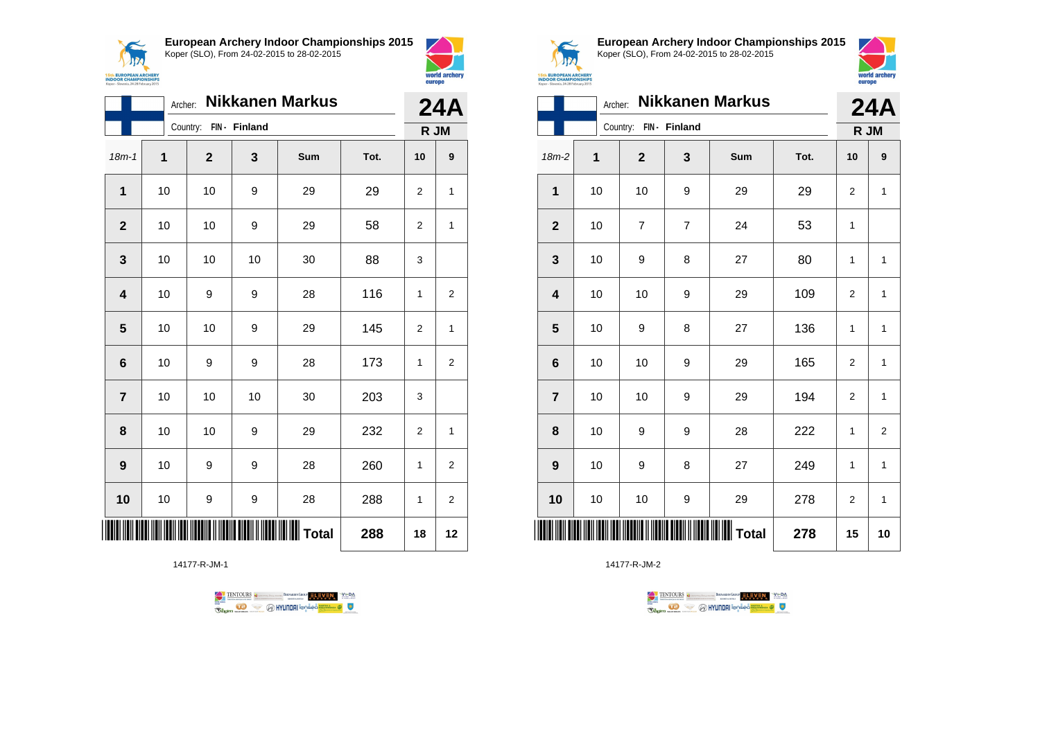## European Archery Indoor Championships 2015

Koper (SLO), From 24-02-2015 to 28-02-2015

Archer: **Nikkanen Markus**

Country: FIN - Finland

**24A**

**R JM**

| 18m-1 | 1 | 2 | 3 | Sum | Tot. | 10 | 9 |
|---|---|---|---|---|---|---|---|
| **1** | 10 | 10 | 9 | 29 | 29 | 2 | 1 |
| **2** | 10 | 10 | 9 | 29 | 58 | 2 | 1 |
| **3** | 10 | 10 | 10 | 30 | 88 | 3 | |
| **4** | 10 | 9 | 9 | 28 | 116 | 1 | 2 |
| **5** | 10 | 10 | 9 | 29 | 145 | 2 | 1 |
| **6** | 10 | 9 | 9 | 28 | 173 | 1 | 2 |
| **7** | 10 | 10 | 10 | 30 | 203 | 3 | |
| **8** | 10 | 10 | 9 | 29 | 232 | 2 | 1 |
| **9** | 10 | 9 | 9 | 28 | 260 | 1 | 2 |
| **10** | 10 | 9 | 9 | 28 | 288 | 1 | 2 |
| | | | | **Total** | **288** | **18** | **12** |

14177-R-JM-1

## European Archery Indoor Championships 2015

Koper (SLO), From 24-02-2015 to 28-02-2015

Archer: **Nikkanen Markus**

Country: FIN - Finland

**24A**

**R JM**

| 18m-2 | 1 | 2 | 3 | Sum | Tot. | 10 | 9 |
|---|---|---|---|---|---|---|---|
| **1** | 10 | 10 | 9 | 29 | 29 | 2 | 1 |
| **2** | 10 | 7 | 7 | 24 | 53 | 1 | |
| **3** | 10 | 9 | 8 | 27 | 80 | 1 | 1 |
| **4** | 10 | 10 | 9 | 29 | 109 | 2 | 1 |
| **5** | 10 | 9 | 8 | 27 | 136 | 1 | 1 |
| **6** | 10 | 10 | 9 | 29 | 165 | 2 | 1 |
| **7** | 10 | 10 | 9 | 29 | 194 | 2 | 1 |
| **8** | 10 | 9 | 9 | 28 | 222 | 1 | 2 |
| **9** | 10 | 9 | 8 | 27 | 249 | 1 | 1 |
| **10** | 10 | 10 | 9 | 29 | 278 | 2 | 1 |
| | | | | **Total** | **278** | **15** | **10** |

14177-R-JM-2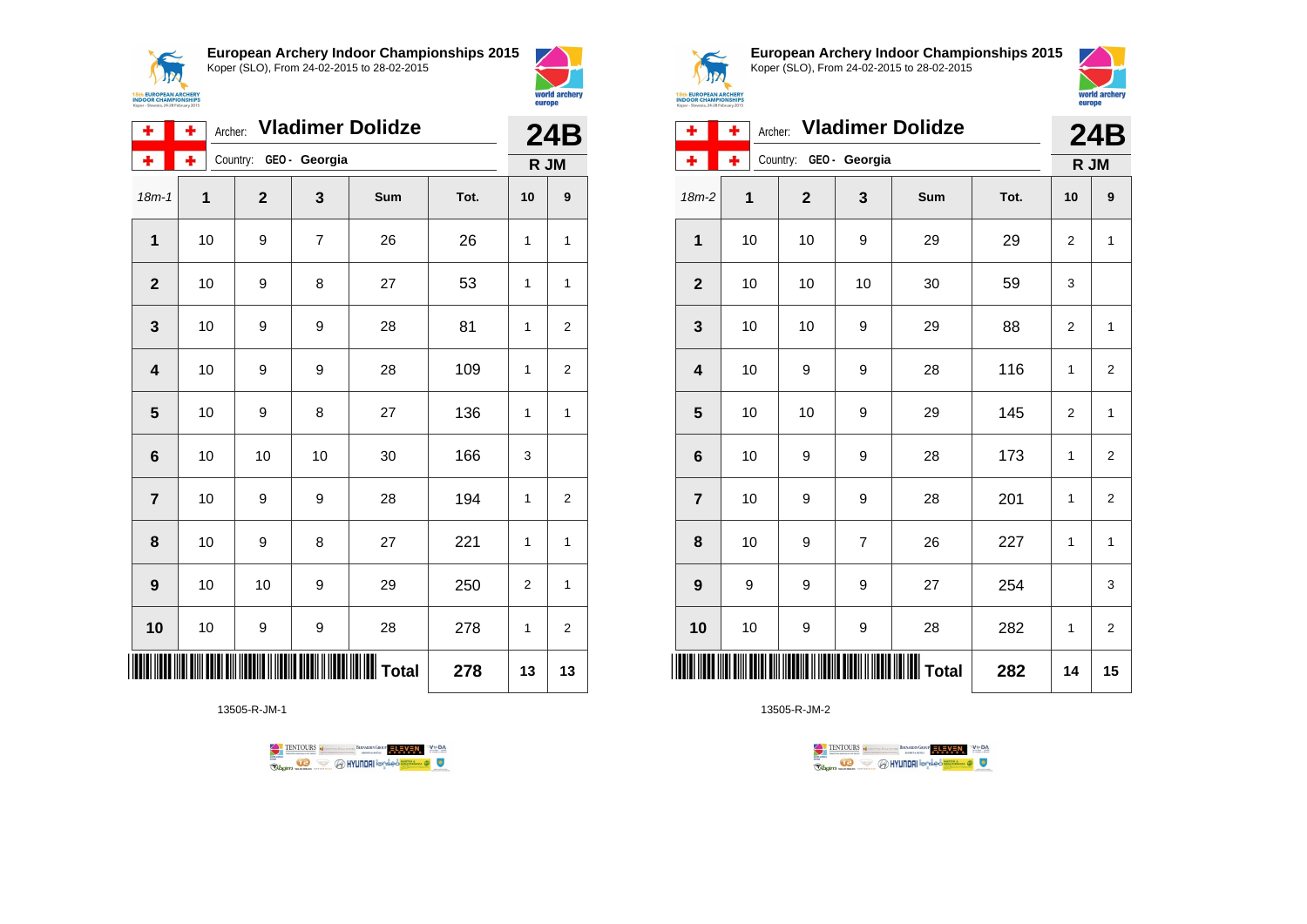**European Archery Indoor Championships 2015**
Koper (SLO), From 24-02-2015 to 28-02-2015

Archer: **Vladimer Dolidze**
Country: GEO - Georgia

**24B**
**R JM**

| 18m-1 | 1 | 2 | 3 | Sum | Tot. | 10 | 9 |
|---|---|---|---|---|---|---|---|
| 1 | 10 | 9 | 7 | 26 | 26 | 1 | 1 |
| 2 | 10 | 9 | 8 | 27 | 53 | 1 | 1 |
| 3 | 10 | 9 | 9 | 28 | 81 | 1 | 2 |
| 4 | 10 | 9 | 9 | 28 | 109 | 1 | 2 |
| 5 | 10 | 9 | 8 | 27 | 136 | 1 | 1 |
| 6 | 10 | 10 | 10 | 30 | 166 | 3 | |
| 7 | 10 | 9 | 9 | 28 | 194 | 1 | 2 |
| 8 | 10 | 9 | 8 | 27 | 221 | 1 | 1 |
| 9 | 10 | 10 | 9 | 29 | 250 | 2 | 1 |
| 10 | 10 | 9 | 9 | 28 | 278 | 1 | 2 |
| | | | | **Total** | **278** | **13** | **13** |

13505-R-JM-1

**European Archery Indoor Championships 2015**
Koper (SLO), From 24-02-2015 to 28-02-2015

Archer: **Vladimer Dolidze**
Country: GEO - Georgia

**24B**
**R JM**

| 18m-2 | 1 | 2 | 3 | Sum | Tot. | 10 | 9 |
|---|---|---|---|---|---|---|---|
| 1 | 10 | 10 | 9 | 29 | 29 | 2 | 1 |
| 2 | 10 | 10 | 10 | 30 | 59 | 3 | |
| 3 | 10 | 10 | 9 | 29 | 88 | 2 | 1 |
| 4 | 10 | 9 | 9 | 28 | 116 | 1 | 2 |
| 5 | 10 | 10 | 9 | 29 | 145 | 2 | 1 |
| 6 | 10 | 9 | 9 | 28 | 173 | 1 | 2 |
| 7 | 10 | 9 | 9 | 28 | 201 | 1 | 2 |
| 8 | 10 | 9 | 7 | 26 | 227 | 1 | 1 |
| 9 | 9 | 9 | 9 | 27 | 254 | | 3 |
| 10 | 10 | 9 | 9 | 28 | 282 | 1 | 2 |
| | | | | **Total** | **282** | **14** | **15** |

13505-R-JM-2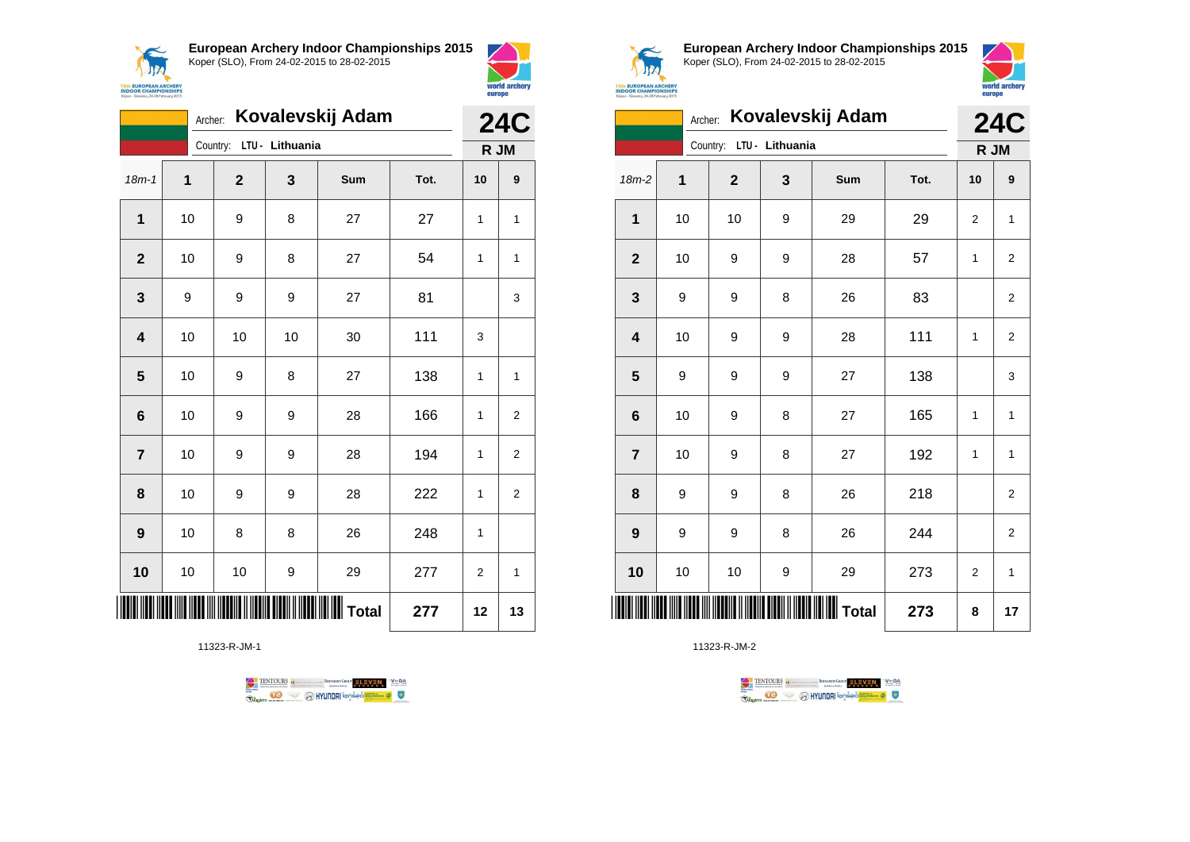**European Archery Indoor Championships 2015**
Koper (SLO), From 24-02-2015 to 28-02-2015

Archer: **Kovalevskij Adam**
Country: **LTU - Lithuania**

**24C**
**R JM**

| 18m-1 | 1 | 2 | 3 | Sum | Tot. | 10 | 9 |
|---|---|---|---|---|---|---|---|
| **1** | 10 | 9 | 8 | 27 | 27 | 1 | 1 |
| **2** | 10 | 9 | 8 | 27 | 54 | 1 | 1 |
| **3** | 9 | 9 | 9 | 27 | 81 | | 3 |
| **4** | 10 | 10 | 10 | 30 | 111 | 3 | |
| **5** | 10 | 9 | 8 | 27 | 138 | 1 | 1 |
| **6** | 10 | 9 | 9 | 28 | 166 | 1 | 2 |
| **7** | 10 | 9 | 9 | 28 | 194 | 1 | 2 |
| **8** | 10 | 9 | 9 | 28 | 222 | 1 | 2 |
| **9** | 10 | 8 | 8 | 26 | 248 | 1 | |
| **10** | 10 | 10 | 9 | 29 | 277 | 2 | 1 |
| | | | | **Total** | **277** | **12** | **13** |

11323-R-JM-1

**European Archery Indoor Championships 2015**
Koper (SLO), From 24-02-2015 to 28-02-2015

Archer: **Kovalevskij Adam**
Country: **LTU - Lithuania**

**24C**
**R JM**

| 18m-2 | 1 | 2 | 3 | Sum | Tot. | 10 | 9 |
|---|---|---|---|---|---|---|---|
| **1** | 10 | 10 | 9 | 29 | 29 | 2 | 1 |
| **2** | 10 | 9 | 9 | 28 | 57 | 1 | 2 |
| **3** | 9 | 9 | 8 | 26 | 83 | | 2 |
| **4** | 10 | 9 | 9 | 28 | 111 | 1 | 2 |
| **5** | 9 | 9 | 9 | 27 | 138 | | 3 |
| **6** | 10 | 9 | 8 | 27 | 165 | 1 | 1 |
| **7** | 10 | 9 | 8 | 27 | 192 | 1 | 1 |
| **8** | 9 | 9 | 8 | 26 | 218 | | 2 |
| **9** | 9 | 9 | 8 | 26 | 244 | | 2 |
| **10** | 10 | 10 | 9 | 29 | 273 | 2 | 1 |
| | | | | **Total** | **273** | **8** | **17** |

11323-R-JM-2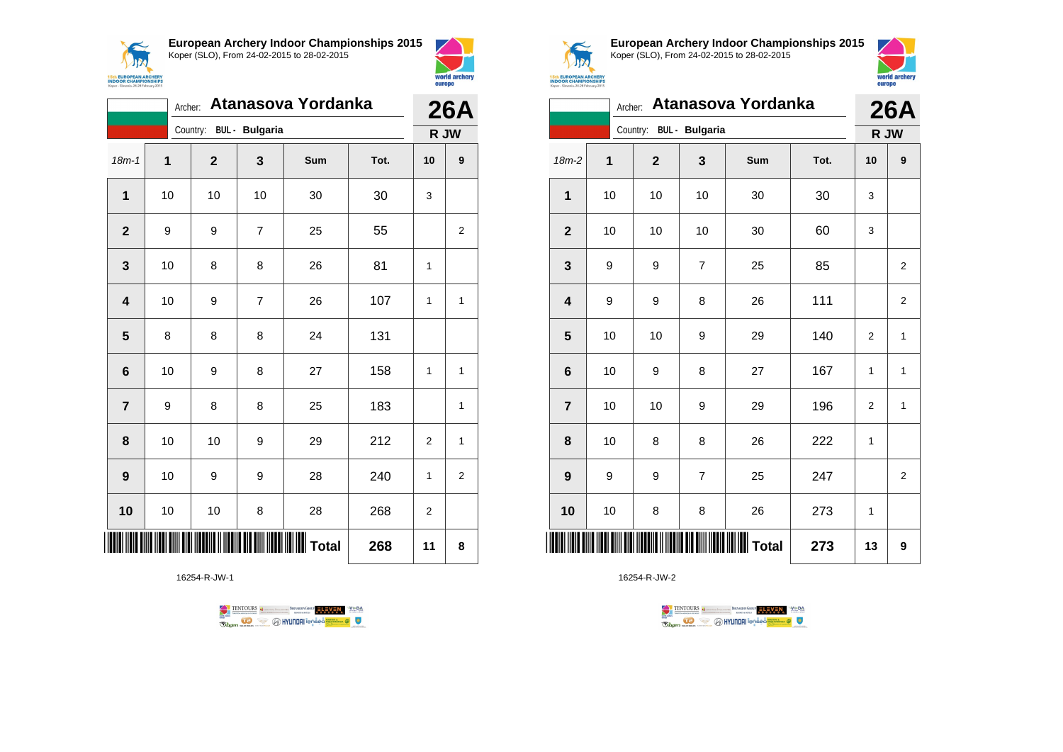## European Archery Indoor Championships 2015

Koper (SLO), From 24-02-2015 to 28-02-2015

Archer: **Atanasova Yordanka** — **26A**

Country: **BUL - Bulgaria** — **R JW**

| 18m-1 | 1 | 2 | 3 | Sum | Tot. | 10 | 9 |
|---|---|---|---|---|---|---|---|
| 1 | 10 | 10 | 10 | 30 | 30 | 3 | |
| 2 | 9 | 9 | 7 | 25 | 55 | | 2 |
| 3 | 10 | 8 | 8 | 26 | 81 | 1 | |
| 4 | 10 | 9 | 7 | 26 | 107 | 1 | 1 |
| 5 | 8 | 8 | 8 | 24 | 131 | | |
| 6 | 10 | 9 | 8 | 27 | 158 | 1 | 1 |
| 7 | 9 | 8 | 8 | 25 | 183 | | 1 |
| 8 | 10 | 10 | 9 | 29 | 212 | 2 | 1 |
| 9 | 10 | 9 | 9 | 28 | 240 | 1 | 2 |
| 10 | 10 | 10 | 8 | 28 | 268 | 2 | |
| | | | | Total | 268 | 11 | 8 |

16254-R-JW-1

## European Archery Indoor Championships 2015

Koper (SLO), From 24-02-2015 to 28-02-2015

Archer: **Atanasova Yordanka** — **26A**

Country: **BUL - Bulgaria** — **R JW**

| 18m-2 | 1 | 2 | 3 | Sum | Tot. | 10 | 9 |
|---|---|---|---|---|---|---|---|
| 1 | 10 | 10 | 10 | 30 | 30 | 3 | |
| 2 | 10 | 10 | 10 | 30 | 60 | 3 | |
| 3 | 9 | 9 | 7 | 25 | 85 | | 2 |
| 4 | 9 | 9 | 8 | 26 | 111 | | 2 |
| 5 | 10 | 10 | 9 | 29 | 140 | 2 | 1 |
| 6 | 10 | 9 | 8 | 27 | 167 | 1 | 1 |
| 7 | 10 | 10 | 9 | 29 | 196 | 2 | 1 |
| 8 | 10 | 8 | 8 | 26 | 222 | 1 | |
| 9 | 9 | 9 | 7 | 25 | 247 | | 2 |
| 10 | 10 | 8 | 8 | 26 | 273 | 1 | |
| | | | | Total | 273 | 13 | 9 |

16254-R-JW-2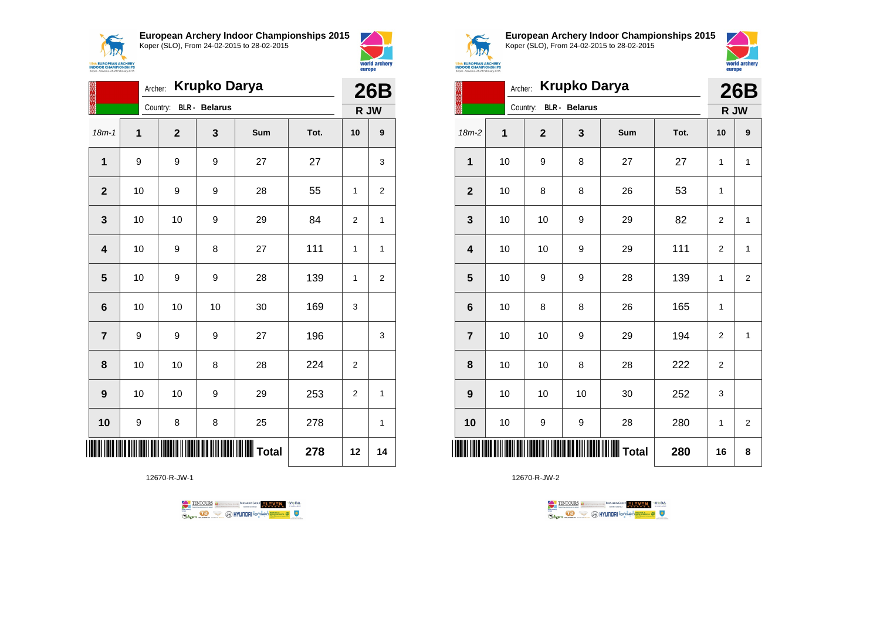## European Archery Indoor Championships 2015

Koper (SLO), From 24-02-2015 to 28-02-2015

Archer: **Krupko Darya**
Country: **BLR - Belarus**

**26B**
**R JW**

| 18m-1 | 1 | 2 | 3 | Sum | Tot. | 10 | 9 |
|---|---|---|---|---|---|---|---|
| 1 | 9 | 9 | 9 | 27 | 27 | | 3 |
| 2 | 10 | 9 | 9 | 28 | 55 | 1 | 2 |
| 3 | 10 | 10 | 9 | 29 | 84 | 2 | 1 |
| 4 | 10 | 9 | 8 | 27 | 111 | 1 | 1 |
| 5 | 10 | 9 | 9 | 28 | 139 | 1 | 2 |
| 6 | 10 | 10 | 10 | 30 | 169 | 3 | |
| 7 | 9 | 9 | 9 | 27 | 196 | | 3 |
| 8 | 10 | 10 | 8 | 28 | 224 | 2 | |
| 9 | 10 | 10 | 9 | 29 | 253 | 2 | 1 |
| 10 | 9 | 8 | 8 | 25 | 278 | | 1 |
| | | | | **Total** | **278** | **12** | **14** |

12670-R-JW-1

## European Archery Indoor Championships 2015

Koper (SLO), From 24-02-2015 to 28-02-2015

Archer: **Krupko Darya**
Country: **BLR - Belarus**

**26B**
**R JW**

| 18m-2 | 1 | 2 | 3 | Sum | Tot. | 10 | 9 |
|---|---|---|---|---|---|---|---|
| 1 | 10 | 9 | 8 | 27 | 27 | 1 | 1 |
| 2 | 10 | 8 | 8 | 26 | 53 | 1 | |
| 3 | 10 | 10 | 9 | 29 | 82 | 2 | 1 |
| 4 | 10 | 10 | 9 | 29 | 111 | 2 | 1 |
| 5 | 10 | 9 | 9 | 28 | 139 | 1 | 2 |
| 6 | 10 | 8 | 8 | 26 | 165 | 1 | |
| 7 | 10 | 10 | 9 | 29 | 194 | 2 | 1 |
| 8 | 10 | 10 | 8 | 28 | 222 | 2 | |
| 9 | 10 | 10 | 10 | 30 | 252 | 3 | |
| 10 | 10 | 9 | 9 | 28 | 280 | 1 | 2 |
| | | | | **Total** | **280** | **16** | **8** |

12670-R-JW-2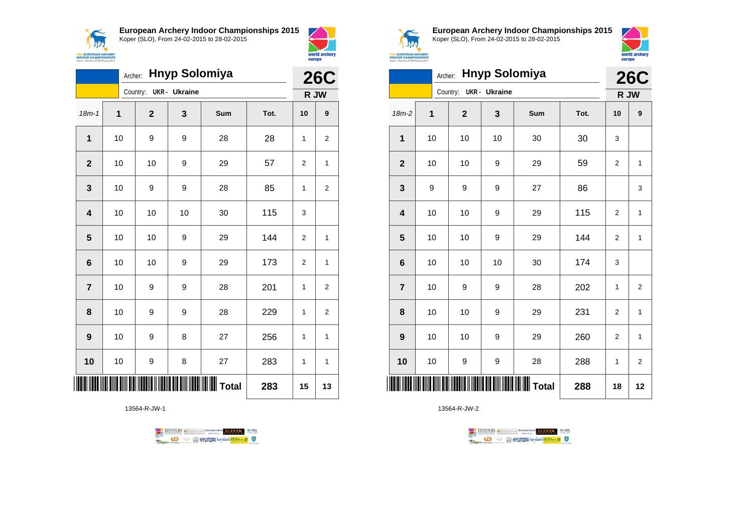## European Archery Indoor Championships 2015

Koper (SLO), From 24-02-2015 to 28-02-2015

Archer: **Hnyp Solomiya**

Country: **UKR - Ukraine**

**26C**

**R JW**

| 18m-1 | 1 | 2 | 3 | Sum | Tot. | 10 | 9 |
|---|---|---|---|---|---|---|---|
| **1** | 10 | 9 | 9 | 28 | 28 | 1 | 2 |
| **2** | 10 | 10 | 9 | 29 | 57 | 2 | 1 |
| **3** | 10 | 9 | 9 | 28 | 85 | 1 | 2 |
| **4** | 10 | 10 | 10 | 30 | 115 | 3 | |
| **5** | 10 | 10 | 9 | 29 | 144 | 2 | 1 |
| **6** | 10 | 10 | 9 | 29 | 173 | 2 | 1 |
| **7** | 10 | 9 | 9 | 28 | 201 | 1 | 2 |
| **8** | 10 | 9 | 9 | 28 | 229 | 1 | 2 |
| **9** | 10 | 9 | 8 | 27 | 256 | 1 | 1 |
| **10** | 10 | 9 | 8 | 27 | 283 | 1 | 1 |
| | | | | **Total** | **283** | **15** | **13** |

13564-R-JW-1

## European Archery Indoor Championships 2015

Koper (SLO), From 24-02-2015 to 28-02-2015

Archer: **Hnyp Solomiya**

Country: **UKR - Ukraine**

**26C**

**R JW**

| 18m-2 | 1 | 2 | 3 | Sum | Tot. | 10 | 9 |
|---|---|---|---|---|---|---|---|
| **1** | 10 | 10 | 10 | 30 | 30 | 3 | |
| **2** | 10 | 10 | 9 | 29 | 59 | 2 | 1 |
| **3** | 9 | 9 | 9 | 27 | 86 | | 3 |
| **4** | 10 | 10 | 9 | 29 | 115 | 2 | 1 |
| **5** | 10 | 10 | 9 | 29 | 144 | 2 | 1 |
| **6** | 10 | 10 | 10 | 30 | 174 | 3 | |
| **7** | 10 | 9 | 9 | 28 | 202 | 1 | 2 |
| **8** | 10 | 10 | 9 | 29 | 231 | 2 | 1 |
| **9** | 10 | 10 | 9 | 29 | 260 | 2 | 1 |
| **10** | 10 | 9 | 9 | 28 | 288 | 1 | 2 |
| | | | | **Total** | **288** | **18** | **12** |

13564-R-JW-2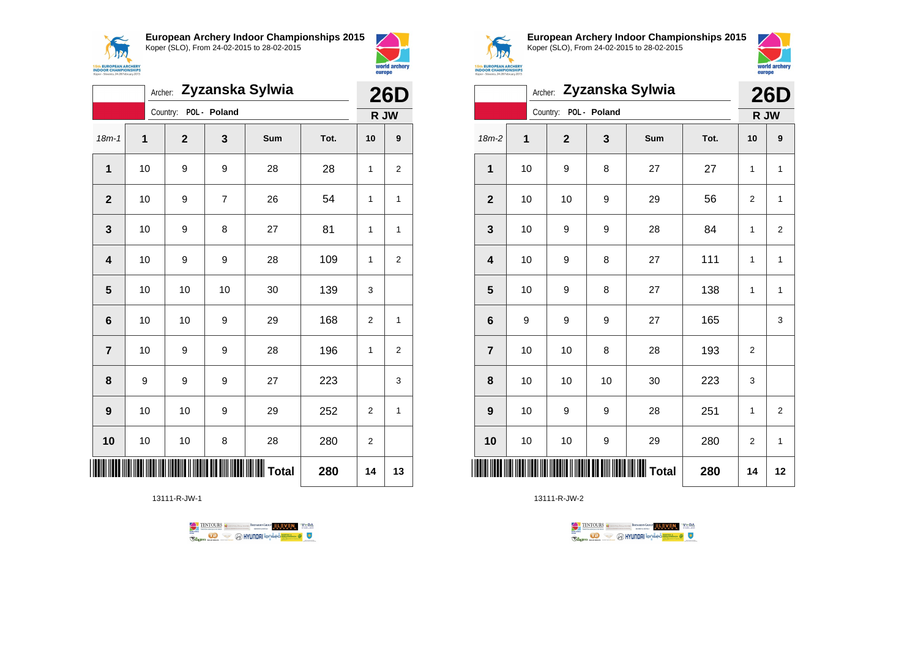**European Archery Indoor Championships 2015**
Koper (SLO), From 24-02-2015 to 28-02-2015

Archer: **Zyzanska Sylwia**
Country: **POL - Poland**

**26D**
**R JW**

| 18m-1 | 1 | 2 | 3 | Sum | Tot. | 10 | 9 |
|---|---|---|---|---|---|---|---|
| **1** | 10 | 9 | 9 | 28 | 28 | 1 | 2 |
| **2** | 10 | 9 | 7 | 26 | 54 | 1 | 1 |
| **3** | 10 | 9 | 8 | 27 | 81 | 1 | 1 |
| **4** | 10 | 9 | 9 | 28 | 109 | 1 | 2 |
| **5** | 10 | 10 | 10 | 30 | 139 | 3 | |
| **6** | 10 | 10 | 9 | 29 | 168 | 2 | 1 |
| **7** | 10 | 9 | 9 | 28 | 196 | 1 | 2 |
| **8** | 9 | 9 | 9 | 27 | 223 | | 3 |
| **9** | 10 | 10 | 9 | 29 | 252 | 2 | 1 |
| **10** | 10 | 10 | 8 | 28 | 280 | 2 | |
| | | | | **Total** | **280** | **14** | **13** |

13111-R-JW-1

**European Archery Indoor Championships 2015**
Koper (SLO), From 24-02-2015 to 28-02-2015

Archer: **Zyzanska Sylwia**
Country: **POL - Poland**

**26D**
**R JW**

| 18m-2 | 1 | 2 | 3 | Sum | Tot. | 10 | 9 |
|---|---|---|---|---|---|---|---|
| **1** | 10 | 9 | 8 | 27 | 27 | 1 | 1 |
| **2** | 10 | 10 | 9 | 29 | 56 | 2 | 1 |
| **3** | 10 | 9 | 9 | 28 | 84 | 1 | 2 |
| **4** | 10 | 9 | 8 | 27 | 111 | 1 | 1 |
| **5** | 10 | 9 | 8 | 27 | 138 | 1 | 1 |
| **6** | 9 | 9 | 9 | 27 | 165 | | 3 |
| **7** | 10 | 10 | 8 | 28 | 193 | 2 | |
| **8** | 10 | 10 | 10 | 30 | 223 | 3 | |
| **9** | 10 | 9 | 9 | 28 | 251 | 1 | 2 |
| **10** | 10 | 10 | 9 | 29 | 280 | 2 | 1 |
| | | | | **Total** | **280** | **14** | **12** |

13111-R-JW-2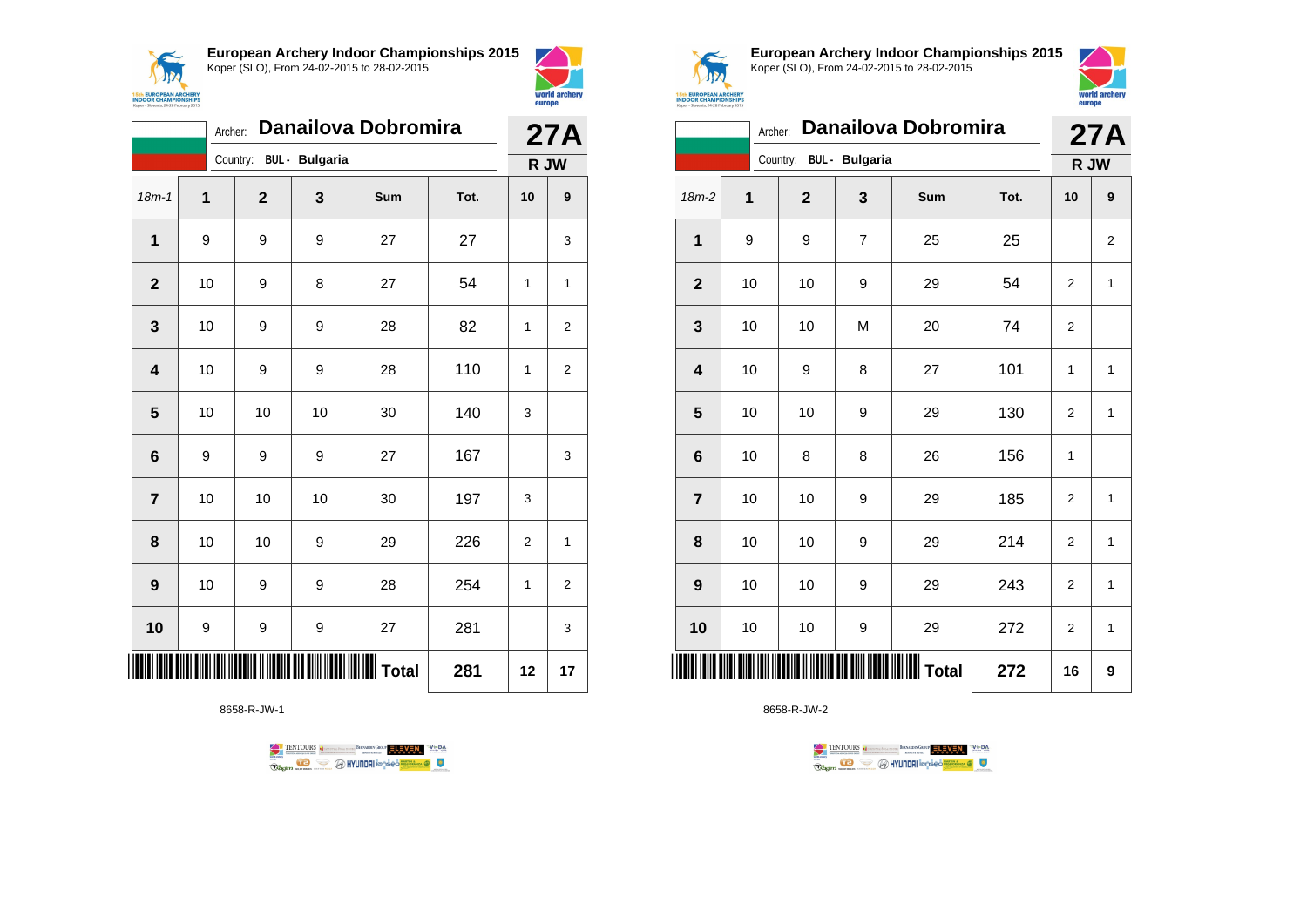**European Archery Indoor Championships 2015**
Koper (SLO), From 24-02-2015 to 28-02-2015

Archer: **Danailova Dobromira**
Country: **BUL - Bulgaria**

**27A**
**R JW**

| 18m-1 | 1 | 2 | 3 | Sum | Tot. | 10 | 9 |
|---|---|---|---|---|---|---|---|
| 1 | 9 | 9 | 9 | 27 | 27 | | 3 |
| 2 | 10 | 9 | 8 | 27 | 54 | 1 | 1 |
| 3 | 10 | 9 | 9 | 28 | 82 | 1 | 2 |
| 4 | 10 | 9 | 9 | 28 | 110 | 1 | 2 |
| 5 | 10 | 10 | 10 | 30 | 140 | 3 | |
| 6 | 9 | 9 | 9 | 27 | 167 | | 3 |
| 7 | 10 | 10 | 10 | 30 | 197 | 3 | |
| 8 | 10 | 10 | 9 | 29 | 226 | 2 | 1 |
| 9 | 10 | 9 | 9 | 28 | 254 | 1 | 2 |
| 10 | 9 | 9 | 9 | 27 | 281 | | 3 |
| | | | | Total | 281 | 12 | 17 |

8658-R-JW-1

**European Archery Indoor Championships 2015**
Koper (SLO), From 24-02-2015 to 28-02-2015

Archer: **Danailova Dobromira**
Country: **BUL - Bulgaria**

**27A**
**R JW**

| 18m-2 | 1 | 2 | 3 | Sum | Tot. | 10 | 9 |
|---|---|---|---|---|---|---|---|
| 1 | 9 | 9 | 7 | 25 | 25 | | 2 |
| 2 | 10 | 10 | 9 | 29 | 54 | 2 | 1 |
| 3 | 10 | 10 | M | 20 | 74 | 2 | |
| 4 | 10 | 9 | 8 | 27 | 101 | 1 | 1 |
| 5 | 10 | 10 | 9 | 29 | 130 | 2 | 1 |
| 6 | 10 | 8 | 8 | 26 | 156 | 1 | |
| 7 | 10 | 10 | 9 | 29 | 185 | 2 | 1 |
| 8 | 10 | 10 | 9 | 29 | 214 | 2 | 1 |
| 9 | 10 | 10 | 9 | 29 | 243 | 2 | 1 |
| 10 | 10 | 10 | 9 | 29 | 272 | 2 | 1 |
| | | | | Total | 272 | 16 | 9 |

8658-R-JW-2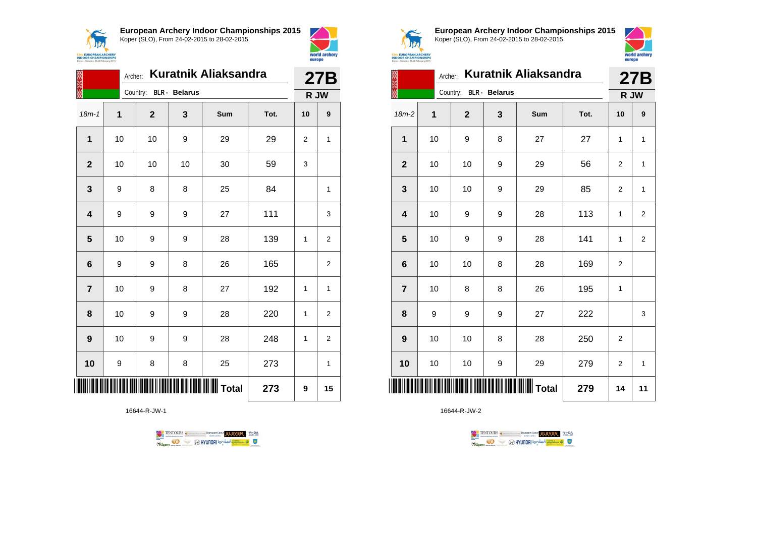## European Archery Indoor Championships 2015

Koper (SLO), From 24-02-2015 to 28-02-2015

Archer: **Kuratnik Aliaksandra**

Country: **BLR - Belarus**

**27B**

**R JW**

| 18m-1 | 1 | 2 | 3 | Sum | Tot. | 10 | 9 |
|---|---|---|---|---|---|---|---|
| **1** | 10 | 10 | 9 | 29 | 29 | 2 | 1 |
| **2** | 10 | 10 | 10 | 30 | 59 | 3 | |
| **3** | 9 | 8 | 8 | 25 | 84 | | 1 |
| **4** | 9 | 9 | 9 | 27 | 111 | | 3 |
| **5** | 10 | 9 | 9 | 28 | 139 | 1 | 2 |
| **6** | 9 | 9 | 8 | 26 | 165 | | 2 |
| **7** | 10 | 9 | 8 | 27 | 192 | 1 | 1 |
| **8** | 10 | 9 | 9 | 28 | 220 | 1 | 2 |
| **9** | 10 | 9 | 9 | 28 | 248 | 1 | 2 |
| **10** | 9 | 8 | 8 | 25 | 273 | | 1 |
| | | | | **Total** | **273** | **9** | **15** |

16644-R-JW-1

## European Archery Indoor Championships 2015

Koper (SLO), From 24-02-2015 to 28-02-2015

Archer: **Kuratnik Aliaksandra**

Country: **BLR - Belarus**

**27B**

**R JW**

| 18m-2 | 1 | 2 | 3 | Sum | Tot. | 10 | 9 |
|---|---|---|---|---|---|---|---|
| **1** | 10 | 9 | 8 | 27 | 27 | 1 | 1 |
| **2** | 10 | 10 | 9 | 29 | 56 | 2 | 1 |
| **3** | 10 | 10 | 9 | 29 | 85 | 2 | 1 |
| **4** | 10 | 9 | 9 | 28 | 113 | 1 | 2 |
| **5** | 10 | 9 | 9 | 28 | 141 | 1 | 2 |
| **6** | 10 | 10 | 8 | 28 | 169 | 2 | |
| **7** | 10 | 8 | 8 | 26 | 195 | 1 | |
| **8** | 9 | 9 | 9 | 27 | 222 | | 3 |
| **9** | 10 | 10 | 8 | 28 | 250 | 2 | |
| **10** | 10 | 10 | 9 | 29 | 279 | 2 | 1 |
| | | | | **Total** | **279** | **14** | **11** |

16644-R-JW-2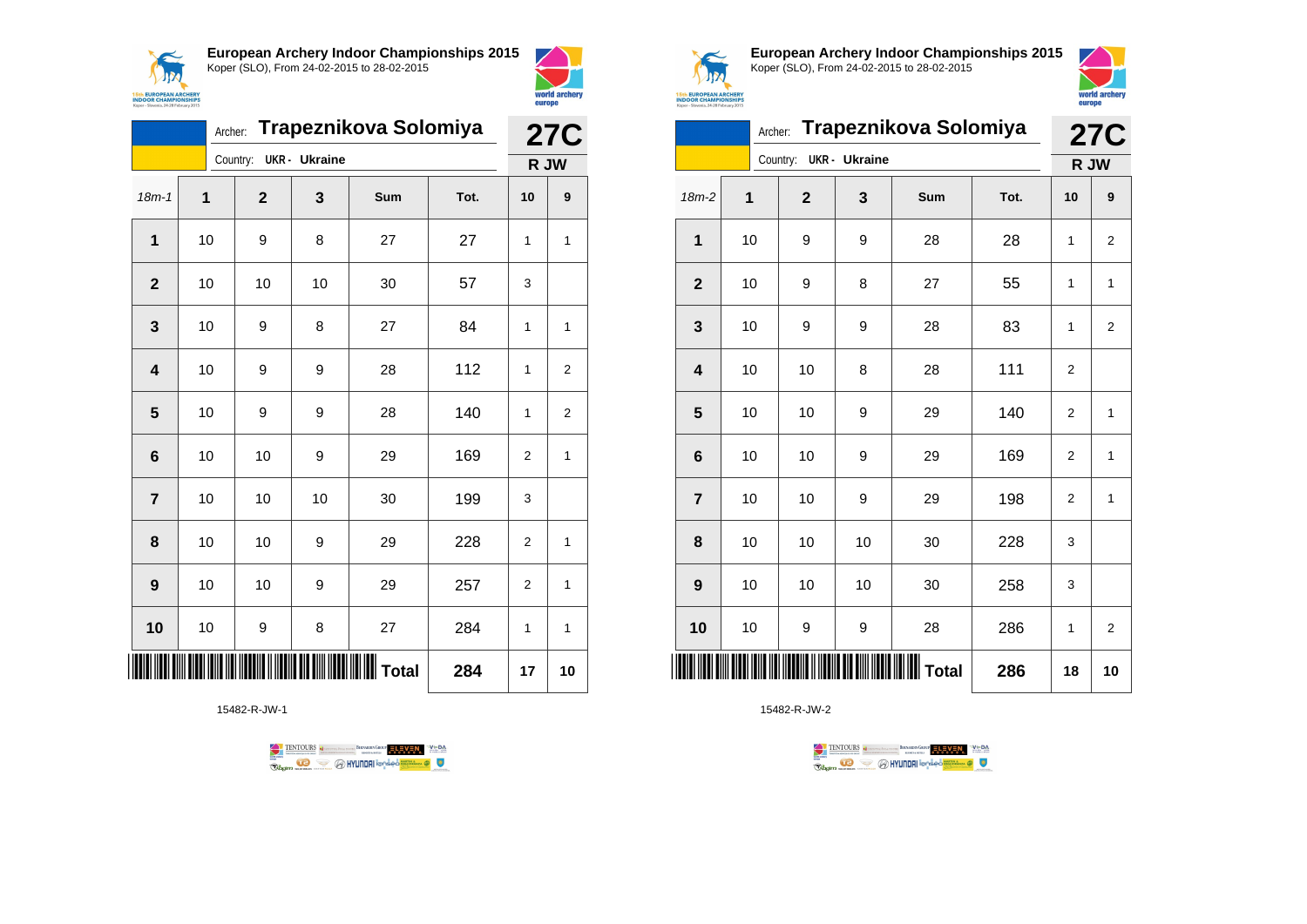**European Archery Indoor Championships 2015**
Koper (SLO), From 24-02-2015 to 28-02-2015

Archer: **Trapeznikova Solomiya**
Country: **UKR - Ukraine**

**27C**
**R JW**

| 18m-1 | 1 | 2 | 3 | Sum | Tot. | 10 | 9 |
|---|---|---|---|---|---|---|---|
| **1** | 10 | 9 | 8 | 27 | 27 | 1 | 1 |
| **2** | 10 | 10 | 10 | 30 | 57 | 3 | |
| **3** | 10 | 9 | 8 | 27 | 84 | 1 | 1 |
| **4** | 10 | 9 | 9 | 28 | 112 | 1 | 2 |
| **5** | 10 | 9 | 9 | 28 | 140 | 1 | 2 |
| **6** | 10 | 10 | 9 | 29 | 169 | 2 | 1 |
| **7** | 10 | 10 | 10 | 30 | 199 | 3 | |
| **8** | 10 | 10 | 9 | 29 | 228 | 2 | 1 |
| **9** | 10 | 10 | 9 | 29 | 257 | 2 | 1 |
| **10** | 10 | 9 | 8 | 27 | 284 | 1 | 1 |
| | | | | **Total** | **284** | **17** | **10** |

15482-R-JW-1

**European Archery Indoor Championships 2015**
Koper (SLO), From 24-02-2015 to 28-02-2015

Archer: **Trapeznikova Solomiya**
Country: **UKR - Ukraine**

**27C**
**R JW**

| 18m-2 | 1 | 2 | 3 | Sum | Tot. | 10 | 9 |
|---|---|---|---|---|---|---|---|
| **1** | 10 | 9 | 9 | 28 | 28 | 1 | 2 |
| **2** | 10 | 9 | 8 | 27 | 55 | 1 | 1 |
| **3** | 10 | 9 | 9 | 28 | 83 | 1 | 2 |
| **4** | 10 | 10 | 8 | 28 | 111 | 2 | |
| **5** | 10 | 10 | 9 | 29 | 140 | 2 | 1 |
| **6** | 10 | 10 | 9 | 29 | 169 | 2 | 1 |
| **7** | 10 | 10 | 9 | 29 | 198 | 2 | 1 |
| **8** | 10 | 10 | 10 | 30 | 228 | 3 | |
| **9** | 10 | 10 | 10 | 30 | 258 | 3 | |
| **10** | 10 | 9 | 9 | 28 | 286 | 1 | 2 |
| | | | | **Total** | **286** | **18** | **10** |

15482-R-JW-2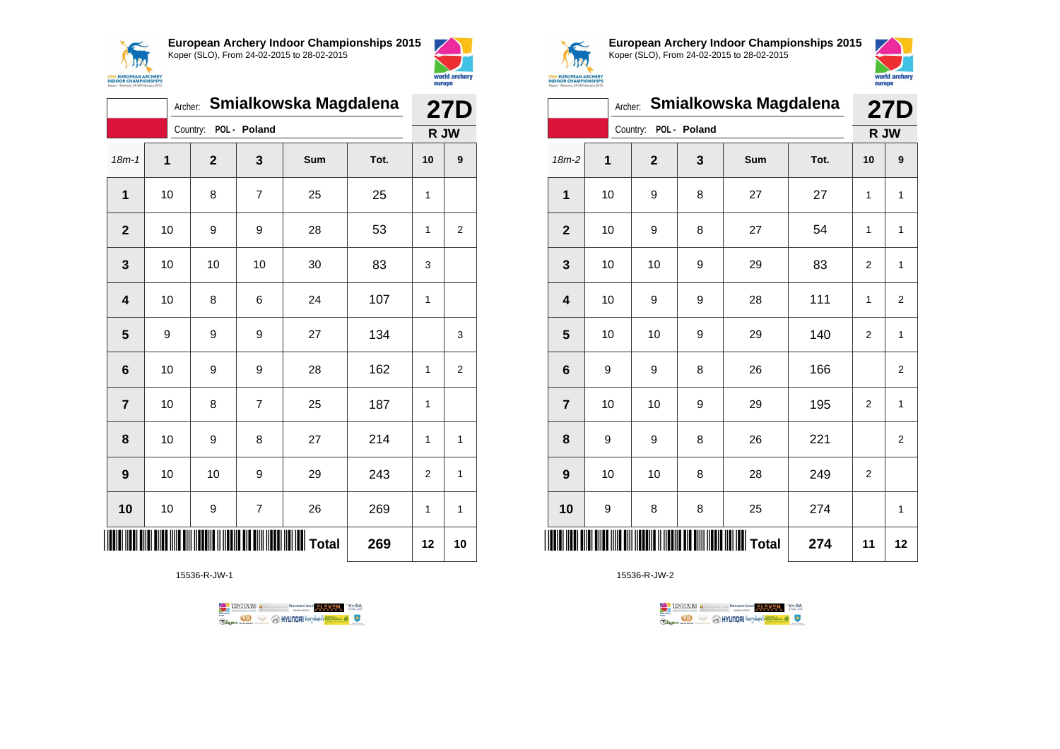## European Archery Indoor Championships 2015

Koper (SLO), From 24-02-2015 to 28-02-2015

Archer: **Smialkowska Magdalena**

Country: POL - Poland

**27D**

**R JW**

| 18m-1 | 1 | 2 | 3 | Sum | Tot. | 10 | 9 |
|---|---|---|---|---|---|---|---|
| 1 | 10 | 8 | 7 | 25 | 25 | 1 | |
| 2 | 10 | 9 | 9 | 28 | 53 | 1 | 2 |
| 3 | 10 | 10 | 10 | 30 | 83 | 3 | |
| 4 | 10 | 8 | 6 | 24 | 107 | 1 | |
| 5 | 9 | 9 | 9 | 27 | 134 | | 3 |
| 6 | 10 | 9 | 9 | 28 | 162 | 1 | 2 |
| 7 | 10 | 8 | 7 | 25 | 187 | 1 | |
| 8 | 10 | 9 | 8 | 27 | 214 | 1 | 1 |
| 9 | 10 | 10 | 9 | 29 | 243 | 2 | 1 |
| 10 | 10 | 9 | 7 | 26 | 269 | 1 | 1 |
| | | | | Total | 269 | 12 | 10 |

15536-R-JW-1

## European Archery Indoor Championships 2015

Koper (SLO), From 24-02-2015 to 28-02-2015

Archer: **Smialkowska Magdalena**

Country: POL - Poland

**27D**

**R JW**

| 18m-2 | 1 | 2 | 3 | Sum | Tot. | 10 | 9 |
|---|---|---|---|---|---|---|---|
| 1 | 10 | 9 | 8 | 27 | 27 | 1 | 1 |
| 2 | 10 | 9 | 8 | 27 | 54 | 1 | 1 |
| 3 | 10 | 10 | 9 | 29 | 83 | 2 | 1 |
| 4 | 10 | 9 | 9 | 28 | 111 | 1 | 2 |
| 5 | 10 | 10 | 9 | 29 | 140 | 2 | 1 |
| 6 | 9 | 9 | 8 | 26 | 166 | | 2 |
| 7 | 10 | 10 | 9 | 29 | 195 | 2 | 1 |
| 8 | 9 | 9 | 8 | 26 | 221 | | 2 |
| 9 | 10 | 10 | 8 | 28 | 249 | 2 | |
| 10 | 9 | 8 | 8 | 25 | 274 | | 1 |
| | | | | Total | 274 | 11 | 12 |

15536-R-JW-2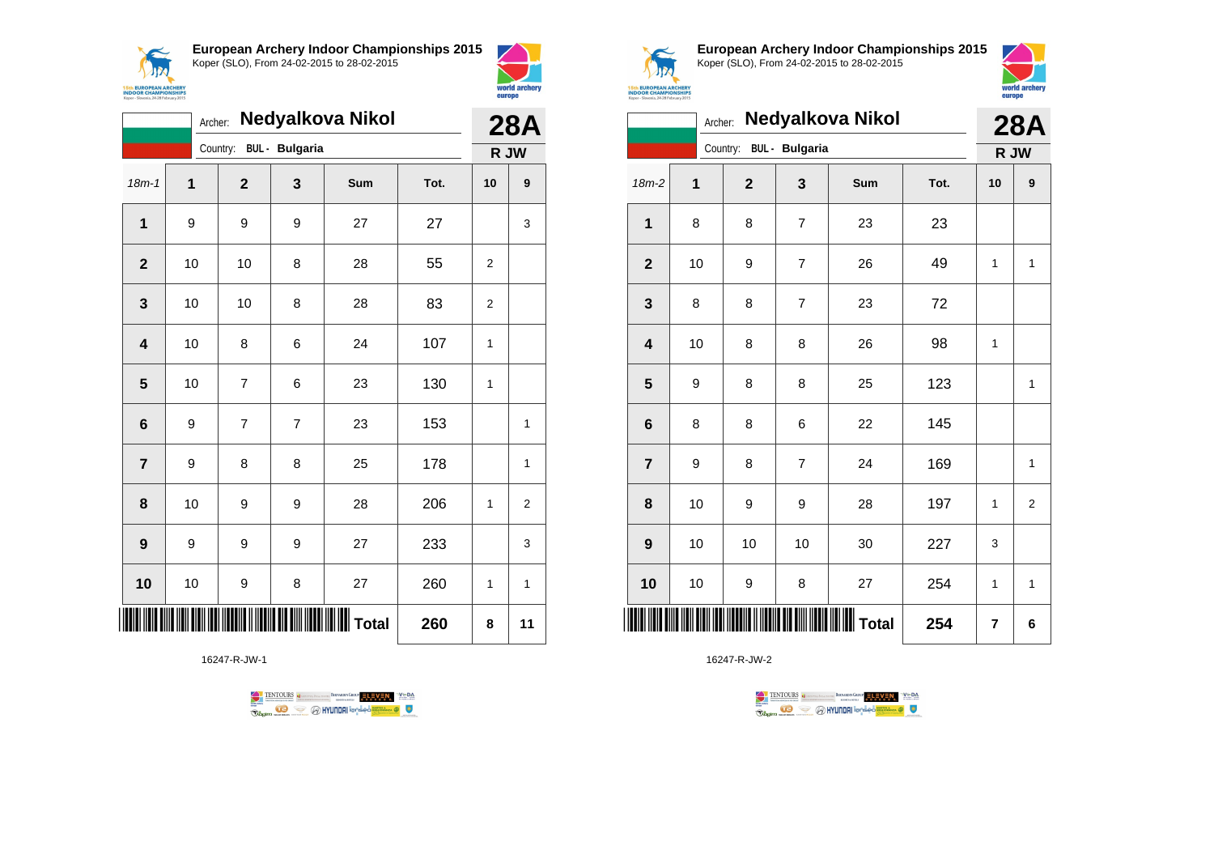## European Archery Indoor Championships 2015

Koper (SLO), From 24-02-2015 to 28-02-2015

Archer: **Nedyalkova Nikol**

Country: **BUL - Bulgaria**

**28A**

**R JW**

| 18m-1 | 1 | 2 | 3 | Sum | Tot. | 10 | 9 |
|---|---|---|---|---|---|---|---|
| **1** | 9 | 9 | 9 | 27 | 27 | | 3 |
| **2** | 10 | 10 | 8 | 28 | 55 | 2 | |
| **3** | 10 | 10 | 8 | 28 | 83 | 2 | |
| **4** | 10 | 8 | 6 | 24 | 107 | 1 | |
| **5** | 10 | 7 | 6 | 23 | 130 | 1 | |
| **6** | 9 | 7 | 7 | 23 | 153 | | 1 |
| **7** | 9 | 8 | 8 | 25 | 178 | | 1 |
| **8** | 10 | 9 | 9 | 28 | 206 | 1 | 2 |
| **9** | 9 | 9 | 9 | 27 | 233 | | 3 |
| **10** | 10 | 9 | 8 | 27 | 260 | 1 | 1 |
| | | | | **Total** | **260** | **8** | **11** |

16247-R-JW-1

## European Archery Indoor Championships 2015

Koper (SLO), From 24-02-2015 to 28-02-2015

Archer: **Nedyalkova Nikol**

Country: **BUL - Bulgaria**

**28A**

**R JW**

| 18m-2 | 1 | 2 | 3 | Sum | Tot. | 10 | 9 |
|---|---|---|---|---|---|---|---|
| **1** | 8 | 8 | 7 | 23 | 23 | | |
| **2** | 10 | 9 | 7 | 26 | 49 | 1 | 1 |
| **3** | 8 | 8 | 7 | 23 | 72 | | |
| **4** | 10 | 8 | 8 | 26 | 98 | 1 | |
| **5** | 9 | 8 | 8 | 25 | 123 | | 1 |
| **6** | 8 | 8 | 6 | 22 | 145 | | |
| **7** | 9 | 8 | 7 | 24 | 169 | | 1 |
| **8** | 10 | 9 | 9 | 28 | 197 | 1 | 2 |
| **9** | 10 | 10 | 10 | 30 | 227 | 3 | |
| **10** | 10 | 9 | 8 | 27 | 254 | 1 | 1 |
| | | | | **Total** | **254** | **7** | **6** |

16247-R-JW-2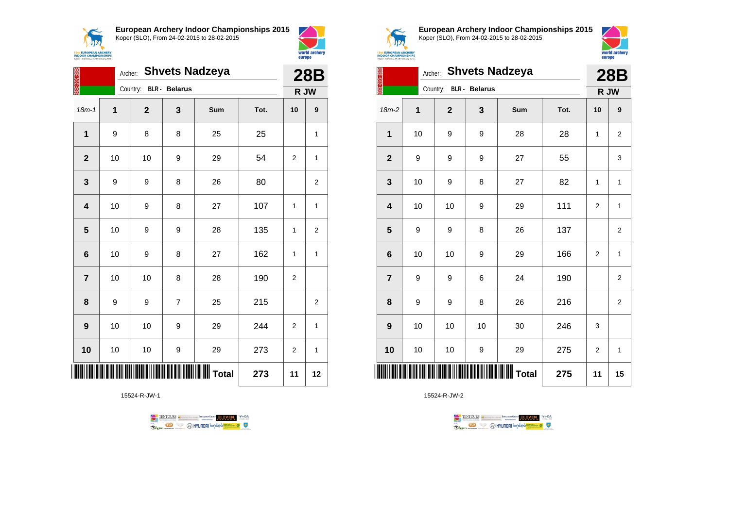## European Archery Indoor Championships 2015

Koper (SLO), From 24-02-2015 to 28-02-2015

Archer: **Shvets Nadzeya**

Country: **BLR - Belarus**

**28B**

**R JW**

| 18m-1 | 1 | 2 | 3 | Sum | Tot. | 10 | 9 |
|---|---|---|---|---|---|---|---|
| **1** | 9 | 8 | 8 | 25 | 25 | | 1 |
| **2** | 10 | 10 | 9 | 29 | 54 | 2 | 1 |
| **3** | 9 | 9 | 8 | 26 | 80 | | 2 |
| **4** | 10 | 9 | 8 | 27 | 107 | 1 | 1 |
| **5** | 10 | 9 | 9 | 28 | 135 | 1 | 2 |
| **6** | 10 | 9 | 8 | 27 | 162 | 1 | 1 |
| **7** | 10 | 10 | 8 | 28 | 190 | 2 | |
| **8** | 9 | 9 | 7 | 25 | 215 | | 2 |
| **9** | 10 | 10 | 9 | 29 | 244 | 2 | 1 |
| **10** | 10 | 10 | 9 | 29 | 273 | 2 | 1 |
| | | | | **Total** | **273** | **11** | **12** |

15524-R-JW-1

## European Archery Indoor Championships 2015

Koper (SLO), From 24-02-2015 to 28-02-2015

Archer: **Shvets Nadzeya**

Country: **BLR - Belarus**

**28B**

**R JW**

| 18m-2 | 1 | 2 | 3 | Sum | Tot. | 10 | 9 |
|---|---|---|---|---|---|---|---|
| **1** | 10 | 9 | 9 | 28 | 28 | 1 | 2 |
| **2** | 9 | 9 | 9 | 27 | 55 | | 3 |
| **3** | 10 | 9 | 8 | 27 | 82 | 1 | 1 |
| **4** | 10 | 10 | 9 | 29 | 111 | 2 | 1 |
| **5** | 9 | 9 | 8 | 26 | 137 | | 2 |
| **6** | 10 | 10 | 9 | 29 | 166 | 2 | 1 |
| **7** | 9 | 9 | 6 | 24 | 190 | | 2 |
| **8** | 9 | 9 | 8 | 26 | 216 | | 2 |
| **9** | 10 | 10 | 10 | 30 | 246 | 3 | |
| **10** | 10 | 10 | 9 | 29 | 275 | 2 | 1 |
| | | | | **Total** | **275** | **11** | **15** |

15524-R-JW-2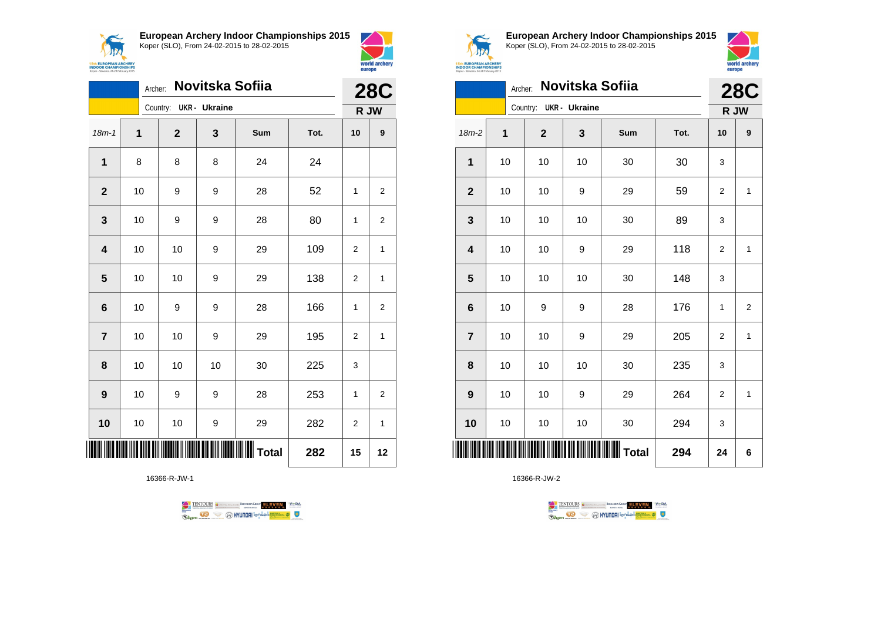**European Archery Indoor Championships 2015**
Koper (SLO), From 24-02-2015 to 28-02-2015

Archer: **Novitska Sofiia**
Country: **UKR - Ukraine**

**28C**
**R JW**

| 18m-1 | 1 | 2 | 3 | Sum | Tot. | 10 | 9 |
|---|---|---|---|---|---|---|---|
| **1** | 8 | 8 | 8 | 24 | 24 | | |
| **2** | 10 | 9 | 9 | 28 | 52 | 1 | 2 |
| **3** | 10 | 9 | 9 | 28 | 80 | 1 | 2 |
| **4** | 10 | 10 | 9 | 29 | 109 | 2 | 1 |
| **5** | 10 | 10 | 9 | 29 | 138 | 2 | 1 |
| **6** | 10 | 9 | 9 | 28 | 166 | 1 | 2 |
| **7** | 10 | 10 | 9 | 29 | 195 | 2 | 1 |
| **8** | 10 | 10 | 10 | 30 | 225 | 3 | |
| **9** | 10 | 9 | 9 | 28 | 253 | 1 | 2 |
| **10** | 10 | 10 | 9 | 29 | 282 | 2 | 1 |
| | | | | **Total** | **282** | **15** | **12** |

16366-R-JW-1

**European Archery Indoor Championships 2015**
Koper (SLO), From 24-02-2015 to 28-02-2015

Archer: **Novitska Sofiia**
Country: **UKR - Ukraine**

**28C**
**R JW**

| 18m-2 | 1 | 2 | 3 | Sum | Tot. | 10 | 9 |
|---|---|---|---|---|---|---|---|
| **1** | 10 | 10 | 10 | 30 | 30 | 3 | |
| **2** | 10 | 10 | 9 | 29 | 59 | 2 | 1 |
| **3** | 10 | 10 | 10 | 30 | 89 | 3 | |
| **4** | 10 | 10 | 9 | 29 | 118 | 2 | 1 |
| **5** | 10 | 10 | 10 | 30 | 148 | 3 | |
| **6** | 10 | 9 | 9 | 28 | 176 | 1 | 2 |
| **7** | 10 | 10 | 9 | 29 | 205 | 2 | 1 |
| **8** | 10 | 10 | 10 | 30 | 235 | 3 | |
| **9** | 10 | 10 | 9 | 29 | 264 | 2 | 1 |
| **10** | 10 | 10 | 10 | 30 | 294 | 3 | |
| | | | | **Total** | **294** | **24** | **6** |

16366-R-JW-2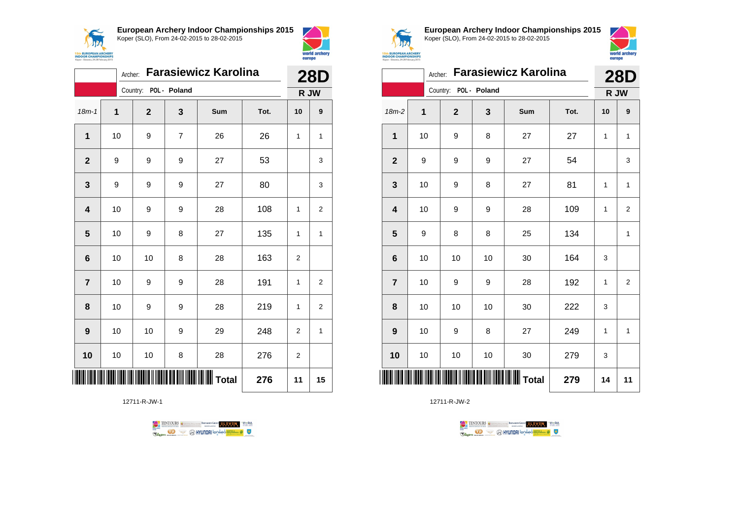**European Archery Indoor Championships 2015**
Koper (SLO), From 24-02-2015 to 28-02-2015

Archer: **Farasiewicz Karolina** — **28D**
Country: POL - Poland — **R JW**

| 18m-1 | 1 | 2 | 3 | Sum | Tot. | 10 | 9 |
|---|---|---|---|---|---|---|---|
| 1 | 10 | 9 | 7 | 26 | 26 | 1 | 1 |
| 2 | 9 | 9 | 9 | 27 | 53 | | 3 |
| 3 | 9 | 9 | 9 | 27 | 80 | | 3 |
| 4 | 10 | 9 | 9 | 28 | 108 | 1 | 2 |
| 5 | 10 | 9 | 8 | 27 | 135 | 1 | 1 |
| 6 | 10 | 10 | 8 | 28 | 163 | 2 | |
| 7 | 10 | 9 | 9 | 28 | 191 | 1 | 2 |
| 8 | 10 | 9 | 9 | 28 | 219 | 1 | 2 |
| 9 | 10 | 10 | 9 | 29 | 248 | 2 | 1 |
| 10 | 10 | 10 | 8 | 28 | 276 | 2 | |
| | | | | **Total** | **276** | **11** | **15** |

12711-R-JW-1

**European Archery Indoor Championships 2015**
Koper (SLO), From 24-02-2015 to 28-02-2015

Archer: **Farasiewicz Karolina** — **28D**
Country: POL - Poland — **R JW**

| 18m-2 | 1 | 2 | 3 | Sum | Tot. | 10 | 9 |
|---|---|---|---|---|---|---|---|
| 1 | 10 | 9 | 8 | 27 | 27 | 1 | 1 |
| 2 | 9 | 9 | 9 | 27 | 54 | | 3 |
| 3 | 10 | 9 | 8 | 27 | 81 | 1 | 1 |
| 4 | 10 | 9 | 9 | 28 | 109 | 1 | 2 |
| 5 | 9 | 8 | 8 | 25 | 134 | | 1 |
| 6 | 10 | 10 | 10 | 30 | 164 | 3 | |
| 7 | 10 | 9 | 9 | 28 | 192 | 1 | 2 |
| 8 | 10 | 10 | 10 | 30 | 222 | 3 | |
| 9 | 10 | 9 | 8 | 27 | 249 | 1 | 1 |
| 10 | 10 | 10 | 10 | 30 | 279 | 3 | |
| | | | | **Total** | **279** | **14** | **11** |

12711-R-JW-2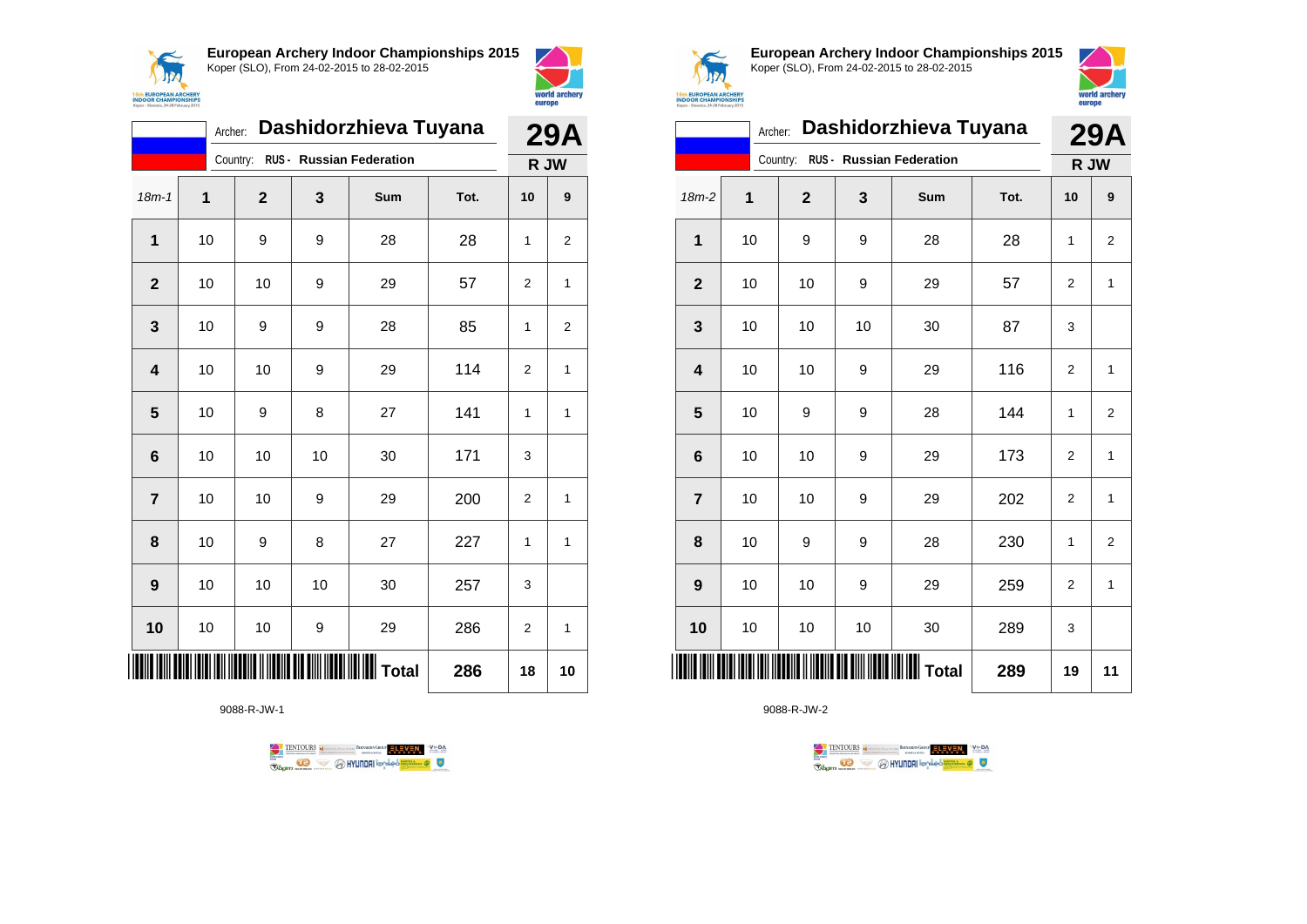## European Archery Indoor Championships 2015

Koper (SLO), From 24-02-2015 to 28-02-2015

Archer: **Dashidorzhieva Tuyana** — **29A**

Country: RUS - Russian Federation — **R JW**

| 18m-1 | 1 | 2 | 3 | Sum | Tot. | 10 | 9 |
|---|---|---|---|---|---|---|---|
| 1 | 10 | 9 | 9 | 28 | 28 | 1 | 2 |
| 2 | 10 | 10 | 9 | 29 | 57 | 2 | 1 |
| 3 | 10 | 9 | 9 | 28 | 85 | 1 | 2 |
| 4 | 10 | 10 | 9 | 29 | 114 | 2 | 1 |
| 5 | 10 | 9 | 8 | 27 | 141 | 1 | 1 |
| 6 | 10 | 10 | 10 | 30 | 171 | 3 | |
| 7 | 10 | 10 | 9 | 29 | 200 | 2 | 1 |
| 8 | 10 | 9 | 8 | 27 | 227 | 1 | 1 |
| 9 | 10 | 10 | 10 | 30 | 257 | 3 | |
| 10 | 10 | 10 | 9 | 29 | 286 | 2 | 1 |
| | | | | **Total** | **286** | **18** | **10** |

9088-R-JW-1

## European Archery Indoor Championships 2015

Koper (SLO), From 24-02-2015 to 28-02-2015

Archer: **Dashidorzhieva Tuyana** — **29A**

Country: RUS - Russian Federation — **R JW**

| 18m-2 | 1 | 2 | 3 | Sum | Tot. | 10 | 9 |
|---|---|---|---|---|---|---|---|
| 1 | 10 | 9 | 9 | 28 | 28 | 1 | 2 |
| 2 | 10 | 10 | 9 | 29 | 57 | 2 | 1 |
| 3 | 10 | 10 | 10 | 30 | 87 | 3 | |
| 4 | 10 | 10 | 9 | 29 | 116 | 2 | 1 |
| 5 | 10 | 9 | 9 | 28 | 144 | 1 | 2 |
| 6 | 10 | 10 | 9 | 29 | 173 | 2 | 1 |
| 7 | 10 | 10 | 9 | 29 | 202 | 2 | 1 |
| 8 | 10 | 9 | 9 | 28 | 230 | 1 | 2 |
| 9 | 10 | 10 | 9 | 29 | 259 | 2 | 1 |
| 10 | 10 | 10 | 10 | 30 | 289 | 3 | |
| | | | | **Total** | **289** | **19** | **11** |

9088-R-JW-2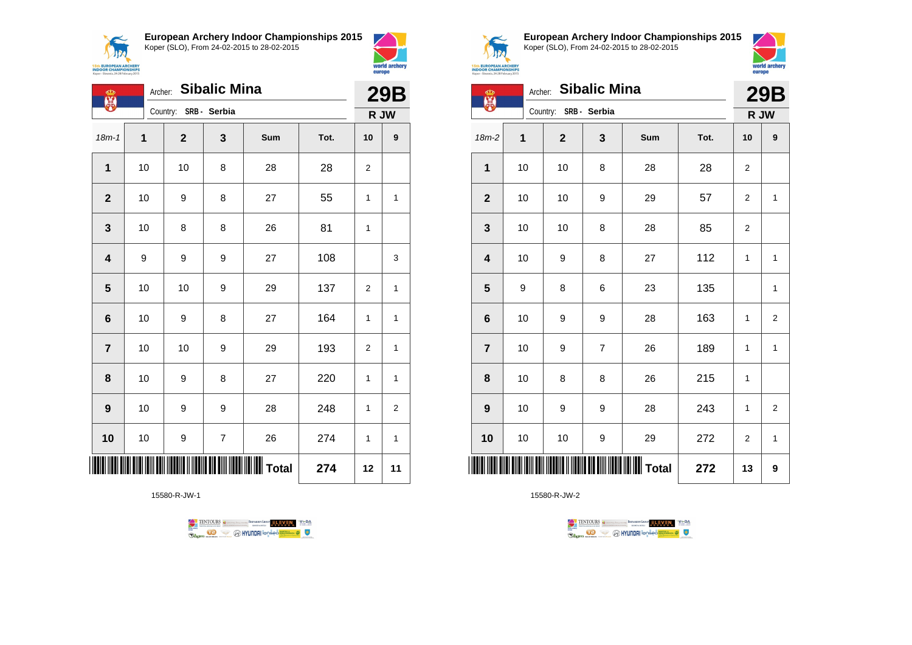## European Archery Indoor Championships 2015

Koper (SLO), From 24-02-2015 to 28-02-2015

Archer: **Sibalic Mina**

Country: SRB - Serbia

**29B**

**R JW**

| 18m-1 | 1 | 2 | 3 | Sum | Tot. | 10 | 9 |
|---|---|---|---|---|---|---|---|
| 1 | 10 | 10 | 8 | 28 | 28 | 2 | |
| 2 | 10 | 9 | 8 | 27 | 55 | 1 | 1 |
| 3 | 10 | 8 | 8 | 26 | 81 | 1 | |
| 4 | 9 | 9 | 9 | 27 | 108 | | 3 |
| 5 | 10 | 10 | 9 | 29 | 137 | 2 | 1 |
| 6 | 10 | 9 | 8 | 27 | 164 | 1 | 1 |
| 7 | 10 | 10 | 9 | 29 | 193 | 2 | 1 |
| 8 | 10 | 9 | 8 | 27 | 220 | 1 | 1 |
| 9 | 10 | 9 | 9 | 28 | 248 | 1 | 2 |
| 10 | 10 | 9 | 7 | 26 | 274 | 1 | 1 |
| | | | | **Total** | **274** | **12** | **11** |

15580-R-JW-1

## European Archery Indoor Championships 2015

Koper (SLO), From 24-02-2015 to 28-02-2015

Archer: **Sibalic Mina**

Country: SRB - Serbia

**29B**

**R JW**

| 18m-2 | 1 | 2 | 3 | Sum | Tot. | 10 | 9 |
|---|---|---|---|---|---|---|---|
| 1 | 10 | 10 | 8 | 28 | 28 | 2 | |
| 2 | 10 | 10 | 9 | 29 | 57 | 2 | 1 |
| 3 | 10 | 10 | 8 | 28 | 85 | 2 | |
| 4 | 10 | 9 | 8 | 27 | 112 | 1 | 1 |
| 5 | 9 | 8 | 6 | 23 | 135 | | 1 |
| 6 | 10 | 9 | 9 | 28 | 163 | 1 | 2 |
| 7 | 10 | 9 | 7 | 26 | 189 | 1 | 1 |
| 8 | 10 | 8 | 8 | 26 | 215 | 1 | |
| 9 | 10 | 9 | 9 | 28 | 243 | 1 | 2 |
| 10 | 10 | 10 | 9 | 29 | 272 | 2 | 1 |
| | | | | **Total** | **272** | **13** | **9** |

15580-R-JW-2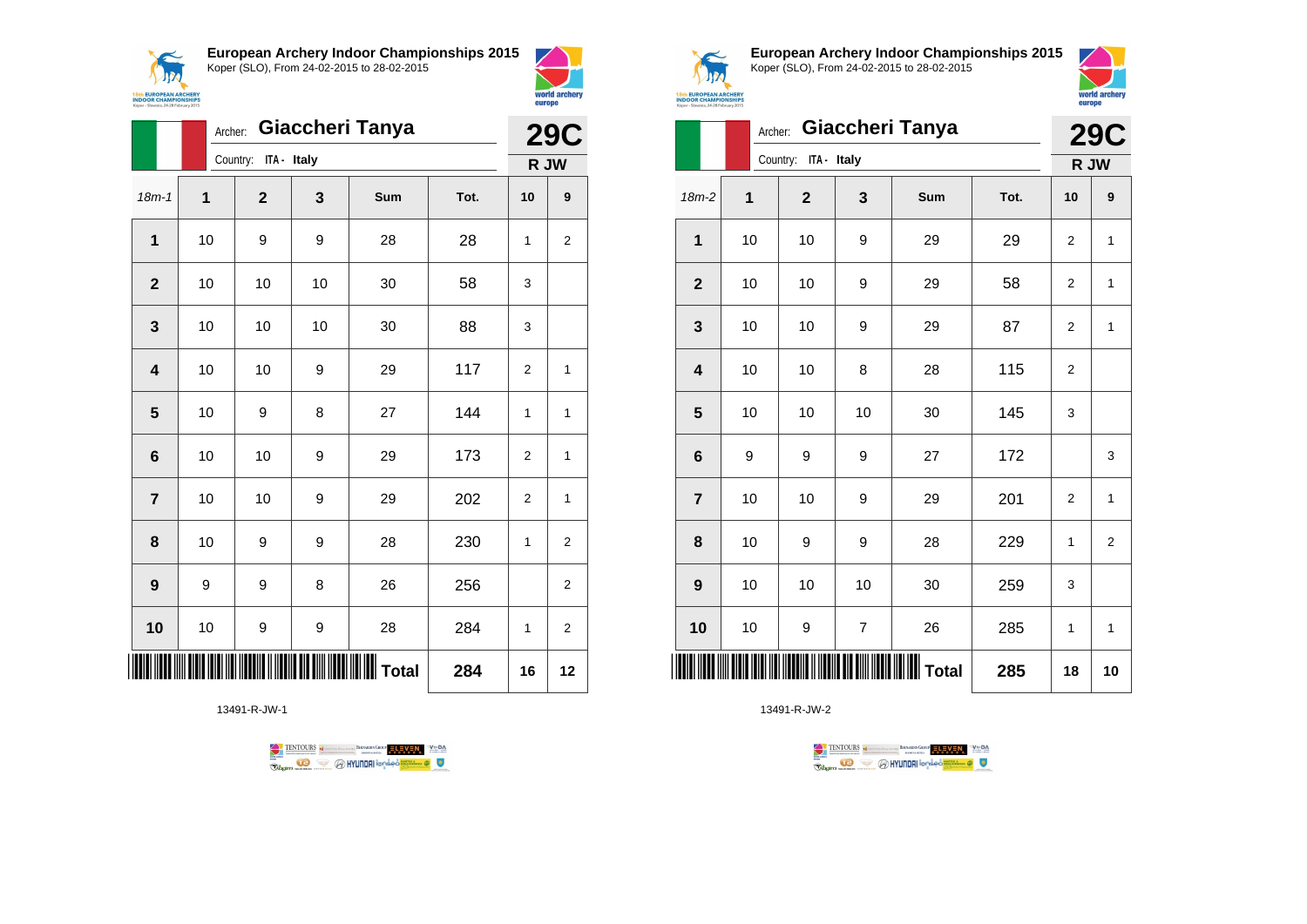**European Archery Indoor Championships 2015**
Koper (SLO), From 24-02-2015 to 28-02-2015

Archer: **Giaccheri Tanya**
Country: ITA - Italy

**29C**
**R JW**

| 18m-1 | 1 | 2 | 3 | Sum | Tot. | 10 | 9 |
|---|---|---|---|---|---|---|---|
| 1 | 10 | 9 | 9 | 28 | 28 | 1 | 2 |
| 2 | 10 | 10 | 10 | 30 | 58 | 3 | |
| 3 | 10 | 10 | 10 | 30 | 88 | 3 | |
| 4 | 10 | 10 | 9 | 29 | 117 | 2 | 1 |
| 5 | 10 | 9 | 8 | 27 | 144 | 1 | 1 |
| 6 | 10 | 10 | 9 | 29 | 173 | 2 | 1 |
| 7 | 10 | 10 | 9 | 29 | 202 | 2 | 1 |
| 8 | 10 | 9 | 9 | 28 | 230 | 1 | 2 |
| 9 | 9 | 9 | 8 | 26 | 256 | | 2 |
| 10 | 10 | 9 | 9 | 28 | 284 | 1 | 2 |
| | | | | Total | 284 | 16 | 12 |

13491-R-JW-1

**European Archery Indoor Championships 2015**
Koper (SLO), From 24-02-2015 to 28-02-2015

Archer: **Giaccheri Tanya**
Country: ITA - Italy

**29C**
**R JW**

| 18m-2 | 1 | 2 | 3 | Sum | Tot. | 10 | 9 |
|---|---|---|---|---|---|---|---|
| 1 | 10 | 10 | 9 | 29 | 29 | 2 | 1 |
| 2 | 10 | 10 | 9 | 29 | 58 | 2 | 1 |
| 3 | 10 | 10 | 9 | 29 | 87 | 2 | 1 |
| 4 | 10 | 10 | 8 | 28 | 115 | 2 | |
| 5 | 10 | 10 | 10 | 30 | 145 | 3 | |
| 6 | 9 | 9 | 9 | 27 | 172 | | 3 |
| 7 | 10 | 10 | 9 | 29 | 201 | 2 | 1 |
| 8 | 10 | 9 | 9 | 28 | 229 | 1 | 2 |
| 9 | 10 | 10 | 10 | 30 | 259 | 3 | |
| 10 | 10 | 9 | 7 | 26 | 285 | 1 | 1 |
| | | | | Total | 285 | 18 | 10 |

13491-R-JW-2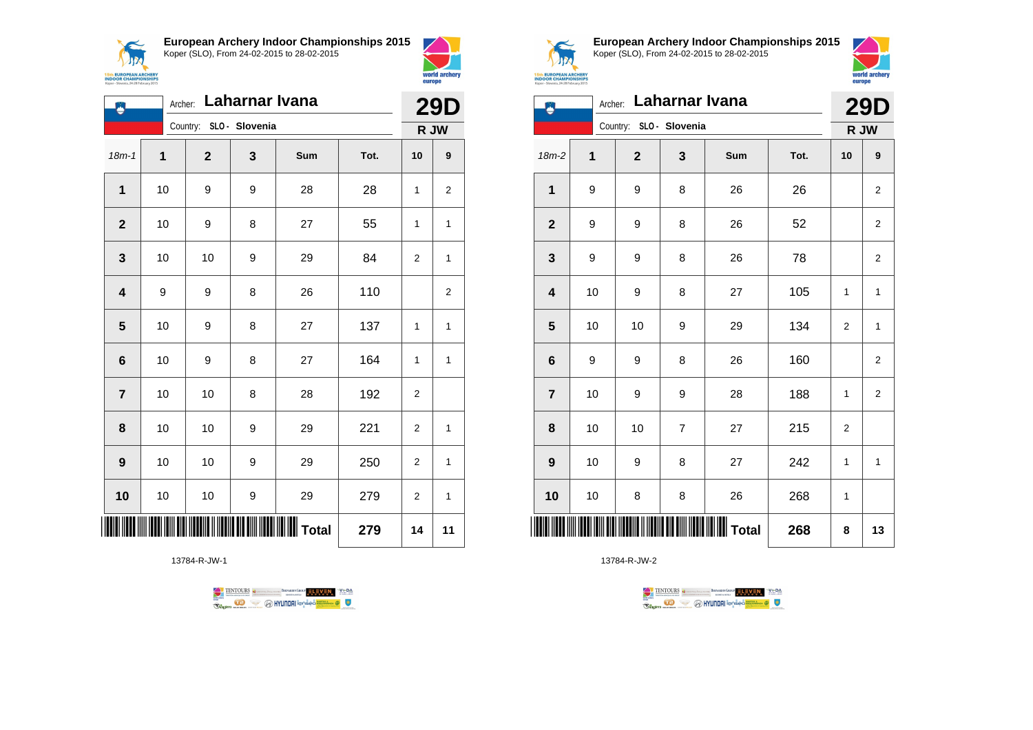**European Archery Indoor Championships 2015**
Koper (SLO), From 24-02-2015 to 28-02-2015

Archer: **Laharnar Ivana**
Country: SLO - Slovenia

**29D**
**R JW**

| 18m-1 | 1 | 2 | 3 | Sum | Tot. | 10 | 9 |
|---|---|---|---|---|---|---|---|
| 1 | 10 | 9 | 9 | 28 | 28 | 1 | 2 |
| 2 | 10 | 9 | 8 | 27 | 55 | 1 | 1 |
| 3 | 10 | 10 | 9 | 29 | 84 | 2 | 1 |
| 4 | 9 | 9 | 8 | 26 | 110 | | 2 |
| 5 | 10 | 9 | 8 | 27 | 137 | 1 | 1 |
| 6 | 10 | 9 | 8 | 27 | 164 | 1 | 1 |
| 7 | 10 | 10 | 8 | 28 | 192 | 2 | |
| 8 | 10 | 10 | 9 | 29 | 221 | 2 | 1 |
| 9 | 10 | 10 | 9 | 29 | 250 | 2 | 1 |
| 10 | 10 | 10 | 9 | 29 | 279 | 2 | 1 |
| | | | | **Total** | **279** | **14** | **11** |

13784-R-JW-1

**European Archery Indoor Championships 2015**
Koper (SLO), From 24-02-2015 to 28-02-2015

Archer: **Laharnar Ivana**
Country: SLO - Slovenia

**29D**
**R JW**

| 18m-2 | 1 | 2 | 3 | Sum | Tot. | 10 | 9 |
|---|---|---|---|---|---|---|---|
| 1 | 9 | 9 | 8 | 26 | 26 | | 2 |
| 2 | 9 | 9 | 8 | 26 | 52 | | 2 |
| 3 | 9 | 9 | 8 | 26 | 78 | | 2 |
| 4 | 10 | 9 | 8 | 27 | 105 | 1 | 1 |
| 5 | 10 | 10 | 9 | 29 | 134 | 2 | 1 |
| 6 | 9 | 9 | 8 | 26 | 160 | | 2 |
| 7 | 10 | 9 | 9 | 28 | 188 | 1 | 2 |
| 8 | 10 | 10 | 7 | 27 | 215 | 2 | |
| 9 | 10 | 9 | 8 | 27 | 242 | 1 | 1 |
| 10 | 10 | 8 | 8 | 26 | 268 | 1 | |
| | | | | **Total** | **268** | **8** | **13** |

13784-R-JW-2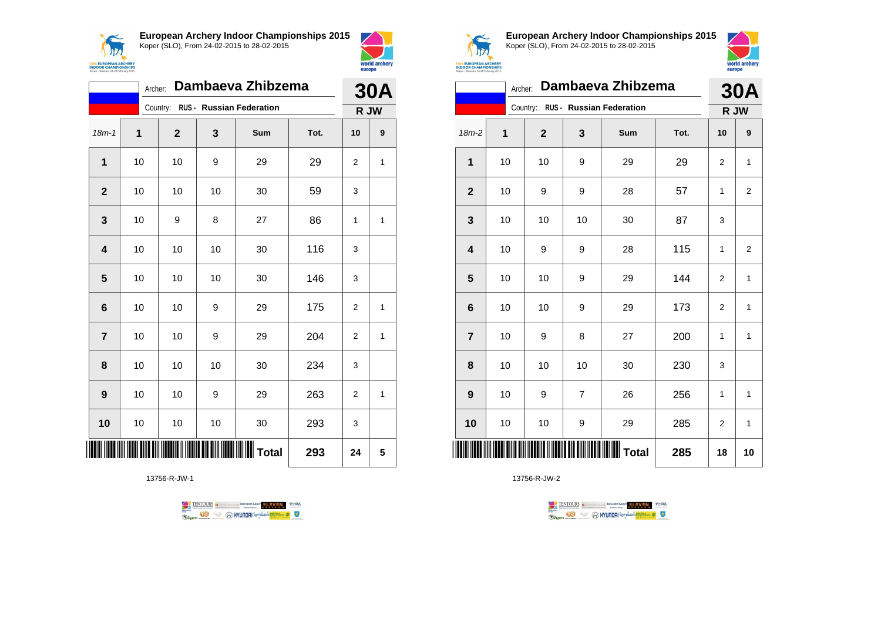**European Archery Indoor Championships 2015**
Koper (SLO), From 24-02-2015 to 28-02-2015

Archer: **Dambaeva Zhibzema**
Country: RUS - Russian Federation

**30A**
**R JW**

| 18m-1 | 1 | 2 | 3 | Sum | Tot. | 10 | 9 |
|---|---|---|---|---|---|---|---|
| 1 | 10 | 10 | 9 | 29 | 29 | 2 | 1 |
| 2 | 10 | 10 | 10 | 30 | 59 | 3 | |
| 3 | 10 | 9 | 8 | 27 | 86 | 1 | 1 |
| 4 | 10 | 10 | 10 | 30 | 116 | 3 | |
| 5 | 10 | 10 | 10 | 30 | 146 | 3 | |
| 6 | 10 | 10 | 9 | 29 | 175 | 2 | 1 |
| 7 | 10 | 10 | 9 | 29 | 204 | 2 | 1 |
| 8 | 10 | 10 | 10 | 30 | 234 | 3 | |
| 9 | 10 | 10 | 9 | 29 | 263 | 2 | 1 |
| 10 | 10 | 10 | 10 | 30 | 293 | 3 | |
| | | | | Total | 293 | 24 | 5 |

13756-R-JW-1

**European Archery Indoor Championships 2015**
Koper (SLO), From 24-02-2015 to 28-02-2015

Archer: **Dambaeva Zhibzema**
Country: RUS - Russian Federation

**30A**
**R JW**

| 18m-2 | 1 | 2 | 3 | Sum | Tot. | 10 | 9 |
|---|---|---|---|---|---|---|---|
| 1 | 10 | 10 | 9 | 29 | 29 | 2 | 1 |
| 2 | 10 | 9 | 9 | 28 | 57 | 1 | 2 |
| 3 | 10 | 10 | 10 | 30 | 87 | 3 | |
| 4 | 10 | 9 | 9 | 28 | 115 | 1 | 2 |
| 5 | 10 | 10 | 9 | 29 | 144 | 2 | 1 |
| 6 | 10 | 10 | 9 | 29 | 173 | 2 | 1 |
| 7 | 10 | 9 | 8 | 27 | 200 | 1 | 1 |
| 8 | 10 | 10 | 10 | 30 | 230 | 3 | |
| 9 | 10 | 9 | 7 | 26 | 256 | 1 | 1 |
| 10 | 10 | 10 | 9 | 29 | 285 | 2 | 1 |
| | | | | Total | 285 | 18 | 10 |

13756-R-JW-2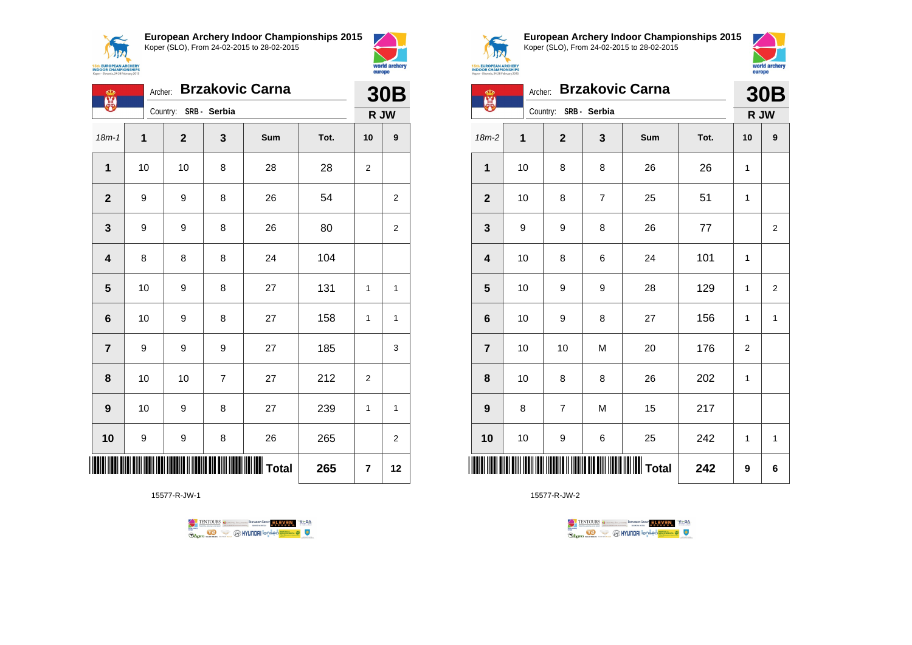## European Archery Indoor Championships 2015

Koper (SLO), From 24-02-2015 to 28-02-2015

Archer: **Brzakovic Carna**

Country: **SRB - Serbia**

**30B**

**R JW**

| 18m-1 | 1 | 2 | 3 | Sum | Tot. | 10 | 9 |
|---|---|---|---|---|---|---|---|
| **1** | 10 | 10 | 8 | 28 | 28 | 2 | |
| **2** | 9 | 9 | 8 | 26 | 54 | | 2 |
| **3** | 9 | 9 | 8 | 26 | 80 | | 2 |
| **4** | 8 | 8 | 8 | 24 | 104 | | |
| **5** | 10 | 9 | 8 | 27 | 131 | 1 | 1 |
| **6** | 10 | 9 | 8 | 27 | 158 | 1 | 1 |
| **7** | 9 | 9 | 9 | 27 | 185 | | 3 |
| **8** | 10 | 10 | 7 | 27 | 212 | 2 | |
| **9** | 10 | 9 | 8 | 27 | 239 | 1 | 1 |
| **10** | 9 | 9 | 8 | 26 | 265 | | 2 |
| | | | | **Total** | **265** | **7** | **12** |

15577-R-JW-1

## European Archery Indoor Championships 2015

Koper (SLO), From 24-02-2015 to 28-02-2015

Archer: **Brzakovic Carna**

Country: **SRB - Serbia**

**30B**

**R JW**

| 18m-2 | 1 | 2 | 3 | Sum | Tot. | 10 | 9 |
|---|---|---|---|---|---|---|---|
| **1** | 10 | 8 | 8 | 26 | 26 | 1 | |
| **2** | 10 | 8 | 7 | 25 | 51 | 1 | |
| **3** | 9 | 9 | 8 | 26 | 77 | | 2 |
| **4** | 10 | 8 | 6 | 24 | 101 | 1 | |
| **5** | 10 | 9 | 9 | 28 | 129 | 1 | 2 |
| **6** | 10 | 9 | 8 | 27 | 156 | 1 | 1 |
| **7** | 10 | 10 | M | 20 | 176 | 2 | |
| **8** | 10 | 8 | 8 | 26 | 202 | 1 | |
| **9** | 8 | 7 | M | 15 | 217 | | |
| **10** | 10 | 9 | 6 | 25 | 242 | 1 | 1 |
| | | | | **Total** | **242** | **9** | **6** |

15577-R-JW-2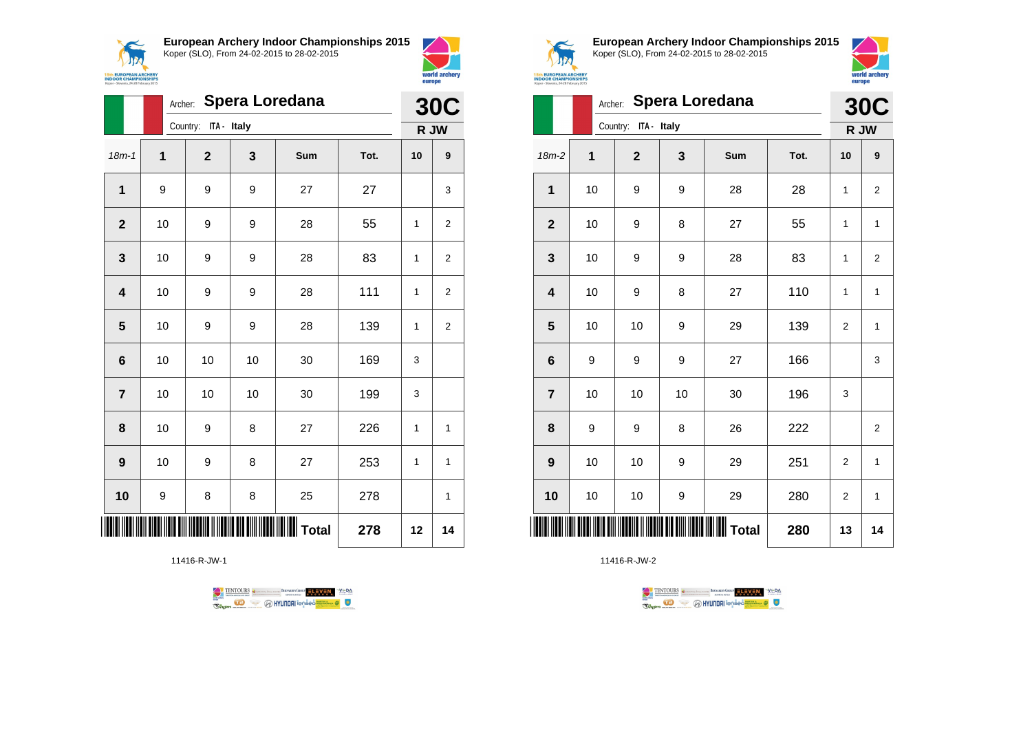## European Archery Indoor Championships 2015

Koper (SLO), From 24-02-2015 to 28-02-2015

Archer: **Spera Loredana**

Country: ITA - Italy

**30C**

**R JW**

| 18m-1 | 1 | 2 | 3 | Sum | Tot. | 10 | 9 |
|---|---|---|---|---|---|---|---|
| **1** | 9 | 9 | 9 | 27 | 27 | | 3 |
| **2** | 10 | 9 | 9 | 28 | 55 | 1 | 2 |
| **3** | 10 | 9 | 9 | 28 | 83 | 1 | 2 |
| **4** | 10 | 9 | 9 | 28 | 111 | 1 | 2 |
| **5** | 10 | 9 | 9 | 28 | 139 | 1 | 2 |
| **6** | 10 | 10 | 10 | 30 | 169 | 3 | |
| **7** | 10 | 10 | 10 | 30 | 199 | 3 | |
| **8** | 10 | 9 | 8 | 27 | 226 | 1 | 1 |
| **9** | 10 | 9 | 8 | 27 | 253 | 1 | 1 |
| **10** | 9 | 8 | 8 | 25 | 278 | | 1 |
| | | | | **Total** | **278** | **12** | **14** |

11416-R-JW-1

## European Archery Indoor Championships 2015

Koper (SLO), From 24-02-2015 to 28-02-2015

Archer: **Spera Loredana**

Country: ITA - Italy

**30C**

**R JW**

| 18m-2 | 1 | 2 | 3 | Sum | Tot. | 10 | 9 |
|---|---|---|---|---|---|---|---|
| **1** | 10 | 9 | 9 | 28 | 28 | 1 | 2 |
| **2** | 10 | 9 | 8 | 27 | 55 | 1 | 1 |
| **3** | 10 | 9 | 9 | 28 | 83 | 1 | 2 |
| **4** | 10 | 9 | 8 | 27 | 110 | 1 | 1 |
| **5** | 10 | 10 | 9 | 29 | 139 | 2 | 1 |
| **6** | 9 | 9 | 9 | 27 | 166 | | 3 |
| **7** | 10 | 10 | 10 | 30 | 196 | 3 | |
| **8** | 9 | 9 | 8 | 26 | 222 | | 2 |
| **9** | 10 | 10 | 9 | 29 | 251 | 2 | 1 |
| **10** | 10 | 10 | 9 | 29 | 280 | 2 | 1 |
| | | | | **Total** | **280** | **13** | **14** |

11416-R-JW-2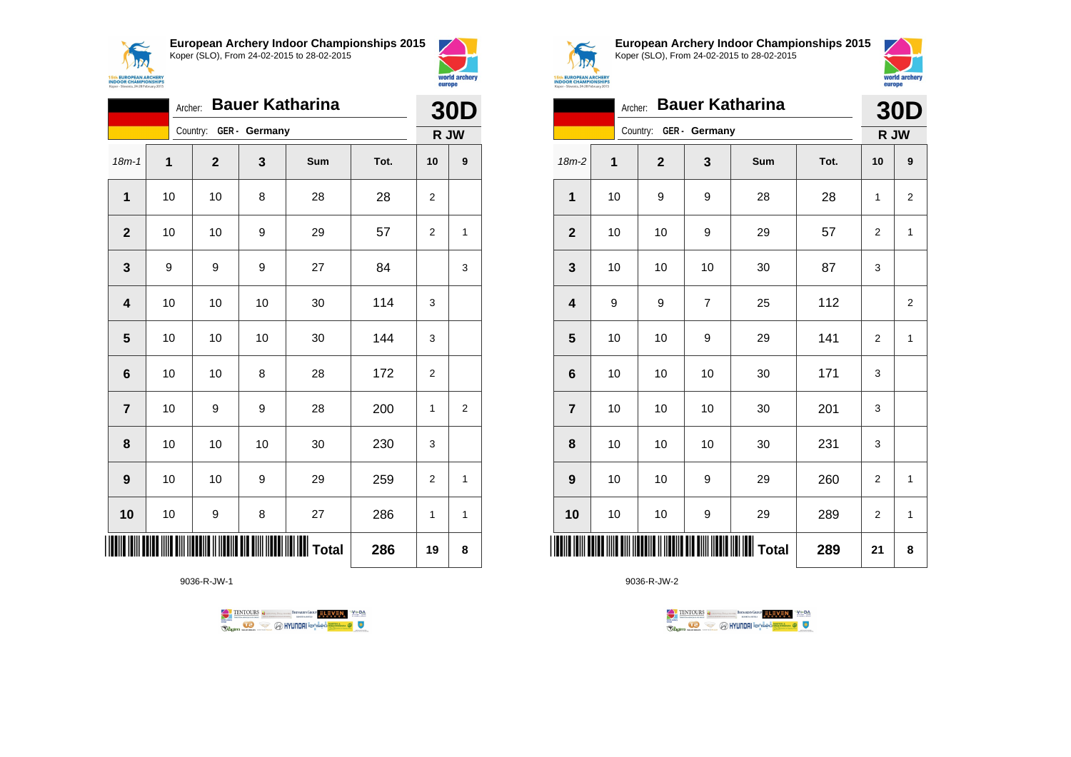## European Archery Indoor Championships 2015

Koper (SLO), From 24-02-2015 to 28-02-2015

Archer: **Bauer Katharina**
Country: GER - Germany

**30D**
**R JW**

| 18m-1 | 1 | 2 | 3 | Sum | Tot. | 10 | 9 |
|---|---|---|---|---|---|---|---|
| 1 | 10 | 10 | 8 | 28 | 28 | 2 | |
| 2 | 10 | 10 | 9 | 29 | 57 | 2 | 1 |
| 3 | 9 | 9 | 9 | 27 | 84 | | 3 |
| 4 | 10 | 10 | 10 | 30 | 114 | 3 | |
| 5 | 10 | 10 | 10 | 30 | 144 | 3 | |
| 6 | 10 | 10 | 8 | 28 | 172 | 2 | |
| 7 | 10 | 9 | 9 | 28 | 200 | 1 | 2 |
| 8 | 10 | 10 | 10 | 30 | 230 | 3 | |
| 9 | 10 | 10 | 9 | 29 | 259 | 2 | 1 |
| 10 | 10 | 9 | 8 | 27 | 286 | 1 | 1 |
| | | | | Total | 286 | 19 | 8 |

9036-R-JW-1

## European Archery Indoor Championships 2015

Koper (SLO), From 24-02-2015 to 28-02-2015

Archer: **Bauer Katharina**
Country: GER - Germany

**30D**
**R JW**

| 18m-2 | 1 | 2 | 3 | Sum | Tot. | 10 | 9 |
|---|---|---|---|---|---|---|---|
| 1 | 10 | 9 | 9 | 28 | 28 | 1 | 2 |
| 2 | 10 | 10 | 9 | 29 | 57 | 2 | 1 |
| 3 | 10 | 10 | 10 | 30 | 87 | 3 | |
| 4 | 9 | 9 | 7 | 25 | 112 | | 2 |
| 5 | 10 | 10 | 9 | 29 | 141 | 2 | 1 |
| 6 | 10 | 10 | 10 | 30 | 171 | 3 | |
| 7 | 10 | 10 | 10 | 30 | 201 | 3 | |
| 8 | 10 | 10 | 10 | 30 | 231 | 3 | |
| 9 | 10 | 10 | 9 | 29 | 260 | 2 | 1 |
| 10 | 10 | 10 | 9 | 29 | 289 | 2 | 1 |
| | | | | Total | 289 | 21 | 8 |

9036-R-JW-2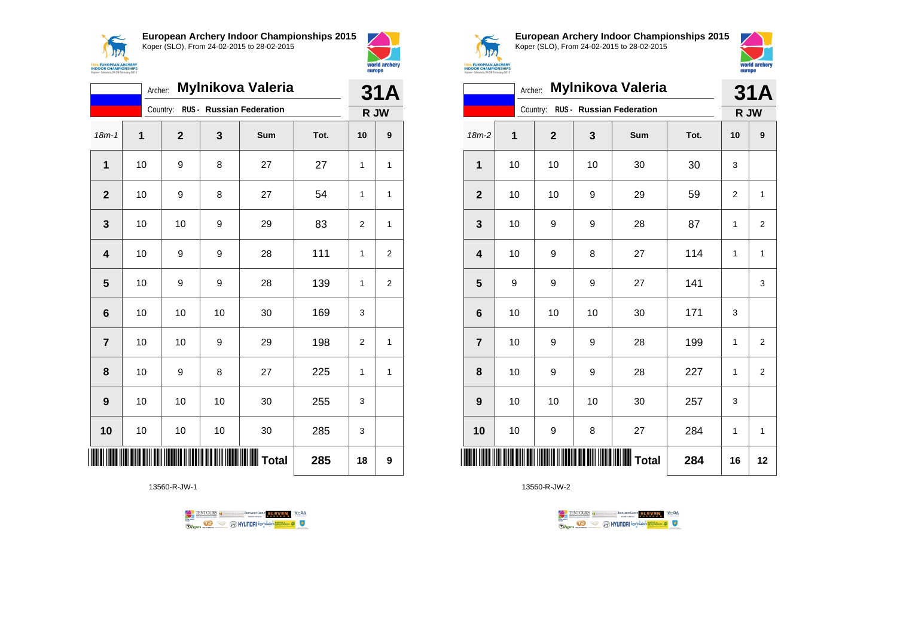**European Archery Indoor Championships 2015**
Koper (SLO), From 24-02-2015 to 28-02-2015

Archer: **Mylnikova Valeria**
Country: RUS - Russian Federation

**31A**
**R JW**

| 18m-1 | 1 | 2 | 3 | Sum | Tot. | 10 | 9 |
|---|---|---|---|---|---|---|---|
| 1 | 10 | 9 | 8 | 27 | 27 | 1 | 1 |
| 2 | 10 | 9 | 8 | 27 | 54 | 1 | 1 |
| 3 | 10 | 10 | 9 | 29 | 83 | 2 | 1 |
| 4 | 10 | 9 | 9 | 28 | 111 | 1 | 2 |
| 5 | 10 | 9 | 9 | 28 | 139 | 1 | 2 |
| 6 | 10 | 10 | 10 | 30 | 169 | 3 | |
| 7 | 10 | 10 | 9 | 29 | 198 | 2 | 1 |
| 8 | 10 | 9 | 8 | 27 | 225 | 1 | 1 |
| 9 | 10 | 10 | 10 | 30 | 255 | 3 | |
| 10 | 10 | 10 | 10 | 30 | 285 | 3 | |
| | | | | **Total** | **285** | **18** | **9** |

13560-R-JW-1

**European Archery Indoor Championships 2015**
Koper (SLO), From 24-02-2015 to 28-02-2015

Archer: **Mylnikova Valeria**
Country: RUS - Russian Federation

**31A**
**R JW**

| 18m-2 | 1 | 2 | 3 | Sum | Tot. | 10 | 9 |
|---|---|---|---|---|---|---|---|
| 1 | 10 | 10 | 10 | 30 | 30 | 3 | |
| 2 | 10 | 10 | 9 | 29 | 59 | 2 | 1 |
| 3 | 10 | 9 | 9 | 28 | 87 | 1 | 2 |
| 4 | 10 | 9 | 8 | 27 | 114 | 1 | 1 |
| 5 | 9 | 9 | 9 | 27 | 141 | | 3 |
| 6 | 10 | 10 | 10 | 30 | 171 | 3 | |
| 7 | 10 | 9 | 9 | 28 | 199 | 1 | 2 |
| 8 | 10 | 9 | 9 | 28 | 227 | 1 | 2 |
| 9 | 10 | 10 | 10 | 30 | 257 | 3 | |
| 10 | 10 | 9 | 8 | 27 | 284 | 1 | 1 |
| | | | | **Total** | **284** | **16** | **12** |

13560-R-JW-2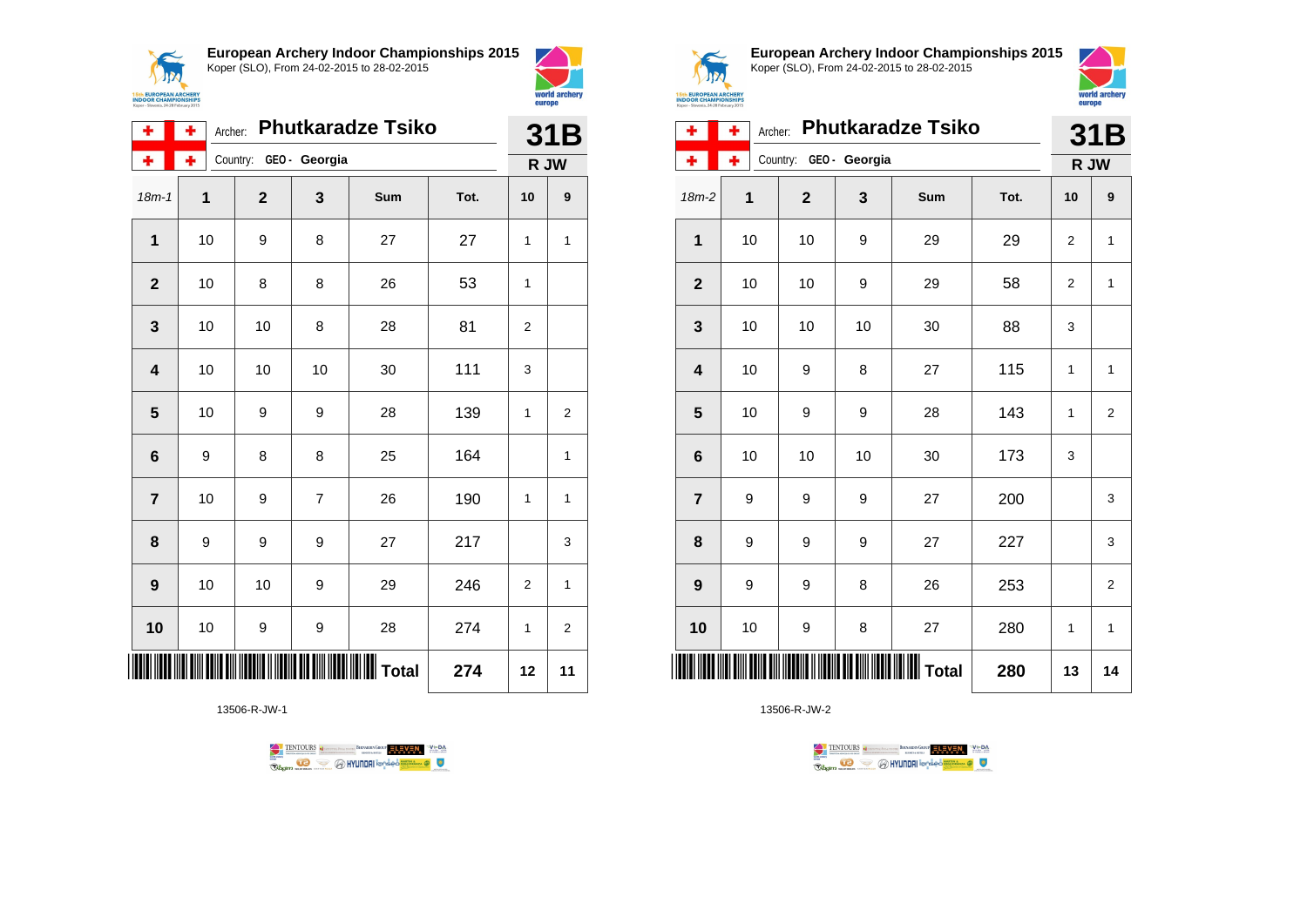## European Archery Indoor Championships 2015

Koper (SLO), From 24-02-2015 to 28-02-2015

Archer: **Phutkaradze Tsiko**
Country: GEO - Georgia

**31B**
**R JW**

| 18m-1 | 1 | 2 | 3 | Sum | Tot. | 10 | 9 |
|---|---|---|---|---|---|---|---|
| 1 | 10 | 9 | 8 | 27 | 27 | 1 | 1 |
| 2 | 10 | 8 | 8 | 26 | 53 | 1 | |
| 3 | 10 | 10 | 8 | 28 | 81 | 2 | |
| 4 | 10 | 10 | 10 | 30 | 111 | 3 | |
| 5 | 10 | 9 | 9 | 28 | 139 | 1 | 2 |
| 6 | 9 | 8 | 8 | 25 | 164 | | 1 |
| 7 | 10 | 9 | 7 | 26 | 190 | 1 | 1 |
| 8 | 9 | 9 | 9 | 27 | 217 | | 3 |
| 9 | 10 | 10 | 9 | 29 | 246 | 2 | 1 |
| 10 | 10 | 9 | 9 | 28 | 274 | 1 | 2 |
| | | | | **Total** | **274** | **12** | **11** |

13506-R-JW-1

## European Archery Indoor Championships 2015

Koper (SLO), From 24-02-2015 to 28-02-2015

Archer: **Phutkaradze Tsiko**
Country: GEO - Georgia

**31B**
**R JW**

| 18m-2 | 1 | 2 | 3 | Sum | Tot. | 10 | 9 |
|---|---|---|---|---|---|---|---|
| 1 | 10 | 10 | 9 | 29 | 29 | 2 | 1 |
| 2 | 10 | 10 | 9 | 29 | 58 | 2 | 1 |
| 3 | 10 | 10 | 10 | 30 | 88 | 3 | |
| 4 | 10 | 9 | 8 | 27 | 115 | 1 | 1 |
| 5 | 10 | 9 | 9 | 28 | 143 | 1 | 2 |
| 6 | 10 | 10 | 10 | 30 | 173 | 3 | |
| 7 | 9 | 9 | 9 | 27 | 200 | | 3 |
| 8 | 9 | 9 | 9 | 27 | 227 | | 3 |
| 9 | 9 | 9 | 8 | 26 | 253 | | 2 |
| 10 | 10 | 9 | 8 | 27 | 280 | 1 | 1 |
| | | | | **Total** | **280** | **13** | **14** |

13506-R-JW-2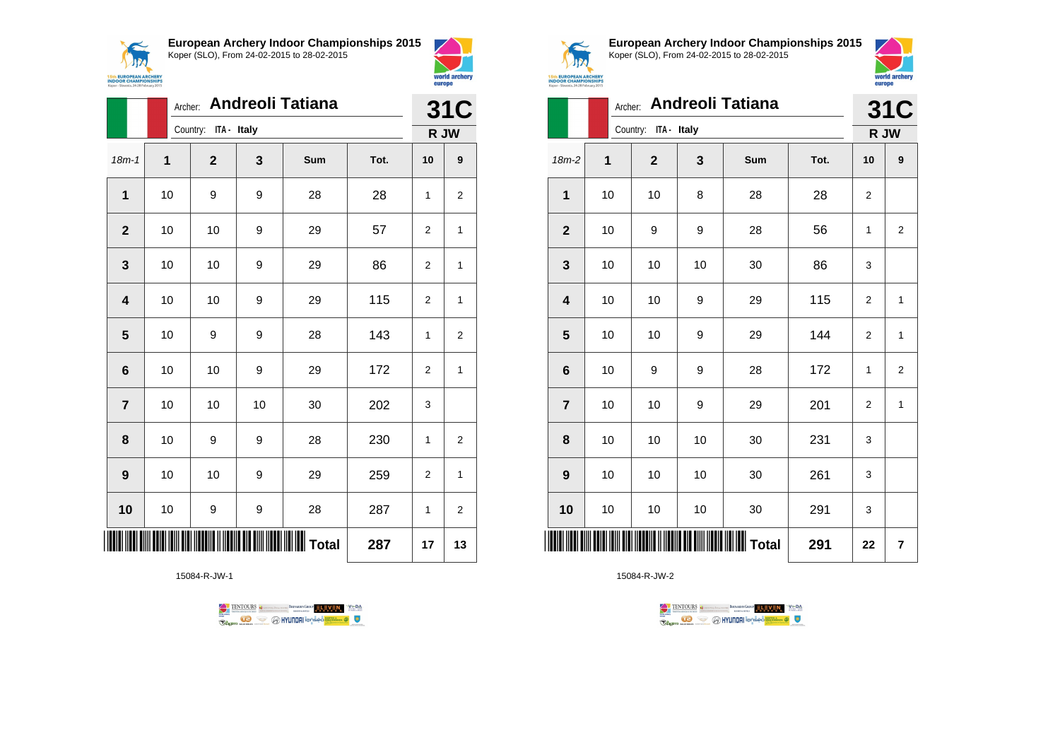## European Archery Indoor Championships 2015

Koper (SLO), From 24-02-2015 to 28-02-2015

Archer: **Andreoli Tatiana**

Country: ITA - Italy

**31C**

**R JW**

| 18m-1 | 1 | 2 | 3 | Sum | Tot. | 10 | 9 |
|---|---|---|---|---|---|---|---|
| 1 | 10 | 9 | 9 | 28 | 28 | 1 | 2 |
| 2 | 10 | 10 | 9 | 29 | 57 | 2 | 1 |
| 3 | 10 | 10 | 9 | 29 | 86 | 2 | 1 |
| 4 | 10 | 10 | 9 | 29 | 115 | 2 | 1 |
| 5 | 10 | 9 | 9 | 28 | 143 | 1 | 2 |
| 6 | 10 | 10 | 9 | 29 | 172 | 2 | 1 |
| 7 | 10 | 10 | 10 | 30 | 202 | 3 | |
| 8 | 10 | 9 | 9 | 28 | 230 | 1 | 2 |
| 9 | 10 | 10 | 9 | 29 | 259 | 2 | 1 |
| 10 | 10 | 9 | 9 | 28 | 287 | 1 | 2 |
| | | | | Total | 287 | 17 | 13 |

15084-R-JW-1

## European Archery Indoor Championships 2015

Koper (SLO), From 24-02-2015 to 28-02-2015

Archer: **Andreoli Tatiana**

Country: ITA - Italy

**31C**

**R JW**

| 18m-2 | 1 | 2 | 3 | Sum | Tot. | 10 | 9 |
|---|---|---|---|---|---|---|---|
| 1 | 10 | 10 | 8 | 28 | 28 | 2 | |
| 2 | 10 | 9 | 9 | 28 | 56 | 1 | 2 |
| 3 | 10 | 10 | 10 | 30 | 86 | 3 | |
| 4 | 10 | 10 | 9 | 29 | 115 | 2 | 1 |
| 5 | 10 | 10 | 9 | 29 | 144 | 2 | 1 |
| 6 | 10 | 9 | 9 | 28 | 172 | 1 | 2 |
| 7 | 10 | 10 | 9 | 29 | 201 | 2 | 1 |
| 8 | 10 | 10 | 10 | 30 | 231 | 3 | |
| 9 | 10 | 10 | 10 | 30 | 261 | 3 | |
| 10 | 10 | 10 | 10 | 30 | 291 | 3 | |
| | | | | Total | 291 | 22 | 7 |

15084-R-JW-2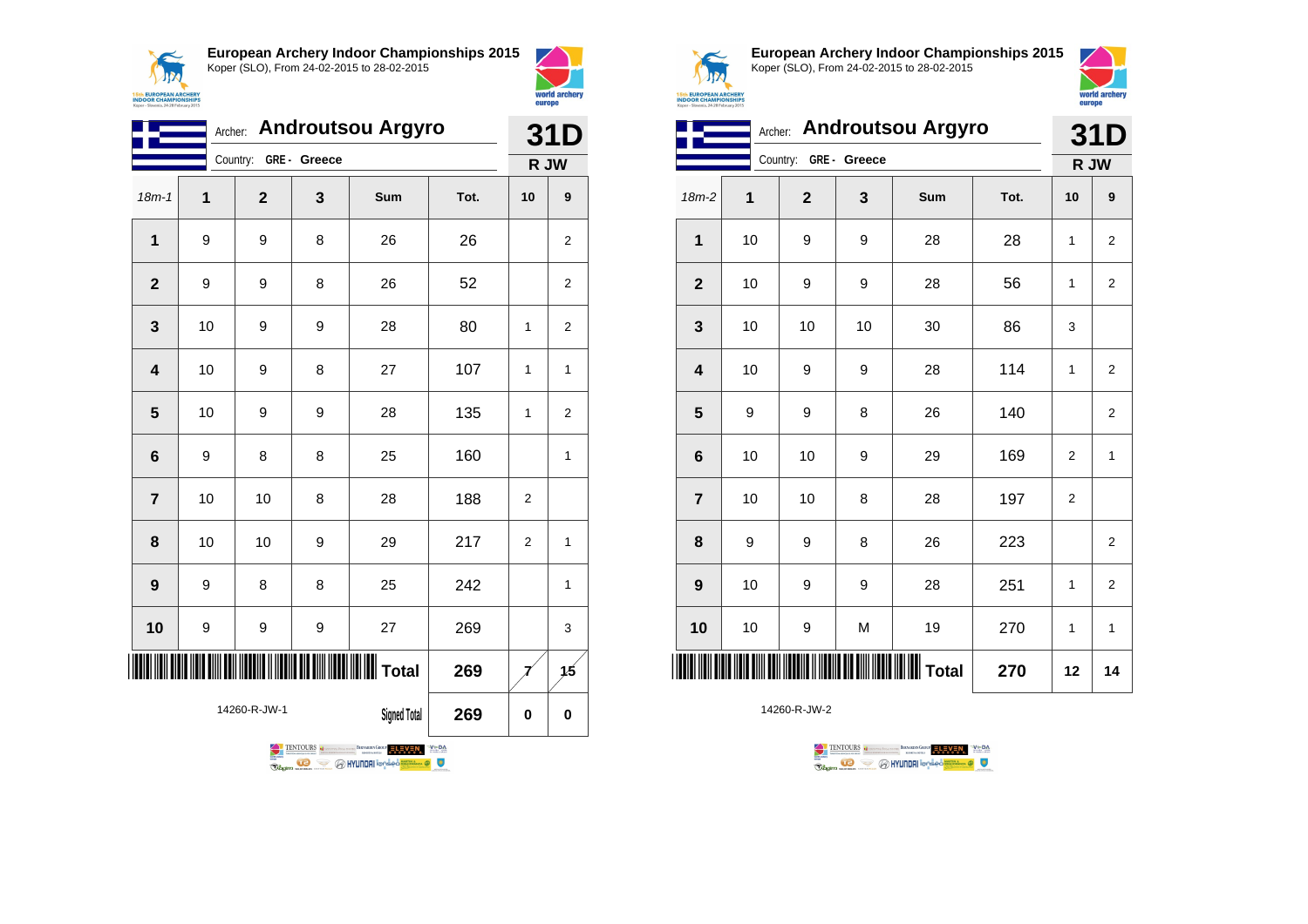**European Archery Indoor Championships 2015**
Koper (SLO), From 24-02-2015 to 28-02-2015

Archer: **Androutsou Argyro**
Country: **GRE - Greece**

**31D**
**R JW**

| 18m-1 | 1 | 2 | 3 | Sum | Tot. | 10 | 9 |
|---|---|---|---|---|---|---|---|
| 1 | 9 | 9 | 8 | 26 | 26 | | 2 |
| 2 | 9 | 9 | 8 | 26 | 52 | | 2 |
| 3 | 10 | 9 | 9 | 28 | 80 | 1 | 2 |
| 4 | 10 | 9 | 8 | 27 | 107 | 1 | 1 |
| 5 | 10 | 9 | 9 | 28 | 135 | 1 | 2 |
| 6 | 9 | 8 | 8 | 25 | 160 | | 1 |
| 7 | 10 | 10 | 8 | 28 | 188 | 2 | |
| 8 | 10 | 10 | 9 | 29 | 217 | 2 | 1 |
| 9 | 9 | 8 | 8 | 25 | 242 | | 1 |
| 10 | 9 | 9 | 9 | 27 | 269 | | 3 |
| | | | | Total | 269 | 7 | 15 |
| | | | | Signed Total | 269 | 0 | 0 |

14260-R-JW-1

**European Archery Indoor Championships 2015**
Koper (SLO), From 24-02-2015 to 28-02-2015

Archer: **Androutsou Argyro**
Country: **GRE - Greece**

**31D**
**R JW**

| 18m-2 | 1 | 2 | 3 | Sum | Tot. | 10 | 9 |
|---|---|---|---|---|---|---|---|
| 1 | 10 | 9 | 9 | 28 | 28 | 1 | 2 |
| 2 | 10 | 9 | 9 | 28 | 56 | 1 | 2 |
| 3 | 10 | 10 | 10 | 30 | 86 | 3 | |
| 4 | 10 | 9 | 9 | 28 | 114 | 1 | 2 |
| 5 | 9 | 9 | 8 | 26 | 140 | | 2 |
| 6 | 10 | 10 | 9 | 29 | 169 | 2 | 1 |
| 7 | 10 | 10 | 8 | 28 | 197 | 2 | |
| 8 | 9 | 9 | 8 | 26 | 223 | | 2 |
| 9 | 10 | 9 | 9 | 28 | 251 | 1 | 2 |
| 10 | 10 | 9 | M | 19 | 270 | 1 | 1 |
| | | | | Total | 270 | 12 | 14 |

14260-R-JW-2